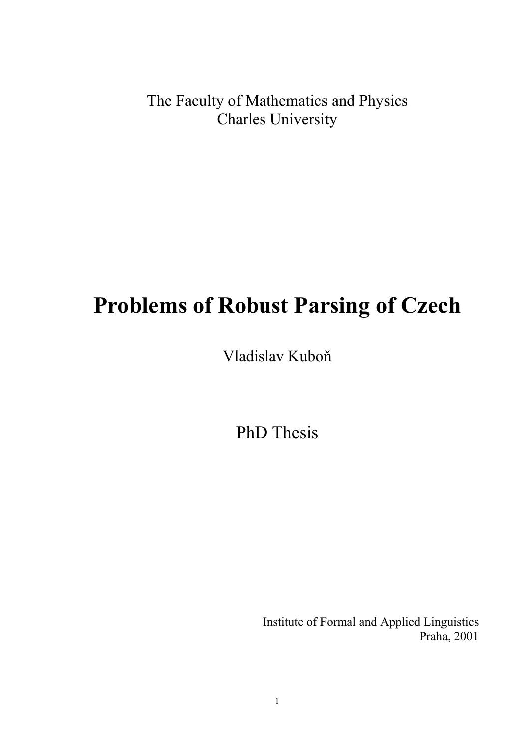The Faculty of Mathematics and Physics
Charles University

# Problems of Robust Parsing of Czech

Vladislav Kuboň

PhD Thesis

Institute of Formal and Applied Linguistics
Praha, 2001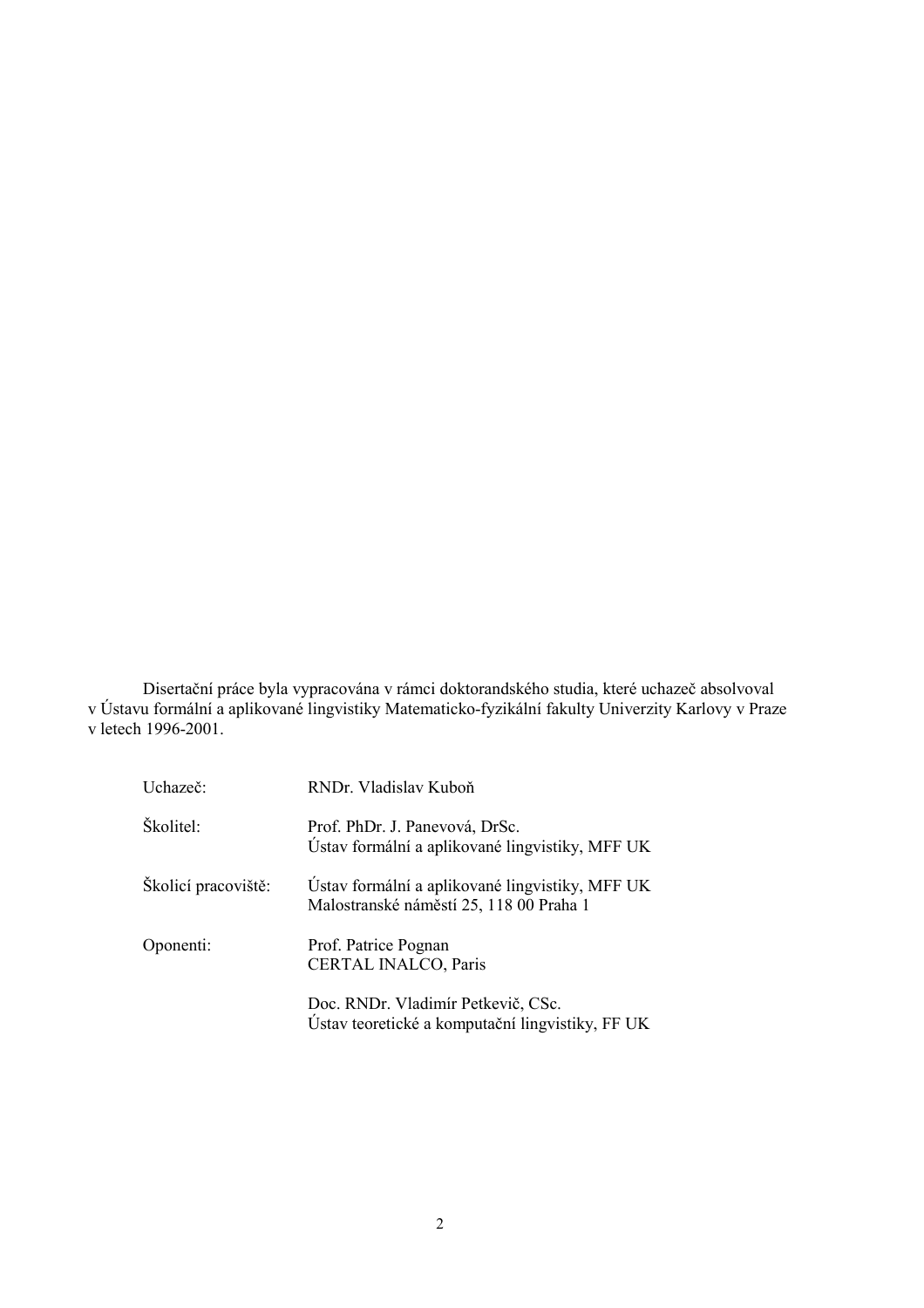Disertační práce byla vypracována v rámci doktorandského studia, které uchazeč absolvoval v Ústavu formální a aplikované lingvistiky Matematicko-fyzikální fakulty Univerzity Karlovy v Praze v letech 1996-2001.

| | |
|---|---|
| Uchazeč: | RNDr. Vladislav Kuboň |
| Školitel: | Prof. PhDr. J. Panevová, DrSc.<br>Ústav formální a aplikované lingvistiky, MFF UK |
| Školicí pracoviště: | Ústav formální a aplikované lingvistiky, MFF UK<br>Malostranské náměstí 25, 118 00 Praha 1 |
| Oponenti: | Prof. Patrice Pognan<br>CERTAL INALCO, Paris |
| | Doc. RNDr. Vladimír Petkevič, CSc.<br>Ústav teoretické a komputační lingvistiky, FF UK |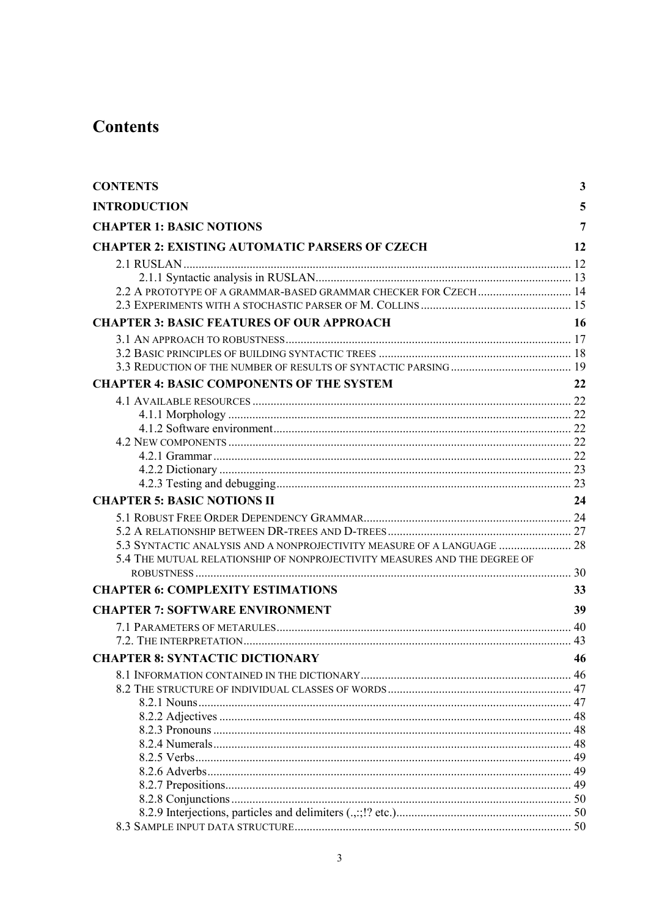# Contents

**CONTENTS** 3

**INTRODUCTION** 5

**CHAPTER 1: BASIC NOTIONS** 7

**CHAPTER 2: EXISTING AUTOMATIC PARSERS OF CZECH** 12

- 2.1 RUSLAN 12
  - 2.1.1 Syntactic analysis in RUSLAN 13
- 2.2 A PROTOTYPE OF A GRAMMAR-BASED GRAMMAR CHECKER FOR CZECH 14
- 2.3 EXPERIMENTS WITH A STOCHASTIC PARSER OF M. COLLINS 15

**CHAPTER 3: BASIC FEATURES OF OUR APPROACH** 16

- 3.1 AN APPROACH TO ROBUSTNESS 17
- 3.2 BASIC PRINCIPLES OF BUILDING SYNTACTIC TREES 18
- 3.3 REDUCTION OF THE NUMBER OF RESULTS OF SYNTACTIC PARSING 19

**CHAPTER 4: BASIC COMPONENTS OF THE SYSTEM** 22

- 4.1 AVAILABLE RESOURCES 22
  - 4.1.1 Morphology 22
  - 4.1.2 Software environment 22
- 4.2 NEW COMPONENTS 22
  - 4.2.1 Grammar 22
  - 4.2.2 Dictionary 23
  - 4.2.3 Testing and debugging 23

**CHAPTER 5: BASIC NOTIONS II** 24

- 5.1 ROBUST FREE ORDER DEPENDENCY GRAMMAR 24
- 5.2 A RELATIONSHIP BETWEEN DR-TREES AND D-TREES 27
- 5.3 SYNTACTIC ANALYSIS AND A NONPROJECTIVITY MEASURE OF A LANGUAGE 28
- 5.4 THE MUTUAL RELATIONSHIP OF NONPROJECTIVITY MEASURES AND THE DEGREE OF ROBUSTNESS 30

**CHAPTER 6: COMPLEXITY ESTIMATIONS** 33

**CHAPTER 7: SOFTWARE ENVIRONMENT** 39

- 7.1 PARAMETERS OF METARULES 40
- 7.2. THE INTERPRETATION 43

**CHAPTER 8: SYNTACTIC DICTIONARY** 46

- 8.1 INFORMATION CONTAINED IN THE DICTIONARY 46
- 8.2 THE STRUCTURE OF INDIVIDUAL CLASSES OF WORDS 47
  - 8.2.1 Nouns 47
  - 8.2.2 Adjectives 48
  - 8.2.3 Pronouns 48
  - 8.2.4 Numerals 48
  - 8.2.5 Verbs 49
  - 8.2.6 Adverbs 49
  - 8.2.7 Prepositions 49
  - 8.2.8 Conjunctions 50
  - 8.2.9 Interjections, particles and delimiters (.,;!? etc.) 50
- 8.3 SAMPLE INPUT DATA STRUCTURE 50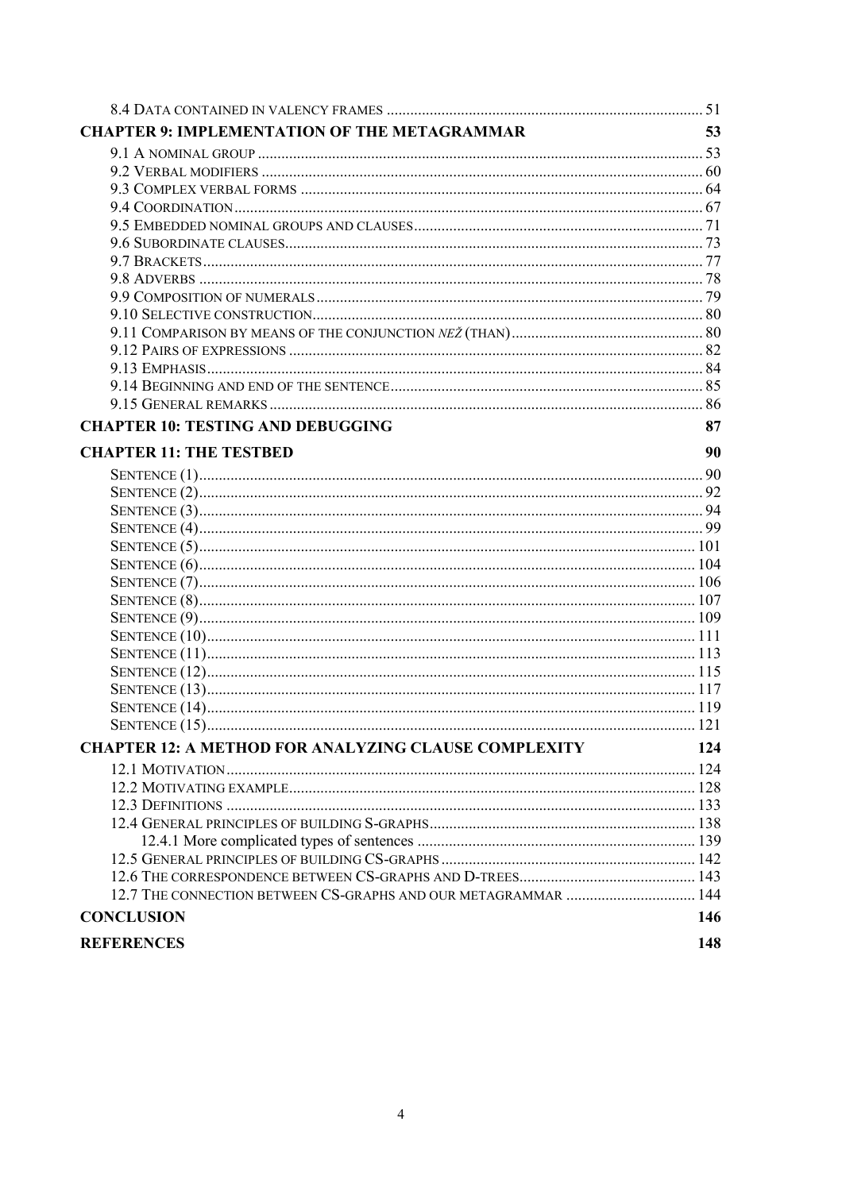8.4 DATA CONTAINED IN VALENCY FRAMES ........................................................................................ 51

**CHAPTER 9: IMPLEMENTATION OF THE METAGRAMMAR 53**

9.1 A NOMINAL GROUP ........................................................................................................ 53
9.2 VERBAL MODIFIERS ........................................................................................................ 60
9.3 COMPLEX VERBAL FORMS ........................................................................................................ 64
9.4 COORDINATION ........................................................................................................ 67
9.5 EMBEDDED NOMINAL GROUPS AND CLAUSES ........................................................................................................ 71
9.6 SUBORDINATE CLAUSES ........................................................................................................ 73
9.7 BRACKETS ........................................................................................................ 77
9.8 ADVERBS ........................................................................................................ 78
9.9 COMPOSITION OF NUMERALS ........................................................................................................ 79
9.10 SELECTIVE CONSTRUCTION ........................................................................................................ 80
9.11 COMPARISON BY MEANS OF THE CONJUNCTION *NEŽ* (THAN) ........................................................................................................ 80
9.12 PAIRS OF EXPRESSIONS ........................................................................................................ 82
9.13 EMPHASIS ........................................................................................................ 84
9.14 BEGINNING AND END OF THE SENTENCE ........................................................................................................ 85
9.15 GENERAL REMARKS ........................................................................................................ 86

**CHAPTER 10: TESTING AND DEBUGGING 87**

**CHAPTER 11: THE TESTBED 90**

SENTENCE (1) ........................................................................................................ 90
SENTENCE (2) ........................................................................................................ 92
SENTENCE (3) ........................................................................................................ 94
SENTENCE (4) ........................................................................................................ 99
SENTENCE (5) ........................................................................................................ 101
SENTENCE (6) ........................................................................................................ 104
SENTENCE (7) ........................................................................................................ 106
SENTENCE (8) ........................................................................................................ 107
SENTENCE (9) ........................................................................................................ 109
SENTENCE (10) ........................................................................................................ 111
SENTENCE (11) ........................................................................................................ 113
SENTENCE (12) ........................................................................................................ 115
SENTENCE (13) ........................................................................................................ 117
SENTENCE (14) ........................................................................................................ 119
SENTENCE (15) ........................................................................................................ 121

**CHAPTER 12: A METHOD FOR ANALYZING CLAUSE COMPLEXITY 124**

12.1 MOTIVATION ........................................................................................................ 124
12.2 MOTIVATING EXAMPLE ........................................................................................................ 128
12.3 DEFINITIONS ........................................................................................................ 133
12.4 GENERAL PRINCIPLES OF BUILDING S-GRAPHS ........................................................................................................ 138
  12.4.1 More complicated types of sentences ........................................................................................................ 139
12.5 GENERAL PRINCIPLES OF BUILDING CS-GRAPHS ........................................................................................................ 142
12.6 THE CORRESPONDENCE BETWEEN CS-GRAPHS AND D-TREES ........................................................................................................ 143
12.7 THE CONNECTION BETWEEN CS-GRAPHS AND OUR METAGRAMMAR ........................................................................................................ 144

**CONCLUSION 146**

**REFERENCES 148**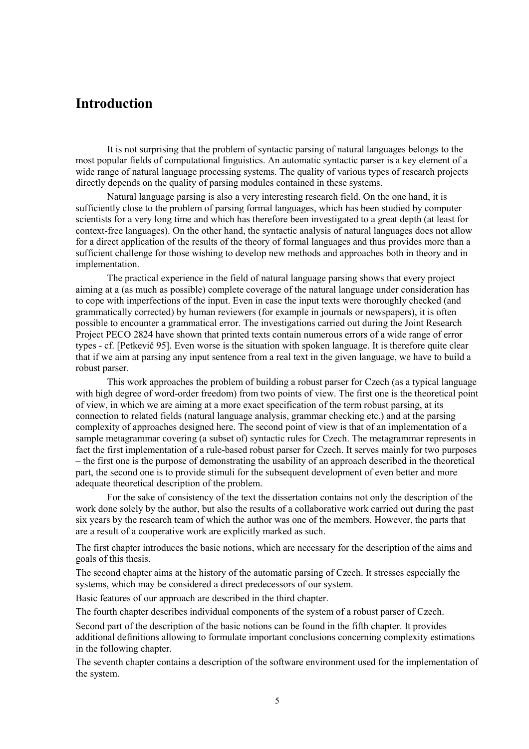# Introduction

It is not surprising that the problem of syntactic parsing of natural languages belongs to the most popular fields of computational linguistics. An automatic syntactic parser is a key element of a wide range of natural language processing systems. The quality of various types of research projects directly depends on the quality of parsing modules contained in these systems.

Natural language parsing is also a very interesting research field. On the one hand, it is sufficiently close to the problem of parsing formal languages, which has been studied by computer scientists for a very long time and which has therefore been investigated to a great depth (at least for context-free languages). On the other hand, the syntactic analysis of natural languages does not allow for a direct application of the results of the theory of formal languages and thus provides more than a sufficient challenge for those wishing to develop new methods and approaches both in theory and in implementation.

The practical experience in the field of natural language parsing shows that every project aiming at a (as much as possible) complete coverage of the natural language under consideration has to cope with imperfections of the input. Even in case the input texts were thoroughly checked (and grammatically corrected) by human reviewers (for example in journals or newspapers), it is often possible to encounter a grammatical error. The investigations carried out during the Joint Research Project PECO 2824 have shown that printed texts contain numerous errors of a wide range of error types - cf. [Petkevič 95]. Even worse is the situation with spoken language. It is therefore quite clear that if we aim at parsing any input sentence from a real text in the given language, we have to build a robust parser.

This work approaches the problem of building a robust parser for Czech (as a typical language with high degree of word-order freedom) from two points of view. The first one is the theoretical point of view, in which we are aiming at a more exact specification of the term robust parsing, at its connection to related fields (natural language analysis, grammar checking etc.) and at the parsing complexity of approaches designed here. The second point of view is that of an implementation of a sample metagrammar covering (a subset of) syntactic rules for Czech. The metagrammar represents in fact the first implementation of a rule-based robust parser for Czech. It serves mainly for two purposes – the first one is the purpose of demonstrating the usability of an approach described in the theoretical part, the second one is to provide stimuli for the subsequent development of even better and more adequate theoretical description of the problem.

For the sake of consistency of the text the dissertation contains not only the description of the work done solely by the author, but also the results of a collaborative work carried out during the past six years by the research team of which the author was one of the members. However, the parts that are a result of a cooperative work are explicitly marked as such.

The first chapter introduces the basic notions, which are necessary for the description of the aims and goals of this thesis.

The second chapter aims at the history of the automatic parsing of Czech. It stresses especially the systems, which may be considered a direct predecessors of our system.

Basic features of our approach are described in the third chapter.

The fourth chapter describes individual components of the system of a robust parser of Czech.

Second part of the description of the basic notions can be found in the fifth chapter. It provides additional definitions allowing to formulate important conclusions concerning complexity estimations in the following chapter.

The seventh chapter contains a description of the software environment used for the implementation of the system.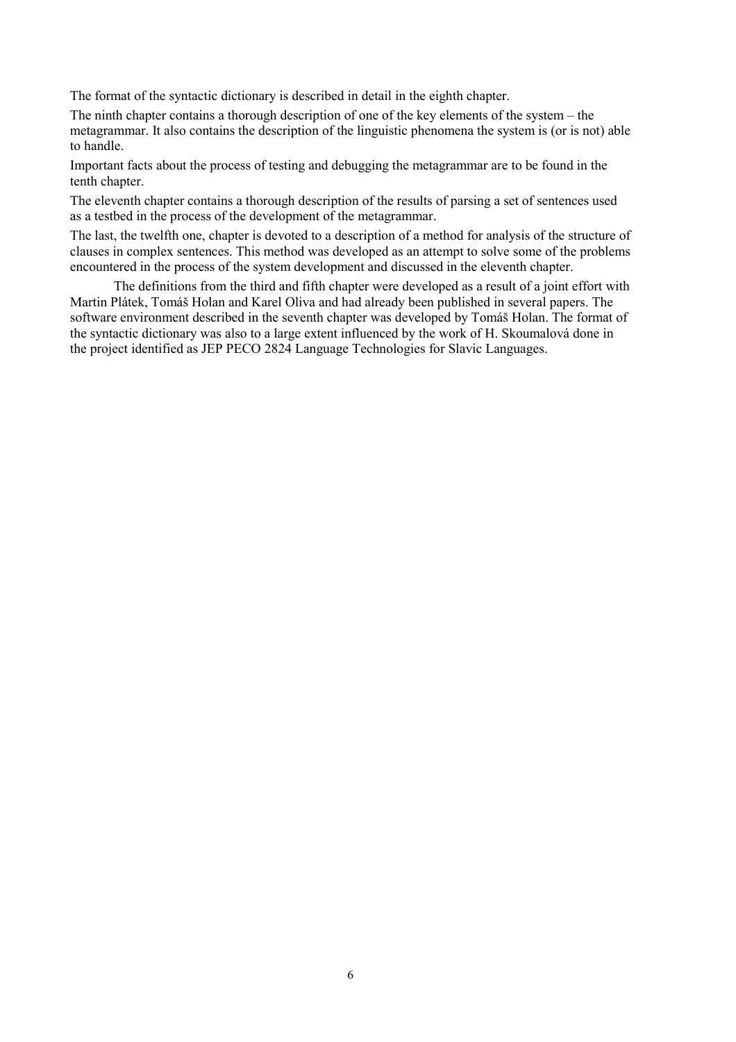The format of the syntactic dictionary is described in detail in the eighth chapter.

The ninth chapter contains a thorough description of one of the key elements of the system – the metagrammar. It also contains the description of the linguistic phenomena the system is (or is not) able to handle.

Important facts about the process of testing and debugging the metagrammar are to be found in the tenth chapter.

The eleventh chapter contains a thorough description of the results of parsing a set of sentences used as a testbed in the process of the development of the metagrammar.

The last, the twelfth one, chapter is devoted to a description of a method for analysis of the structure of clauses in complex sentences. This method was developed as an attempt to solve some of the problems encountered in the process of the system development and discussed in the eleventh chapter.

The definitions from the third and fifth chapter were developed as a result of a joint effort with Martin Plátek, Tomáš Holan and Karel Oliva and had already been published in several papers. The software environment described in the seventh chapter was developed by Tomáš Holan. The format of the syntactic dictionary was also to a large extent influenced by the work of H. Skoumalová done in the project identified as JEP PECO 2824 Language Technologies for Slavic Languages.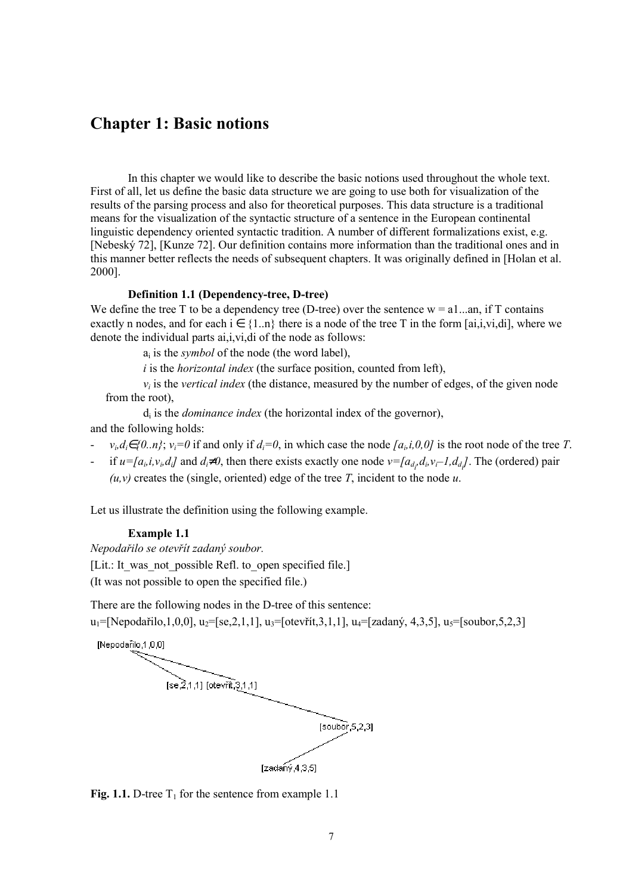# Chapter 1: Basic notions

In this chapter we would like to describe the basic notions used throughout the whole text. First of all, let us define the basic data structure we are going to use both for visualization of the results of the parsing process and also for theoretical purposes. This data structure is a traditional means for the visualization of the syntactic structure of a sentence in the European continental linguistic dependency oriented syntactic tradition. A number of different formalizations exist, e.g. [Nebeský 72], [Kunze 72]. Our definition contains more information than the traditional ones and in this manner better reflects the needs of subsequent chapters. It was originally defined in [Holan et al. 2000].

**Definition 1.1 (Dependency-tree, D-tree)**

We define the tree T to be a dependency tree (D-tree) over the sentence w = a1...an, if T contains exactly n nodes, and for each i ∈ {1..n} there is a node of the tree T in the form [ai,i,vi,di], where we denote the individual parts ai,i,vi,di of the node as follows:

$a_i$ is the *symbol* of the node (the word label),

*i* is the *horizontal index* (the surface position, counted from left),

$v_i$ is the *vertical index* (the distance, measured by the number of edges, of the given node from the root),

$d_i$ is the *dominance index* (the horizontal index of the governor),

and the following holds:

- $v_i, d_i \in \{0..n\}$; $v_i=0$ if and only if $d_i=0$, in which case the node $[a_i,i,0,0]$ is the root node of the tree *T*.
- if $u=[a_i,i,v_i,d_i]$ and $d_i \neq 0$, then there exists exactly one node $v=[a_{d_i},d_i,v_i-1,d_{d_i}]$. The (ordered) pair *(u,v)* creates the (single, oriented) edge of the tree *T*, incident to the node *u*.

Let us illustrate the definition using the following example.

**Example 1.1**

*Nepodařilo se otevřít zadaný soubor.*

[Lit.: It_was_not_possible Refl. to_open specified file.]

(It was not possible to open the specified file.)

There are the following nodes in the D-tree of this sentence:

$u_1$=[Nepodařilo,1,0,0], $u_2$=[se,2,1,1], $u_3$=[otevřít,3,1,1], $u_4$=[zadaný, 4,3,5], $u_5$=[soubor,5,2,3]

[Nepodařilo,1,0,0]

[se,2,1,1] [otevřít,3,1,1]

[soubor,5,2,3]

[zadaný,4,3,5]

**Fig. 1.1.** D-tree $T_1$ for the sentence from example 1.1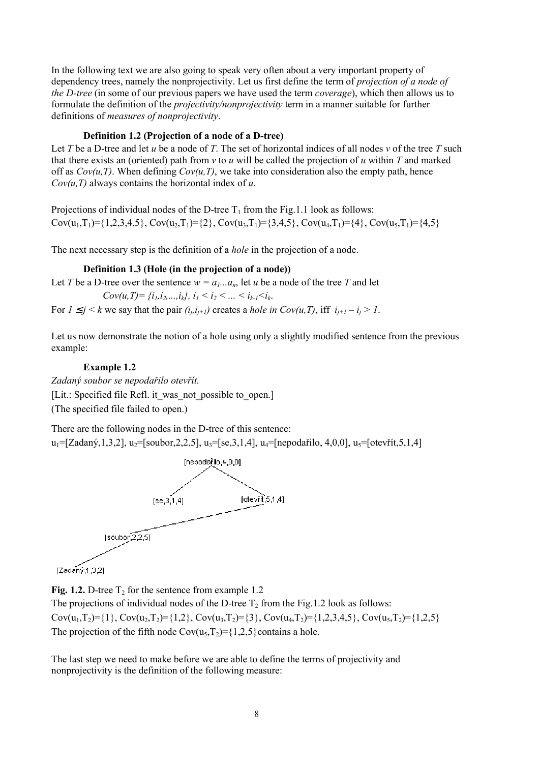In the following text we are also going to speak very often about a very important property of dependency trees, namely the nonprojectivity. Let us first define the term of *projection of a node of the D-tree* (in some of our previous papers we have used the term *coverage*), which then allows us to formulate the definition of the *projectivity/nonprojectivity* term in a manner suitable for further definitions of *measures of nonprojectivity*.

**Definition 1.2 (Projection of a node of a D-tree)**

Let $T$ be a D-tree and let $u$ be a node of $T$. The set of horizontal indices of all nodes $v$ of the tree $T$ such that there exists an (oriented) path from $v$ to $u$ will be called the projection of $u$ within $T$ and marked off as $Cov(u,T)$. When defining $Cov(u,T)$, we take into consideration also the empty path, hence $Cov(u,T)$ always contains the horizontal index of $u$.

Projections of individual nodes of the D-tree $T_1$ from the Fig.1.1 look as follows:
$Cov(u_1,T_1)=\{1,2,3,4,5\}$, $Cov(u_2,T_1)=\{2\}$, $Cov(u_3,T_1)=\{3,4,5\}$, $Cov(u_4,T_1)=\{4\}$, $Cov(u_5,T_1)=\{4,5\}$

The next necessary step is the definition of a *hole* in the projection of a node.

**Definition 1.3 (Hole (in the projection of a node))**

Let $T$ be a D-tree over the sentence $w = a_1...a_n$, let $u$ be a node of the tree $T$ and let

$Cov(u,T)= \{i_1,i_2,...,i_k\}$, $i_1 < i_2 < ... < i_{k-1} < i_k$.

For $1 \leq j < k$ we say that the pair $(i_j,i_{j+1})$ creates a *hole in* $Cov(u,T)$, iff $i_{j+1} - i_j > 1$.

Let us now demonstrate the notion of a hole using only a slightly modified sentence from the previous example:

**Example 1.2**

*Zadaný soubor se nepodařilo otevřít.*

[Lit.: Specified file Refl. it_was_not_possible to_open.]

(The specified file failed to open.)

There are the following nodes in the D-tree of this sentence:
$u_1$=[Zadaný,1,3,2], $u_2$=[soubor,2,2,5], $u_3$=[se,3,1,4], $u_4$=[nepodařilo, 4,0,0], $u_5$=[otevřít,5,1,4]

[nepodařilo,4,0,0]

[se,3,1,4] [otevřít,5,1,4]

[soubor,2,2,5]

[Zadaný,1,3,2]

**Fig. 1.2.** D-tree $T_2$ for the sentence from example 1.2

The projections of individual nodes of the D-tree $T_2$ from the Fig.1.2 look as follows:
$Cov(u_1,T_2)=\{1\}$, $Cov(u_2,T_2)=\{1,2\}$, $Cov(u_3,T_2)=\{3\}$, $Cov(u_4,T_2)=\{1,2,3,4,5\}$, $Cov(u_5,T_2)=\{1,2,5\}$

The projection of the fifth node $Cov(u_5,T_2)=\{1,2,5\}$ contains a hole.

The last step we need to make before we are able to define the terms of projectivity and nonprojectivity is the definition of the following measure: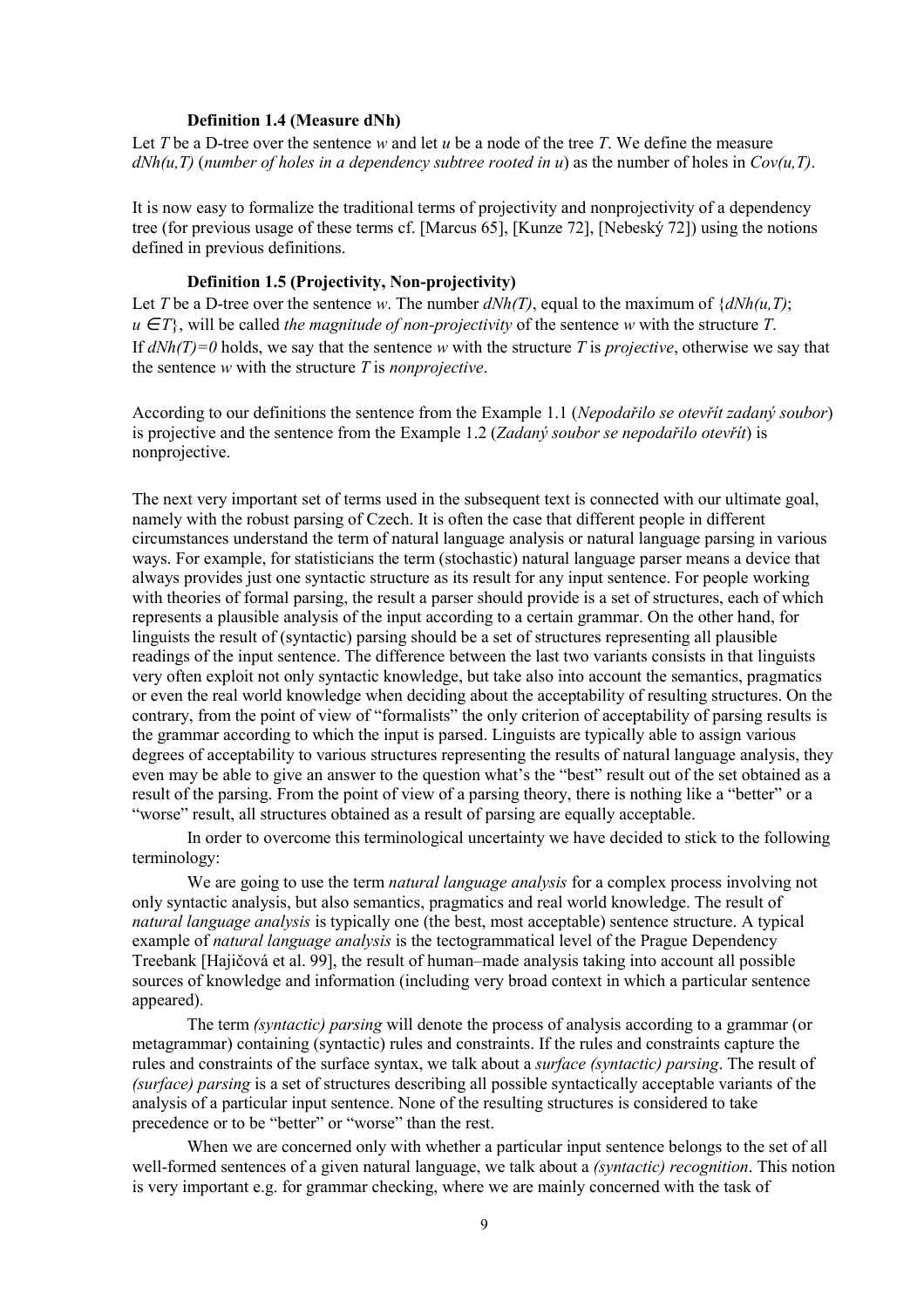**Definition 1.4 (Measure dNh)**

Let $T$ be a D-tree over the sentence $w$ and let $u$ be a node of the tree $T$. We define the measure $dNh(u,T)$ (*number of holes in a dependency subtree rooted in u*) as the number of holes in $Cov(u,T)$.

It is now easy to formalize the traditional terms of projectivity and nonprojectivity of a dependency tree (for previous usage of these terms cf. [Marcus 65], [Kunze 72], [Nebeský 72]) using the notions defined in previous definitions.

**Definition 1.5 (Projectivity, Non-projectivity)**

Let $T$ be a D-tree over the sentence $w$. The number $dNh(T)$, equal to the maximum of $\{dNh(u,T);$ $u \in T\}$, will be called *the magnitude of non-projectivity* of the sentence $w$ with the structure $T$. If $dNh(T)=0$ holds, we say that the sentence $w$ with the structure $T$ is *projective*, otherwise we say that the sentence $w$ with the structure $T$ is *nonprojective*.

According to our definitions the sentence from the Example 1.1 (*Nepodařilo se otevřít zadaný soubor*) is projective and the sentence from the Example 1.2 (*Zadaný soubor se nepodařilo otevřít*) is nonprojective.

The next very important set of terms used in the subsequent text is connected with our ultimate goal, namely with the robust parsing of Czech. It is often the case that different people in different circumstances understand the term of natural language analysis or natural language parsing in various ways. For example, for statisticians the term (stochastic) natural language parser means a device that always provides just one syntactic structure as its result for any input sentence. For people working with theories of formal parsing, the result a parser should provide is a set of structures, each of which represents a plausible analysis of the input according to a certain grammar. On the other hand, for linguists the result of (syntactic) parsing should be a set of structures representing all plausible readings of the input sentence. The difference between the last two variants consists in that linguists very often exploit not only syntactic knowledge, but take also into account the semantics, pragmatics or even the real world knowledge when deciding about the acceptability of resulting structures. On the contrary, from the point of view of "formalists" the only criterion of acceptability of parsing results is the grammar according to which the input is parsed. Linguists are typically able to assign various degrees of acceptability to various structures representing the results of natural language analysis, they even may be able to give an answer to the question what's the "best" result out of the set obtained as a result of the parsing. From the point of view of a parsing theory, there is nothing like a "better" or a "worse" result, all structures obtained as a result of parsing are equally acceptable.

In order to overcome this terminological uncertainty we have decided to stick to the following terminology:

We are going to use the term *natural language analysis* for a complex process involving not only syntactic analysis, but also semantics, pragmatics and real world knowledge. The result of *natural language analysis* is typically one (the best, most acceptable) sentence structure. A typical example of *natural language analysis* is the tectogrammatical level of the Prague Dependency Treebank [Hajičová et al. 99], the result of human–made analysis taking into account all possible sources of knowledge and information (including very broad context in which a particular sentence appeared).

The term *(syntactic) parsing* will denote the process of analysis according to a grammar (or metagrammar) containing (syntactic) rules and constraints. If the rules and constraints capture the rules and constraints of the surface syntax, we talk about a *surface (syntactic) parsing*. The result of *(surface) parsing* is a set of structures describing all possible syntactically acceptable variants of the analysis of a particular input sentence. None of the resulting structures is considered to take precedence or to be "better" or "worse" than the rest.

When we are concerned only with whether a particular input sentence belongs to the set of all well-formed sentences of a given natural language, we talk about a *(syntactic) recognition*. This notion is very important e.g. for grammar checking, where we are mainly concerned with the task of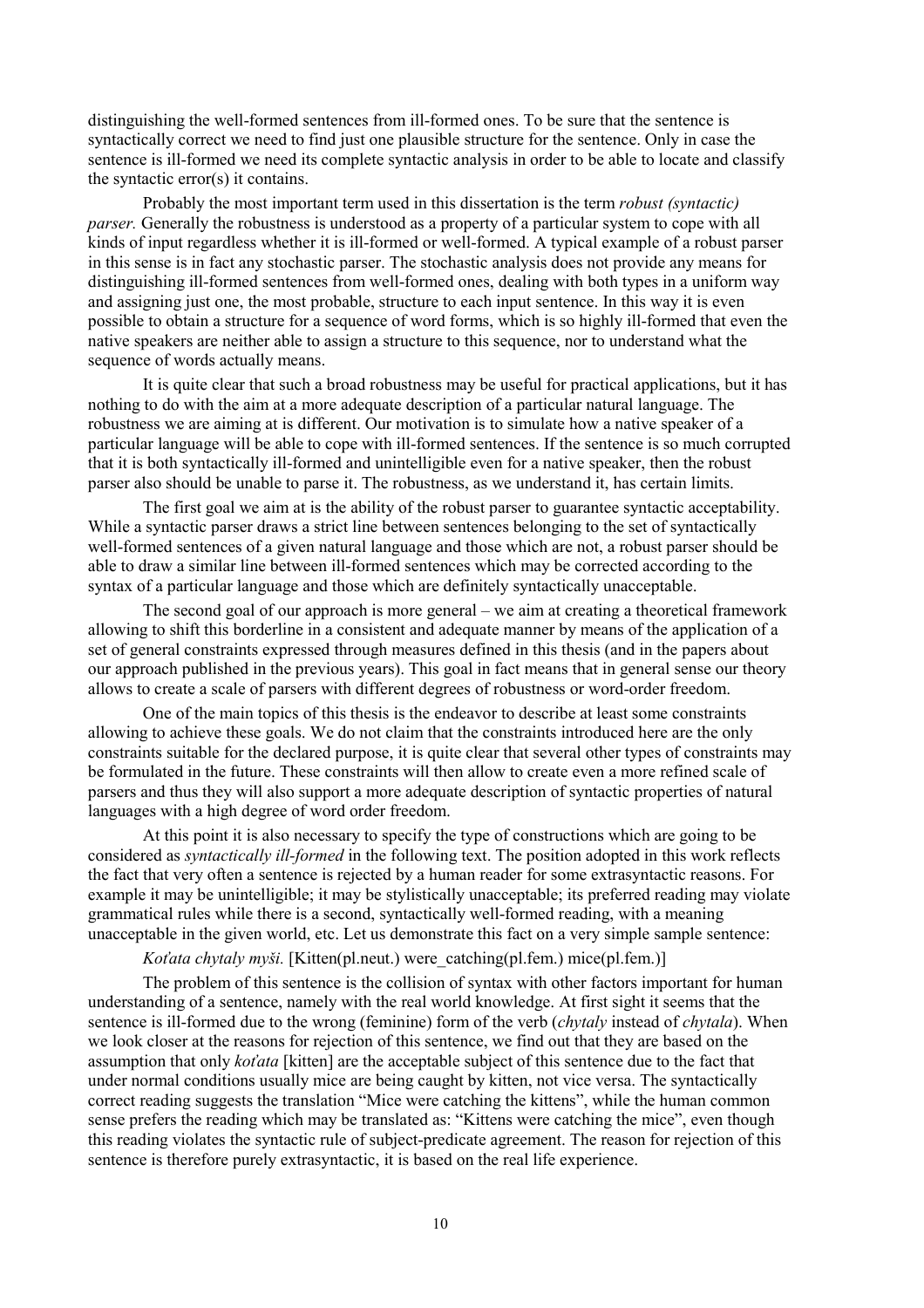distinguishing the well-formed sentences from ill-formed ones. To be sure that the sentence is syntactically correct we need to find just one plausible structure for the sentence. Only in case the sentence is ill-formed we need its complete syntactic analysis in order to be able to locate and classify the syntactic error(s) it contains.

Probably the most important term used in this dissertation is the term *robust (syntactic) parser.* Generally the robustness is understood as a property of a particular system to cope with all kinds of input regardless whether it is ill-formed or well-formed. A typical example of a robust parser in this sense is in fact any stochastic parser. The stochastic analysis does not provide any means for distinguishing ill-formed sentences from well-formed ones, dealing with both types in a uniform way and assigning just one, the most probable, structure to each input sentence. In this way it is even possible to obtain a structure for a sequence of word forms, which is so highly ill-formed that even the native speakers are neither able to assign a structure to this sequence, nor to understand what the sequence of words actually means.

It is quite clear that such a broad robustness may be useful for practical applications, but it has nothing to do with the aim at a more adequate description of a particular natural language. The robustness we are aiming at is different. Our motivation is to simulate how a native speaker of a particular language will be able to cope with ill-formed sentences. If the sentence is so much corrupted that it is both syntactically ill-formed and unintelligible even for a native speaker, then the robust parser also should be unable to parse it. The robustness, as we understand it, has certain limits.

The first goal we aim at is the ability of the robust parser to guarantee syntactic acceptability. While a syntactic parser draws a strict line between sentences belonging to the set of syntactically well-formed sentences of a given natural language and those which are not, a robust parser should be able to draw a similar line between ill-formed sentences which may be corrected according to the syntax of a particular language and those which are definitely syntactically unacceptable.

The second goal of our approach is more general – we aim at creating a theoretical framework allowing to shift this borderline in a consistent and adequate manner by means of the application of a set of general constraints expressed through measures defined in this thesis (and in the papers about our approach published in the previous years). This goal in fact means that in general sense our theory allows to create a scale of parsers with different degrees of robustness or word-order freedom.

One of the main topics of this thesis is the endeavor to describe at least some constraints allowing to achieve these goals. We do not claim that the constraints introduced here are the only constraints suitable for the declared purpose, it is quite clear that several other types of constraints may be formulated in the future. These constraints will then allow to create even a more refined scale of parsers and thus they will also support a more adequate description of syntactic properties of natural languages with a high degree of word order freedom.

At this point it is also necessary to specify the type of constructions which are going to be considered as *syntactically ill-formed* in the following text. The position adopted in this work reflects the fact that very often a sentence is rejected by a human reader for some extrasyntactic reasons. For example it may be unintelligible; it may be stylistically unacceptable; its preferred reading may violate grammatical rules while there is a second, syntactically well-formed reading, with a meaning unacceptable in the given world, etc. Let us demonstrate this fact on a very simple sample sentence:

*Koťata chytaly myši.* [Kitten(pl.neut.) were_catching(pl.fem.) mice(pl.fem.)]

The problem of this sentence is the collision of syntax with other factors important for human understanding of a sentence, namely with the real world knowledge. At first sight it seems that the sentence is ill-formed due to the wrong (feminine) form of the verb (*chytaly* instead of *chytala*). When we look closer at the reasons for rejection of this sentence, we find out that they are based on the assumption that only *koťata* [kitten] are the acceptable subject of this sentence due to the fact that under normal conditions usually mice are being caught by kitten, not vice versa. The syntactically correct reading suggests the translation "Mice were catching the kittens", while the human common sense prefers the reading which may be translated as: "Kittens were catching the mice", even though this reading violates the syntactic rule of subject-predicate agreement. The reason for rejection of this sentence is therefore purely extrasyntactic, it is based on the real life experience.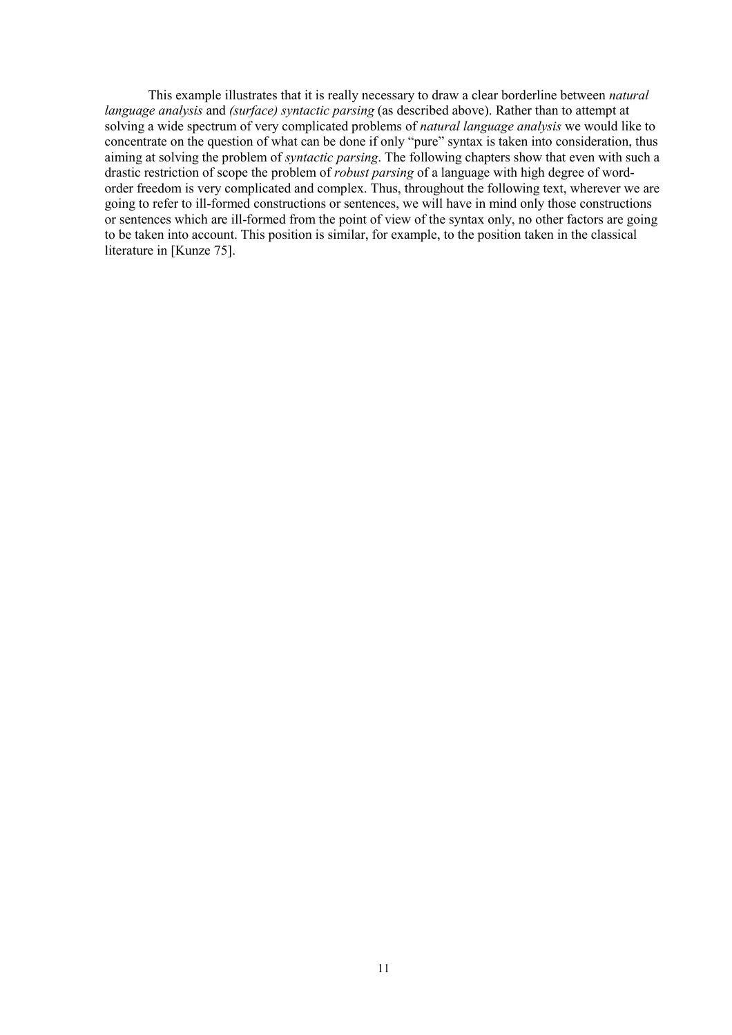This example illustrates that it is really necessary to draw a clear borderline between *natural language analysis* and *(surface) syntactic parsing* (as described above). Rather than to attempt at solving a wide spectrum of very complicated problems of *natural language analysis* we would like to concentrate on the question of what can be done if only "pure" syntax is taken into consideration, thus aiming at solving the problem of *syntactic parsing*. The following chapters show that even with such a drastic restriction of scope the problem of *robust parsing* of a language with high degree of word-order freedom is very complicated and complex. Thus, throughout the following text, wherever we are going to refer to ill-formed constructions or sentences, we will have in mind only those constructions or sentences which are ill-formed from the point of view of the syntax only, no other factors are going to be taken into account. This position is similar, for example, to the position taken in the classical literature in [Kunze 75].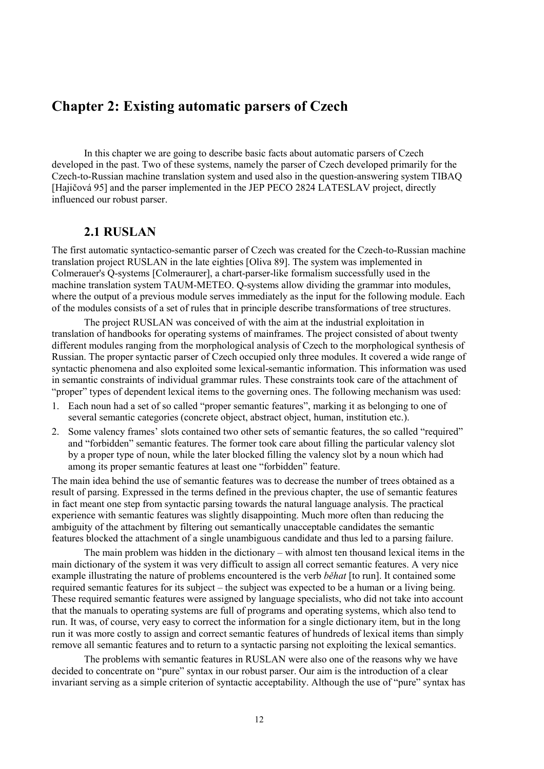# Chapter 2: Existing automatic parsers of Czech

In this chapter we are going to describe basic facts about automatic parsers of Czech developed in the past. Two of these systems, namely the parser of Czech developed primarily for the Czech-to-Russian machine translation system and used also in the question-answering system TIBAQ [Hajičová 95] and the parser implemented in the JEP PECO 2824 LATESLAV project, directly influenced our robust parser.

## 2.1 RUSLAN

The first automatic syntactico-semantic parser of Czech was created for the Czech-to-Russian machine translation project RUSLAN in the late eighties [Oliva 89]. The system was implemented in Colmerauer's Q-systems [Colmeraurer], a chart-parser-like formalism successfully used in the machine translation system TAUM-METEO. Q-systems allow dividing the grammar into modules, where the output of a previous module serves immediately as the input for the following module. Each of the modules consists of a set of rules that in principle describe transformations of tree structures.

The project RUSLAN was conceived of with the aim at the industrial exploitation in translation of handbooks for operating systems of mainframes. The project consisted of about twenty different modules ranging from the morphological analysis of Czech to the morphological synthesis of Russian. The proper syntactic parser of Czech occupied only three modules. It covered a wide range of syntactic phenomena and also exploited some lexical-semantic information. This information was used in semantic constraints of individual grammar rules. These constraints took care of the attachment of "proper" types of dependent lexical items to the governing ones. The following mechanism was used:

1. Each noun had a set of so called "proper semantic features", marking it as belonging to one of several semantic categories (concrete object, abstract object, human, institution etc.).
2. Some valency frames' slots contained two other sets of semantic features, the so called "required" and "forbidden" semantic features. The former took care about filling the particular valency slot by a proper type of noun, while the later blocked filling the valency slot by a noun which had among its proper semantic features at least one "forbidden" feature.

The main idea behind the use of semantic features was to decrease the number of trees obtained as a result of parsing. Expressed in the terms defined in the previous chapter, the use of semantic features in fact meant one step from syntactic parsing towards the natural language analysis. The practical experience with semantic features was slightly disappointing. Much more often than reducing the ambiguity of the attachment by filtering out semantically unacceptable candidates the semantic features blocked the attachment of a single unambiguous candidate and thus led to a parsing failure.

The main problem was hidden in the dictionary – with almost ten thousand lexical items in the main dictionary of the system it was very difficult to assign all correct semantic features. A very nice example illustrating the nature of problems encountered is the verb *běhat* [to run]. It contained some required semantic features for its subject – the subject was expected to be a human or a living being. These required semantic features were assigned by language specialists, who did not take into account that the manuals to operating systems are full of programs and operating systems, which also tend to run. It was, of course, very easy to correct the information for a single dictionary item, but in the long run it was more costly to assign and correct semantic features of hundreds of lexical items than simply remove all semantic features and to return to a syntactic parsing not exploiting the lexical semantics.

The problems with semantic features in RUSLAN were also one of the reasons why we have decided to concentrate on "pure" syntax in our robust parser. Our aim is the introduction of a clear invariant serving as a simple criterion of syntactic acceptability. Although the use of "pure" syntax has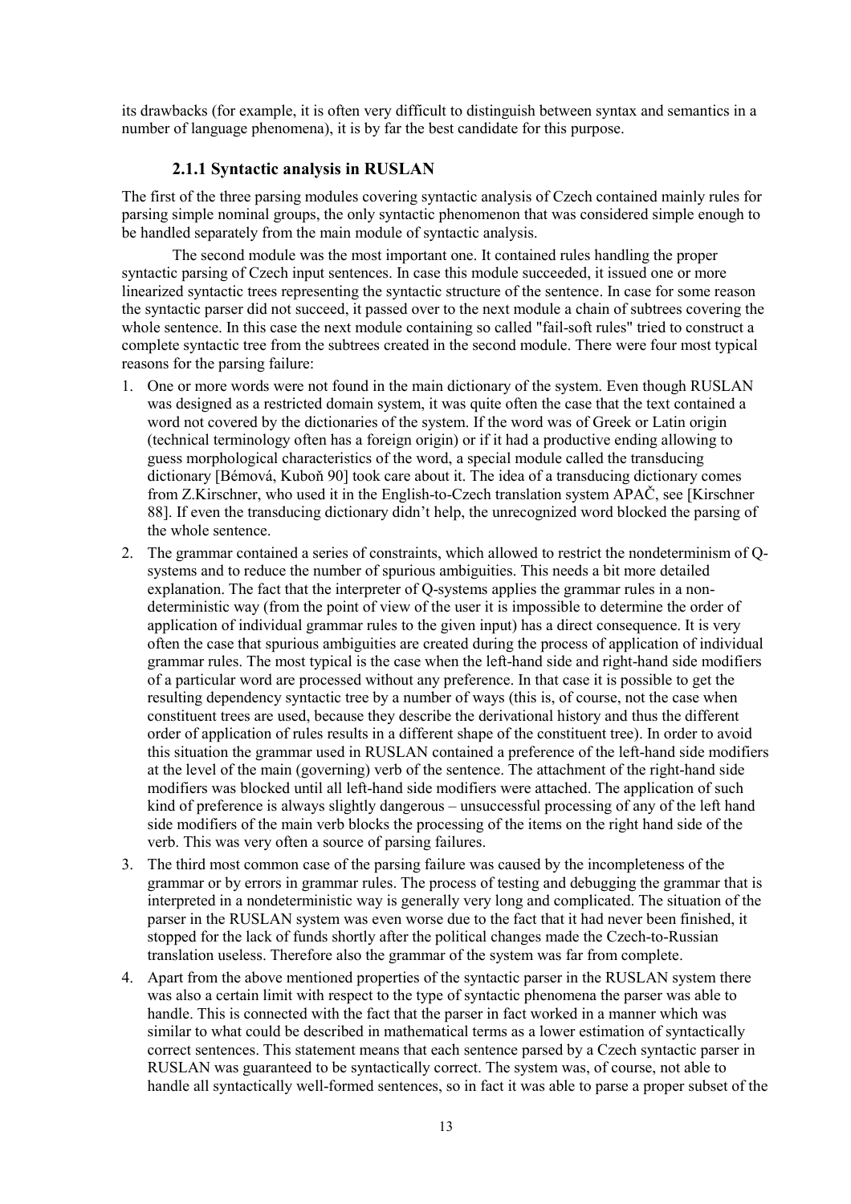its drawbacks (for example, it is often very difficult to distinguish between syntax and semantics in a number of language phenomena), it is by far the best candidate for this purpose.

### 2.1.1 Syntactic analysis in RUSLAN

The first of the three parsing modules covering syntactic analysis of Czech contained mainly rules for parsing simple nominal groups, the only syntactic phenomenon that was considered simple enough to be handled separately from the main module of syntactic analysis.

The second module was the most important one. It contained rules handling the proper syntactic parsing of Czech input sentences. In case this module succeeded, it issued one or more linearized syntactic trees representing the syntactic structure of the sentence. In case for some reason the syntactic parser did not succeed, it passed over to the next module a chain of subtrees covering the whole sentence. In this case the next module containing so called "fail-soft rules" tried to construct a complete syntactic tree from the subtrees created in the second module. There were four most typical reasons for the parsing failure:

1. One or more words were not found in the main dictionary of the system. Even though RUSLAN was designed as a restricted domain system, it was quite often the case that the text contained a word not covered by the dictionaries of the system. If the word was of Greek or Latin origin (technical terminology often has a foreign origin) or if it had a productive ending allowing to guess morphological characteristics of the word, a special module called the transducing dictionary [Bémová, Kuboň 90] took care about it. The idea of a transducing dictionary comes from Z.Kirschner, who used it in the English-to-Czech translation system APAČ, see [Kirschner 88]. If even the transducing dictionary didn't help, the unrecognized word blocked the parsing of the whole sentence.
2. The grammar contained a series of constraints, which allowed to restrict the nondeterminism of Q-systems and to reduce the number of spurious ambiguities. This needs a bit more detailed explanation. The fact that the interpreter of Q-systems applies the grammar rules in a non-deterministic way (from the point of view of the user it is impossible to determine the order of application of individual grammar rules to the given input) has a direct consequence. It is very often the case that spurious ambiguities are created during the process of application of individual grammar rules. The most typical is the case when the left-hand side and right-hand side modifiers of a particular word are processed without any preference. In that case it is possible to get the resulting dependency syntactic tree by a number of ways (this is, of course, not the case when constituent trees are used, because they describe the derivational history and thus the different order of application of rules results in a different shape of the constituent tree). In order to avoid this situation the grammar used in RUSLAN contained a preference of the left-hand side modifiers at the level of the main (governing) verb of the sentence. The attachment of the right-hand side modifiers was blocked until all left-hand side modifiers were attached. The application of such kind of preference is always slightly dangerous – unsuccessful processing of any of the left hand side modifiers of the main verb blocks the processing of the items on the right hand side of the verb. This was very often a source of parsing failures.
3. The third most common case of the parsing failure was caused by the incompleteness of the grammar or by errors in grammar rules. The process of testing and debugging the grammar that is interpreted in a nondeterministic way is generally very long and complicated. The situation of the parser in the RUSLAN system was even worse due to the fact that it had never been finished, it stopped for the lack of funds shortly after the political changes made the Czech-to-Russian translation useless. Therefore also the grammar of the system was far from complete.
4. Apart from the above mentioned properties of the syntactic parser in the RUSLAN system there was also a certain limit with respect to the type of syntactic phenomena the parser was able to handle. This is connected with the fact that the parser in fact worked in a manner which was similar to what could be described in mathematical terms as a lower estimation of syntactically correct sentences. This statement means that each sentence parsed by a Czech syntactic parser in RUSLAN was guaranteed to be syntactically correct. The system was, of course, not able to handle all syntactically well-formed sentences, so in fact it was able to parse a proper subset of the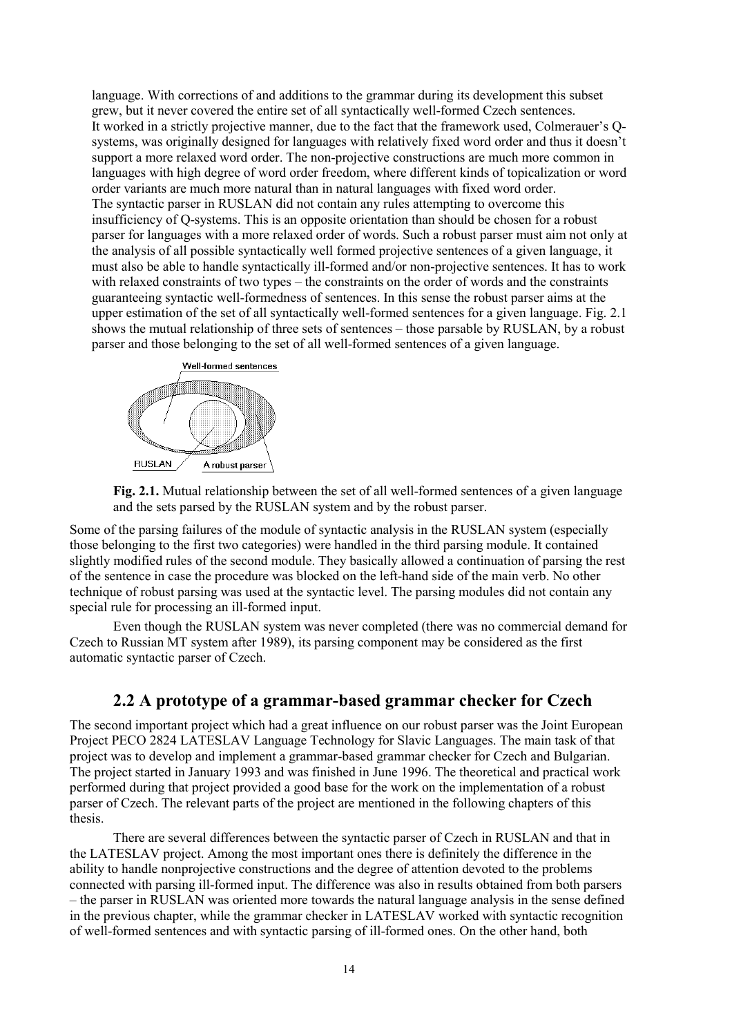language. With corrections of and additions to the grammar during its development this subset grew, but it never covered the entire set of all syntactically well-formed Czech sentences. It worked in a strictly projective manner, due to the fact that the framework used, Colmerauer's Q-systems, was originally designed for languages with relatively fixed word order and thus it doesn't support a more relaxed word order. The non-projective constructions are much more common in languages with high degree of word order freedom, where different kinds of topicalization or word order variants are much more natural than in natural languages with fixed word order. The syntactic parser in RUSLAN did not contain any rules attempting to overcome this insufficiency of Q-systems. This is an opposite orientation than should be chosen for a robust parser for languages with a more relaxed order of words. Such a robust parser must aim not only at the analysis of all possible syntactically well formed projective sentences of a given language, it must also be able to handle syntactically ill-formed and/or non-projective sentences. It has to work with relaxed constraints of two types – the constraints on the order of words and the constraints guaranteeing syntactic well-formedness of sentences. In this sense the robust parser aims at the upper estimation of the set of all syntactically well-formed sentences for a given language. Fig. 2.1 shows the mutual relationship of three sets of sentences – those parsable by RUSLAN, by a robust parser and those belonging to the set of all well-formed sentences of a given language.

Well-formed sentences

RUSLAN

A robust parser

**Fig. 2.1.** Mutual relationship between the set of all well-formed sentences of a given language and the sets parsed by the RUSLAN system and by the robust parser.

Some of the parsing failures of the module of syntactic analysis in the RUSLAN system (especially those belonging to the first two categories) were handled in the third parsing module. It contained slightly modified rules of the second module. They basically allowed a continuation of parsing the rest of the sentence in case the procedure was blocked on the left-hand side of the main verb. No other technique of robust parsing was used at the syntactic level. The parsing modules did not contain any special rule for processing an ill-formed input.

Even though the RUSLAN system was never completed (there was no commercial demand for Czech to Russian MT system after 1989), its parsing component may be considered as the first automatic syntactic parser of Czech.

## 2.2 A prototype of a grammar-based grammar checker for Czech

The second important project which had a great influence on our robust parser was the Joint European Project PECO 2824 LATESLAV Language Technology for Slavic Languages. The main task of that project was to develop and implement a grammar-based grammar checker for Czech and Bulgarian. The project started in January 1993 and was finished in June 1996. The theoretical and practical work performed during that project provided a good base for the work on the implementation of a robust parser of Czech. The relevant parts of the project are mentioned in the following chapters of this thesis.

There are several differences between the syntactic parser of Czech in RUSLAN and that in the LATESLAV project. Among the most important ones there is definitely the difference in the ability to handle nonprojective constructions and the degree of attention devoted to the problems connected with parsing ill-formed input. The difference was also in results obtained from both parsers – the parser in RUSLAN was oriented more towards the natural language analysis in the sense defined in the previous chapter, while the grammar checker in LATESLAV worked with syntactic recognition of well-formed sentences and with syntactic parsing of ill-formed ones. On the other hand, both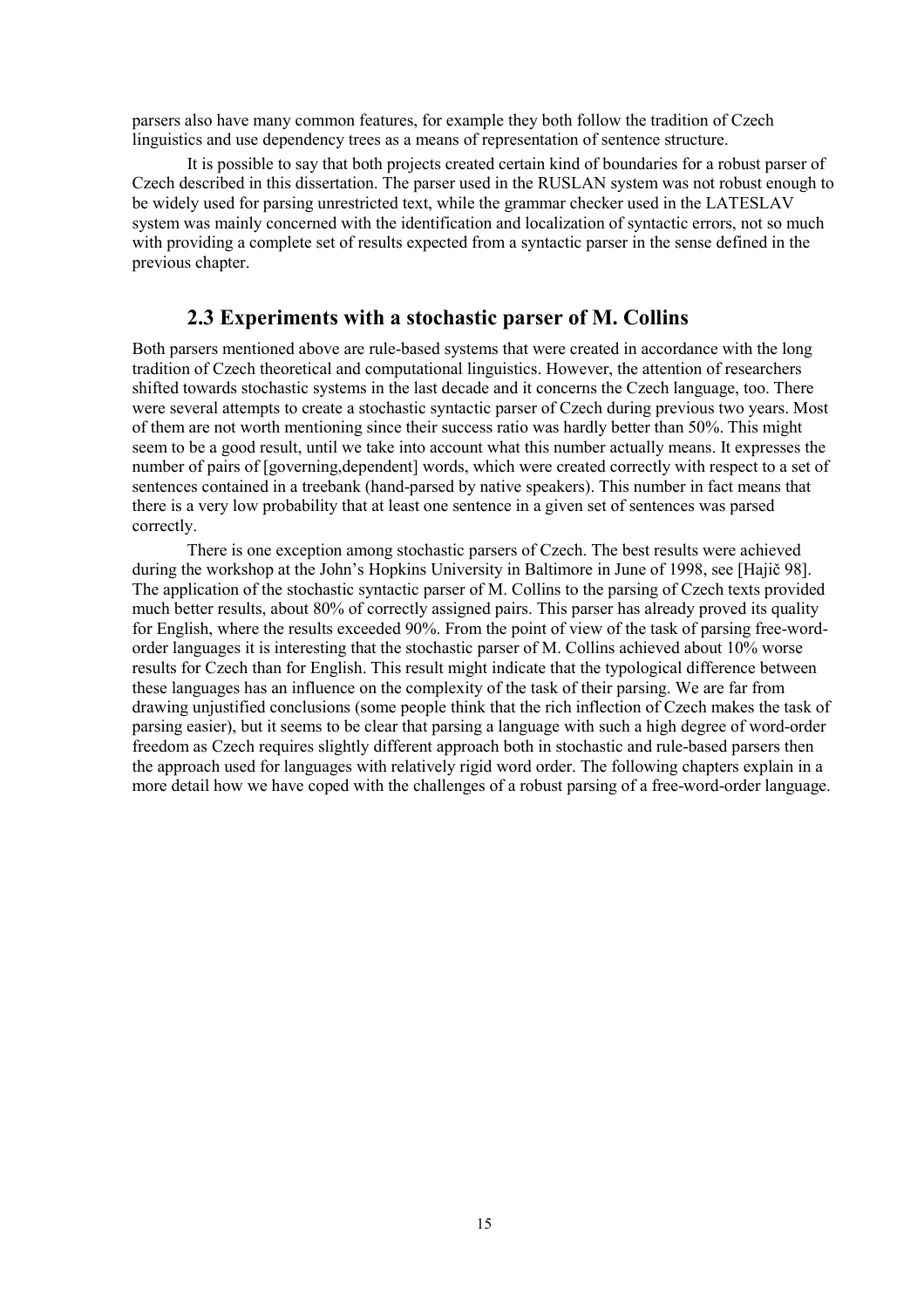parsers also have many common features, for example they both follow the tradition of Czech linguistics and use dependency trees as a means of representation of sentence structure.

It is possible to say that both projects created certain kind of boundaries for a robust parser of Czech described in this dissertation. The parser used in the RUSLAN system was not robust enough to be widely used for parsing unrestricted text, while the grammar checker used in the LATESLAV system was mainly concerned with the identification and localization of syntactic errors, not so much with providing a complete set of results expected from a syntactic parser in the sense defined in the previous chapter.

## 2.3 Experiments with a stochastic parser of M. Collins

Both parsers mentioned above are rule-based systems that were created in accordance with the long tradition of Czech theoretical and computational linguistics. However, the attention of researchers shifted towards stochastic systems in the last decade and it concerns the Czech language, too. There were several attempts to create a stochastic syntactic parser of Czech during previous two years. Most of them are not worth mentioning since their success ratio was hardly better than 50%. This might seem to be a good result, until we take into account what this number actually means. It expresses the number of pairs of [governing,dependent] words, which were created correctly with respect to a set of sentences contained in a treebank (hand-parsed by native speakers). This number in fact means that there is a very low probability that at least one sentence in a given set of sentences was parsed correctly.

There is one exception among stochastic parsers of Czech. The best results were achieved during the workshop at the John's Hopkins University in Baltimore in June of 1998, see [Hajič 98]. The application of the stochastic syntactic parser of M. Collins to the parsing of Czech texts provided much better results, about 80% of correctly assigned pairs. This parser has already proved its quality for English, where the results exceeded 90%. From the point of view of the task of parsing free-word-order languages it is interesting that the stochastic parser of M. Collins achieved about 10% worse results for Czech than for English. This result might indicate that the typological difference between these languages has an influence on the complexity of the task of their parsing. We are far from drawing unjustified conclusions (some people think that the rich inflection of Czech makes the task of parsing easier), but it seems to be clear that parsing a language with such a high degree of word-order freedom as Czech requires slightly different approach both in stochastic and rule-based parsers then the approach used for languages with relatively rigid word order. The following chapters explain in a more detail how we have coped with the challenges of a robust parsing of a free-word-order language.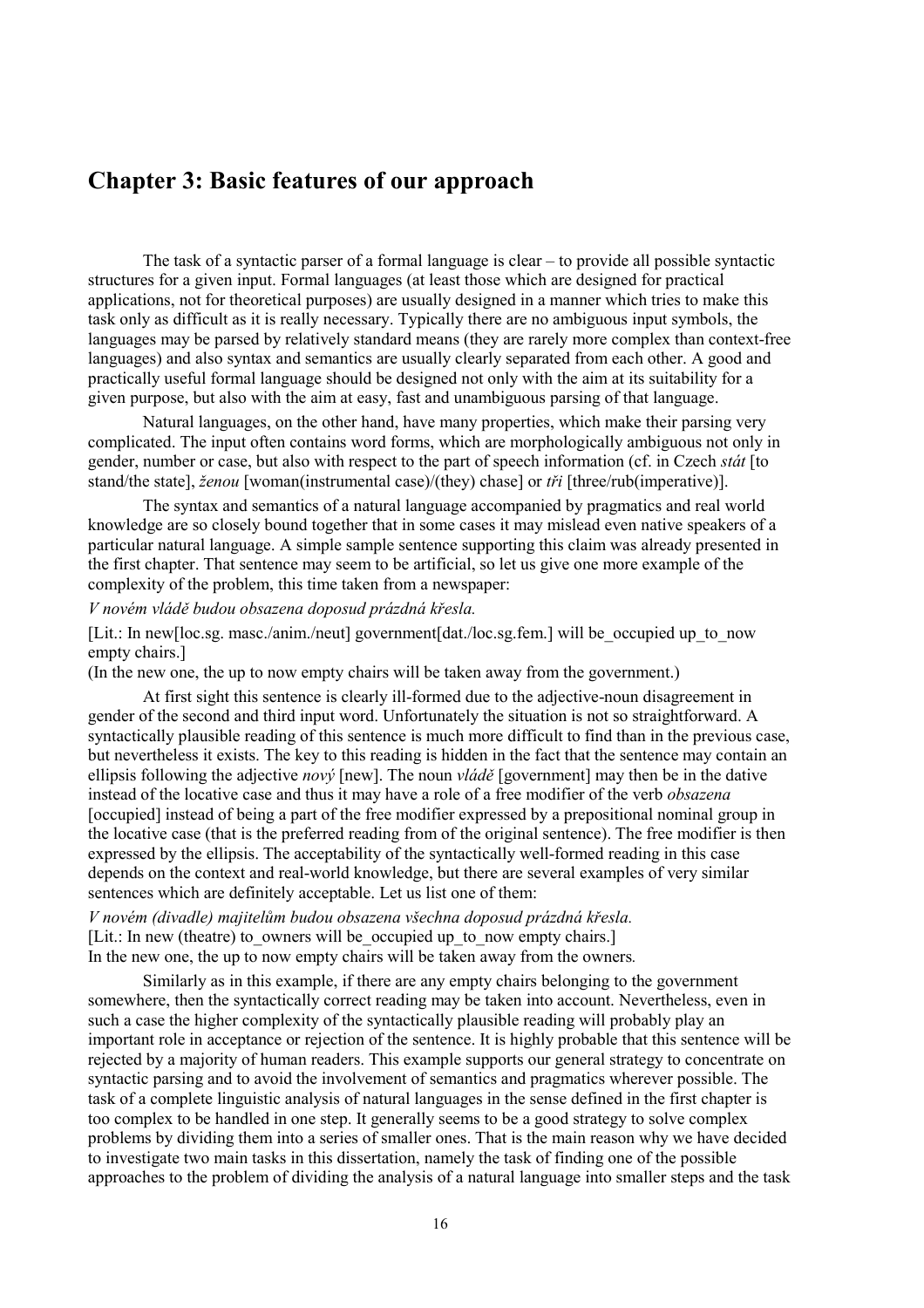# Chapter 3: Basic features of our approach

The task of a syntactic parser of a formal language is clear – to provide all possible syntactic structures for a given input. Formal languages (at least those which are designed for practical applications, not for theoretical purposes) are usually designed in a manner which tries to make this task only as difficult as it is really necessary. Typically there are no ambiguous input symbols, the languages may be parsed by relatively standard means (they are rarely more complex than context-free languages) and also syntax and semantics are usually clearly separated from each other. A good and practically useful formal language should be designed not only with the aim at its suitability for a given purpose, but also with the aim at easy, fast and unambiguous parsing of that language.

Natural languages, on the other hand, have many properties, which make their parsing very complicated. The input often contains word forms, which are morphologically ambiguous not only in gender, number or case, but also with respect to the part of speech information (cf. in Czech *stát* [to stand/the state], *ženou* [woman(instrumental case)/(they) chase] or *tři* [three/rub(imperative)].

The syntax and semantics of a natural language accompanied by pragmatics and real world knowledge are so closely bound together that in some cases it may mislead even native speakers of a particular natural language. A simple sample sentence supporting this claim was already presented in the first chapter. That sentence may seem to be artificial, so let us give one more example of the complexity of the problem, this time taken from a newspaper:

*V novém vládě budou obsazena doposud prázdná křesla.*

[Lit.: In new[loc.sg. masc./anim./neut] government[dat./loc.sg.fem.] will be_occupied up_to_now empty chairs.]

(In the new one, the up to now empty chairs will be taken away from the government.)

At first sight this sentence is clearly ill-formed due to the adjective-noun disagreement in gender of the second and third input word. Unfortunately the situation is not so straightforward. A syntactically plausible reading of this sentence is much more difficult to find than in the previous case, but nevertheless it exists. The key to this reading is hidden in the fact that the sentence may contain an ellipsis following the adjective *nový* [new]. The noun *vládě* [government] may then be in the dative instead of the locative case and thus it may have a role of a free modifier of the verb *obsazena* [occupied] instead of being a part of the free modifier expressed by a prepositional nominal group in the locative case (that is the preferred reading from of the original sentence). The free modifier is then expressed by the ellipsis. The acceptability of the syntactically well-formed reading in this case depends on the context and real-world knowledge, but there are several examples of very similar sentences which are definitely acceptable. Let us list one of them:

*V novém (divadle) majitelům budou obsazena všechna doposud prázdná křesla.*

[Lit.: In new (theatre) to_owners will be_occupied up_to_now empty chairs.]

In the new one, the up to now empty chairs will be taken away from the owners*.*

Similarly as in this example, if there are any empty chairs belonging to the government somewhere, then the syntactically correct reading may be taken into account. Nevertheless, even in such a case the higher complexity of the syntactically plausible reading will probably play an important role in acceptance or rejection of the sentence. It is highly probable that this sentence will be rejected by a majority of human readers. This example supports our general strategy to concentrate on syntactic parsing and to avoid the involvement of semantics and pragmatics wherever possible. The task of a complete linguistic analysis of natural languages in the sense defined in the first chapter is too complex to be handled in one step. It generally seems to be a good strategy to solve complex problems by dividing them into a series of smaller ones. That is the main reason why we have decided to investigate two main tasks in this dissertation, namely the task of finding one of the possible approaches to the problem of dividing the analysis of a natural language into smaller steps and the task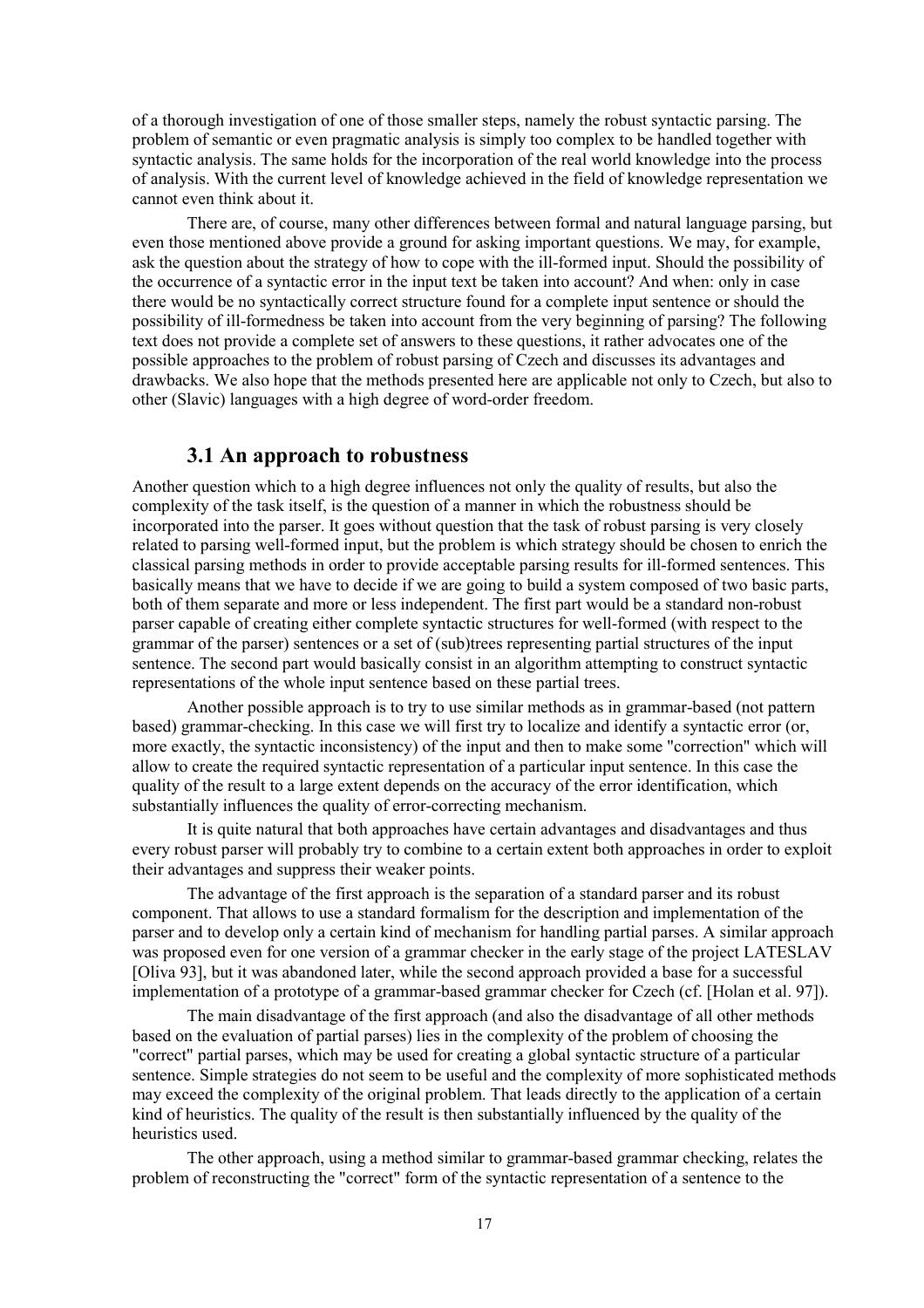of a thorough investigation of one of those smaller steps, namely the robust syntactic parsing. The problem of semantic or even pragmatic analysis is simply too complex to be handled together with syntactic analysis. The same holds for the incorporation of the real world knowledge into the process of analysis. With the current level of knowledge achieved in the field of knowledge representation we cannot even think about it.

There are, of course, many other differences between formal and natural language parsing, but even those mentioned above provide a ground for asking important questions. We may, for example, ask the question about the strategy of how to cope with the ill-formed input. Should the possibility of the occurrence of a syntactic error in the input text be taken into account? And when: only in case there would be no syntactically correct structure found for a complete input sentence or should the possibility of ill-formedness be taken into account from the very beginning of parsing? The following text does not provide a complete set of answers to these questions, it rather advocates one of the possible approaches to the problem of robust parsing of Czech and discusses its advantages and drawbacks. We also hope that the methods presented here are applicable not only to Czech, but also to other (Slavic) languages with a high degree of word-order freedom.

## 3.1 An approach to robustness

Another question which to a high degree influences not only the quality of results, but also the complexity of the task itself, is the question of a manner in which the robustness should be incorporated into the parser. It goes without question that the task of robust parsing is very closely related to parsing well-formed input, but the problem is which strategy should be chosen to enrich the classical parsing methods in order to provide acceptable parsing results for ill-formed sentences. This basically means that we have to decide if we are going to build a system composed of two basic parts, both of them separate and more or less independent. The first part would be a standard non-robust parser capable of creating either complete syntactic structures for well-formed (with respect to the grammar of the parser) sentences or a set of (sub)trees representing partial structures of the input sentence. The second part would basically consist in an algorithm attempting to construct syntactic representations of the whole input sentence based on these partial trees.

Another possible approach is to try to use similar methods as in grammar-based (not pattern based) grammar-checking. In this case we will first try to localize and identify a syntactic error (or, more exactly, the syntactic inconsistency) of the input and then to make some "correction" which will allow to create the required syntactic representation of a particular input sentence. In this case the quality of the result to a large extent depends on the accuracy of the error identification, which substantially influences the quality of error-correcting mechanism.

It is quite natural that both approaches have certain advantages and disadvantages and thus every robust parser will probably try to combine to a certain extent both approaches in order to exploit their advantages and suppress their weaker points.

The advantage of the first approach is the separation of a standard parser and its robust component. That allows to use a standard formalism for the description and implementation of the parser and to develop only a certain kind of mechanism for handling partial parses. A similar approach was proposed even for one version of a grammar checker in the early stage of the project LATESLAV [Oliva 93], but it was abandoned later, while the second approach provided a base for a successful implementation of a prototype of a grammar-based grammar checker for Czech (cf. [Holan et al. 97]).

The main disadvantage of the first approach (and also the disadvantage of all other methods based on the evaluation of partial parses) lies in the complexity of the problem of choosing the "correct" partial parses, which may be used for creating a global syntactic structure of a particular sentence. Simple strategies do not seem to be useful and the complexity of more sophisticated methods may exceed the complexity of the original problem. That leads directly to the application of a certain kind of heuristics. The quality of the result is then substantially influenced by the quality of the heuristics used.

The other approach, using a method similar to grammar-based grammar checking, relates the problem of reconstructing the "correct" form of the syntactic representation of a sentence to the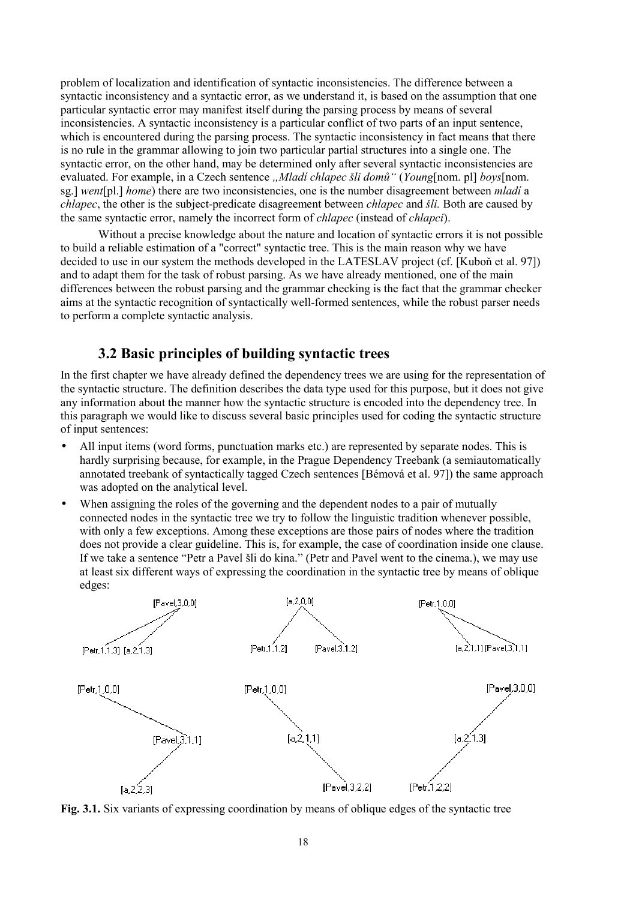problem of localization and identification of syntactic inconsistencies. The difference between a syntactic inconsistency and a syntactic error, as we understand it, is based on the assumption that one particular syntactic error may manifest itself during the parsing process by means of several inconsistencies. A syntactic inconsistency is a particular conflict of two parts of an input sentence, which is encountered during the parsing process. The syntactic inconsistency in fact means that there is no rule in the grammar allowing to join two particular partial structures into a single one. The syntactic error, on the other hand, may be determined only after several syntactic inconsistencies are evaluated. For example, in a Czech sentence *„Mladí chlapec šli domů"* (*Young*[nom. pl] *boys*[nom. sg.] *went*[pl.] *home*) there are two inconsistencies, one is the number disagreement between *mladí* a *chlapec*, the other is the subject-predicate disagreement between *chlapec* and *šli.* Both are caused by the same syntactic error, namely the incorrect form of *chlapec* (instead of *chlapci*).

Without a precise knowledge about the nature and location of syntactic errors it is not possible to build a reliable estimation of a "correct" syntactic tree. This is the main reason why we have decided to use in our system the methods developed in the LATESLAV project (cf. [Kuboň et al. 97]) and to adapt them for the task of robust parsing. As we have already mentioned, one of the main differences between the robust parsing and the grammar checking is the fact that the grammar checker aims at the syntactic recognition of syntactically well-formed sentences, while the robust parser needs to perform a complete syntactic analysis.

### 3.2 Basic principles of building syntactic trees

In the first chapter we have already defined the dependency trees we are using for the representation of the syntactic structure. The definition describes the data type used for this purpose, but it does not give any information about the manner how the syntactic structure is encoded into the dependency tree. In this paragraph we would like to discuss several basic principles used for coding the syntactic structure of input sentences:

- All input items (word forms, punctuation marks etc.) are represented by separate nodes. This is hardly surprising because, for example, in the Prague Dependency Treebank (a semiautomatically annotated treebank of syntactically tagged Czech sentences [Bémová et al. 97]) the same approach was adopted on the analytical level.
- When assigning the roles of the governing and the dependent nodes to a pair of mutually connected nodes in the syntactic tree we try to follow the linguistic tradition whenever possible, with only a few exceptions. Among these exceptions are those pairs of nodes where the tradition does not provide a clear guideline. This is, for example, the case of coordination inside one clause. If we take a sentence "Petr a Pavel šli do kina." (Petr and Pavel went to the cinema.), we may use at least six different ways of expressing the coordination in the syntactic tree by means of oblique edges:

[Pavel,3,0,0]
[Petr,1,1,3] [a,2,1,3]

[a,2,0,0]
[Petr,1,1,2] [Pavel,3,1,2]

[Petr,1,0,0]
[a,2,1,1] [Pavel,3,1,1]

[Petr,1,0,0]
[Pavel,3,1,1]
[a,2,2,3]

[Petr,1,0,0]
[a,2,1,1]
[Pavel,3,2,2]

[Pavel,3,0,0]
[a,2,1,3]
[Petr,1,2,2]

**Fig. 3.1.** Six variants of expressing coordination by means of oblique edges of the syntactic tree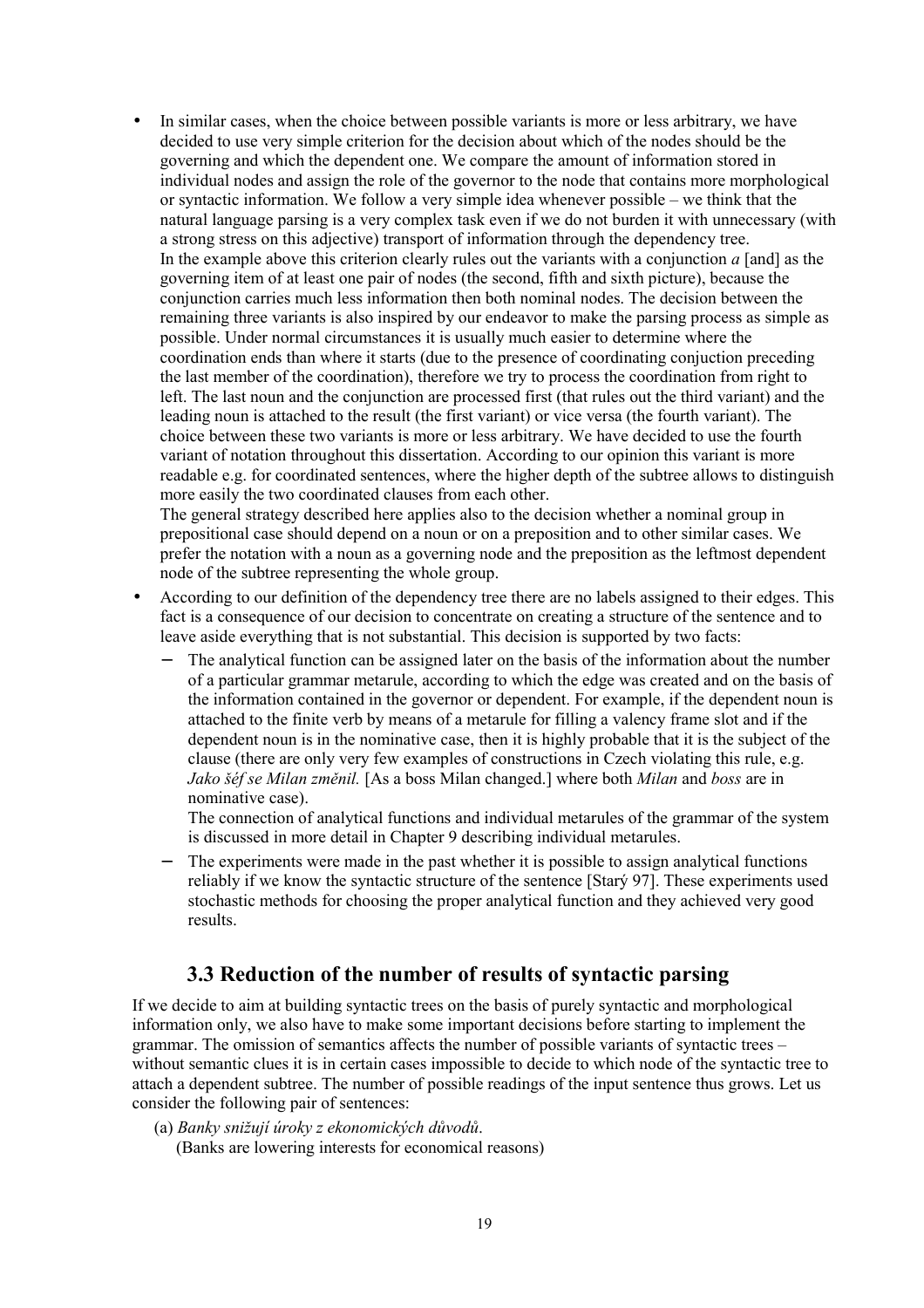- In similar cases, when the choice between possible variants is more or less arbitrary, we have decided to use very simple criterion for the decision about which of the nodes should be the governing and which the dependent one. We compare the amount of information stored in individual nodes and assign the role of the governor to the node that contains more morphological or syntactic information. We follow a very simple idea whenever possible – we think that the natural language parsing is a very complex task even if we do not burden it with unnecessary (with a strong stress on this adjective) transport of information through the dependency tree.
  In the example above this criterion clearly rules out the variants with a conjunction *a* [and] as the governing item of at least one pair of nodes (the second, fifth and sixth picture), because the conjunction carries much less information then both nominal nodes. The decision between the remaining three variants is also inspired by our endeavor to make the parsing process as simple as possible. Under normal circumstances it is usually much easier to determine where the coordination ends than where it starts (due to the presence of coordinating conjuction preceding the last member of the coordination), therefore we try to process the coordination from right to left. The last noun and the conjunction are processed first (that rules out the third variant) and the leading noun is attached to the result (the first variant) or vice versa (the fourth variant). The choice between these two variants is more or less arbitrary. We have decided to use the fourth variant of notation throughout this dissertation. According to our opinion this variant is more readable e.g. for coordinated sentences, where the higher depth of the subtree allows to distinguish more easily the two coordinated clauses from each other.
  The general strategy described here applies also to the decision whether a nominal group in prepositional case should depend on a noun or on a preposition and to other similar cases. We prefer the notation with a noun as a governing node and the preposition as the leftmost dependent node of the subtree representing the whole group.
- According to our definition of the dependency tree there are no labels assigned to their edges. This fact is a consequence of our decision to concentrate on creating a structure of the sentence and to leave aside everything that is not substantial. This decision is supported by two facts:
  - The analytical function can be assigned later on the basis of the information about the number of a particular grammar metarule, according to which the edge was created and on the basis of the information contained in the governor or dependent. For example, if the dependent noun is attached to the finite verb by means of a metarule for filling a valency frame slot and if the dependent noun is in the nominative case, then it is highly probable that it is the subject of the clause (there are only very few examples of constructions in Czech violating this rule, e.g. *Jako šéf se Milan změnil.* [As a boss Milan changed.] where both *Milan* and *boss* are in nominative case).
    The connection of analytical functions and individual metarules of the grammar of the system is discussed in more detail in Chapter 9 describing individual metarules.
  - The experiments were made in the past whether it is possible to assign analytical functions reliably if we know the syntactic structure of the sentence [Starý 97]. These experiments used stochastic methods for choosing the proper analytical function and they achieved very good results.

## 3.3 Reduction of the number of results of syntactic parsing

If we decide to aim at building syntactic trees on the basis of purely syntactic and morphological information only, we also have to make some important decisions before starting to implement the grammar. The omission of semantics affects the number of possible variants of syntactic trees – without semantic clues it is in certain cases impossible to decide to which node of the syntactic tree to attach a dependent subtree. The number of possible readings of the input sentence thus grows. Let us consider the following pair of sentences:

(a) *Banky snižují úroky z ekonomických důvodů.*
(Banks are lowering interests for economical reasons)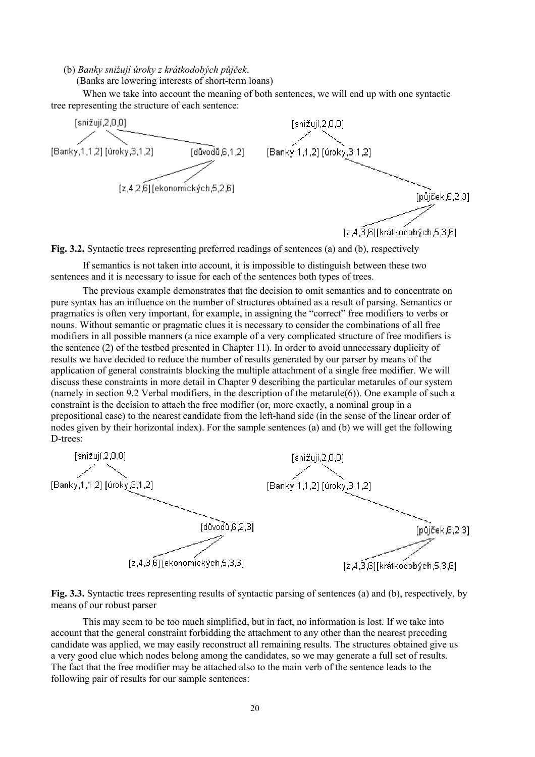(b) *Banky snižují úroky z krátkodobých půjček*.
(Banks are lowering interests of short-term loans)

When we take into account the meaning of both sentences, we will end up with one syntactic tree representing the structure of each sentence:

[snižují,2,0,0]
[Banky,1,1,2] [úroky,3,1,2] [důvodů,6,1,2]
[z,4,2,6] [ekonomických,5,2,6]

[snižují,2,0,0]
[Banky,1,1,2] [úroky,3,1,2]
[půjček,6,2,3]
[z,4,3,6] [krátkodobých,5,3,6]

**Fig. 3.2.** Syntactic trees representing preferred readings of sentences (a) and (b), respectively

If semantics is not taken into account, it is impossible to distinguish between these two sentences and it is necessary to issue for each of the sentences both types of trees.

The previous example demonstrates that the decision to omit semantics and to concentrate on pure syntax has an influence on the number of structures obtained as a result of parsing. Semantics or pragmatics is often very important, for example, in assigning the "correct" free modifiers to verbs or nouns. Without semantic or pragmatic clues it is necessary to consider the combinations of all free modifiers in all possible manners (a nice example of a very complicated structure of free modifiers is the sentence (2) of the testbed presented in Chapter 11). In order to avoid unnecessary duplicity of results we have decided to reduce the number of results generated by our parser by means of the application of general constraints blocking the multiple attachment of a single free modifier. We will discuss these constraints in more detail in Chapter 9 describing the particular metarules of our system (namely in section 9.2 Verbal modifiers, in the description of the metarule(6)). One example of such a constraint is the decision to attach the free modifier (or, more exactly, a nominal group in a prepositional case) to the nearest candidate from the left-hand side (in the sense of the linear order of nodes given by their horizontal index). For the sample sentences (a) and (b) we will get the following D-trees:

[snižují,2,0,0]
[Banky,1,1,2] [úroky,3,1,2]
[důvodů,6,2,3]
[z,4,3,6] [ekonomických,5,3,6]

[snižují,2,0,0]
[Banky,1,1,2] [úroky,3,1,2]
[půjček,6,2,3]
[z,4,3,6] [krátkodobých,5,3,6]

**Fig. 3.3.** Syntactic trees representing results of syntactic parsing of sentences (a) and (b), respectively, by means of our robust parser

This may seem to be too much simplified, but in fact, no information is lost. If we take into account that the general constraint forbidding the attachment to any other than the nearest preceding candidate was applied, we may easily reconstruct all remaining results. The structures obtained give us a very good clue which nodes belong among the candidates, so we may generate a full set of results. The fact that the free modifier may be attached also to the main verb of the sentence leads to the following pair of results for our sample sentences: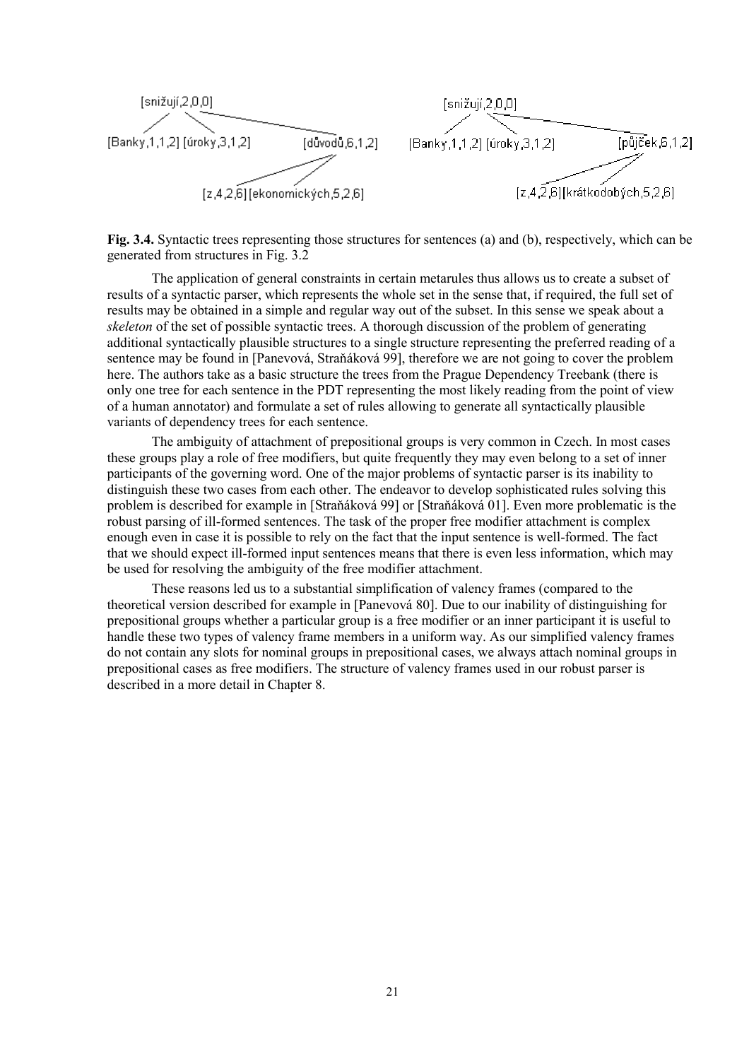[snižují,2,0,0]

[Banky,1,1,2] [úroky,3,1,2] [důvodů,6,1,2]

[z,4,2,6] [ekonomických,5,2,6]

[snižují,2,0,0]

[Banky,1,1,2] [úroky,3,1,2] [půjček,6,1,2]

[z,4,2,6] [krátkodobých,5,2,6]

**Fig. 3.4.** Syntactic trees representing those structures for sentences (a) and (b), respectively, which can be generated from structures in Fig. 3.2

The application of general constraints in certain metarules thus allows us to create a subset of results of a syntactic parser, which represents the whole set in the sense that, if required, the full set of results may be obtained in a simple and regular way out of the subset. In this sense we speak about a *skeleton* of the set of possible syntactic trees. A thorough discussion of the problem of generating additional syntactically plausible structures to a single structure representing the preferred reading of a sentence may be found in [Panevová, Straňáková 99], therefore we are not going to cover the problem here. The authors take as a basic structure the trees from the Prague Dependency Treebank (there is only one tree for each sentence in the PDT representing the most likely reading from the point of view of a human annotator) and formulate a set of rules allowing to generate all syntactically plausible variants of dependency trees for each sentence.

The ambiguity of attachment of prepositional groups is very common in Czech. In most cases these groups play a role of free modifiers, but quite frequently they may even belong to a set of inner participants of the governing word. One of the major problems of syntactic parser is its inability to distinguish these two cases from each other. The endeavor to develop sophisticated rules solving this problem is described for example in [Straňáková 99] or [Straňáková 01]. Even more problematic is the robust parsing of ill-formed sentences. The task of the proper free modifier attachment is complex enough even in case it is possible to rely on the fact that the input sentence is well-formed. The fact that we should expect ill-formed input sentences means that there is even less information, which may be used for resolving the ambiguity of the free modifier attachment.

These reasons led us to a substantial simplification of valency frames (compared to the theoretical version described for example in [Panevová 80]. Due to our inability of distinguishing for prepositional groups whether a particular group is a free modifier or an inner participant it is useful to handle these two types of valency frame members in a uniform way. As our simplified valency frames do not contain any slots for nominal groups in prepositional cases, we always attach nominal groups in prepositional cases as free modifiers. The structure of valency frames used in our robust parser is described in a more detail in Chapter 8.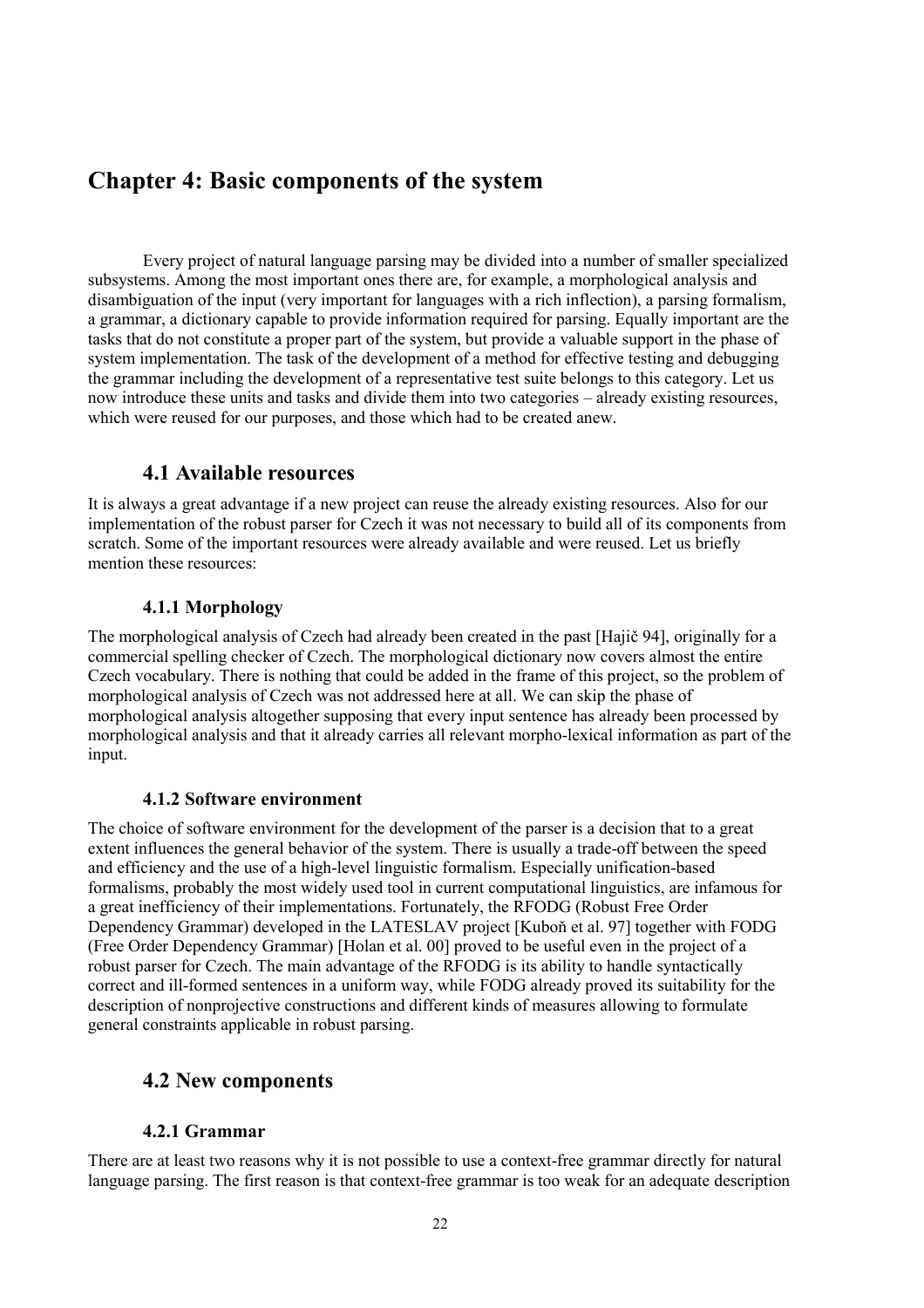# Chapter 4: Basic components of the system

Every project of natural language parsing may be divided into a number of smaller specialized subsystems. Among the most important ones there are, for example, a morphological analysis and disambiguation of the input (very important for languages with a rich inflection), a parsing formalism, a grammar, a dictionary capable to provide information required for parsing. Equally important are the tasks that do not constitute a proper part of the system, but provide a valuable support in the phase of system implementation. The task of the development of a method for effective testing and debugging the grammar including the development of a representative test suite belongs to this category. Let us now introduce these units and tasks and divide them into two categories – already existing resources, which were reused for our purposes, and those which had to be created anew.

## 4.1 Available resources

It is always a great advantage if a new project can reuse the already existing resources. Also for our implementation of the robust parser for Czech it was not necessary to build all of its components from scratch. Some of the important resources were already available and were reused. Let us briefly mention these resources:

### 4.1.1 Morphology

The morphological analysis of Czech had already been created in the past [Hajič 94], originally for a commercial spelling checker of Czech. The morphological dictionary now covers almost the entire Czech vocabulary. There is nothing that could be added in the frame of this project, so the problem of morphological analysis of Czech was not addressed here at all. We can skip the phase of morphological analysis altogether supposing that every input sentence has already been processed by morphological analysis and that it already carries all relevant morpho-lexical information as part of the input.

### 4.1.2 Software environment

The choice of software environment for the development of the parser is a decision that to a great extent influences the general behavior of the system. There is usually a trade-off between the speed and efficiency and the use of a high-level linguistic formalism. Especially unification-based formalisms, probably the most widely used tool in current computational linguistics, are infamous for a great inefficiency of their implementations. Fortunately, the RFODG (Robust Free Order Dependency Grammar) developed in the LATESLAV project [Kuboň et al. 97] together with FODG (Free Order Dependency Grammar) [Holan et al. 00] proved to be useful even in the project of a robust parser for Czech. The main advantage of the RFODG is its ability to handle syntactically correct and ill-formed sentences in a uniform way, while FODG already proved its suitability for the description of nonprojective constructions and different kinds of measures allowing to formulate general constraints applicable in robust parsing.

## 4.2 New components

### 4.2.1 Grammar

There are at least two reasons why it is not possible to use a context-free grammar directly for natural language parsing. The first reason is that context-free grammar is too weak for an adequate description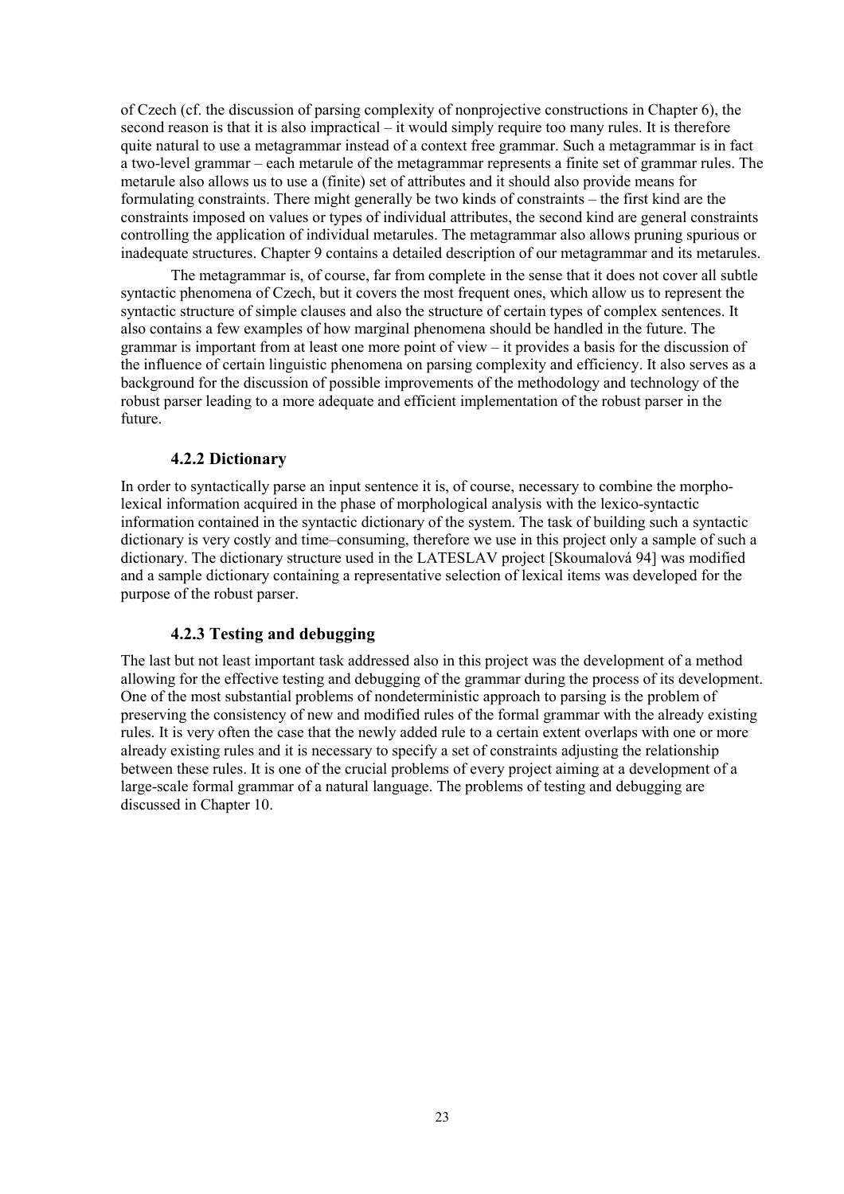of Czech (cf. the discussion of parsing complexity of nonprojective constructions in Chapter 6), the second reason is that it is also impractical – it would simply require too many rules. It is therefore quite natural to use a metagrammar instead of a context free grammar. Such a metagrammar is in fact a two-level grammar – each metarule of the metagrammar represents a finite set of grammar rules. The metarule also allows us to use a (finite) set of attributes and it should also provide means for formulating constraints. There might generally be two kinds of constraints – the first kind are the constraints imposed on values or types of individual attributes, the second kind are general constraints controlling the application of individual metarules. The metagrammar also allows pruning spurious or inadequate structures. Chapter 9 contains a detailed description of our metagrammar and its metarules.

The metagrammar is, of course, far from complete in the sense that it does not cover all subtle syntactic phenomena of Czech, but it covers the most frequent ones, which allow us to represent the syntactic structure of simple clauses and also the structure of certain types of complex sentences. It also contains a few examples of how marginal phenomena should be handled in the future. The grammar is important from at least one more point of view – it provides a basis for the discussion of the influence of certain linguistic phenomena on parsing complexity and efficiency. It also serves as a background for the discussion of possible improvements of the methodology and technology of the robust parser leading to a more adequate and efficient implementation of the robust parser in the future.

### 4.2.2 Dictionary

In order to syntactically parse an input sentence it is, of course, necessary to combine the morpho-lexical information acquired in the phase of morphological analysis with the lexico-syntactic information contained in the syntactic dictionary of the system. The task of building such a syntactic dictionary is very costly and time–consuming, therefore we use in this project only a sample of such a dictionary. The dictionary structure used in the LATESLAV project [Skoumalová 94] was modified and a sample dictionary containing a representative selection of lexical items was developed for the purpose of the robust parser.

### 4.2.3 Testing and debugging

The last but not least important task addressed also in this project was the development of a method allowing for the effective testing and debugging of the grammar during the process of its development. One of the most substantial problems of nondeterministic approach to parsing is the problem of preserving the consistency of new and modified rules of the formal grammar with the already existing rules. It is very often the case that the newly added rule to a certain extent overlaps with one or more already existing rules and it is necessary to specify a set of constraints adjusting the relationship between these rules. It is one of the crucial problems of every project aiming at a development of a large-scale formal grammar of a natural language. The problems of testing and debugging are discussed in Chapter 10.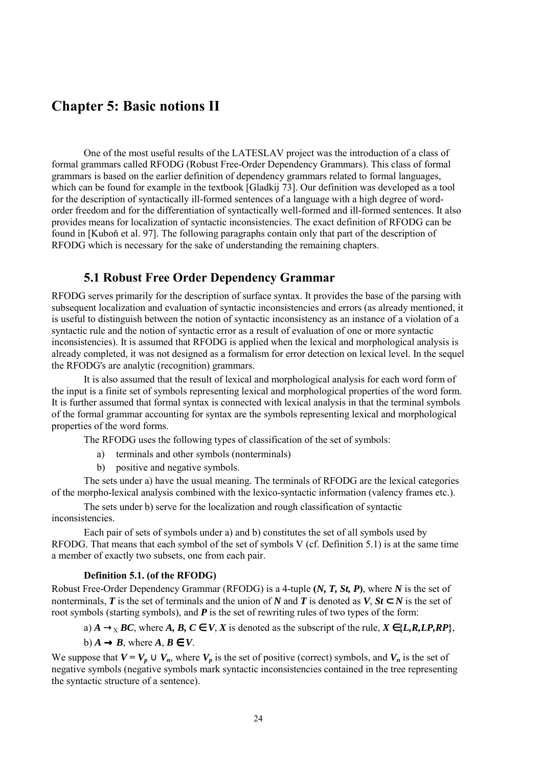# Chapter 5: Basic notions II

One of the most useful results of the LATESLAV project was the introduction of a class of formal grammars called RFODG (Robust Free-Order Dependency Grammars). This class of formal grammars is based on the earlier definition of dependency grammars related to formal languages, which can be found for example in the textbook [Gladkij 73]. Our definition was developed as a tool for the description of syntactically ill-formed sentences of a language with a high degree of word-order freedom and for the differentiation of syntactically well-formed and ill-formed sentences. It also provides means for localization of syntactic inconsistencies. The exact definition of RFODG can be found in [Kuboň et al. 97]. The following paragraphs contain only that part of the description of RFODG which is necessary for the sake of understanding the remaining chapters.

## 5.1 Robust Free Order Dependency Grammar

RFODG serves primarily for the description of surface syntax. It provides the base of the parsing with subsequent localization and evaluation of syntactic inconsistencies and errors (as already mentioned, it is useful to distinguish between the notion of syntactic inconsistency as an instance of a violation of a syntactic rule and the notion of syntactic error as a result of evaluation of one or more syntactic inconsistencies). It is assumed that RFODG is applied when the lexical and morphological analysis is already completed, it was not designed as a formalism for error detection on lexical level. In the sequel the RFODG's are analytic (recognition) grammars.

It is also assumed that the result of lexical and morphological analysis for each word form of the input is a finite set of symbols representing lexical and morphological properties of the word form. It is further assumed that formal syntax is connected with lexical analysis in that the terminal symbols of the formal grammar accounting for syntax are the symbols representing lexical and morphological properties of the word forms.

The RFODG uses the following types of classification of the set of symbols:

a) terminals and other symbols (nonterminals)
b) positive and negative symbols.

The sets under a) have the usual meaning. The terminals of RFODG are the lexical categories of the morpho-lexical analysis combined with the lexico-syntactic information (valency frames etc.).

The sets under b) serve for the localization and rough classification of syntactic inconsistencies.

Each pair of sets of symbols under a) and b) constitutes the set of all symbols used by RFODG. That means that each symbol of the set of symbols V (cf. Definition 5.1) is at the same time a member of exactly two subsets, one from each pair.

**Definition 5.1. (of the RFODG)**

Robust Free-Order Dependency Grammar (RFODG) is a 4-tuple $(N, T, St, P)$, where $N$ is the set of nonterminals, $T$ is the set of terminals and the union of $N$ and $T$ is denoted as $V$, $St \subset N$ is the set of root symbols (starting symbols), and $P$ is the set of rewriting rules of two types of the form:

a) $A \rightarrow_X BC$, where $A, B, C \in V$, $X$ is denoted as the subscript of the rule, $X \in \{L,R,LP,RP\}$,

b) $A \rightarrow B$, where $A, B \in V$.

We suppose that $V = V_p \cup V_n$, where $V_p$ is the set of positive (correct) symbols, and $V_n$ is the set of negative symbols (negative symbols mark syntactic inconsistencies contained in the tree representing the syntactic structure of a sentence).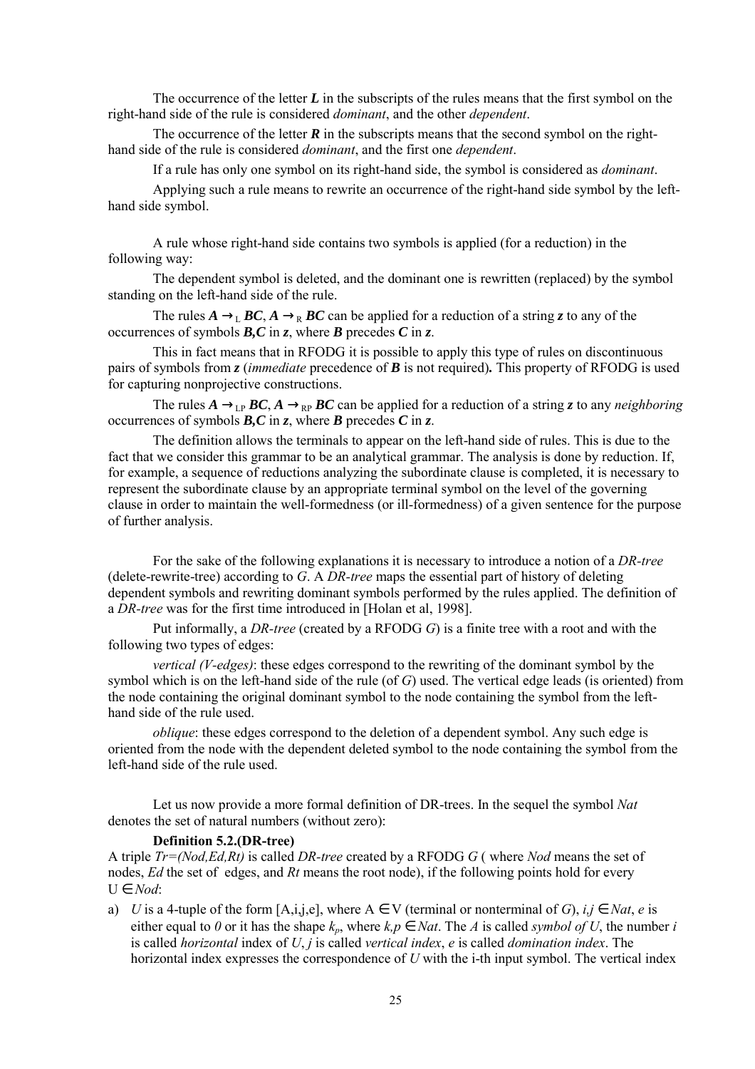The occurrence of the letter ***L*** in the subscripts of the rules means that the first symbol on the right-hand side of the rule is considered *dominant*, and the other *dependent*.

The occurrence of the letter ***R*** in the subscripts means that the second symbol on the right-hand side of the rule is considered *dominant*, and the first one *dependent*.

If a rule has only one symbol on its right-hand side, the symbol is considered as *dominant*.

Applying such a rule means to rewrite an occurrence of the right-hand side symbol by the left-hand side symbol.

A rule whose right-hand side contains two symbols is applied (for a reduction) in the following way:

The dependent symbol is deleted, and the dominant one is rewritten (replaced) by the symbol standing on the left-hand side of the rule.

The rules $A \rightarrow_L BC$, $A \rightarrow_R BC$ can be applied for a reduction of a string $z$ to any of the occurrences of symbols $B,C$ in $z$, where $B$ precedes $C$ in $z$.

This in fact means that in RFODG it is possible to apply this type of rules on discontinuous pairs of symbols from $z$ (*immediate* precedence of $B$ is not required)**.** This property of RFODG is used for capturing nonprojective constructions.

The rules $A \rightarrow_{LP} BC$, $A \rightarrow_{RP} BC$ can be applied for a reduction of a string $z$ to any *neighboring* occurrences of symbols $B,C$ in $z$, where $B$ precedes $C$ in $z$.

The definition allows the terminals to appear on the left-hand side of rules. This is due to the fact that we consider this grammar to be an analytical grammar. The analysis is done by reduction. If, for example, a sequence of reductions analyzing the subordinate clause is completed, it is necessary to represent the subordinate clause by an appropriate terminal symbol on the level of the governing clause in order to maintain the well-formedness (or ill-formedness) of a given sentence for the purpose of further analysis.

For the sake of the following explanations it is necessary to introduce a notion of a *DR-tree* (delete-rewrite-tree) according to *G*. A *DR-tree* maps the essential part of history of deleting dependent symbols and rewriting dominant symbols performed by the rules applied. The definition of a *DR-tree* was for the first time introduced in [Holan et al, 1998].

Put informally, a *DR-tree* (created by a RFODG *G*) is a finite tree with a root and with the following two types of edges:

*vertical (V-edges)*: these edges correspond to the rewriting of the dominant symbol by the symbol which is on the left-hand side of the rule (of *G*) used. The vertical edge leads (is oriented) from the node containing the original dominant symbol to the node containing the symbol from the left-hand side of the rule used.

*oblique*: these edges correspond to the deletion of a dependent symbol. Any such edge is oriented from the node with the dependent deleted symbol to the node containing the symbol from the left-hand side of the rule used.

Let us now provide a more formal definition of DR-trees. In the sequel the symbol *Nat* denotes the set of natural numbers (without zero):

**Definition 5.2.(DR-tree)**

A triple $Tr=(Nod,Ed,Rt)$ is called *DR-tree* created by a RFODG *G* ( where *Nod* means the set of nodes, *Ed* the set of edges, and *Rt* means the root node), if the following points hold for every $U \in Nod$:

a) *U* is a 4-tuple of the form [A,i,j,e], where $A \in V$ (terminal or nonterminal of *G*), $i,j \in Nat$, *e* is either equal to *0* or it has the shape $k_p$, where $k,p \in Nat$. The *A* is called *symbol of U*, the number *i* is called *horizontal* index of *U*, *j* is called *vertical index*, *e* is called *domination index*. The horizontal index expresses the correspondence of *U* with the i-th input symbol. The vertical index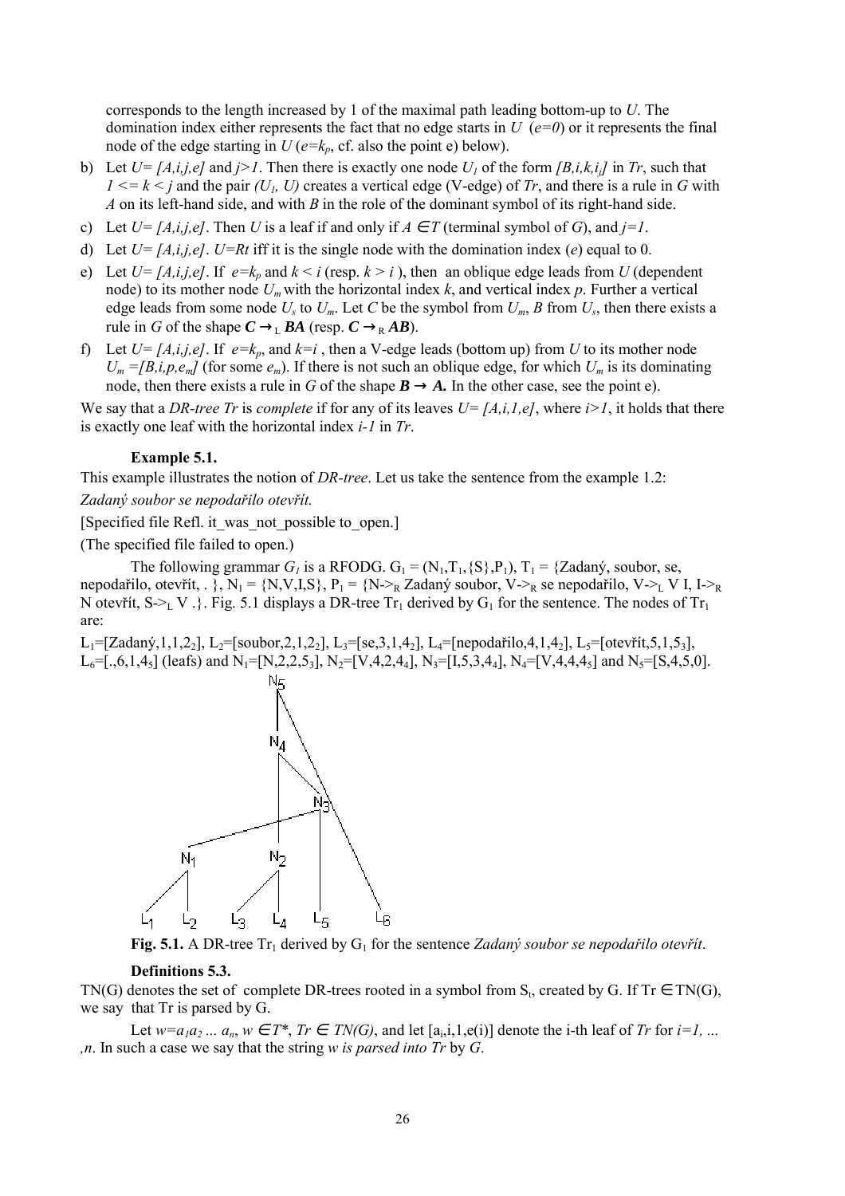corresponds to the length increased by 1 of the maximal path leading bottom-up to $U$. The domination index either represents the fact that no edge starts in $U$ ($e=0$) or it represents the final node of the edge starting in $U$ ($e=k_p$, cf. also the point e) below).

b) Let $U=[A,i,j,e]$ and $j>1$. Then there is exactly one node $U_1$ of the form $[B,i,k,i_j]$ in *Tr*, such that $1 <= k < j$ and the pair $(U_1, U)$ creates a vertical edge (V-edge) of *Tr*, and there is a rule in *G* with *A* on its left-hand side, and with *B* in the role of the dominant symbol of its right-hand side.

c) Let $U=[A,i,j,e]$. Then *U* is a leaf if and only if $A \in T$ (terminal symbol of *G*), and $j=1$.

d) Let $U=[A,i,j,e]$. $U=Rt$ iff it is the single node with the domination index (*e*) equal to 0.

e) Let $U=[A,i,j,e]$. If $e=k_p$ and $k < i$ (resp. $k > i$), then an oblique edge leads from *U* (dependent node) to its mother node $U_m$ with the horizontal index *k*, and vertical index *p*. Further a vertical edge leads from some node $U_s$ to $U_m$. Let *C* be the symbol from $U_m$, *B* from $U_s$, then there exists a rule in *G* of the shape $C \rightarrow_L BA$ (resp. $C \rightarrow_R AB$).

f) Let $U=[A,i,j,e]$. If $e=k_p$, and $k=i$, then a V-edge leads (bottom up) from *U* to its mother node $U_m=[B,i,p,e_m]$ (for some $e_m$). If there is not such an oblique edge, for which $U_m$ is its dominating node, then there exists a rule in *G* of the shape $B \rightarrow A$. In the other case, see the point e).

We say that a *DR-tree Tr* is *complete* if for any of its leaves $U=[A,i,1,e]$, where $i>1$, it holds that there is exactly one leaf with the horizontal index $i-1$ in *Tr*.

**Example 5.1.**

This example illustrates the notion of *DR-tree*. Let us take the sentence from the example 1.2:

*Zadaný soubor se nepodařilo otevřít.*

[Specified file Refl. it_was_not_possible to_open.]

(The specified file failed to open.)

The following grammar $G_1$ is a RFODG. $G_1 = (N_1,T_1,\{S\},P_1)$, $T_1$ = {Zadaný, soubor, se, nepodařilo, otevřít, . }, $N_1$ = {N,V,I,S}, $P_1$ = {N->$_R$ Zadaný soubor, V->$_R$ se nepodařilo, V->$_L$ V I, I->$_R$ N otevřít, S->$_L$ V .}. Fig. 5.1 displays a DR-tree $Tr_1$ derived by $G_1$ for the sentence. The nodes of $Tr_1$ are:

$L_1$=[Zadaný,1,1,$2_2$], $L_2$=[soubor,2,1,$2_2$], $L_3$=[se,3,1,$4_2$], $L_4$=[nepodařilo,4,1,$4_2$], $L_5$=[otevřít,5,1,$5_3$], $L_6$=[.,6,1,$4_5$] (leafs) and $N_1$=[N,2,2,$5_3$], $N_2$=[V,4,2,$4_4$], $N_3$=[I,5,3,$4_4$], $N_4$=[V,4,4,$4_5$] and $N_5$=[S,4,5,0].

N5
N4
N3
N1
N2
L1
L2
L3
L4
L5
L6

**Fig. 5.1.** A DR-tree $Tr_1$ derived by $G_1$ for the sentence *Zadaný soubor se nepodařilo otevřít*.

**Definitions 5.3.**

TN(G) denotes the set of complete DR-trees rooted in a symbol from $S_t$, created by G. If $Tr \in TN(G)$, we say that Tr is parsed by G.

Let $w=a_1a_2 ... a_n$, $w \in T^*$, $Tr \in TN(G)$, and let $[a_i,i,1,e(i)]$ denote the i-th leaf of *Tr* for $i=1, ... ,n$. In such a case we say that the string *w is parsed into Tr* by *G*.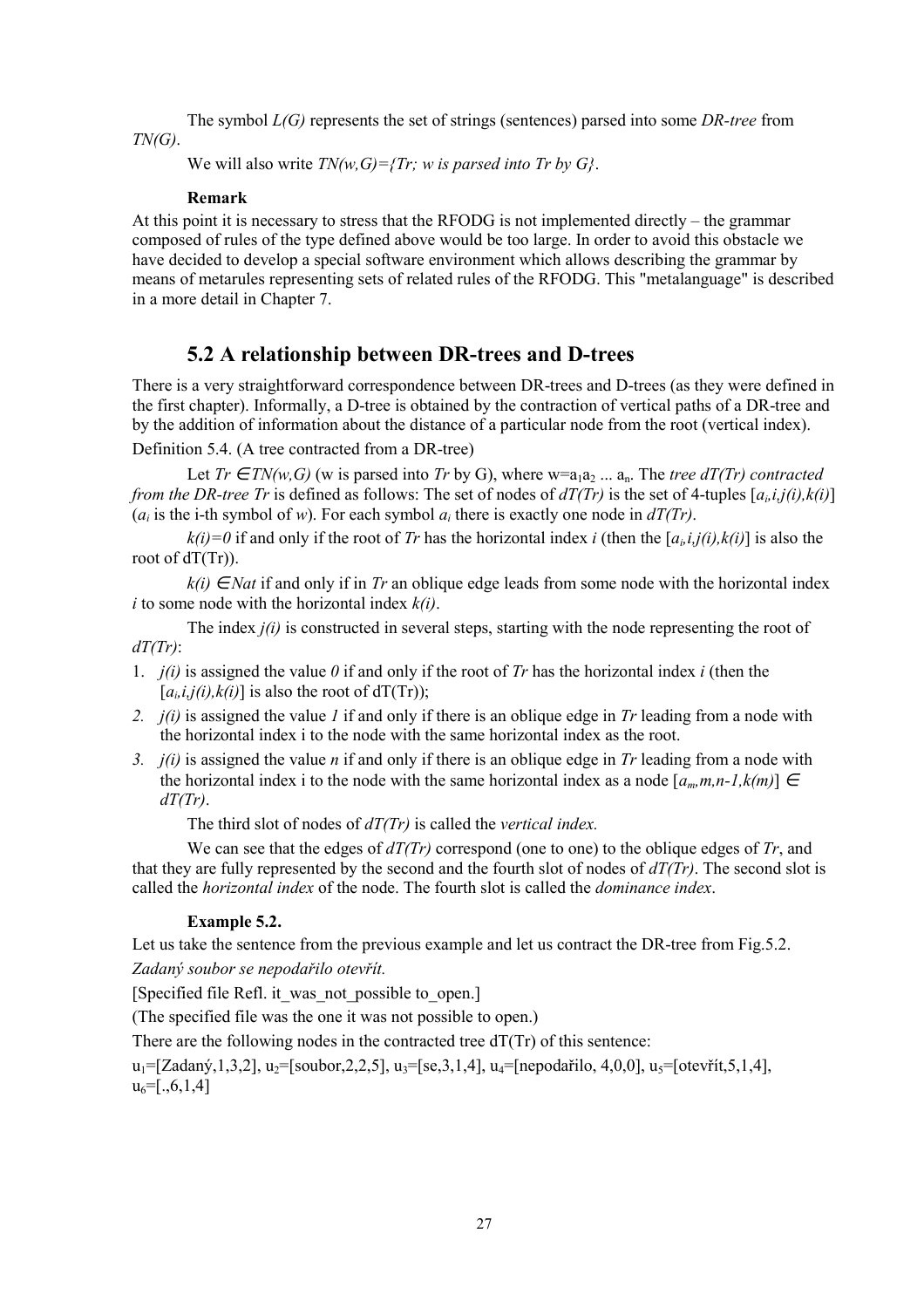The symbol *L(G)* represents the set of strings (sentences) parsed into some *DR-tree* from *TN(G)*.

We will also write *TN(w,G)={Tr; w is parsed into Tr by G}*.

**Remark**

At this point it is necessary to stress that the RFODG is not implemented directly – the grammar composed of rules of the type defined above would be too large. In order to avoid this obstacle we have decided to develop a special software environment which allows describing the grammar by means of metarules representing sets of related rules of the RFODG. This "metalanguage" is described in a more detail in Chapter 7.

## 5.2 A relationship between DR-trees and D-trees

There is a very straightforward correspondence between DR-trees and D-trees (as they were defined in the first chapter). Informally, a D-tree is obtained by the contraction of vertical paths of a DR-tree and by the addition of information about the distance of a particular node from the root (vertical index).

Definition 5.4. (A tree contracted from a DR-tree)

Let $Tr \in TN(w,G)$ (w is parsed into *Tr* by G), where $w=a_1a_2 \ldots a_n$. The *tree dT(Tr) contracted from the DR-tree Tr* is defined as follows: The set of nodes of *dT(Tr)* is the set of 4-tuples $[a_i,i,j(i),k(i)]$ ($a_i$ is the i-th symbol of *w*). For each symbol $a_i$ there is exactly one node in *dT(Tr)*.

$k(i)=0$ if and only if the root of *Tr* has the horizontal index *i* (then the $[a_i,i,j(i),k(i)]$ is also the root of dT(Tr)).

$k(i) \in Nat$ if and only if in *Tr* an oblique edge leads from some node with the horizontal index *i* to some node with the horizontal index *k(i)*.

The index *j(i)* is constructed in several steps, starting with the node representing the root of *dT(Tr)*:

1. *j(i)* is assigned the value *0* if and only if the root of *Tr* has the horizontal index *i* (then the $[a_i,i,j(i),k(i)]$ is also the root of dT(Tr));
2. *j(i)* is assigned the value *1* if and only if there is an oblique edge in *Tr* leading from a node with the horizontal index i to the node with the same horizontal index as the root.
3. *j(i)* is assigned the value *n* if and only if there is an oblique edge in *Tr* leading from a node with the horizontal index i to the node with the same horizontal index as a node $[a_m,m,n-1,k(m)] \in dT(Tr)$.

The third slot of nodes of *dT(Tr)* is called the *vertical index.*

We can see that the edges of *dT(Tr)* correspond (one to one) to the oblique edges of *Tr*, and that they are fully represented by the second and the fourth slot of nodes of *dT(Tr)*. The second slot is called the *horizontal index* of the node. The fourth slot is called the *dominance index*.

**Example 5.2.**

Let us take the sentence from the previous example and let us contract the DR-tree from Fig.5.2.

*Zadaný soubor se nepodařilo otevřít.*

[Specified file Refl. it_was_not_possible to_open.]

(The specified file was the one it was not possible to open.)

There are the following nodes in the contracted tree dT(Tr) of this sentence:

$u_1$=[Zadaný,1,3,2], $u_2$=[soubor,2,2,5], $u_3$=[se,3,1,4], $u_4$=[nepodařilo, 4,0,0], $u_5$=[otevřít,5,1,4], $u_6$=[.,6,1,4]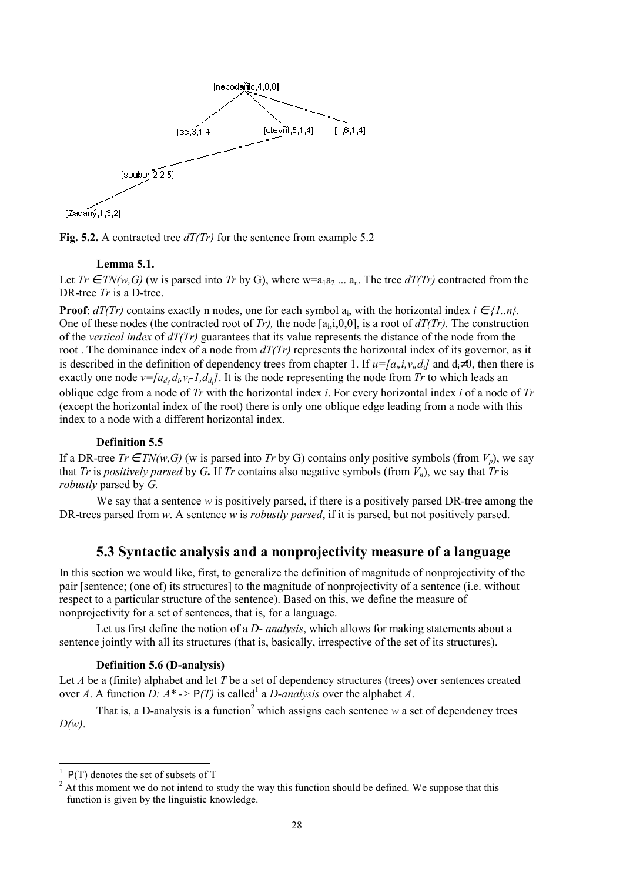[nepodařilo,4,0,0]

[se,3,1,4]

[otevřít,5,1,4]

[.,6,1,4]

[soubor,2,2,5]

[Zadaný,1,3,2]

**Fig. 5.2.** A contracted tree $dT(Tr)$ for the sentence from example 5.2

**Lemma 5.1.**

Let $Tr \in TN(w,G)$ (w is parsed into $Tr$ by G), where $w=a_1a_2 \ldots a_n$. The tree $dT(Tr)$ contracted from the DR-tree $Tr$ is a D-tree.

**Proof**: $dT(Tr)$ contains exactly n nodes, one for each symbol $a_i$, with the horizontal index $i \in \{1..n\}$. One of these nodes (the contracted root of $Tr$), the node $[a_i,i,0,0]$, is a root of $dT(Tr)$. The construction of the *vertical index* of $dT(Tr)$ guarantees that its value represents the distance of the node from the root . The dominance index of a node from $dT(Tr)$ represents the horizontal index of its governor, as it is described in the definition of dependency trees from chapter 1. If $u=[a_i,i,v_i,d_i]$ and $d_i \neq 0$, then there is exactly one node $v=[a_{d_i},d_i,v_i-1,d_{d_i}]$. It is the node representing the node from $Tr$ to which leads an oblique edge from a node of $Tr$ with the horizontal index $i$. For every horizontal index $i$ of a node of $Tr$ (except the horizontal index of the root) there is only one oblique edge leading from a node with this index to a node with a different horizontal index.

**Definition 5.5**

If a DR-tree $Tr \in TN(w,G)$ (w is parsed into $Tr$ by G) contains only positive symbols (from $V_p$), we say that $Tr$ is *positively parsed* by *G***.** If $Tr$ contains also negative symbols (from $V_n$), we say that $Tr$ is *robustly* parsed by *G.*

We say that a sentence *w* is positively parsed, if there is a positively parsed DR-tree among the DR-trees parsed from *w*. A sentence *w* is *robustly parsed*, if it is parsed, but not positively parsed.

## 5.3 Syntactic analysis and a nonprojectivity measure of a language

In this section we would like, first, to generalize the definition of magnitude of nonprojectivity of the pair [sentence; (one of) its structures] to the magnitude of nonprojectivity of a sentence (i.e. without respect to a particular structure of the sentence). Based on this, we define the measure of nonprojectivity for a set of sentences, that is, for a language.

Let us first define the notion of a *D- analysis*, which allows for making statements about a sentence jointly with all its structures (that is, basically, irrespective of the set of its structures).

**Definition 5.6 (D-analysis)**

Let *A* be a (finite) alphabet and let *T* be a set of dependency structures (trees) over sentences created over *A*. A function $D: A^* \rightarrow P(T)$ is called[1] a *D-analysis* over the alphabet *A*.

That is, a D-analysis is a function[2] which assigns each sentence *w* a set of dependency trees *D(w)*.

[1] P(T) denotes the set of subsets of T

[2] At this moment we do not intend to study the way this function should be defined. We suppose that this function is given by the linguistic knowledge.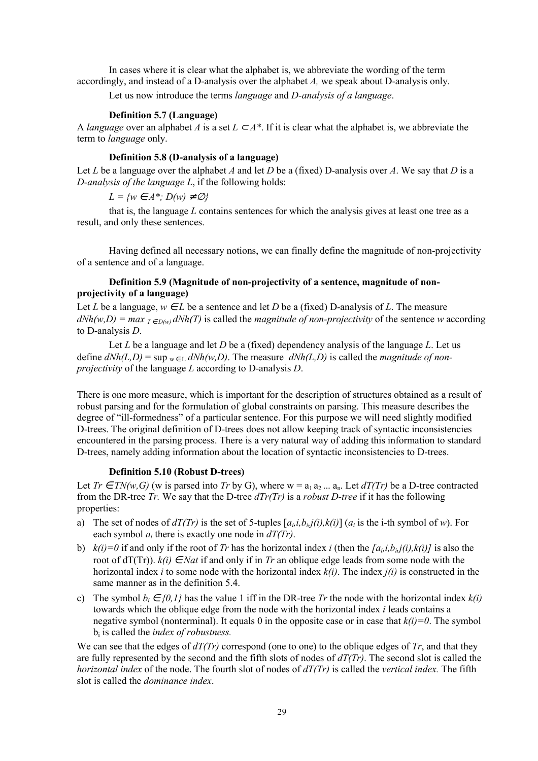In cases where it is clear what the alphabet is, we abbreviate the wording of the term accordingly, and instead of a D-analysis over the alphabet *A,* we speak about D-analysis only.

Let us now introduce the terms *language* and *D-analysis of a language*.

**Definition 5.7 (Language)**

A *language* over an alphabet *A* is a set $L \subset A^*$. If it is clear what the alphabet is, we abbreviate the term to *language* only.

**Definition 5.8 (D-analysis of a language)**

Let *L* be a language over the alphabet *A* and let *D* be a (fixed) D-analysis over *A*. We say that *D* is a *D-analysis of the language L*, if the following holds:

$L = \{w \in A^*;\ D(w) \neq \emptyset\}$

that is, the language *L* contains sentences for which the analysis gives at least one tree as a result, and only these sentences.

Having defined all necessary notions, we can finally define the magnitude of non-projectivity of a sentence and of a language.

**Definition 5.9 (Magnitude of non-projectivity of a sentence, magnitude of non-projectivity of a language)**

Let *L* be a language, $w \in L$ be a sentence and let *D* be a (fixed) D-analysis of *L*. The measure $dNh(w,D) = max_{\,T \in D(w)}\, dNh(T)$ is called the *magnitude of non-projectivity* of the sentence *w* according to D-analysis *D*.

Let *L* be a language and let *D* be a (fixed) dependency analysis of the language *L*. Let us define $dNh(L,D) = \sup_{w \in L} dNh(w,D)$. The measure $dNh(L,D)$ is called the *magnitude of non-projectivity* of the language *L* according to D-analysis *D*.

There is one more measure, which is important for the description of structures obtained as a result of robust parsing and for the formulation of global constraints on parsing. This measure describes the degree of "ill-formedness" of a particular sentence. For this purpose we will need slightly modified D-trees. The original definition of D-trees does not allow keeping track of syntactic inconsistencies encountered in the parsing process. There is a very natural way of adding this information to standard D-trees, namely adding information about the location of syntactic inconsistencies to D-trees.

**Definition 5.10 (Robust D-trees)**

Let $Tr \in TN(w,G)$ (w is parsed into *Tr* by G), where $w = a_1 a_2 \ldots a_n$. Let *dT(Tr)* be a D-tree contracted from the DR-tree *Tr.* We say that the D-tree *dTr(Tr)* is a *robust D-tree* if it has the following properties:

a) The set of nodes of *dT(Tr)* is the set of 5-tuples $[a_i,i,b_i,j(i),k(i)]$ ($a_i$ is the i-th symbol of *w*). For each symbol $a_i$ there is exactly one node in *dT(Tr)*.

b) $k(i)=0$ if and only if the root of *Tr* has the horizontal index *i* (then the $[a_i,i,b_i,j(i),k(i)]$ is also the root of dT(Tr)). $k(i) \in Nat$ if and only if in *Tr* an oblique edge leads from some node with the horizontal index *i* to some node with the horizontal index *k(i)*. The index *j(i)* is constructed in the same manner as in the definition 5.4.

c) The symbol $b_i \in \{0,1\}$ has the value 1 iff in the DR-tree *Tr* the node with the horizontal index *k(i)* towards which the oblique edge from the node with the horizontal index *i* leads contains a negative symbol (nonterminal). It equals 0 in the opposite case or in case that $k(i)=0$. The symbol $b_i$ is called the *index of robustness.*

We can see that the edges of *dT(Tr)* correspond (one to one) to the oblique edges of *Tr*, and that they are fully represented by the second and the fifth slots of nodes of *dT(Tr)*. The second slot is called the *horizontal index* of the node. The fourth slot of nodes of *dT(Tr)* is called the *vertical index.* The fifth slot is called the *dominance index*.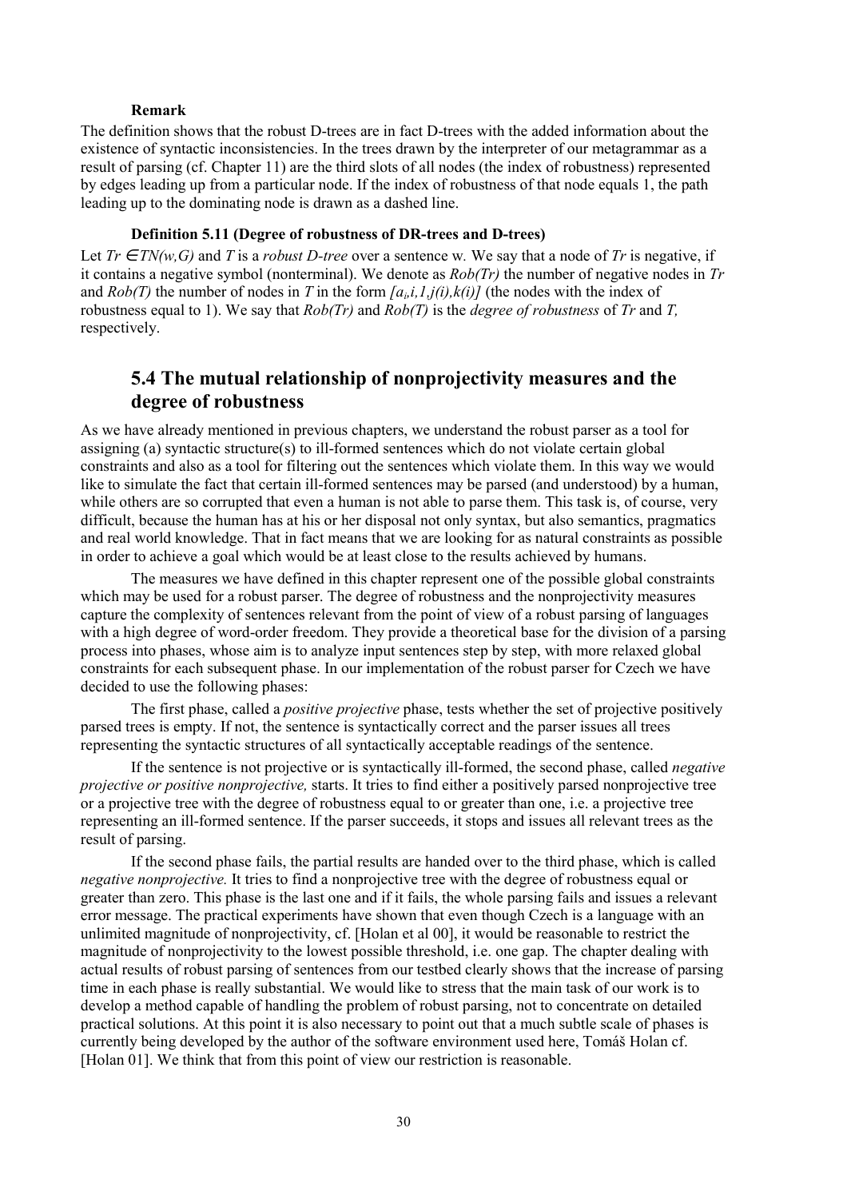#### Remark

The definition shows that the robust D-trees are in fact D-trees with the added information about the existence of syntactic inconsistencies. In the trees drawn by the interpreter of our metagrammar as a result of parsing (cf. Chapter 11) are the third slots of all nodes (the index of robustness) represented by edges leading up from a particular node. If the index of robustness of that node equals 1, the path leading up to the dominating node is drawn as a dashed line.

#### Definition 5.11 (Degree of robustness of DR-trees and D-trees)

Let $Tr \in TN(w,G)$ and $T$ is a *robust D-tree* over a sentence w. We say that a node of $Tr$ is negative, if it contains a negative symbol (nonterminal). We denote as $Rob(Tr)$ the number of negative nodes in $Tr$ and $Rob(T)$ the number of nodes in $T$ in the form $[a_i,i,1,j(i),k(i)]$ (the nodes with the index of robustness equal to 1). We say that $Rob(Tr)$ and $Rob(T)$ is the *degree of robustness* of $Tr$ and $T$, respectively.

## 5.4 The mutual relationship of nonprojectivity measures and the degree of robustness

As we have already mentioned in previous chapters, we understand the robust parser as a tool for assigning (a) syntactic structure(s) to ill-formed sentences which do not violate certain global constraints and also as a tool for filtering out the sentences which violate them. In this way we would like to simulate the fact that certain ill-formed sentences may be parsed (and understood) by a human, while others are so corrupted that even a human is not able to parse them. This task is, of course, very difficult, because the human has at his or her disposal not only syntax, but also semantics, pragmatics and real world knowledge. That in fact means that we are looking for as natural constraints as possible in order to achieve a goal which would be at least close to the results achieved by humans.

The measures we have defined in this chapter represent one of the possible global constraints which may be used for a robust parser. The degree of robustness and the nonprojectivity measures capture the complexity of sentences relevant from the point of view of a robust parsing of languages with a high degree of word-order freedom. They provide a theoretical base for the division of a parsing process into phases, whose aim is to analyze input sentences step by step, with more relaxed global constraints for each subsequent phase. In our implementation of the robust parser for Czech we have decided to use the following phases:

The first phase, called a *positive projective* phase, tests whether the set of projective positively parsed trees is empty. If not, the sentence is syntactically correct and the parser issues all trees representing the syntactic structures of all syntactically acceptable readings of the sentence.

If the sentence is not projective or is syntactically ill-formed, the second phase, called *negative projective or positive nonprojective,* starts. It tries to find either a positively parsed nonprojective tree or a projective tree with the degree of robustness equal to or greater than one, i.e. a projective tree representing an ill-formed sentence. If the parser succeeds, it stops and issues all relevant trees as the result of parsing.

If the second phase fails, the partial results are handed over to the third phase, which is called *negative nonprojective.* It tries to find a nonprojective tree with the degree of robustness equal or greater than zero. This phase is the last one and if it fails, the whole parsing fails and issues a relevant error message. The practical experiments have shown that even though Czech is a language with an unlimited magnitude of nonprojectivity, cf. [Holan et al 00], it would be reasonable to restrict the magnitude of nonprojectivity to the lowest possible threshold, i.e. one gap. The chapter dealing with actual results of robust parsing of sentences from our testbed clearly shows that the increase of parsing time in each phase is really substantial. We would like to stress that the main task of our work is to develop a method capable of handling the problem of robust parsing, not to concentrate on detailed practical solutions. At this point it is also necessary to point out that a much subtle scale of phases is currently being developed by the author of the software environment used here, Tomáš Holan cf. [Holan 01]. We think that from this point of view our restriction is reasonable.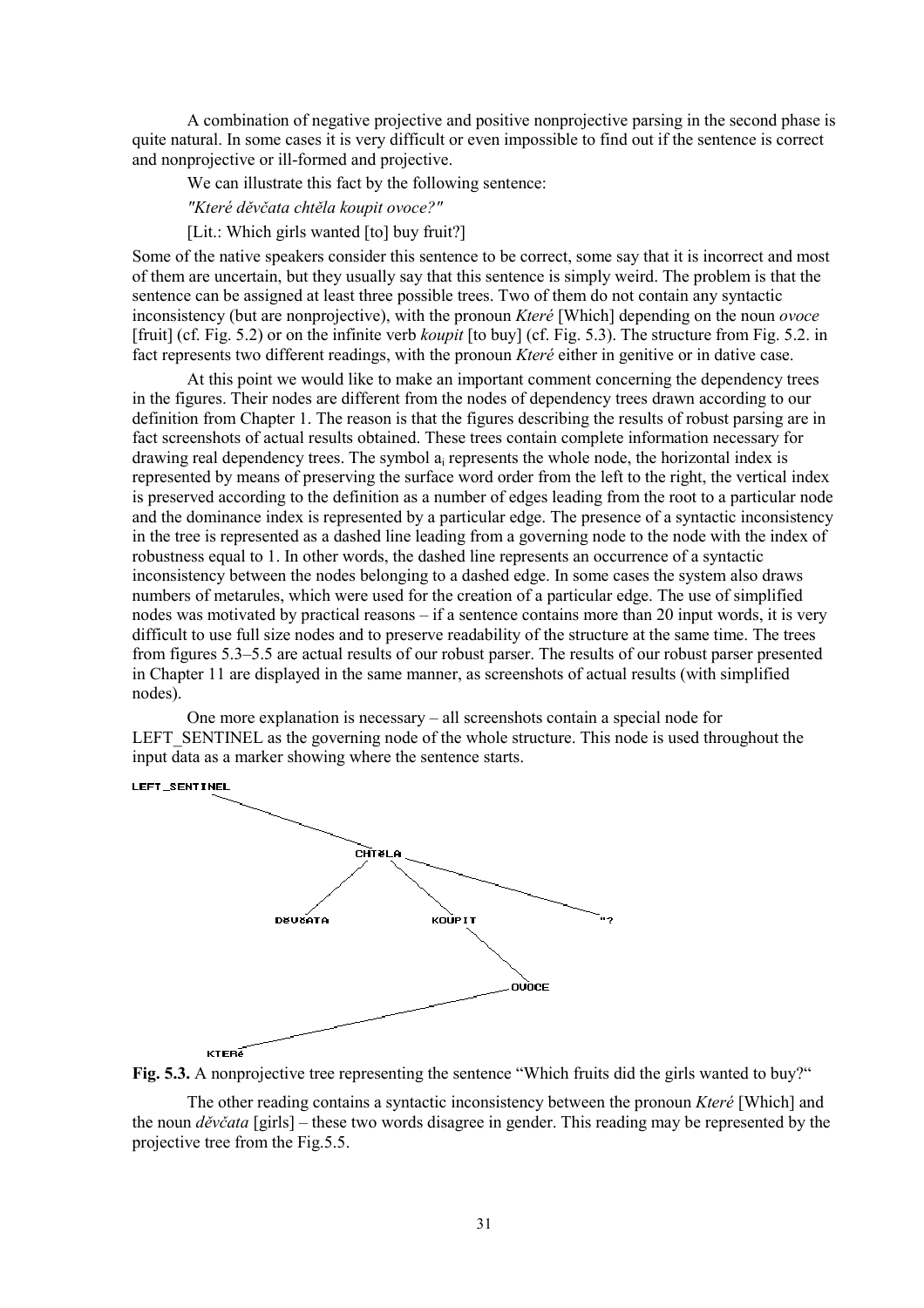A combination of negative projective and positive nonprojective parsing in the second phase is quite natural. In some cases it is very difficult or even impossible to find out if the sentence is correct and nonprojective or ill-formed and projective.

We can illustrate this fact by the following sentence:

*"Které děvčata chtěla koupit ovoce?"*

[Lit.: Which girls wanted [to] buy fruit?]

Some of the native speakers consider this sentence to be correct, some say that it is incorrect and most of them are uncertain, but they usually say that this sentence is simply weird. The problem is that the sentence can be assigned at least three possible trees. Two of them do not contain any syntactic inconsistency (but are nonprojective), with the pronoun *Které* [Which] depending on the noun *ovoce* [fruit] (cf. Fig. 5.2) or on the infinite verb *koupit* [to buy] (cf. Fig. 5.3). The structure from Fig. 5.2. in fact represents two different readings, with the pronoun *Které* either in genitive or in dative case.

At this point we would like to make an important comment concerning the dependency trees in the figures. Their nodes are different from the nodes of dependency trees drawn according to our definition from Chapter 1. The reason is that the figures describing the results of robust parsing are in fact screenshots of actual results obtained. These trees contain complete information necessary for drawing real dependency trees. The symbol $a_i$ represents the whole node, the horizontal index is represented by means of preserving the surface word order from the left to the right, the vertical index is preserved according to the definition as a number of edges leading from the root to a particular node and the dominance index is represented by a particular edge. The presence of a syntactic inconsistency in the tree is represented as a dashed line leading from a governing node to the node with the index of robustness equal to 1. In other words, the dashed line represents an occurrence of a syntactic inconsistency between the nodes belonging to a dashed edge. In some cases the system also draws numbers of metarules, which were used for the creation of a particular edge. The use of simplified nodes was motivated by practical reasons – if a sentence contains more than 20 input words, it is very difficult to use full size nodes and to preserve readability of the structure at the same time. The trees from figures 5.3–5.5 are actual results of our robust parser. The results of our robust parser presented in Chapter 11 are displayed in the same manner, as screenshots of actual results (with simplified nodes).

One more explanation is necessary – all screenshots contain a special node for LEFT_SENTINEL as the governing node of the whole structure. This node is used throughout the input data as a marker showing where the sentence starts.

LEFT_SENTINEL
CHTěLA
DěVčATA
KOUPIT
"?
OVOCE
KTERé

**Fig. 5.3.** A nonprojective tree representing the sentence "Which fruits did the girls wanted to buy?"

The other reading contains a syntactic inconsistency between the pronoun *Které* [Which] and the noun *děvčata* [girls] – these two words disagree in gender. This reading may be represented by the projective tree from the Fig.5.5.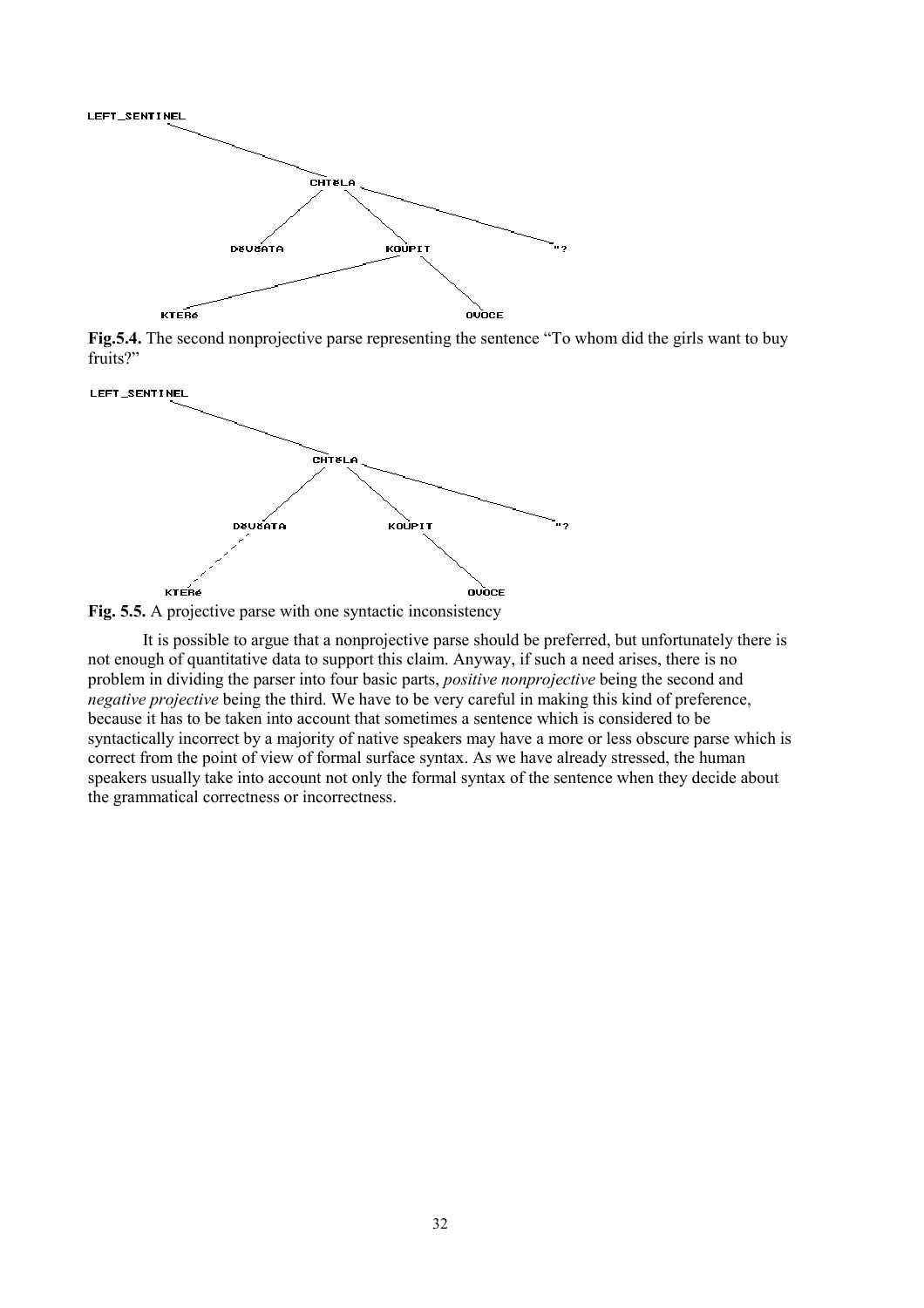LEFT_SENTINEL

CHTěLA

DěVčATA

KOUPIT

"?

KTERé

OVOCE

**Fig.5.4.** The second nonprojective parse representing the sentence "To whom did the girls want to buy fruits?"

LEFT_SENTINEL

CHTěLA

DěVčATA

KOUPIT

"?

KTERé

OVOCE

**Fig. 5.5.** A projective parse with one syntactic inconsistency

It is possible to argue that a nonprojective parse should be preferred, but unfortunately there is not enough of quantitative data to support this claim. Anyway, if such a need arises, there is no problem in dividing the parser into four basic parts, *positive nonprojective* being the second and *negative projective* being the third. We have to be very careful in making this kind of preference, because it has to be taken into account that sometimes a sentence which is considered to be syntactically incorrect by a majority of native speakers may have a more or less obscure parse which is correct from the point of view of formal surface syntax. As we have already stressed, the human speakers usually take into account not only the formal syntax of the sentence when they decide about the grammatical correctness or incorrectness.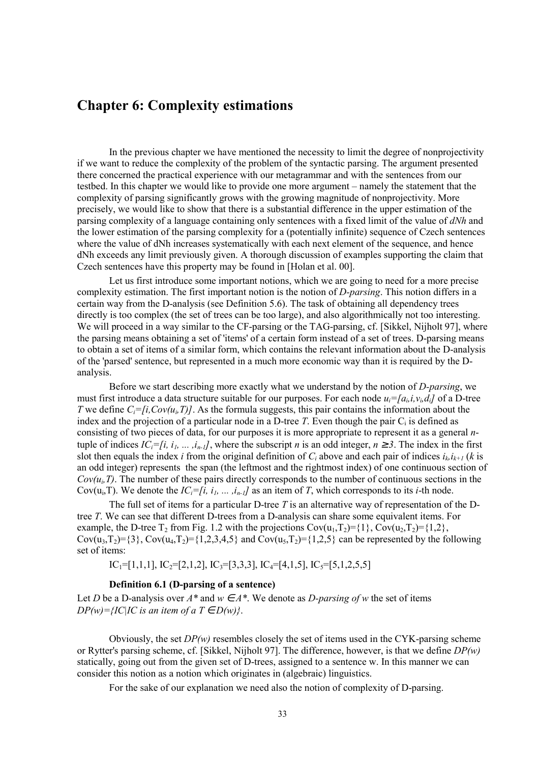# Chapter 6: Complexity estimations

In the previous chapter we have mentioned the necessity to limit the degree of nonprojectivity if we want to reduce the complexity of the problem of the syntactic parsing. The argument presented there concerned the practical experience with our metagrammar and with the sentences from our testbed. In this chapter we would like to provide one more argument – namely the statement that the complexity of parsing significantly grows with the growing magnitude of nonprojectivity. More precisely, we would like to show that there is a substantial difference in the upper estimation of the parsing complexity of a language containing only sentences with a fixed limit of the value of *dNh* and the lower estimation of the parsing complexity for a (potentially infinite) sequence of Czech sentences where the value of dNh increases systematically with each next element of the sequence, and hence dNh exceeds any limit previously given. A thorough discussion of examples supporting the claim that Czech sentences have this property may be found in [Holan et al. 00].

Let us first introduce some important notions, which we are going to need for a more precise complexity estimation. The first important notion is the notion of *D-parsing*. This notion differs in a certain way from the D-analysis (see Definition 5.6). The task of obtaining all dependency trees directly is too complex (the set of trees can be too large), and also algorithmically not too interesting. We will proceed in a way similar to the CF-parsing or the TAG-parsing, cf. [Sikkel, Nijholt 97], where the parsing means obtaining a set of 'items' of a certain form instead of a set of trees. D-parsing means to obtain a set of items of a similar form, which contains the relevant information about the D-analysis of the 'parsed' sentence, but represented in a much more economic way than it is required by the D-analysis.

Before we start describing more exactly what we understand by the notion of *D-parsing*, we must first introduce a data structure suitable for our purposes. For each node $u_i=[a_i,i,v_i,d_i]$ of a D-tree *T* we define $C_i=[i,Cov(u_i,T)]$. As the formula suggests, this pair contains the information about the index and the projection of a particular node in a D-tree *T*. Even though the pair $C_i$ is defined as consisting of two pieces of data, for our purposes it is more appropriate to represent it as a general *n*-tuple of indices $IC_i=[i, i_1, \ldots ,i_{n-1}]$, where the subscript *n* is an odd integer, $n \geq 3$. The index in the first slot then equals the index *i* from the original definition of $C_i$ above and each pair of indices $i_k,i_{k+1}$ (*k* is an odd integer) represents the span (the leftmost and the rightmost index) of one continuous section of $Cov(u_i,T)$. The number of these pairs directly corresponds to the number of continuous sections in the $Cov(u_i,T)$. We denote the $IC_i=[i, i_1, \ldots ,i_{n-1}]$ as an item of *T*, which corresponds to its *i*-th node.

The full set of items for a particular D-tree *T* is an alternative way of representation of the D-tree *T*. We can see that different D-trees from a D-analysis can share some equivalent items. For example, the D-tree $T_2$ from Fig. 1.2 with the projections $Cov(u_1,T_2)=\{1\}$, $Cov(u_2,T_2)=\{1,2\}$, $Cov(u_3,T_2)=\{3\}$, $Cov(u_4,T_2)=\{1,2,3,4,5\}$ and $Cov(u_5,T_2)=\{1,2,5\}$ can be represented by the following set of items:

$IC_1=[1,1,1]$, $IC_2=[2,1,2]$, $IC_3=[3,3,3]$, $IC_4=[4,1,5]$, $IC_5=[5,1,2,5,5]$

**Definition 6.1 (D-parsing of a sentence)**

Let *D* be a D-analysis over *A\** and $w \in A^*$. We denote as *D-parsing of w* the set of items $DP(w)=\{IC|IC \text{ is an item of a } T \in D(w)\}$.

Obviously, the set *DP(w)* resembles closely the set of items used in the CYK-parsing scheme or Rytter's parsing scheme, cf. [Sikkel, Nijholt 97]. The difference, however, is that we define *DP(w)* statically, going out from the given set of D-trees, assigned to a sentence w. In this manner we can consider this notion as a notion which originates in (algebraic) linguistics.

For the sake of our explanation we need also the notion of complexity of D-parsing.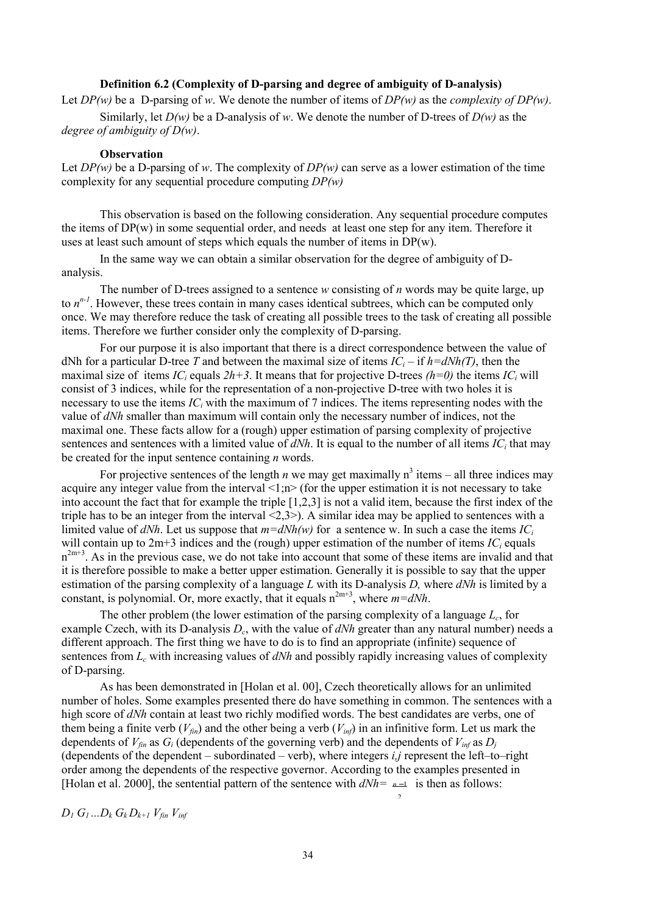**Definition 6.2 (Complexity of D-parsing and degree of ambiguity of D-analysis)**

Let *DP(w)* be a D-parsing of *w*. We denote the number of items of *DP(w)* as the *complexity of DP(w)*.

Similarly, let *D(w)* be a D-analysis of *w*. We denote the number of D-trees of *D(w)* as the *degree of ambiguity of D(w)*.

**Observation**

Let *DP(w)* be a D-parsing of *w*. The complexity of *DP(w)* can serve as a lower estimation of the time complexity for any sequential procedure computing *DP(w)*

This observation is based on the following consideration. Any sequential procedure computes the items of DP(w) in some sequential order, and needs at least one step for any item. Therefore it uses at least such amount of steps which equals the number of items in DP(w).

In the same way we can obtain a similar observation for the degree of ambiguity of D-analysis.

The number of D-trees assigned to a sentence *w* consisting of *n* words may be quite large, up to $n^{n-1}$. However, these trees contain in many cases identical subtrees, which can be computed only once. We may therefore reduce the task of creating all possible trees to the task of creating all possible items. Therefore we further consider only the complexity of D-parsing.

For our purpose it is also important that there is a direct correspondence between the value of dNh for a particular D-tree *T* and between the maximal size of items $IC_i$ – if $h=dNh(T)$, then the maximal size of items $IC_i$ equals $2h+3$. It means that for projective D-trees $(h=0)$ the items $IC_i$ will consist of 3 indices, while for the representation of a non-projective D-tree with two holes it is necessary to use the items $IC_i$ with the maximum of 7 indices. The items representing nodes with the value of *dNh* smaller than maximum will contain only the necessary number of indices, not the maximal one. These facts allow for a (rough) upper estimation of parsing complexity of projective sentences and sentences with a limited value of *dNh*. It is equal to the number of all items $IC_i$ that may be created for the input sentence containing *n* words.

For projective sentences of the length *n* we may get maximally $n^3$ items – all three indices may acquire any integer value from the interval <1;n> (for the upper estimation it is not necessary to take into account the fact that for example the triple [1,2,3] is not a valid item, because the first index of the triple has to be an integer from the interval <2,3>). A similar idea may be applied to sentences with a limited value of *dNh*. Let us suppose that $m=dNh(w)$ for a sentence w. In such a case the items $IC_i$ will contain up to 2m+3 indices and the (rough) upper estimation of the number of items $IC_i$ equals $n^{2m+3}$. As in the previous case, we do not take into account that some of these items are invalid and that it is therefore possible to make a better upper estimation. Generally it is possible to say that the upper estimation of the parsing complexity of a language *L* with its D-analysis *D,* where *dNh* is limited by a constant, is polynomial. Or, more exactly, that it equals $n^{2m+3}$, where $m=dNh$.

The other problem (the lower estimation of the parsing complexity of a language $L_c$, for example Czech, with its D-analysis $D_c$, with the value of *dNh* greater than any natural number) needs a different approach. The first thing we have to do is to find an appropriate (infinite) sequence of sentences from $L_c$ with increasing values of *dNh* and possibly rapidly increasing values of complexity of D-parsing.

As has been demonstrated in [Holan et al. 00], Czech theoretically allows for an unlimited number of holes. Some examples presented there do have something in common. The sentences with a high score of *dNh* contain at least two richly modified words. The best candidates are verbs, one of them being a finite verb ($V_{fin}$) and the other being a verb ($V_{inf}$) in an infinitive form. Let us mark the dependents of $V_{fin}$ as $G_i$ (dependents of the governing verb) and the dependents of $V_{inf}$ as $D_j$ (dependents of the dependent – subordinated – verb), where integers *i,j* represent the left–to–right order among the dependents of the respective governor. According to the examples presented in [Holan et al. 2000], the sentential pattern of the sentence with $dNh=\frac{n-1}{2}$ is then as follows:

$D_1\ G_1 \ldots D_k\ G_k\ D_{k+1}\ V_{fin}\ V_{inf}$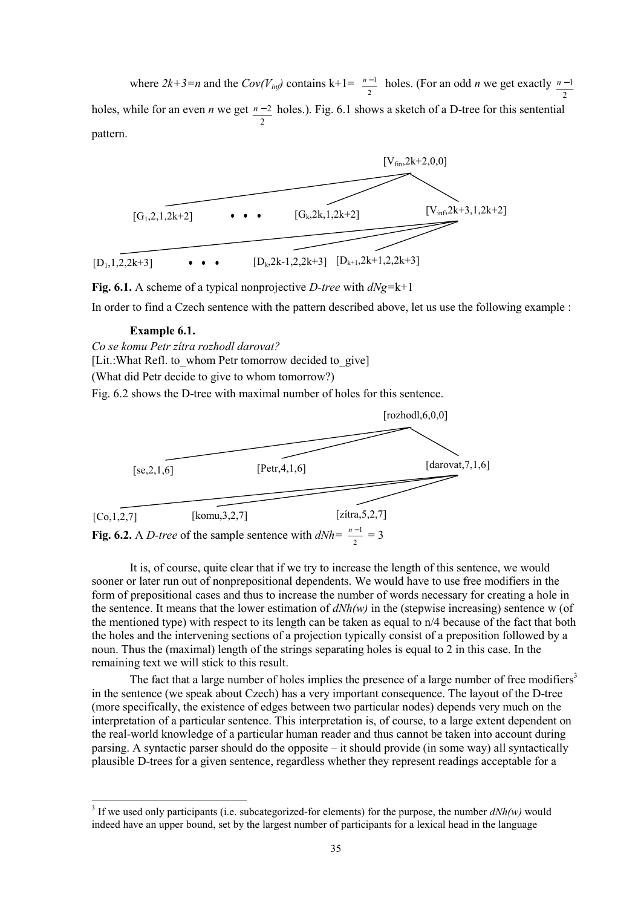where $2k+3=n$ and the $Cov(V_{inf})$ contains $k+1= \frac{n-1}{2}$ holes. (For an odd *n* we get exactly $\frac{n-1}{2}$ holes, while for an even *n* we get $\frac{n-2}{2}$ holes.). Fig. 6.1 shows a sketch of a D-tree for this sentential pattern.

[$V_{fin}$,2k+2,0,0]

[$G_1$,2,1,2k+2] • • • [$G_k$,2k,1,2k+2] [$V_{inf}$,2k+3,1,2k+2]

[$D_1$,1,2,2k+3] • • • [$D_k$,2k-1,2,2k+3] [$D_{k+1}$,2k+1,2,2k+3]

**Fig. 6.1.** A scheme of a typical nonprojective *D-tree* with *dNg*=k+1

In order to find a Czech sentence with the pattern described above, let us use the following example :

**Example 6.1.**

*Co se komu Petr zítra rozhodl darovat?*

[Lit.:What Refl. to_whom Petr tomorrow decided to_give]

(What did Petr decide to give to whom tomorrow?)

Fig. 6.2 shows the D-tree with maximal number of holes for this sentence.

[rozhodl,6,0,0]

[se,2,1,6] [Petr,4,1,6] [darovat,7,1,6]

[Co,1,2,7] [komu,3,2,7] [zítra,5,2,7]

**Fig. 6.2.** A *D-tree* of the sample sentence with $dNh= \frac{n-1}{2} = 3$

It is, of course, quite clear that if we try to increase the length of this sentence, we would sooner or later run out of nonprepositional dependents. We would have to use free modifiers in the form of prepositional cases and thus to increase the number of words necessary for creating a hole in the sentence. It means that the lower estimation of *dNh(w)* in the (stepwise increasing) sentence w (of the mentioned type) with respect to its length can be taken as equal to n/4 because of the fact that both the holes and the intervening sections of a projection typically consist of a preposition followed by a noun. Thus the (maximal) length of the strings separating holes is equal to 2 in this case. In the remaining text we will stick to this result.

The fact that a large number of holes implies the presence of a large number of free modifiers[3] in the sentence (we speak about Czech) has a very important consequence. The layout of the D-tree (more specifically, the existence of edges between two particular nodes) depends very much on the interpretation of a particular sentence. This interpretation is, of course, to a large extent dependent on the real-world knowledge of a particular human reader and thus cannot be taken into account during parsing. A syntactic parser should do the opposite – it should provide (in some way) all syntactically plausible D-trees for a given sentence, regardless whether they represent readings acceptable for a

[3] If we used only participants (i.e. subcategorized-for elements) for the purpose, the number *dNh(w)* would indeed have an upper bound, set by the largest number of participants for a lexical head in the language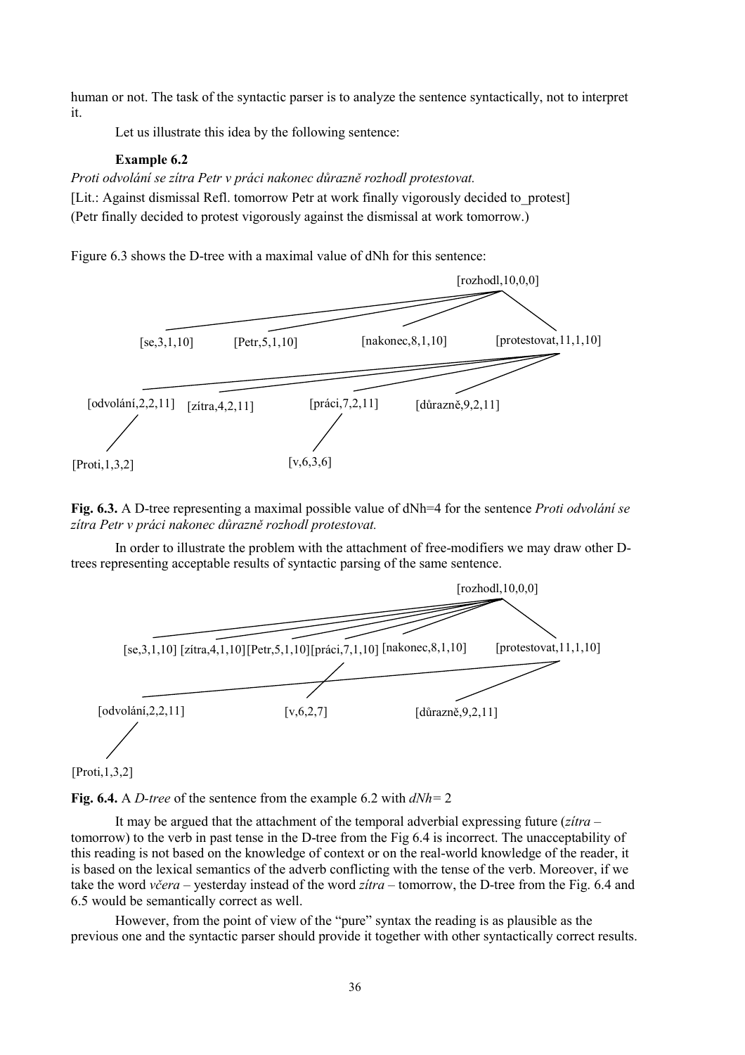human or not. The task of the syntactic parser is to analyze the sentence syntactically, not to interpret it.

Let us illustrate this idea by the following sentence:

**Example 6.2**

*Proti odvolání se zítra Petr v práci nakonec důrazně rozhodl protestovat.*

[Lit.: Against dismissal Refl. tomorrow Petr at work finally vigorously decided to_protest]

(Petr finally decided to protest vigorously against the dismissal at work tomorrow.)

Figure 6.3 shows the D-tree with a maximal value of dNh for this sentence:

[rozhodl,10,0,0]

[se,3,1,10] [Petr,5,1,10] [nakonec,8,1,10] [protestovat,11,1,10]

[odvolání,2,2,11] [zítra,4,2,11] [práci,7,2,11] [důrazně,9,2,11]

[Proti,1,3,2] [v,6,3,6]

**Fig. 6.3.** A D-tree representing a maximal possible value of dNh=4 for the sentence *Proti odvolání se zítra Petr v práci nakonec důrazně rozhodl protestovat.*

In order to illustrate the problem with the attachment of free-modifiers we may draw other D-trees representing acceptable results of syntactic parsing of the same sentence.

[rozhodl,10,0,0]

[se,3,1,10] [zítra,4,1,10] [Petr,5,1,10] [práci,7,1,10] [nakonec,8,1,10] [protestovat,11,1,10]

[odvolání,2,2,11] [v,6,2,7] [důrazně,9,2,11]

[Proti,1,3,2]

**Fig. 6.4.** A *D-tree* of the sentence from the example 6.2 with *dNh*= 2

It may be argued that the attachment of the temporal adverbial expressing future (*zítra* – tomorrow) to the verb in past tense in the D-tree from the Fig 6.4 is incorrect. The unacceptability of this reading is not based on the knowledge of context or on the real-world knowledge of the reader, it is based on the lexical semantics of the adverb conflicting with the tense of the verb. Moreover, if we take the word *včera* – yesterday instead of the word *zítra* – tomorrow, the D-tree from the Fig. 6.4 and 6.5 would be semantically correct as well.

However, from the point of view of the "pure" syntax the reading is as plausible as the previous one and the syntactic parser should provide it together with other syntactically correct results.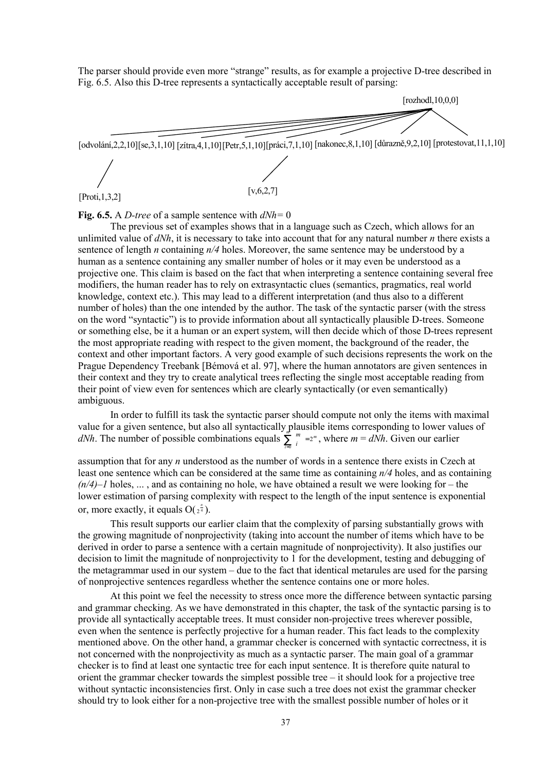The parser should provide even more "strange" results, as for example a projective D-tree described in Fig. 6.5. Also this D-tree represents a syntactically acceptable result of parsing:

[rozhodl,10,0,0]

[odvolání,2,2,10][se,3,1,10] [zítra,4,1,10][Petr,5,1,10][práci,7,1,10] [nakonec,8,1,10] [důrazně,9,2,10] [protestovat,11,1,10]

[Proti,1,3,2]

[v,6,2,7]

**Fig. 6.5.** A *D-tree* of a sample sentence with *dNh*= 0

The previous set of examples shows that in a language such as Czech, which allows for an unlimited value of *dNh*, it is necessary to take into account that for any natural number *n* there exists a sentence of length *n* containing *n/4* holes. Moreover, the same sentence may be understood by a human as a sentence containing any smaller number of holes or it may even be understood as a projective one. This claim is based on the fact that when interpreting a sentence containing several free modifiers, the human reader has to rely on extrasyntactic clues (semantics, pragmatics, real world knowledge, context etc.). This may lead to a different interpretation (and thus also to a different number of holes) than the one intended by the author. The task of the syntactic parser (with the stress on the word "syntactic") is to provide information about all syntactically plausible D-trees. Someone or something else, be it a human or an expert system, will then decide which of those D-trees represent the most appropriate reading with respect to the given moment, the background of the reader, the context and other important factors. A very good example of such decisions represents the work on the Prague Dependency Treebank [Bémová et al. 97], where the human annotators are given sentences in their context and they try to create analytical trees reflecting the single most acceptable reading from their point of view even for sentences which are clearly syntactically (or even semantically) ambiguous.

In order to fulfill its task the syntactic parser should compute not only the items with maximal value for a given sentence, but also all syntactically plausible items corresponding to lower values of *dNh*. The number of possible combinations equals $\sum_{i=0}^{m} \binom{m}{i} = 2^m$, where $m = dNh$. Given our earlier assumption that for any *n* understood as the number of words in a sentence there exists in Czech at least one sentence which can be considered at the same time as containing *n/4* holes, and as containing *(n/4)–1* holes, ... , and as containing no hole, we have obtained a result we were looking for – the lower estimation of parsing complexity with respect to the length of the input sentence is exponential or, more exactly, it equals $O(2^{\frac{n}{4}})$.

This result supports our earlier claim that the complexity of parsing substantially grows with the growing magnitude of nonprojectivity (taking into account the number of items which have to be derived in order to parse a sentence with a certain magnitude of nonprojectivity). It also justifies our decision to limit the magnitude of nonprojectivity to 1 for the development, testing and debugging of the metagrammar used in our system – due to the fact that identical metarules are used for the parsing of nonprojective sentences regardless whether the sentence contains one or more holes.

At this point we feel the necessity to stress once more the difference between syntactic parsing and grammar checking. As we have demonstrated in this chapter, the task of the syntactic parsing is to provide all syntactically acceptable trees. It must consider non-projective trees wherever possible, even when the sentence is perfectly projective for a human reader. This fact leads to the complexity mentioned above. On the other hand, a grammar checker is concerned with syntactic correctness, it is not concerned with the nonprojectivity as much as a syntactic parser. The main goal of a grammar checker is to find at least one syntactic tree for each input sentence. It is therefore quite natural to orient the grammar checker towards the simplest possible tree – it should look for a projective tree without syntactic inconsistencies first. Only in case such a tree does not exist the grammar checker should try to look either for a non-projective tree with the smallest possible number of holes or it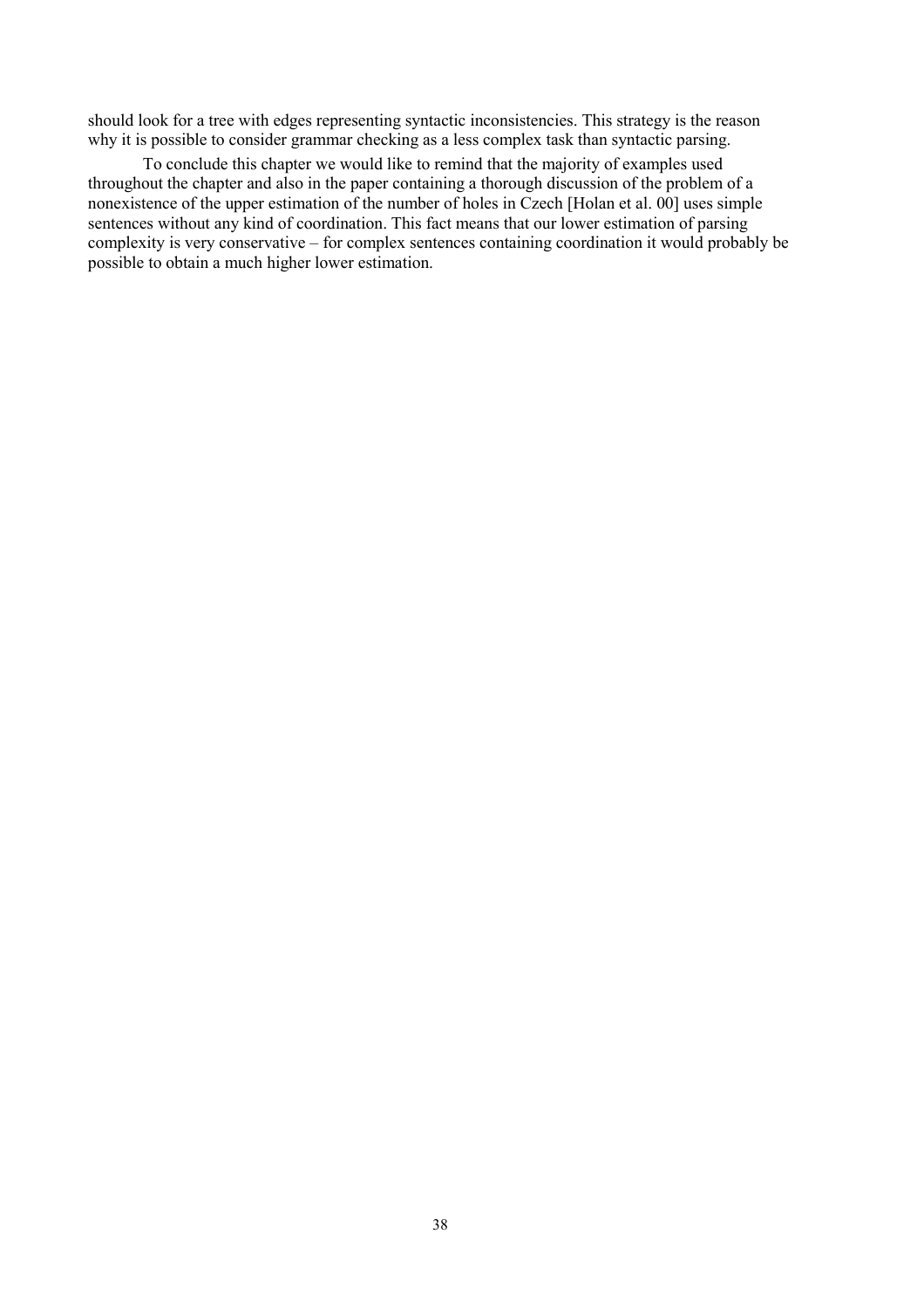should look for a tree with edges representing syntactic inconsistencies. This strategy is the reason why it is possible to consider grammar checking as a less complex task than syntactic parsing.

To conclude this chapter we would like to remind that the majority of examples used throughout the chapter and also in the paper containing a thorough discussion of the problem of a nonexistence of the upper estimation of the number of holes in Czech [Holan et al. 00] uses simple sentences without any kind of coordination. This fact means that our lower estimation of parsing complexity is very conservative – for complex sentences containing coordination it would probably be possible to obtain a much higher lower estimation.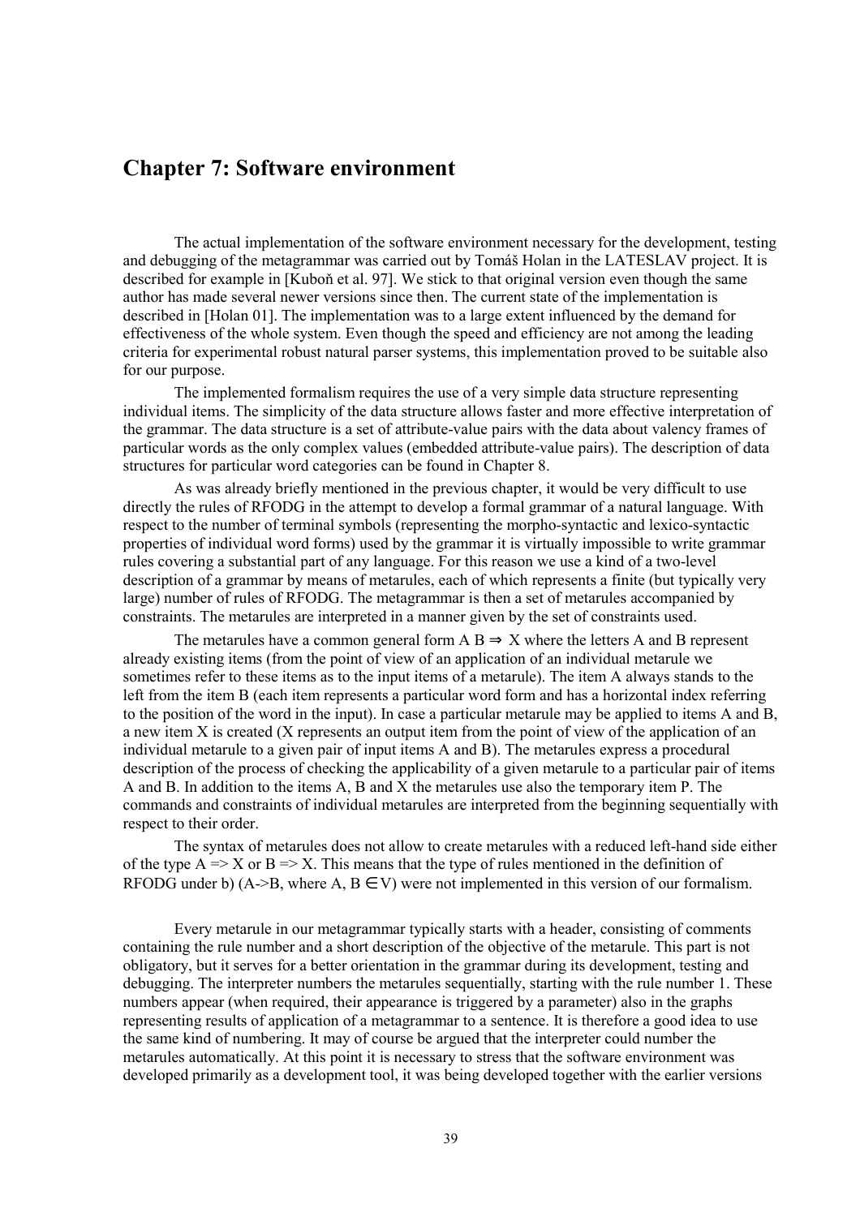# Chapter 7: Software environment

The actual implementation of the software environment necessary for the development, testing and debugging of the metagrammar was carried out by Tomáš Holan in the LATESLAV project. It is described for example in [Kuboň et al. 97]. We stick to that original version even though the same author has made several newer versions since then. The current state of the implementation is described in [Holan 01]. The implementation was to a large extent influenced by the demand for effectiveness of the whole system. Even though the speed and efficiency are not among the leading criteria for experimental robust natural parser systems, this implementation proved to be suitable also for our purpose.

The implemented formalism requires the use of a very simple data structure representing individual items. The simplicity of the data structure allows faster and more effective interpretation of the grammar. The data structure is a set of attribute-value pairs with the data about valency frames of particular words as the only complex values (embedded attribute-value pairs). The description of data structures for particular word categories can be found in Chapter 8.

As was already briefly mentioned in the previous chapter, it would be very difficult to use directly the rules of RFODG in the attempt to develop a formal grammar of a natural language. With respect to the number of terminal symbols (representing the morpho-syntactic and lexico-syntactic properties of individual word forms) used by the grammar it is virtually impossible to write grammar rules covering a substantial part of any language. For this reason we use a kind of a two-level description of a grammar by means of metarules, each of which represents a finite (but typically very large) number of rules of RFODG. The metagrammar is then a set of metarules accompanied by constraints. The metarules are interpreted in a manner given by the set of constraints used.

The metarules have a common general form A B ⇒ X where the letters A and B represent already existing items (from the point of view of an application of an individual metarule we sometimes refer to these items as to the input items of a metarule). The item A always stands to the left from the item B (each item represents a particular word form and has a horizontal index referring to the position of the word in the input). In case a particular metarule may be applied to items A and B, a new item X is created (X represents an output item from the point of view of the application of an individual metarule to a given pair of input items A and B). The metarules express a procedural description of the process of checking the applicability of a given metarule to a particular pair of items A and B. In addition to the items A, B and X the metarules use also the temporary item P. The commands and constraints of individual metarules are interpreted from the beginning sequentially with respect to their order.

The syntax of metarules does not allow to create metarules with a reduced left-hand side either of the type A => X or B => X. This means that the type of rules mentioned in the definition of RFODG under b) (A->B, where A, B $\in$ V) were not implemented in this version of our formalism.

Every metarule in our metagrammar typically starts with a header, consisting of comments containing the rule number and a short description of the objective of the metarule. This part is not obligatory, but it serves for a better orientation in the grammar during its development, testing and debugging. The interpreter numbers the metarules sequentially, starting with the rule number 1. These numbers appear (when required, their appearance is triggered by a parameter) also in the graphs representing results of application of a metagrammar to a sentence. It is therefore a good idea to use the same kind of numbering. It may of course be argued that the interpreter could number the metarules automatically. At this point it is necessary to stress that the software environment was developed primarily as a development tool, it was being developed together with the earlier versions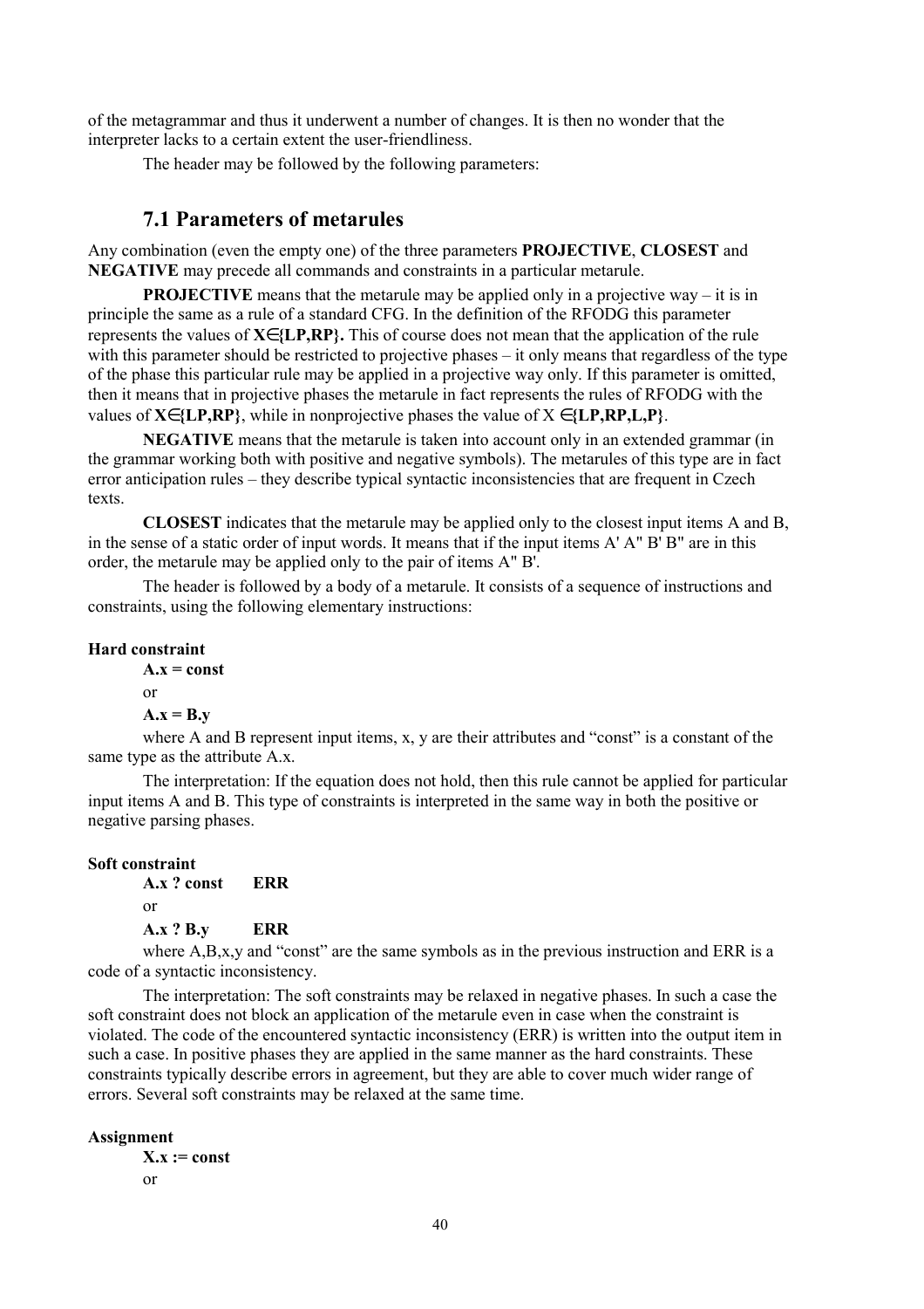of the metagrammar and thus it underwent a number of changes. It is then no wonder that the interpreter lacks to a certain extent the user-friendliness.

The header may be followed by the following parameters:

## 7.1 Parameters of metarules

Any combination (even the empty one) of the three parameters **PROJECTIVE**, **CLOSEST** and **NEGATIVE** may precede all commands and constraints in a particular metarule.

**PROJECTIVE** means that the metarule may be applied only in a projective way – it is in principle the same as a rule of a standard CFG. In the definition of the RFODG this parameter represents the values of **X∈{LP,RP}.** This of course does not mean that the application of the rule with this parameter should be restricted to projective phases – it only means that regardless of the type of the phase this particular rule may be applied in a projective way only. If this parameter is omitted, then it means that in projective phases the metarule in fact represents the rules of RFODG with the values of **X∈{LP,RP}**, while in nonprojective phases the value of X **∈{LP,RP,L,P}**.

**NEGATIVE** means that the metarule is taken into account only in an extended grammar (in the grammar working both with positive and negative symbols). The metarules of this type are in fact error anticipation rules – they describe typical syntactic inconsistencies that are frequent in Czech texts.

**CLOSEST** indicates that the metarule may be applied only to the closest input items A and B, in the sense of a static order of input words. It means that if the input items A' A'' B' B'' are in this order, the metarule may be applied only to the pair of items A'' B'.

The header is followed by a body of a metarule. It consists of a sequence of instructions and constraints, using the following elementary instructions:

**Hard constraint**

**A.x = const**

or

**A.x = B.y**

where A and B represent input items, x, y are their attributes and "const" is a constant of the same type as the attribute A.x.

The interpretation: If the equation does not hold, then this rule cannot be applied for particular input items A and B. This type of constraints is interpreted in the same way in both the positive or negative parsing phases.

**Soft constraint**

**A.x ? const ERR**

or

**A.x ? B.y ERR**

where A,B,x,y and "const" are the same symbols as in the previous instruction and ERR is a code of a syntactic inconsistency.

The interpretation: The soft constraints may be relaxed in negative phases. In such a case the soft constraint does not block an application of the metarule even in case when the constraint is violated. The code of the encountered syntactic inconsistency (ERR) is written into the output item in such a case. In positive phases they are applied in the same manner as the hard constraints. These constraints typically describe errors in agreement, but they are able to cover much wider range of errors. Several soft constraints may be relaxed at the same time.

**Assignment**

**X.x := const**

or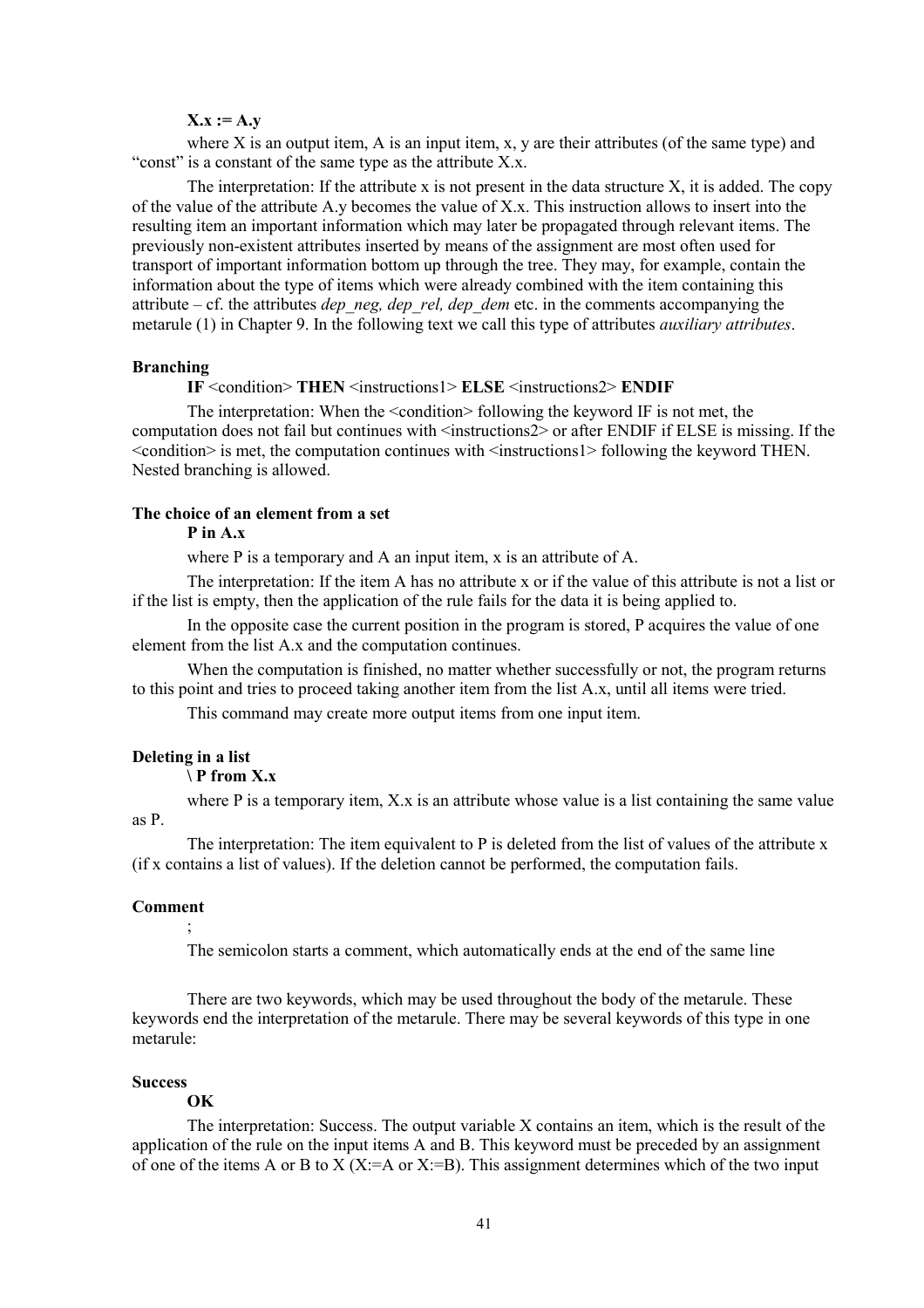**X.x := A.y**

where X is an output item, A is an input item, x, y are their attributes (of the same type) and "const" is a constant of the same type as the attribute X.x.

The interpretation: If the attribute x is not present in the data structure X, it is added. The copy of the value of the attribute A.y becomes the value of X.x. This instruction allows to insert into the resulting item an important information which may later be propagated through relevant items. The previously non-existent attributes inserted by means of the assignment are most often used for transport of important information bottom up through the tree. They may, for example, contain the information about the type of items which were already combined with the item containing this attribute – cf. the attributes *dep_neg, dep_rel, dep_dem* etc. in the comments accompanying the metarule (1) in Chapter 9. In the following text we call this type of attributes *auxiliary attributes*.

**Branching**

**IF** <condition> **THEN** <instructions1> **ELSE** <instructions2> **ENDIF**

The interpretation: When the <condition> following the keyword IF is not met, the computation does not fail but continues with <instructions2> or after ENDIF if ELSE is missing. If the <condition> is met, the computation continues with <instructions1> following the keyword THEN. Nested branching is allowed.

**The choice of an element from a set**

**P in A.x**

where P is a temporary and A an input item, x is an attribute of A.

The interpretation: If the item A has no attribute x or if the value of this attribute is not a list or if the list is empty, then the application of the rule fails for the data it is being applied to.

In the opposite case the current position in the program is stored, P acquires the value of one element from the list A.x and the computation continues.

When the computation is finished, no matter whether successfully or not, the program returns to this point and tries to proceed taking another item from the list A.x, until all items were tried.

This command may create more output items from one input item.

**Deleting in a list**

**\ P from X.x**

where P is a temporary item, X.x is an attribute whose value is a list containing the same value as P.

The interpretation: The item equivalent to P is deleted from the list of values of the attribute x (if x contains a list of values). If the deletion cannot be performed, the computation fails.

**Comment**

;

The semicolon starts a comment, which automatically ends at the end of the same line

There are two keywords, which may be used throughout the body of the metarule. These keywords end the interpretation of the metarule. There may be several keywords of this type in one metarule:

**Success**

**OK**

The interpretation: Success. The output variable X contains an item, which is the result of the application of the rule on the input items A and B. This keyword must be preceded by an assignment of one of the items A or B to X (X:=A or X:=B). This assignment determines which of the two input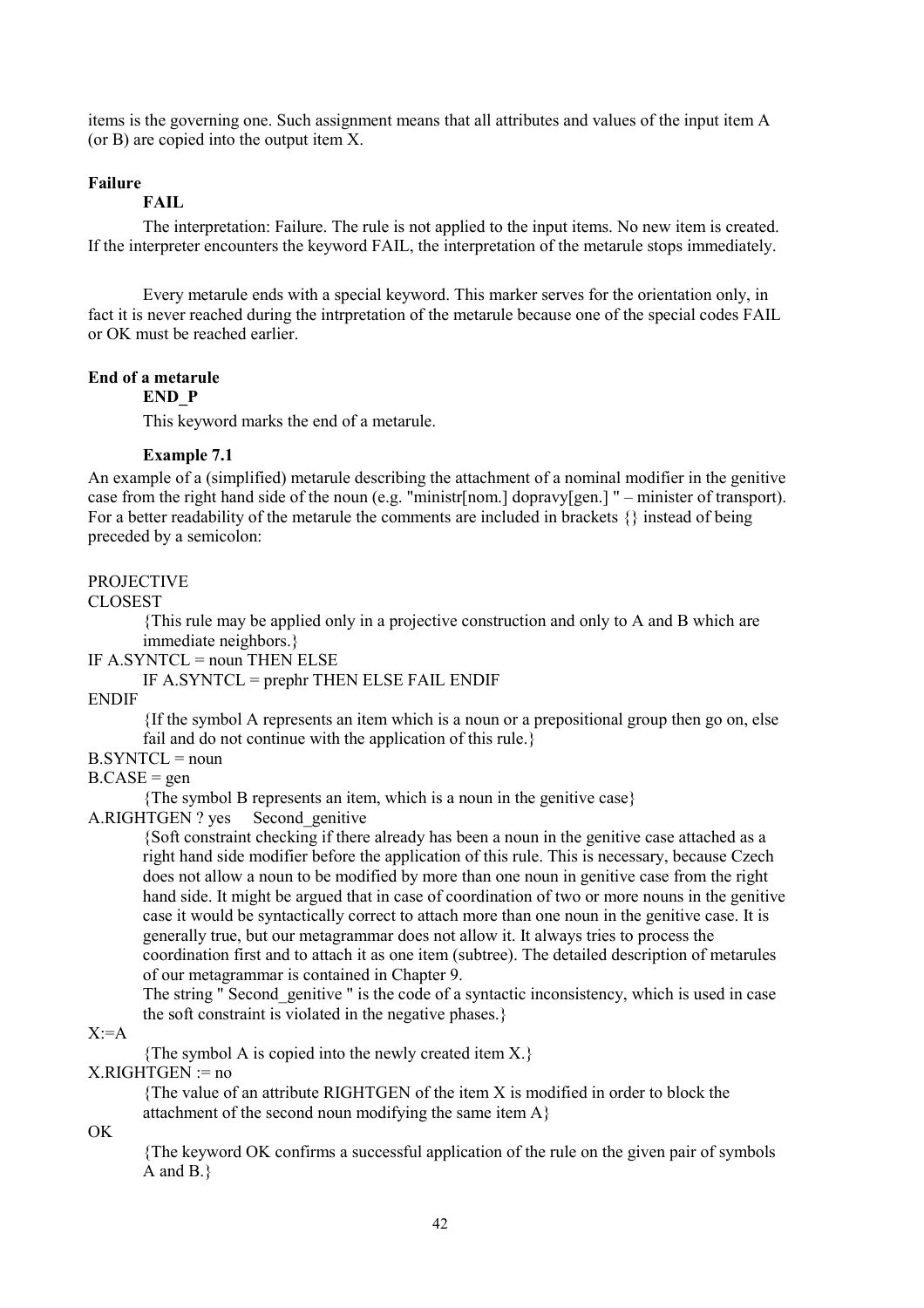items is the governing one. Such assignment means that all attributes and values of the input item A (or B) are copied into the output item X.

**Failure**

**FAIL**

The interpretation: Failure. The rule is not applied to the input items. No new item is created. If the interpreter encounters the keyword FAIL, the interpretation of the metarule stops immediately.

Every metarule ends with a special keyword. This marker serves for the orientation only, in fact it is never reached during the intrpretation of the metarule because one of the special codes FAIL or OK must be reached earlier.

**End of a metarule**

**END_P**

This keyword marks the end of a metarule.

**Example 7.1**

An example of a (simplified) metarule describing the attachment of a nominal modifier in the genitive case from the right hand side of the noun (e.g. "ministr[nom.] dopravy[gen.] " – minister of transport). For a better readability of the metarule the comments are included in brackets {} instead of being preceded by a semicolon:

PROJECTIVE

CLOSEST

{This rule may be applied only in a projective construction and only to A and B which are immediate neighbors.}

IF A.SYNTCL = noun THEN ELSE

IF A.SYNTCL = prephr THEN ELSE FAIL ENDIF

ENDIF

{If the symbol A represents an item which is a noun or a prepositional group then go on, else fail and do not continue with the application of this rule.}

B.SYNTCL = noun

B.CASE = gen

{The symbol B represents an item, which is a noun in the genitive case}

A.RIGHTGEN ? yes Second_genitive

{Soft constraint checking if there already has been a noun in the genitive case attached as a right hand side modifier before the application of this rule. This is necessary, because Czech does not allow a noun to be modified by more than one noun in genitive case from the right hand side. It might be argued that in case of coordination of two or more nouns in the genitive case it would be syntactically correct to attach more than one noun in the genitive case. It is generally true, but our metagrammar does not allow it. It always tries to process the coordination first and to attach it as one item (subtree). The detailed description of metarules of our metagrammar is contained in Chapter 9.

The string " Second_genitive " is the code of a syntactic inconsistency, which is used in case the soft constraint is violated in the negative phases.}

X:=A

{The symbol A is copied into the newly created item X.}

X.RIGHTGEN := no

{The value of an attribute RIGHTGEN of the item X is modified in order to block the attachment of the second noun modifying the same item A}

OK

{The keyword OK confirms a successful application of the rule on the given pair of symbols A and B.}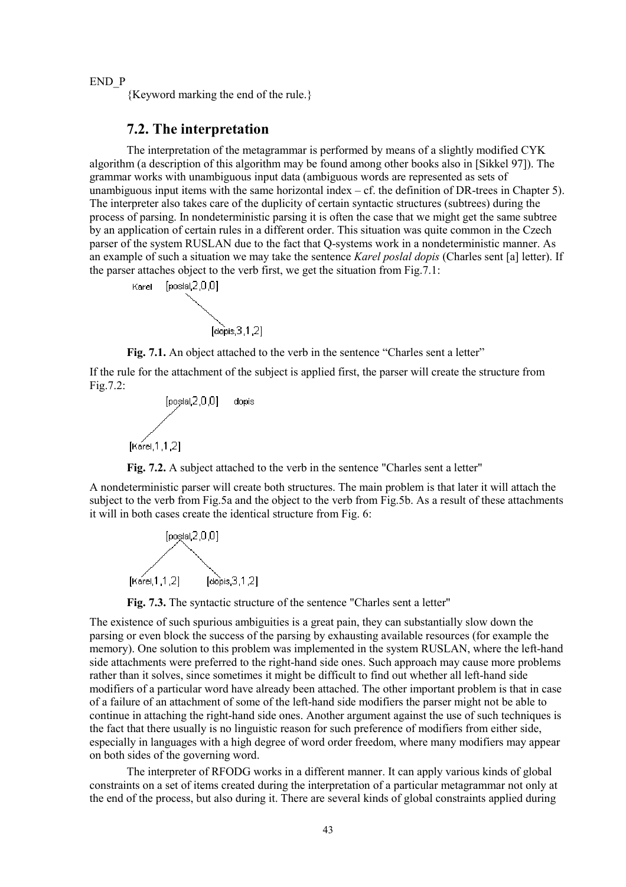END_P

{Keyword marking the end of the rule.}

## 7.2. The interpretation

The interpretation of the metagrammar is performed by means of a slightly modified CYK algorithm (a description of this algorithm may be found among other books also in [Sikkel 97]). The grammar works with unambiguous input data (ambiguous words are represented as sets of unambiguous input items with the same horizontal index – cf. the definition of DR-trees in Chapter 5). The interpreter also takes care of the duplicity of certain syntactic structures (subtrees) during the process of parsing. In nondeterministic parsing it is often the case that we might get the same subtree by an application of certain rules in a different order. This situation was quite common in the Czech parser of the system RUSLAN due to the fact that Q-systems work in a nondeterministic manner. As an example of such a situation we may take the sentence *Karel poslal dopis* (Charles sent [a] letter). If the parser attaches object to the verb first, we get the situation from Fig.7.1:

Karel [poslal,2,0,0]

[dopis,3,1,2]

**Fig. 7.1.** An object attached to the verb in the sentence "Charles sent a letter"

If the rule for the attachment of the subject is applied first, the parser will create the structure from Fig.7.2:

[poslal,2,0,0] dopis

[Karel,1,1,2]

**Fig. 7.2.** A subject attached to the verb in the sentence "Charles sent a letter"

A nondeterministic parser will create both structures. The main problem is that later it will attach the subject to the verb from Fig.5a and the object to the verb from Fig.5b. As a result of these attachments it will in both cases create the identical structure from Fig. 6:

[poslal,2,0,0]

[Karel,1,1,2] [dopis,3,1,2]

**Fig. 7.3.** The syntactic structure of the sentence "Charles sent a letter"

The existence of such spurious ambiguities is a great pain, they can substantially slow down the parsing or even block the success of the parsing by exhausting available resources (for example the memory). One solution to this problem was implemented in the system RUSLAN, where the left-hand side attachments were preferred to the right-hand side ones. Such approach may cause more problems rather than it solves, since sometimes it might be difficult to find out whether all left-hand side modifiers of a particular word have already been attached. The other important problem is that in case of a failure of an attachment of some of the left-hand side modifiers the parser might not be able to continue in attaching the right-hand side ones. Another argument against the use of such techniques is the fact that there usually is no linguistic reason for such preference of modifiers from either side, especially in languages with a high degree of word order freedom, where many modifiers may appear on both sides of the governing word.

The interpreter of RFODG works in a different manner. It can apply various kinds of global constraints on a set of items created during the interpretation of a particular metagrammar not only at the end of the process, but also during it. There are several kinds of global constraints applied during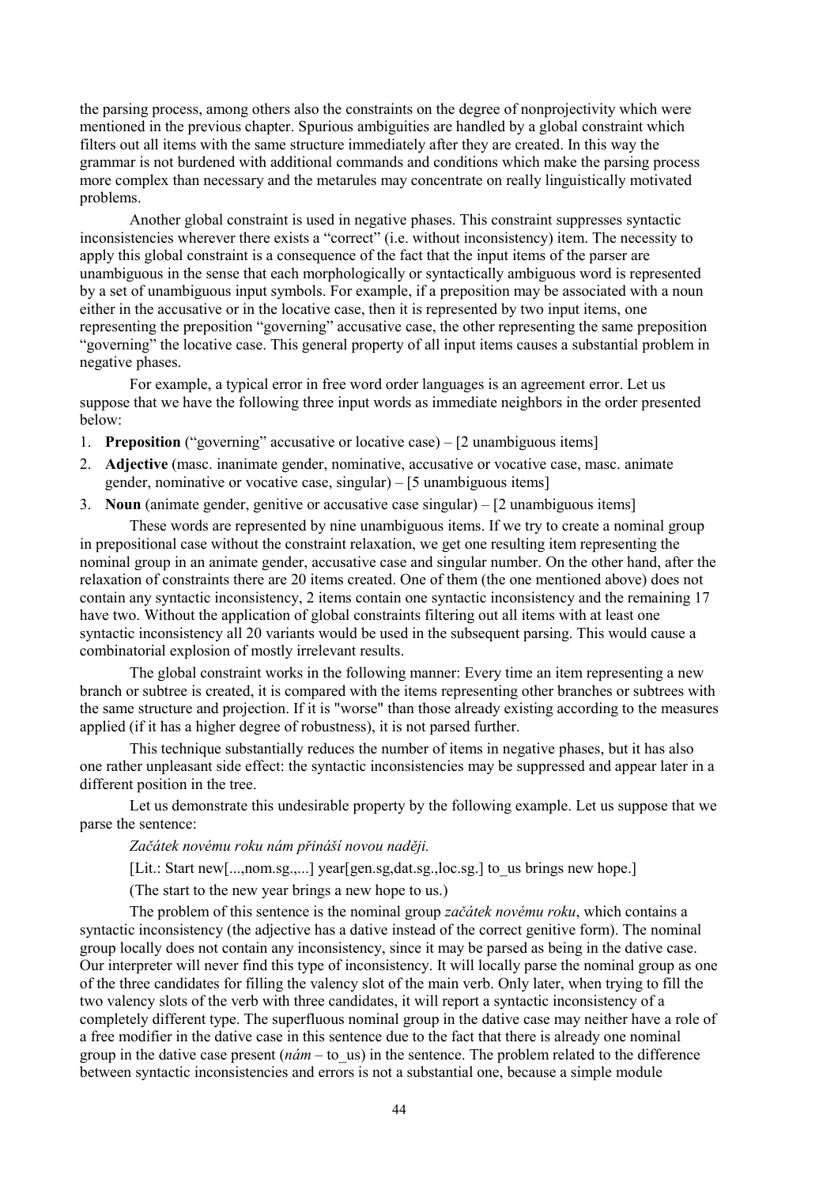the parsing process, among others also the constraints on the degree of nonprojectivity which were mentioned in the previous chapter. Spurious ambiguities are handled by a global constraint which filters out all items with the same structure immediately after they are created. In this way the grammar is not burdened with additional commands and conditions which make the parsing process more complex than necessary and the metarules may concentrate on really linguistically motivated problems.

Another global constraint is used in negative phases. This constraint suppresses syntactic inconsistencies wherever there exists a "correct" (i.e. without inconsistency) item. The necessity to apply this global constraint is a consequence of the fact that the input items of the parser are unambiguous in the sense that each morphologically or syntactically ambiguous word is represented by a set of unambiguous input symbols. For example, if a preposition may be associated with a noun either in the accusative or in the locative case, then it is represented by two input items, one representing the preposition "governing" accusative case, the other representing the same preposition "governing" the locative case. This general property of all input items causes a substantial problem in negative phases.

For example, a typical error in free word order languages is an agreement error. Let us suppose that we have the following three input words as immediate neighbors in the order presented below:

1. **Preposition** ("governing" accusative or locative case) – [2 unambiguous items]
2. **Adjective** (masc. inanimate gender, nominative, accusative or vocative case, masc. animate gender, nominative or vocative case, singular) – [5 unambiguous items]
3. **Noun** (animate gender, genitive or accusative case singular) – [2 unambiguous items]

These words are represented by nine unambiguous items. If we try to create a nominal group in prepositional case without the constraint relaxation, we get one resulting item representing the nominal group in an animate gender, accusative case and singular number. On the other hand, after the relaxation of constraints there are 20 items created. One of them (the one mentioned above) does not contain any syntactic inconsistency, 2 items contain one syntactic inconsistency and the remaining 17 have two. Without the application of global constraints filtering out all items with at least one syntactic inconsistency all 20 variants would be used in the subsequent parsing. This would cause a combinatorial explosion of mostly irrelevant results.

The global constraint works in the following manner: Every time an item representing a new branch or subtree is created, it is compared with the items representing other branches or subtrees with the same structure and projection. If it is "worse" than those already existing according to the measures applied (if it has a higher degree of robustness), it is not parsed further.

This technique substantially reduces the number of items in negative phases, but it has also one rather unpleasant side effect: the syntactic inconsistencies may be suppressed and appear later in a different position in the tree.

Let us demonstrate this undesirable property by the following example. Let us suppose that we parse the sentence:

*Začátek novému roku nám přináší novou naději.*

[Lit.: Start new[...,nom.sg.,...] year[gen.sg,dat.sg.,loc.sg.] to_us brings new hope.]

(The start to the new year brings a new hope to us.)

The problem of this sentence is the nominal group *začátek novému roku*, which contains a syntactic inconsistency (the adjective has a dative instead of the correct genitive form). The nominal group locally does not contain any inconsistency, since it may be parsed as being in the dative case. Our interpreter will never find this type of inconsistency. It will locally parse the nominal group as one of the three candidates for filling the valency slot of the main verb. Only later, when trying to fill the two valency slots of the verb with three candidates, it will report a syntactic inconsistency of a completely different type. The superfluous nominal group in the dative case may neither have a role of a free modifier in the dative case in this sentence due to the fact that there is already one nominal group in the dative case present (*nám* – to_us) in the sentence. The problem related to the difference between syntactic inconsistencies and errors is not a substantial one, because a simple module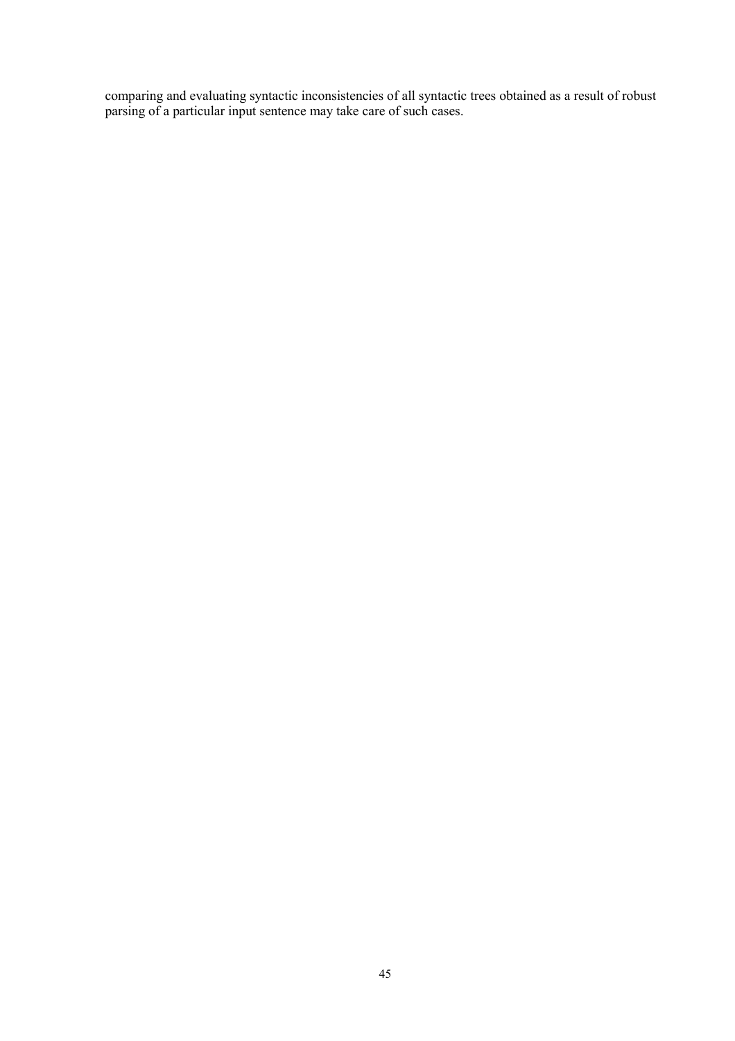comparing and evaluating syntactic inconsistencies of all syntactic trees obtained as a result of robust parsing of a particular input sentence may take care of such cases.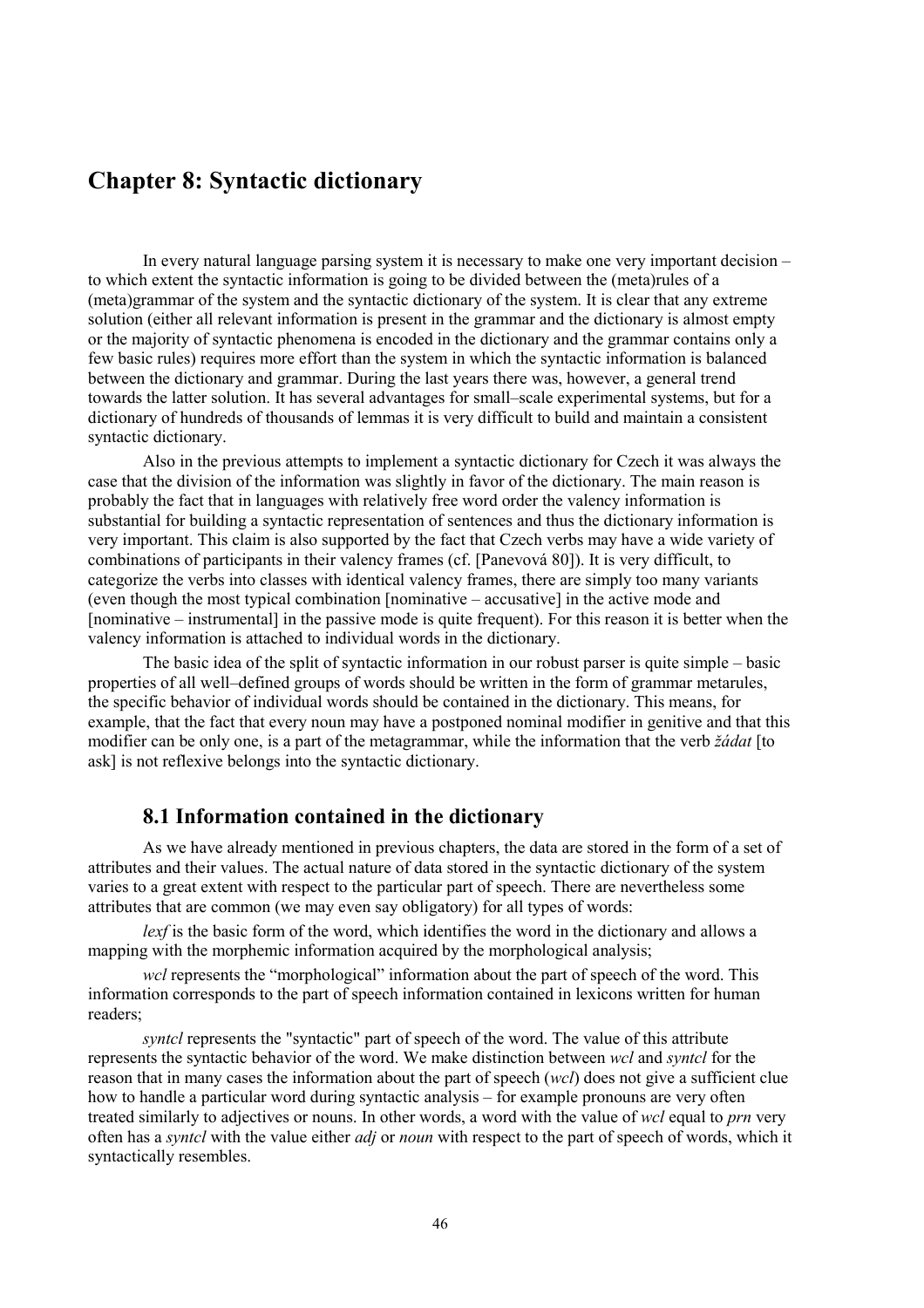# Chapter 8: Syntactic dictionary

In every natural language parsing system it is necessary to make one very important decision – to which extent the syntactic information is going to be divided between the (meta)rules of a (meta)grammar of the system and the syntactic dictionary of the system. It is clear that any extreme solution (either all relevant information is present in the grammar and the dictionary is almost empty or the majority of syntactic phenomena is encoded in the dictionary and the grammar contains only a few basic rules) requires more effort than the system in which the syntactic information is balanced between the dictionary and grammar. During the last years there was, however, a general trend towards the latter solution. It has several advantages for small–scale experimental systems, but for a dictionary of hundreds of thousands of lemmas it is very difficult to build and maintain a consistent syntactic dictionary.

Also in the previous attempts to implement a syntactic dictionary for Czech it was always the case that the division of the information was slightly in favor of the dictionary. The main reason is probably the fact that in languages with relatively free word order the valency information is substantial for building a syntactic representation of sentences and thus the dictionary information is very important. This claim is also supported by the fact that Czech verbs may have a wide variety of combinations of participants in their valency frames (cf. [Panevová 80]). It is very difficult, to categorize the verbs into classes with identical valency frames, there are simply too many variants (even though the most typical combination [nominative – accusative] in the active mode and [nominative – instrumental] in the passive mode is quite frequent). For this reason it is better when the valency information is attached to individual words in the dictionary.

The basic idea of the split of syntactic information in our robust parser is quite simple – basic properties of all well–defined groups of words should be written in the form of grammar metarules, the specific behavior of individual words should be contained in the dictionary. This means, for example, that the fact that every noun may have a postponed nominal modifier in genitive and that this modifier can be only one, is a part of the metagrammar, while the information that the verb *žádat* [to ask] is not reflexive belongs into the syntactic dictionary.

## 8.1 Information contained in the dictionary

As we have already mentioned in previous chapters, the data are stored in the form of a set of attributes and their values. The actual nature of data stored in the syntactic dictionary of the system varies to a great extent with respect to the particular part of speech. There are nevertheless some attributes that are common (we may even say obligatory) for all types of words:

*lexf* is the basic form of the word, which identifies the word in the dictionary and allows a mapping with the morphemic information acquired by the morphological analysis;

*wcl* represents the "morphological" information about the part of speech of the word. This information corresponds to the part of speech information contained in lexicons written for human readers;

*syntcl* represents the "syntactic" part of speech of the word. The value of this attribute represents the syntactic behavior of the word. We make distinction between *wcl* and *syntcl* for the reason that in many cases the information about the part of speech (*wcl*) does not give a sufficient clue how to handle a particular word during syntactic analysis – for example pronouns are very often treated similarly to adjectives or nouns. In other words, a word with the value of *wcl* equal to *prn* very often has a *syntcl* with the value either *adj* or *noun* with respect to the part of speech of words, which it syntactically resembles.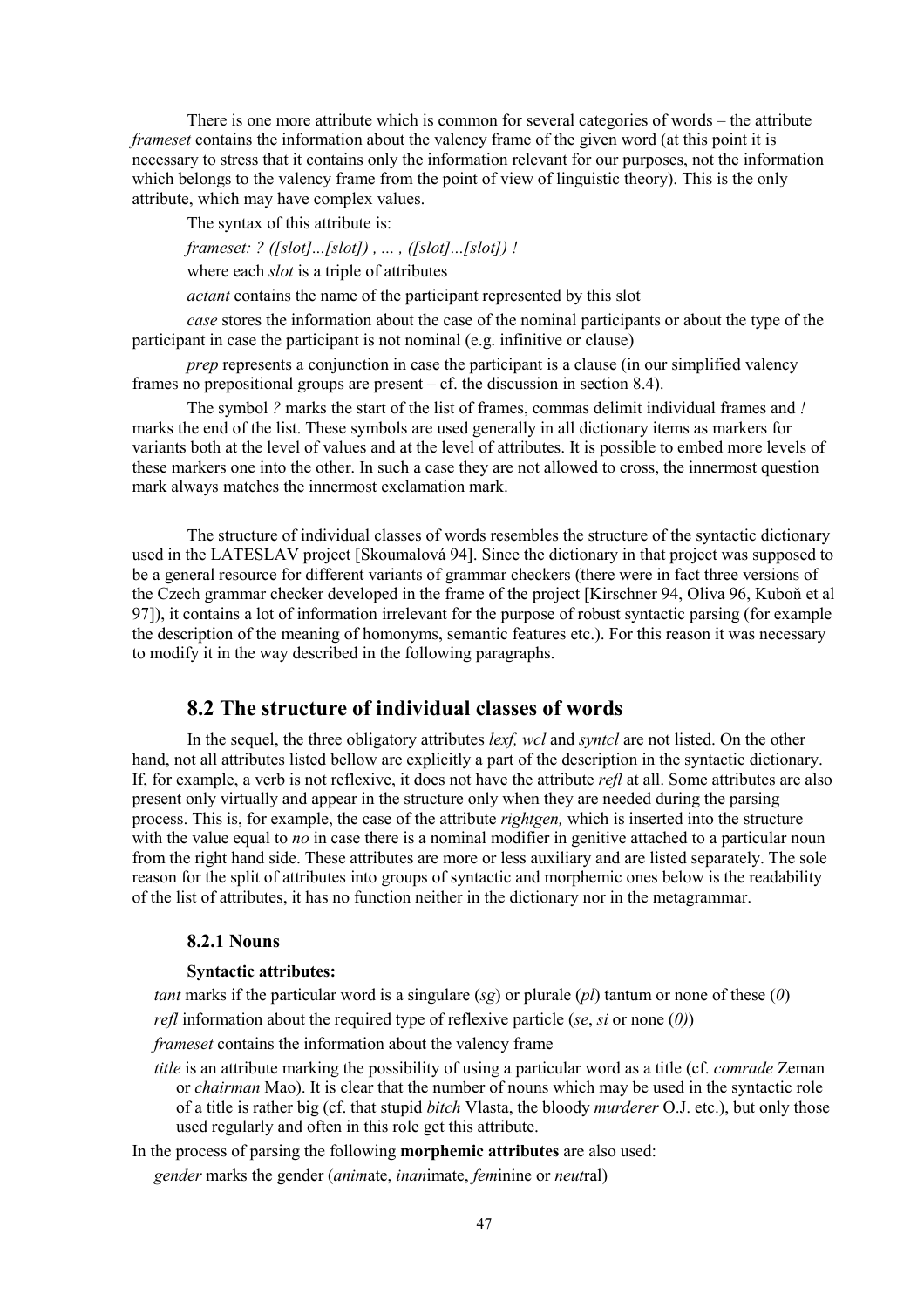There is one more attribute which is common for several categories of words – the attribute *frameset* contains the information about the valency frame of the given word (at this point it is necessary to stress that it contains only the information relevant for our purposes, not the information which belongs to the valency frame from the point of view of linguistic theory). This is the only attribute, which may have complex values.

The syntax of this attribute is:

*frameset: ? ([slot]...[slot]) , ... , ([slot]...[slot]) !*

where each *slot* is a triple of attributes

*actant* contains the name of the participant represented by this slot

*case* stores the information about the case of the nominal participants or about the type of the participant in case the participant is not nominal (e.g. infinitive or clause)

*prep* represents a conjunction in case the participant is a clause (in our simplified valency frames no prepositional groups are present – cf. the discussion in section 8.4).

The symbol *?* marks the start of the list of frames, commas delimit individual frames and *!* marks the end of the list. These symbols are used generally in all dictionary items as markers for variants both at the level of values and at the level of attributes. It is possible to embed more levels of these markers one into the other. In such a case they are not allowed to cross, the innermost question mark always matches the innermost exclamation mark.

The structure of individual classes of words resembles the structure of the syntactic dictionary used in the LATESLAV project [Skoumalová 94]. Since the dictionary in that project was supposed to be a general resource for different variants of grammar checkers (there were in fact three versions of the Czech grammar checker developed in the frame of the project [Kirschner 94, Oliva 96, Kuboň et al 97]), it contains a lot of information irrelevant for the purpose of robust syntactic parsing (for example the description of the meaning of homonyms, semantic features etc.). For this reason it was necessary to modify it in the way described in the following paragraphs.

## 8.2 The structure of individual classes of words

In the sequel, the three obligatory attributes *lexf, wcl* and *syntcl* are not listed. On the other hand, not all attributes listed bellow are explicitly a part of the description in the syntactic dictionary. If, for example, a verb is not reflexive, it does not have the attribute *refl* at all. Some attributes are also present only virtually and appear in the structure only when they are needed during the parsing process. This is, for example, the case of the attribute *rightgen,* which is inserted into the structure with the value equal to *no* in case there is a nominal modifier in genitive attached to a particular noun from the right hand side. These attributes are more or less auxiliary and are listed separately. The sole reason for the split of attributes into groups of syntactic and morphemic ones below is the readability of the list of attributes, it has no function neither in the dictionary nor in the metagrammar.

### 8.2.1 Nouns

**Syntactic attributes:**

*tant* marks if the particular word is a singulare (*sg*) or plurale (*pl*) tantum or none of these (*0*)

*refl* information about the required type of reflexive particle (*se*, *si* or none (*0)*)

*frameset* contains the information about the valency frame

*title* is an attribute marking the possibility of using a particular word as a title (cf. *comrade* Zeman or *chairman* Mao). It is clear that the number of nouns which may be used in the syntactic role of a title is rather big (cf. that stupid *bitch* Vlasta, the bloody *murderer* O.J. etc.), but only those used regularly and often in this role get this attribute.

In the process of parsing the following **morphemic attributes** are also used:

*gender* marks the gender (*anim*ate, *inan*imate, *fem*inine or *neut*ral)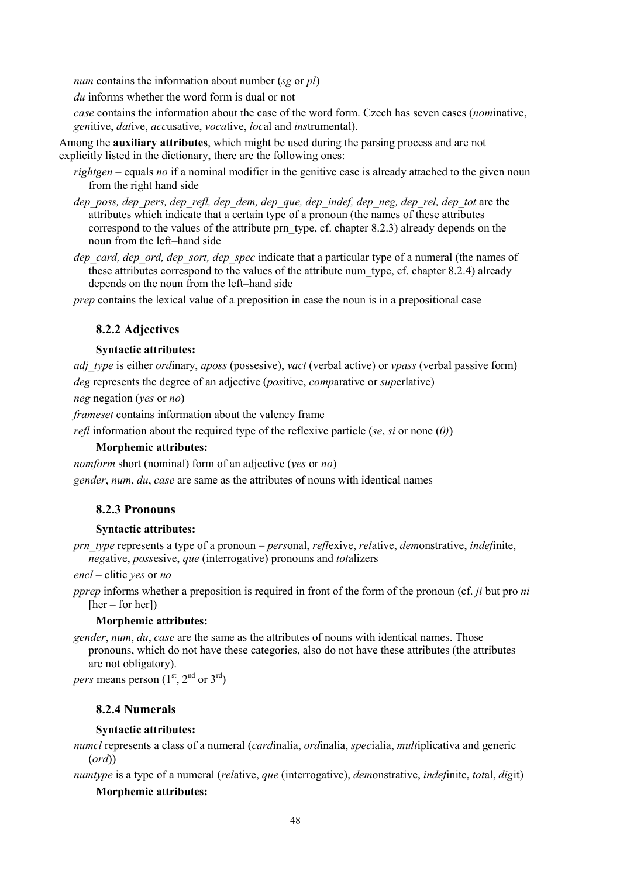*num* contains the information about number (*sg* or *pl*)

*du* informs whether the word form is dual or not

*case* contains the information about the case of the word form. Czech has seven cases (*nom*inative, *gen*itive, *dat*ive, *acc*usative, *voca*tive, *loc*al and *ins*trumental).

Among the **auxiliary attributes**, which might be used during the parsing process and are not explicitly listed in the dictionary, there are the following ones:

*rightgen* – equals *no* if a nominal modifier in the genitive case is already attached to the given noun from the right hand side

*dep_poss, dep_pers, dep_refl, dep_dem, dep_que, dep_indef, dep_neg, dep_rel, dep_tot* are the attributes which indicate that a certain type of a pronoun (the names of these attributes correspond to the values of the attribute prn_type, cf. chapter 8.2.3) already depends on the noun from the left–hand side

*dep_card, dep_ord, dep_sort, dep_spec* indicate that a particular type of a numeral (the names of these attributes correspond to the values of the attribute num_type, cf. chapter 8.2.4) already depends on the noun from the left–hand side

*prep* contains the lexical value of a preposition in case the noun is in a prepositional case

### 8.2.2 Adjectives

**Syntactic attributes:**

*adj_type* is either *ord*inary, *aposs* (possesive), *vact* (verbal active) or *vpass* (verbal passive form)

*deg* represents the degree of an adjective (*pos*itive, *comp*arative or *sup*erlative)

*neg* negation (*yes* or *no*)

*frameset* contains information about the valency frame

*refl* information about the required type of the reflexive particle (*se*, *si* or none (*0)*)

**Morphemic attributes:**

*nomform* short (nominal) form of an adjective (*yes* or *no*)

*gender*, *num*, *du*, *case* are same as the attributes of nouns with identical names

### 8.2.3 Pronouns

**Syntactic attributes:**

*prn_type* represents a type of a pronoun – *pers*onal, *refl*exive, *rel*ative, *dem*onstrative, *indef*inite, *neg*ative, *poss*esive, *que* (interrogative) pronouns and *tot*alizers

*encl* – clitic *yes* or *no*

*pprep* informs whether a preposition is required in front of the form of the pronoun (cf. *ji* but pro *ni* [her – for her])

**Morphemic attributes:**

*gender*, *num*, *du*, *case* are the same as the attributes of nouns with identical names. Those pronouns, which do not have these categories, also do not have these attributes (the attributes are not obligatory).

*pers* means person (1st, 2nd or 3rd)

### 8.2.4 Numerals

**Syntactic attributes:**

*numcl* represents a class of a numeral (*card*inalia, *ord*inalia, *spec*ialia, *mult*iplicativa and generic (*ord*))

*numtype* is a type of a numeral (*rel*ative, *que* (interrogative), *dem*onstrative, *indef*inite, *tot*al, *dig*it)

**Morphemic attributes:**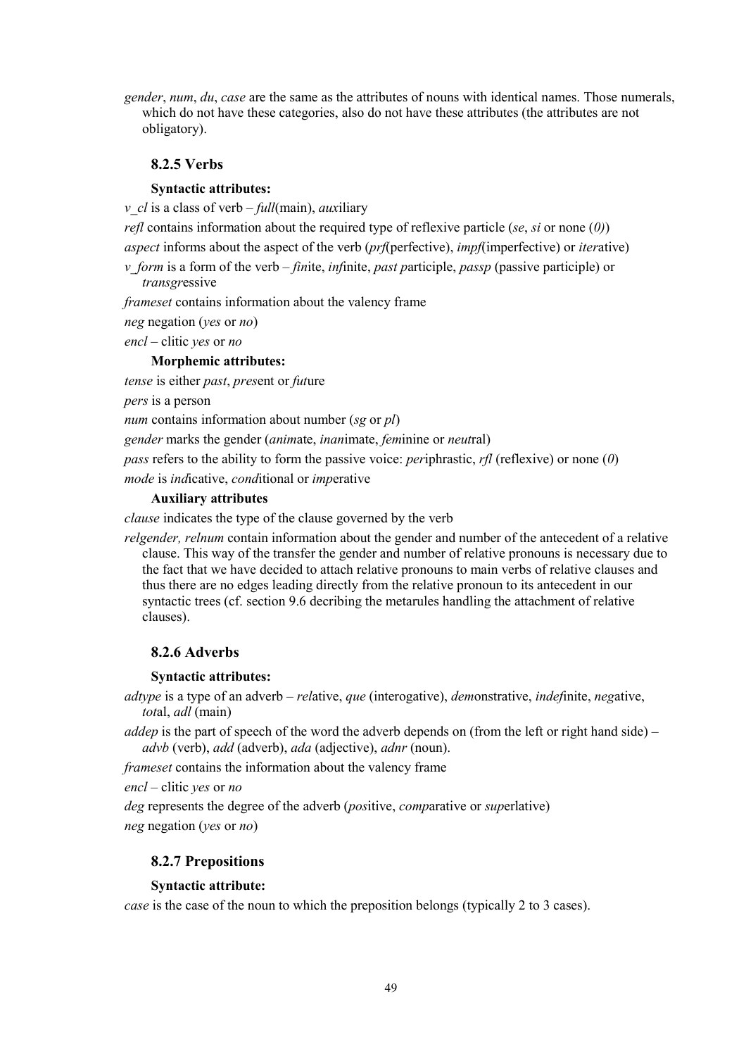*gender*, *num*, *du*, *case* are the same as the attributes of nouns with identical names. Those numerals, which do not have these categories, also do not have these attributes (the attributes are not obligatory).

### 8.2.5 Verbs

**Syntactic attributes:**

*v_cl* is a class of verb – *full*(main), *aux*iliary

*refl* contains information about the required type of reflexive particle (*se*, *si* or none (*0)*)

*aspect* informs about the aspect of the verb (*prf*(perfective), *impf*(imperfective) or *iter*ative)

*v_form* is a form of the verb – *fin*ite, *inf*inite, *past p*articiple, *passp* (passive participle) or *transgr*essive

*frameset* contains information about the valency frame

*neg* negation (*yes* or *no*)

*encl* – clitic *yes* or *no*

**Morphemic attributes:**

*tense* is either *past*, *pres*ent or *fut*ure

*pers* is a person

*num* contains information about number (*sg* or *pl*)

*gender* marks the gender (*anim*ate, *inan*imate, *fem*inine or *neut*ral)

*pass* refers to the ability to form the passive voice: *per*iphrastic, *rfl* (reflexive) or none (*0*)

*mode* is *ind*icative, *cond*itional or *imp*erative

**Auxiliary attributes**

*clause* indicates the type of the clause governed by the verb

*relgender, relnum* contain information about the gender and number of the antecedent of a relative clause. This way of the transfer the gender and number of relative pronouns is necessary due to the fact that we have decided to attach relative pronouns to main verbs of relative clauses and thus there are no edges leading directly from the relative pronoun to its antecedent in our syntactic trees (cf. section 9.6 decribing the metarules handling the attachment of relative clauses).

### 8.2.6 Adverbs

**Syntactic attributes:**

*adtype* is a type of an adverb – *rel*ative, *que* (interogative), *dem*onstrative, *indef*inite, *neg*ative, *tot*al, *adl* (main)

*addep* is the part of speech of the word the adverb depends on (from the left or right hand side) – *advb* (verb), *add* (adverb), *ada* (adjective), *adnr* (noun).

*frameset* contains the information about the valency frame

*encl* – clitic *yes* or *no*

*deg* represents the degree of the adverb (*pos*itive, *comp*arative or *sup*erlative)

*neg* negation (*yes* or *no*)

### 8.2.7 Prepositions

**Syntactic attribute:**

*case* is the case of the noun to which the preposition belongs (typically 2 to 3 cases).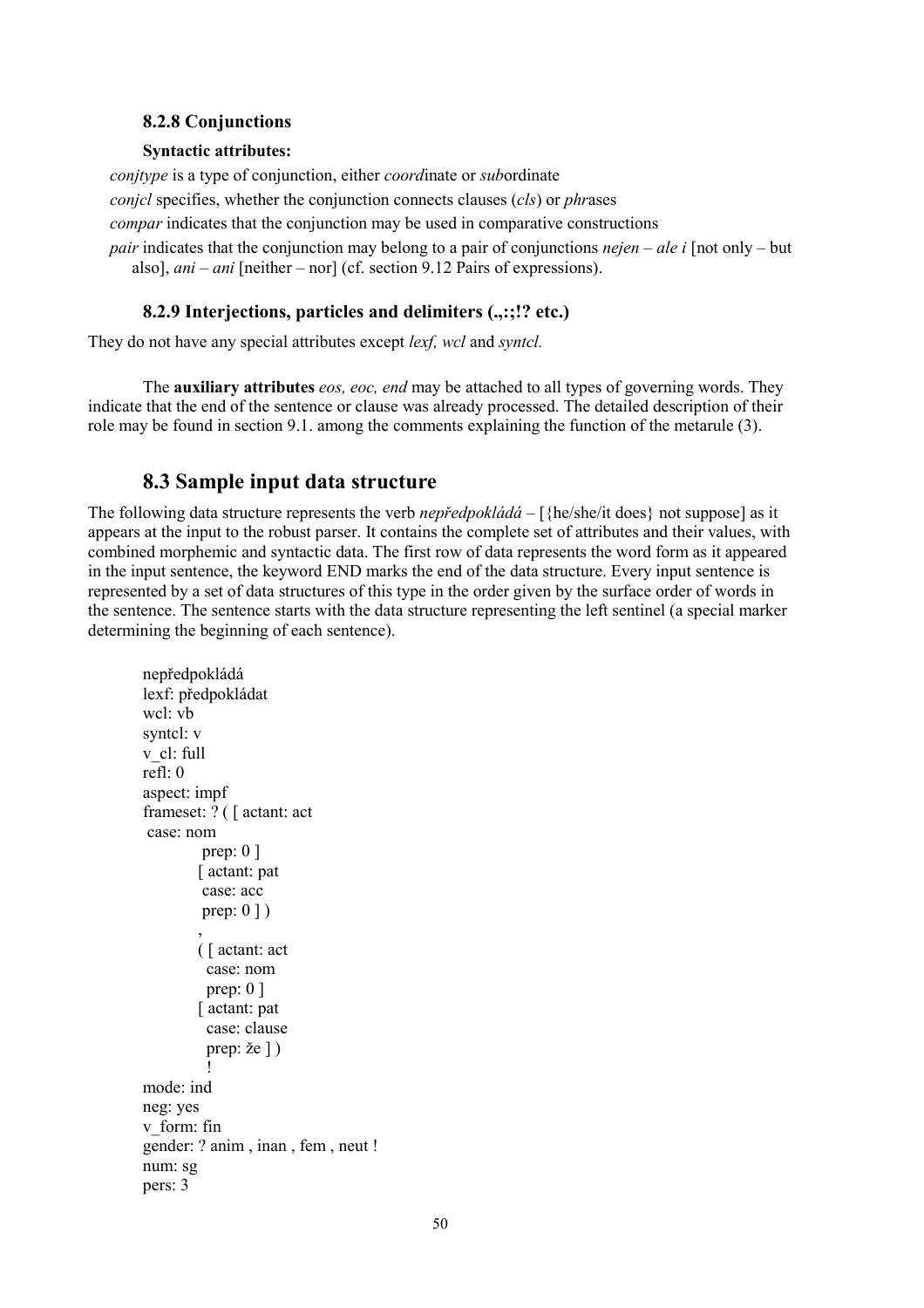### 8.2.8 Conjunctions

**Syntactic attributes:**

*conjtype* is a type of conjunction, either *coord*inate or *sub*ordinate

*conjcl* specifies, whether the conjunction connects clauses (*cls*) or *phr*ases

*compar* indicates that the conjunction may be used in comparative constructions

*pair* indicates that the conjunction may belong to a pair of conjunctions *nejen – ale i* [not only – but also], *ani – ani* [neither – nor] (cf. section 9.12 Pairs of expressions).

### 8.2.9 Interjections, particles and delimiters (.,:;!? etc.)

They do not have any special attributes except *lexf, wcl* and *syntcl.*

The **auxiliary attributes** *eos, eoc, end* may be attached to all types of governing words. They indicate that the end of the sentence or clause was already processed. The detailed description of their role may be found in section 9.1. among the comments explaining the function of the metarule (3).

## 8.3 Sample input data structure

The following data structure represents the verb *nepředpokládá* – [{he/she/it does} not suppose] as it appears at the input to the robust parser. It contains the complete set of attributes and their values, with combined morphemic and syntactic data. The first row of data represents the word form as it appeared in the input sentence, the keyword END marks the end of the data structure. Every input sentence is represented by a set of data structures of this type in the order given by the surface order of words in the sentence. The sentence starts with the data structure representing the left sentinel (a special marker determining the beginning of each sentence).

```
nepředpokládá
lexf: předpokládat
wcl: vb
syntcl: v
v_cl: full
refl: 0
aspect: impf
frameset: ? ( [ actant: act
 case: nom
           prep: 0 ]
          [ actant: pat
           case: acc
           prep: 0 ] )
          ,
          ( [ actant: act
            case: nom
            prep: 0 ]
          [ actant: pat
            case: clause
            prep: že ] )
            !
mode: ind
neg: yes
v_form: fin
gender: ? anim , inan , fem , neut !
num: sg
pers: 3
```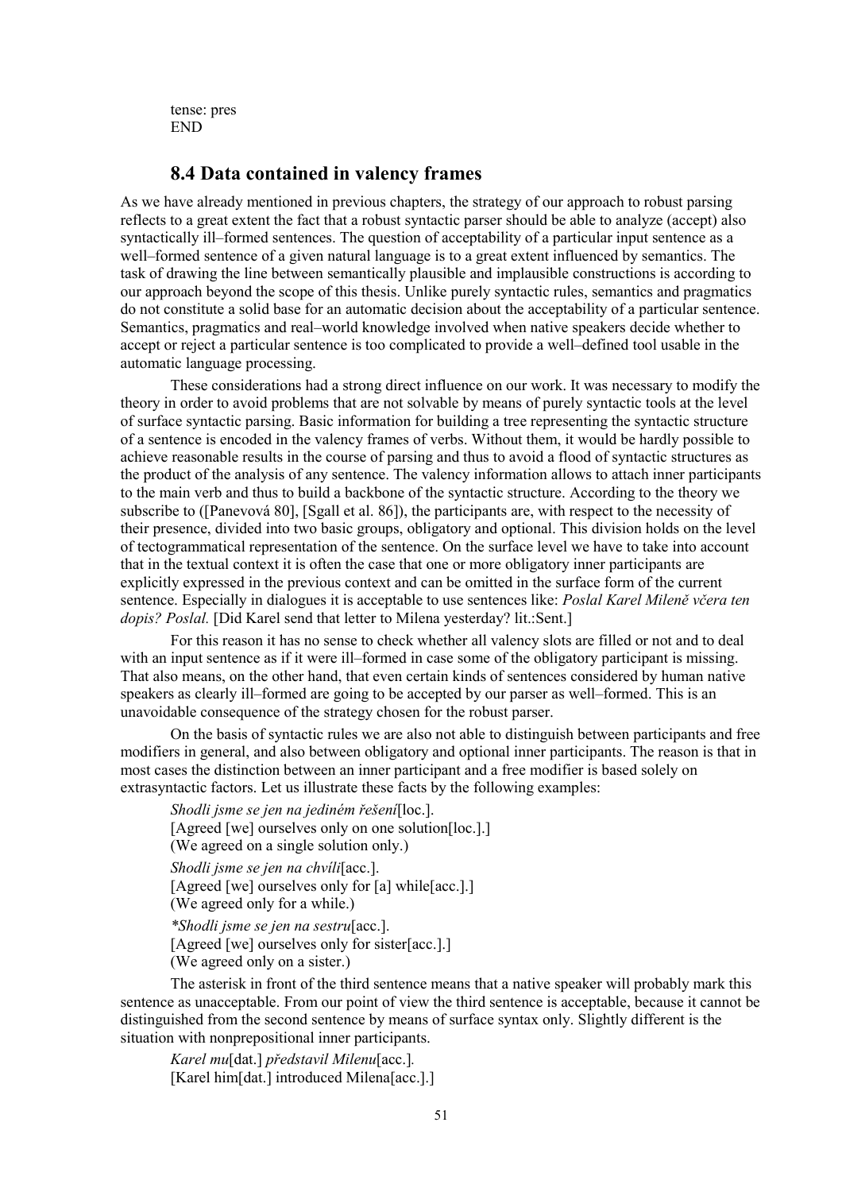tense: pres
END

## 8.4 Data contained in valency frames

As we have already mentioned in previous chapters, the strategy of our approach to robust parsing reflects to a great extent the fact that a robust syntactic parser should be able to analyze (accept) also syntactically ill–formed sentences. The question of acceptability of a particular input sentence as a well–formed sentence of a given natural language is to a great extent influenced by semantics. The task of drawing the line between semantically plausible and implausible constructions is according to our approach beyond the scope of this thesis. Unlike purely syntactic rules, semantics and pragmatics do not constitute a solid base for an automatic decision about the acceptability of a particular sentence. Semantics, pragmatics and real–world knowledge involved when native speakers decide whether to accept or reject a particular sentence is too complicated to provide a well–defined tool usable in the automatic language processing.

These considerations had a strong direct influence on our work. It was necessary to modify the theory in order to avoid problems that are not solvable by means of purely syntactic tools at the level of surface syntactic parsing. Basic information for building a tree representing the syntactic structure of a sentence is encoded in the valency frames of verbs. Without them, it would be hardly possible to achieve reasonable results in the course of parsing and thus to avoid a flood of syntactic structures as the product of the analysis of any sentence. The valency information allows to attach inner participants to the main verb and thus to build a backbone of the syntactic structure. According to the theory we subscribe to ([Panevová 80], [Sgall et al. 86]), the participants are, with respect to the necessity of their presence, divided into two basic groups, obligatory and optional. This division holds on the level of tectogrammatical representation of the sentence. On the surface level we have to take into account that in the textual context it is often the case that one or more obligatory inner participants are explicitly expressed in the previous context and can be omitted in the surface form of the current sentence. Especially in dialogues it is acceptable to use sentences like: *Poslal Karel Mileně včera ten dopis? Poslal.* [Did Karel send that letter to Milena yesterday? lit.:Sent.]

For this reason it has no sense to check whether all valency slots are filled or not and to deal with an input sentence as if it were ill–formed in case some of the obligatory participant is missing. That also means, on the other hand, that even certain kinds of sentences considered by human native speakers as clearly ill–formed are going to be accepted by our parser as well–formed. This is an unavoidable consequence of the strategy chosen for the robust parser.

On the basis of syntactic rules we are also not able to distinguish between participants and free modifiers in general, and also between obligatory and optional inner participants. The reason is that in most cases the distinction between an inner participant and a free modifier is based solely on extrasyntactic factors. Let us illustrate these facts by the following examples:

*Shodli jsme se jen na jediném řešení*[loc.].
[Agreed [we] ourselves only on one solution[loc.].]
(We agreed on a single solution only.)

*Shodli jsme se jen na chvíli*[acc.].
[Agreed [we] ourselves only for [a] while[acc.].]
(We agreed only for a while.)

*\*Shodli jsme se jen na sestru*[acc.].
[Agreed [we] ourselves only for sister[acc.].]
(We agreed only on a sister.)

The asterisk in front of the third sentence means that a native speaker will probably mark this sentence as unacceptable. From our point of view the third sentence is acceptable, because it cannot be distinguished from the second sentence by means of surface syntax only. Slightly different is the situation with nonprepositional inner participants.

*Karel mu*[dat.] *představil Milenu*[acc.].
[Karel him[dat.] introduced Milena[acc.].]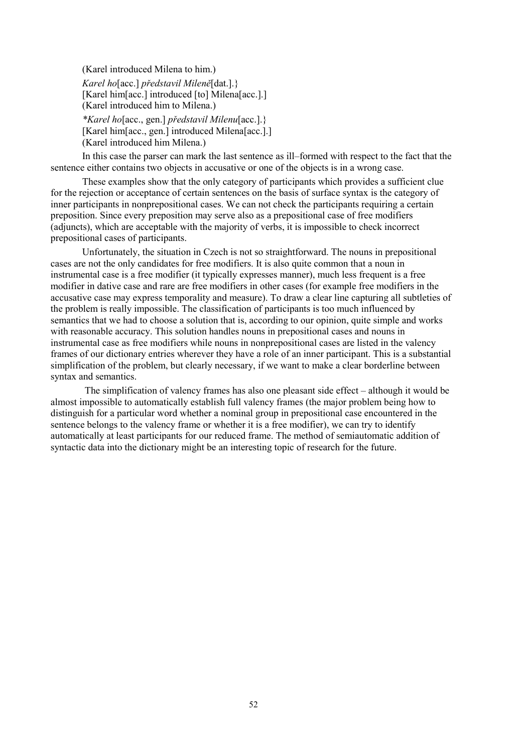(Karel introduced Milena to him.)

*Karel ho*[acc.] *představil Mileně*[dat.].}
[Karel him[acc.] introduced [to] Milena[acc.].]
(Karel introduced him to Milena.)

*\*Karel ho*[acc., gen.] *představil Milenu*[acc.].}
[Karel him[acc., gen.] introduced Milena[acc.].]
(Karel introduced him Milena.)

In this case the parser can mark the last sentence as ill–formed with respect to the fact that the sentence either contains two objects in accusative or one of the objects is in a wrong case.

These examples show that the only category of participants which provides a sufficient clue for the rejection or acceptance of certain sentences on the basis of surface syntax is the category of inner participants in nonprepositional cases. We can not check the participants requiring a certain preposition. Since every preposition may serve also as a prepositional case of free modifiers (adjuncts), which are acceptable with the majority of verbs, it is impossible to check incorrect prepositional cases of participants.

Unfortunately, the situation in Czech is not so straightforward. The nouns in prepositional cases are not the only candidates for free modifiers. It is also quite common that a noun in instrumental case is a free modifier (it typically expresses manner), much less frequent is a free modifier in dative case and rare are free modifiers in other cases (for example free modifiers in the accusative case may express temporality and measure). To draw a clear line capturing all subtleties of the problem is really impossible. The classification of participants is too much influenced by semantics that we had to choose a solution that is, according to our opinion, quite simple and works with reasonable accuracy. This solution handles nouns in prepositional cases and nouns in instrumental case as free modifiers while nouns in nonprepositional cases are listed in the valency frames of our dictionary entries wherever they have a role of an inner participant. This is a substantial simplification of the problem, but clearly necessary, if we want to make a clear borderline between syntax and semantics.

The simplification of valency frames has also one pleasant side effect – although it would be almost impossible to automatically establish full valency frames (the major problem being how to distinguish for a particular word whether a nominal group in prepositional case encountered in the sentence belongs to the valency frame or whether it is a free modifier), we can try to identify automatically at least participants for our reduced frame. The method of semiautomatic addition of syntactic data into the dictionary might be an interesting topic of research for the future.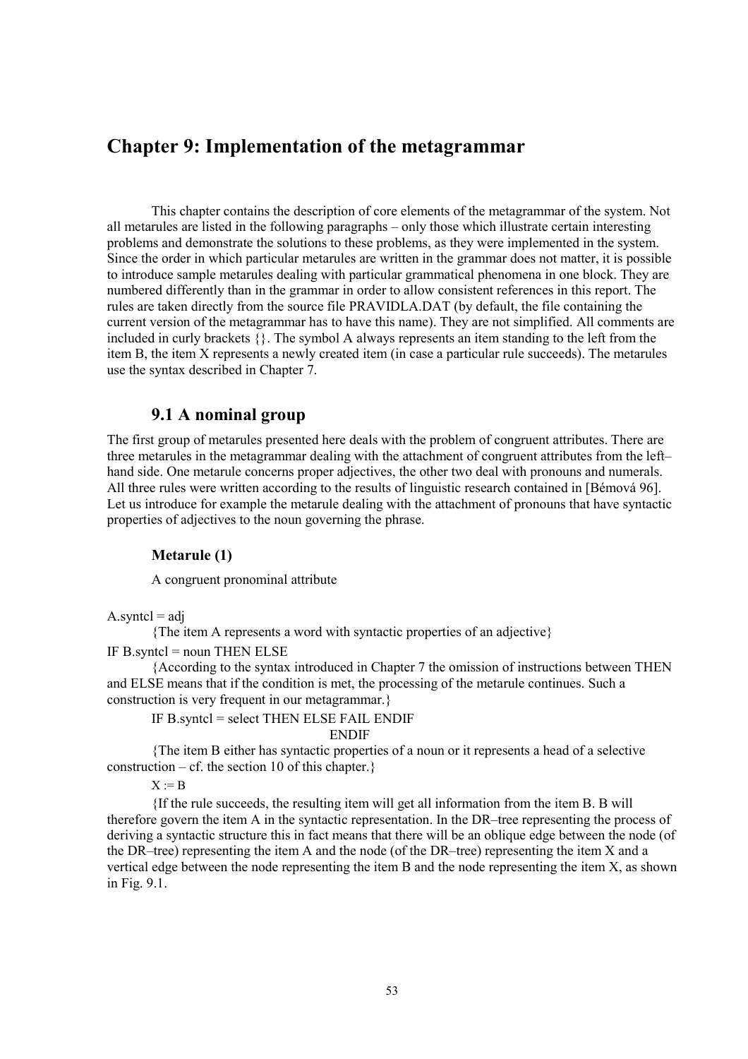# Chapter 9: Implementation of the metagrammar

This chapter contains the description of core elements of the metagrammar of the system. Not all metarules are listed in the following paragraphs – only those which illustrate certain interesting problems and demonstrate the solutions to these problems, as they were implemented in the system. Since the order in which particular metarules are written in the grammar does not matter, it is possible to introduce sample metarules dealing with particular grammatical phenomena in one block. They are numbered differently than in the grammar in order to allow consistent references in this report. The rules are taken directly from the source file PRAVIDLA.DAT (by default, the file containing the current version of the metagrammar has to have this name). They are not simplified. All comments are included in curly brackets {}. The symbol A always represents an item standing to the left from the item B, the item X represents a newly created item (in case a particular rule succeeds). The metarules use the syntax described in Chapter 7.

## 9.1 A nominal group

The first group of metarules presented here deals with the problem of congruent attributes. There are three metarules in the metagrammar dealing with the attachment of congruent attributes from the left–hand side. One metarule concerns proper adjectives, the other two deal with pronouns and numerals. All three rules were written according to the results of linguistic research contained in [Bémová 96]. Let us introduce for example the metarule dealing with the attachment of pronouns that have syntactic properties of adjectives to the noun governing the phrase.

### Metarule (1)

A congruent pronominal attribute

A.syntcl = adj

{The item A represents a word with syntactic properties of an adjective}

IF B.syntcl = noun THEN ELSE

{According to the syntax introduced in Chapter 7 the omission of instructions between THEN and ELSE means that if the condition is met, the processing of the metarule continues. Such a construction is very frequent in our metagrammar.}

IF B.syntcl = select THEN ELSE FAIL ENDIF
ENDIF

{The item B either has syntactic properties of a noun or it represents a head of a selective construction – cf. the section 10 of this chapter.}

X := B

{If the rule succeeds, the resulting item will get all information from the item B. B will therefore govern the item A in the syntactic representation. In the DR–tree representing the process of deriving a syntactic structure this in fact means that there will be an oblique edge between the node (of the DR–tree) representing the item A and the node (of the DR–tree) representing the item X and a vertical edge between the node representing the item B and the node representing the item X, as shown in Fig. 9.1.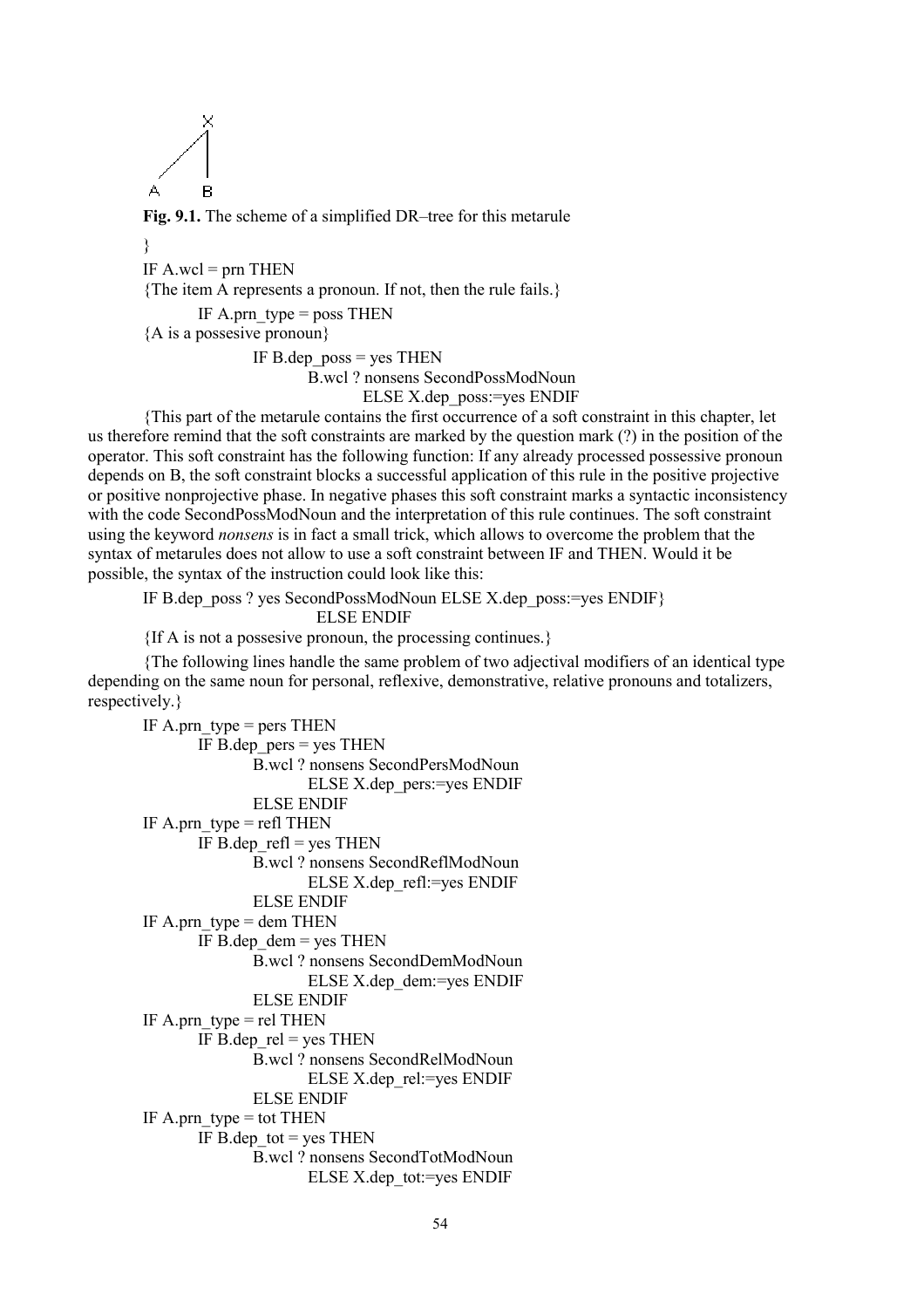Fig. 9.1. The scheme of a simplified DR–tree for this metarule

}

```
IF A.wcl = prn THEN
{The item A represents a pronoun. If not, then the rule fails.}
        IF A.prn_type = poss THEN
{A is a possesive pronoun}
                IF B.dep_poss = yes THEN
                        B.wcl ? nonsens SecondPossModNoun
                                ELSE X.dep_poss:=yes ENDIF
```

{This part of the metarule contains the first occurrence of a soft constraint in this chapter, let us therefore remind that the soft constraints are marked by the question mark (?) in the position of the operator. This soft constraint has the following function: If any already processed possessive pronoun depends on B, the soft constraint blocks a successful application of this rule in the positive projective or positive nonprojective phase. In negative phases this soft constraint marks a syntactic inconsistency with the code SecondPossModNoun and the interpretation of this rule continues. The soft constraint using the keyword *nonsens* is in fact a small trick, which allows to overcome the problem that the syntax of metarules does not allow to use a soft constraint between IF and THEN. Would it be possible, the syntax of the instruction could look like this:

```
IF B.dep_poss ? yes SecondPossModNoun ELSE X.dep_poss:=yes ENDIF}
                        ELSE ENDIF
```

{If A is not a possesive pronoun, the processing continues.}

{The following lines handle the same problem of two adjectival modifiers of an identical type depending on the same noun for personal, reflexive, demonstrative, relative pronouns and totalizers, respectively.}

```
IF A.prn_type = pers THEN
        IF B.dep_pers = yes THEN
                B.wcl ? nonsens SecondPersModNoun
                        ELSE X.dep_pers:=yes ENDIF
                ELSE ENDIF
IF A.prn_type = refl THEN
        IF B.dep_refl = yes THEN
                B.wcl ? nonsens SecondReflModNoun
                        ELSE X.dep_refl:=yes ENDIF
                ELSE ENDIF
IF A.prn_type = dem THEN
        IF B.dep_dem = yes THEN
                B.wcl ? nonsens SecondDemModNoun
                        ELSE X.dep_dem:=yes ENDIF
                ELSE ENDIF
IF A.prn_type = rel THEN
        IF B.dep_rel = yes THEN
                B.wcl ? nonsens SecondRelModNoun
                        ELSE X.dep_rel:=yes ENDIF
                ELSE ENDIF
IF A.prn_type = tot THEN
        IF B.dep_tot = yes THEN
                B.wcl ? nonsens SecondTotModNoun
                        ELSE X.dep_tot:=yes ENDIF
```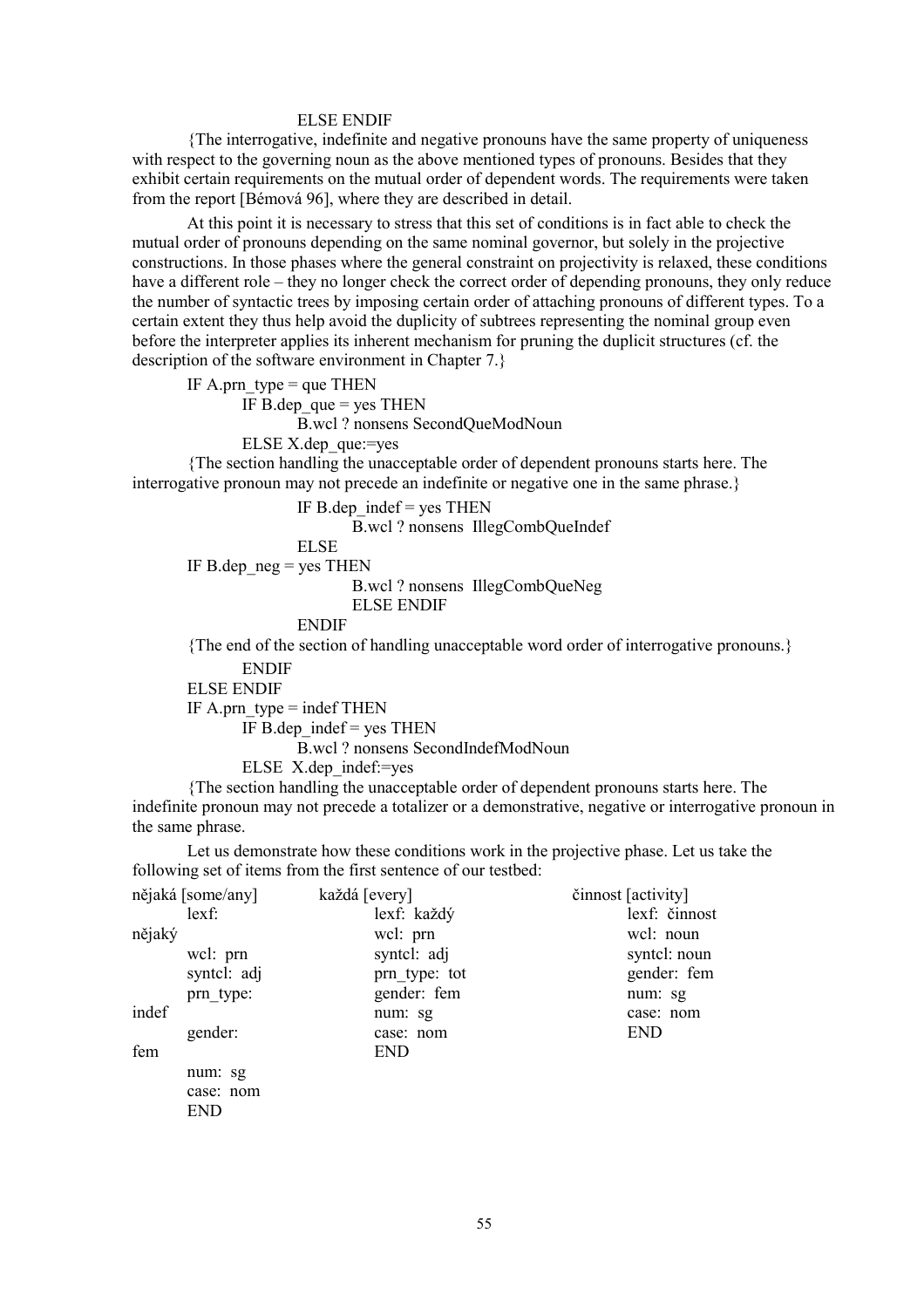ELSE ENDIF

{The interrogative, indefinite and negative pronouns have the same property of uniqueness with respect to the governing noun as the above mentioned types of pronouns. Besides that they exhibit certain requirements on the mutual order of dependent words. The requirements were taken from the report [Bémová 96], where they are described in detail.

At this point it is necessary to stress that this set of conditions is in fact able to check the mutual order of pronouns depending on the same nominal governor, but solely in the projective constructions. In those phases where the general constraint on projectivity is relaxed, these conditions have a different role – they no longer check the correct order of depending pronouns, they only reduce the number of syntactic trees by imposing certain order of attaching pronouns of different types. To a certain extent they thus help avoid the duplicity of subtrees representing the nominal group even before the interpreter applies its inherent mechanism for pruning the duplicit structures (cf. the description of the software environment in Chapter 7.}

```
IF A.prn_type = que THEN
        IF B.dep_que = yes THEN
                B.wcl ? nonsens SecondQueModNoun
        ELSE X.dep_que:=yes
```

{The section handling the unacceptable order of dependent pronouns starts here. The interrogative pronoun may not precede an indefinite or negative one in the same phrase.}

```
                IF B.dep_indef = yes THEN
                        B.wcl ? nonsens  IllegCombQueIndef
                ELSE
IF B.dep_neg = yes THEN
                        B.wcl ? nonsens  IllegCombQueNeg
                        ELSE ENDIF
                ENDIF
```

{The end of the section of handling unacceptable word order of interrogative pronouns.}

```
        ENDIF
ELSE ENDIF
IF A.prn_type = indef THEN
        IF B.dep_indef = yes THEN
                B.wcl ? nonsens SecondIndefModNoun
        ELSE  X.dep_indef:=yes
```

{The section handling the unacceptable order of dependent pronouns starts here. The indefinite pronoun may not precede a totalizer or a demonstrative, negative or interrogative pronoun in the same phrase.

Let us demonstrate how these conditions work in the projective phase. Let us take the following set of items from the first sentence of our testbed:

```
nějaká [some/any]      každá [every]          činnost [activity]
    lexf: nějaký           lexf: každý            lexf: činnost
    wcl: prn               wcl: prn               wcl: noun
    syntcl: adj            syntcl: adj            syntcl: noun
    prn_type: indef        prn_type: tot          gender: fem
    gender: fem            gender: fem            num: sg
    num: sg                num: sg                case: nom
    case: nom              case: nom              END
    END                    END
```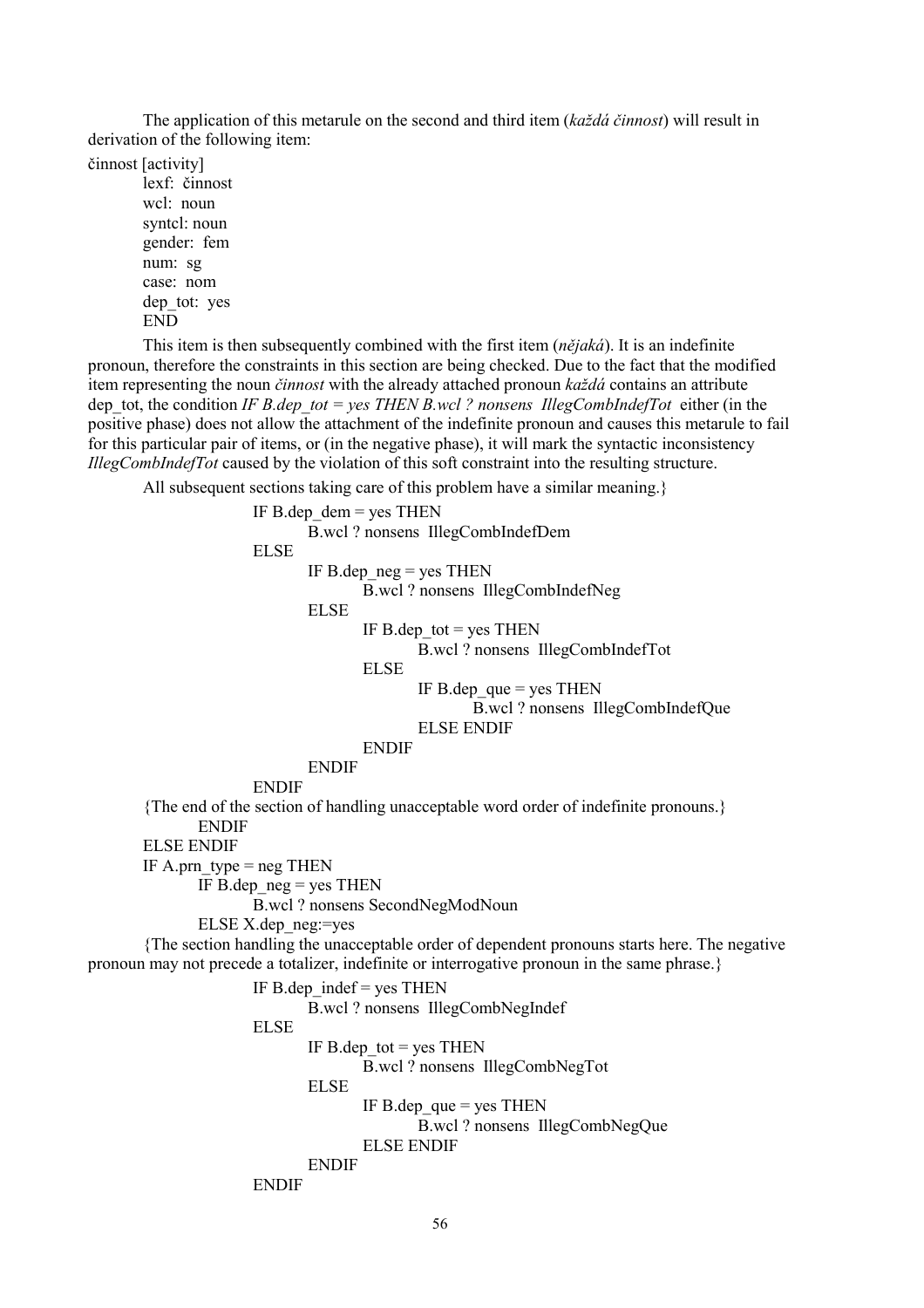The application of this metarule on the second and third item (*každá činnost*) will result in derivation of the following item:

```
činnost [activity]
        lexf:  činnost
        wcl:  noun
        syntcl: noun
        gender:  fem
        num:  sg
        case:  nom
        dep_tot:  yes
        END
```

This item is then subsequently combined with the first item (*nějaká*). It is an indefinite pronoun, therefore the constraints in this section are being checked. Due to the fact that the modified item representing the noun *činnost* with the already attached pronoun *každá* contains an attribute dep_tot, the condition *IF B.dep_tot = yes THEN B.wcl ? nonsens IllegCombIndefTot* either (in the positive phase) does not allow the attachment of the indefinite pronoun and causes this metarule to fail for this particular pair of items, or (in the negative phase), it will mark the syntactic inconsistency *IllegCombIndefTot* caused by the violation of this soft constraint into the resulting structure.

All subsequent sections taking care of this problem have a similar meaning.}

```
                        IF B.dep_dem = yes THEN
                                B.wcl ? nonsens  IllegCombIndefDem
                        ELSE
                                IF B.dep_neg = yes THEN
                                        B.wcl ? nonsens  IllegCombIndefNeg
                                ELSE
                                        IF B.dep_tot = yes THEN
                                                B.wcl ? nonsens  IllegCombIndefTot
                                        ELSE
                                                IF B.dep_que = yes THEN
                                                        B.wcl ? nonsens  IllegCombIndefQue
                                                ELSE ENDIF
                                        ENDIF
                                ENDIF
                        ENDIF
        {The end of the section of handling unacceptable word order of indefinite pronouns.}
                ENDIF
        ELSE ENDIF
        IF A.prn_type = neg THEN
                IF B.dep_neg = yes THEN
                        B.wcl ? nonsens SecondNegModNoun
                ELSE X.dep_neg:=yes
```

{The section handling the unacceptable order of dependent pronouns starts here. The negative pronoun may not precede a totalizer, indefinite or interrogative pronoun in the same phrase.}

```
                        IF B.dep_indef = yes THEN
                                B.wcl ? nonsens  IllegCombNegIndef
                        ELSE
                                IF B.dep_tot = yes THEN
                                        B.wcl ? nonsens  IllegCombNegTot
                                ELSE
                                        IF B.dep_que = yes THEN
                                                B.wcl ? nonsens  IllegCombNegQue
                                        ELSE ENDIF
                                ENDIF
                        ENDIF
```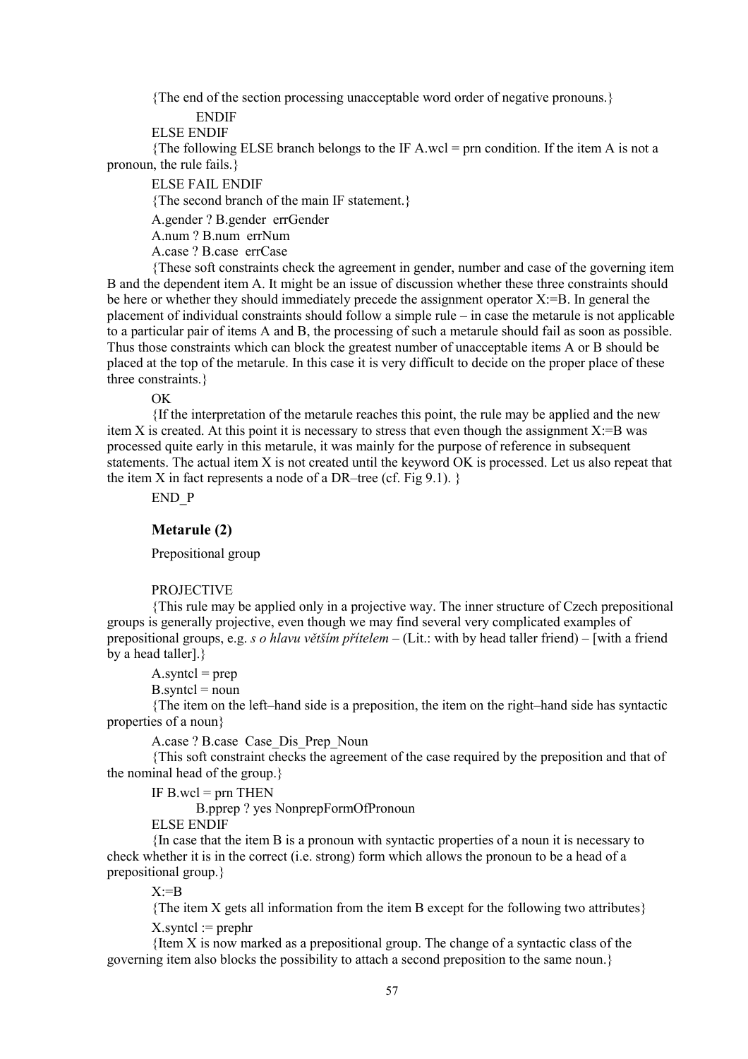{The end of the section processing unacceptable word order of negative pronouns.}

ENDIF

ELSE ENDIF

{The following ELSE branch belongs to the IF A.wcl = prn condition. If the item A is not a pronoun, the rule fails.}

ELSE FAIL ENDIF

{The second branch of the main IF statement.}

A.gender ? B.gender errGender

A.num ? B.num errNum

A.case ? B.case errCase

{These soft constraints check the agreement in gender, number and case of the governing item B and the dependent item A. It might be an issue of discussion whether these three constraints should be here or whether they should immediately precede the assignment operator X:=B. In general the placement of individual constraints should follow a simple rule – in case the metarule is not applicable to a particular pair of items A and B, the processing of such a metarule should fail as soon as possible. Thus those constraints which can block the greatest number of unacceptable items A or B should be placed at the top of the metarule. In this case it is very difficult to decide on the proper place of these three constraints.}

OK

{If the interpretation of the metarule reaches this point, the rule may be applied and the new item X is created. At this point it is necessary to stress that even though the assignment X:=B was processed quite early in this metarule, it was mainly for the purpose of reference in subsequent statements. The actual item X is not created until the keyword OK is processed. Let us also repeat that the item X in fact represents a node of a DR–tree (cf. Fig 9.1). }

END_P

### Metarule (2)

Prepositional group

PROJECTIVE

{This rule may be applied only in a projective way. The inner structure of Czech prepositional groups is generally projective, even though we may find several very complicated examples of prepositional groups, e.g. *s o hlavu větším přítelem* – (Lit.: with by head taller friend) – [with a friend by a head taller].}

A.synctl = prep

B.synctl = noun

{The item on the left–hand side is a preposition, the item on the right–hand side has syntactic properties of a noun}

A.case ? B.case Case_Dis_Prep_Noun

{This soft constraint checks the agreement of the case required by the preposition and that of the nominal head of the group.}

IF B.wcl = prn THEN

B.pprep ? yes NonprepFormOfPronoun

ELSE ENDIF

{In case that the item B is a pronoun with syntactic properties of a noun it is necessary to check whether it is in the correct (i.e. strong) form which allows the pronoun to be a head of a prepositional group.}

X:=B

{The item X gets all information from the item B except for the following two attributes}

X.synctl := prephr

{Item X is now marked as a prepositional group. The change of a syntactic class of the governing item also blocks the possibility to attach a second preposition to the same noun.}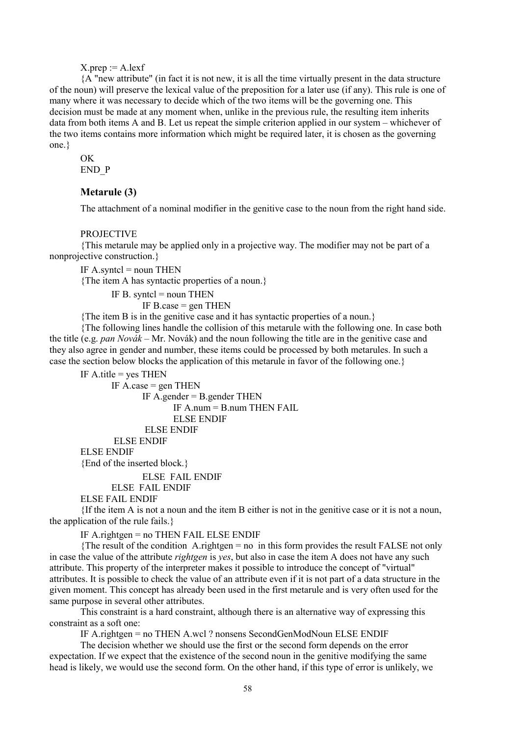X.prep := A.lexf

{A "new attribute" (in fact it is not new, it is all the time virtually present in the data structure of the noun) will preserve the lexical value of the preposition for a later use (if any). This rule is one of many where it was necessary to decide which of the two items will be the governing one. This decision must be made at any moment when, unlike in the previous rule, the resulting item inherits data from both items A and B. Let us repeat the simple criterion applied in our system – whichever of the two items contains more information which might be required later, it is chosen as the governing one.}

OK
END_P

### Metarule (3)

The attachment of a nominal modifier in the genitive case to the noun from the right hand side.

PROJECTIVE

{This metarule may be applied only in a projective way. The modifier may not be part of a nonprojective construction.}

IF A.syntcl = noun THEN

{The item A has syntactic properties of a noun.}

```
	IF B. syntcl = noun THEN
		IF B.case = gen THEN
```

{The item B is in the genitive case and it has syntactic properties of a noun.}

{The following lines handle the collision of this metarule with the following one. In case both the title (e.g. *pan Novák* – Mr. Novák) and the noun following the title are in the genitive case and they also agree in gender and number, these items could be processed by both metarules. In such a case the section below blocks the application of this metarule in favor of the following one.}

```
IF A.title = yes THEN
	IF A.case = gen THEN
		IF A.gender = B.gender THEN
			IF A.num = B.num THEN FAIL
			ELSE ENDIF
		ELSE ENDIF
	ELSE ENDIF
ELSE ENDIF
```

{End of the inserted block.}

```
		ELSE  FAIL ENDIF
	ELSE  FAIL ENDIF
ELSE FAIL ENDIF
```

{If the item A is not a noun and the item B either is not in the genitive case or it is not a noun, the application of the rule fails.}

IF A.rightgen = no THEN FAIL ELSE ENDIF

{The result of the condition A.rightgen = no in this form provides the result FALSE not only in case the value of the attribute *rightgen* is *yes*, but also in case the item A does not have any such attribute. This property of the interpreter makes it possible to introduce the concept of "virtual" attributes. It is possible to check the value of an attribute even if it is not part of a data structure in the given moment. This concept has already been used in the first metarule and is very often used for the same purpose in several other attributes.

This constraint is a hard constraint, although there is an alternative way of expressing this constraint as a soft one:

IF A.rightgen = no THEN A.wcl ? nonsens SecondGenModNoun ELSE ENDIF

The decision whether we should use the first or the second form depends on the error expectation. If we expect that the existence of the second noun in the genitive modifying the same head is likely, we would use the second form. On the other hand, if this type of error is unlikely, we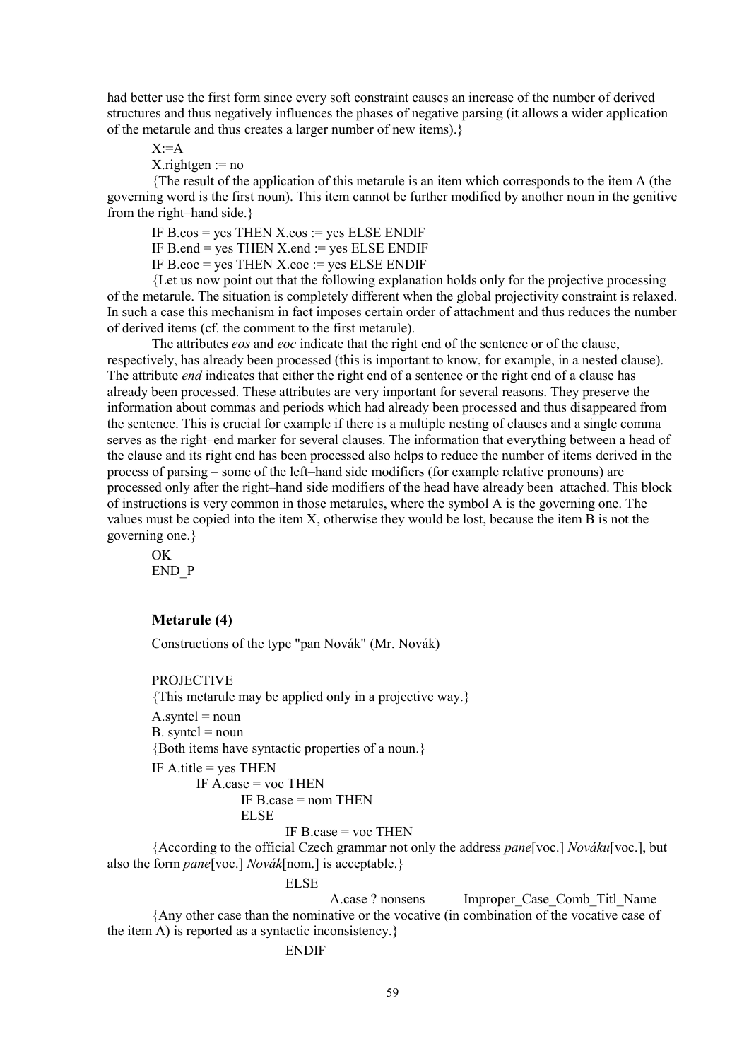had better use the first form since every soft constraint causes an increase of the number of derived structures and thus negatively influences the phases of negative parsing (it allows a wider application of the metarule and thus creates a larger number of new items).}

X:=A

X.rightgen := no

{The result of the application of this metarule is an item which corresponds to the item A (the governing word is the first noun). This item cannot be further modified by another noun in the genitive from the right–hand side.}

IF B.eos = yes THEN X.eos := yes ELSE ENDIF

IF B.end = yes THEN X.end := yes ELSE ENDIF

IF B.eoc = yes THEN X.eoc := yes ELSE ENDIF

{Let us now point out that the following explanation holds only for the projective processing of the metarule. The situation is completely different when the global projectivity constraint is relaxed. In such a case this mechanism in fact imposes certain order of attachment and thus reduces the number of derived items (cf. the comment to the first metarule).

The attributes *eos* and *eoc* indicate that the right end of the sentence or of the clause, respectively, has already been processed (this is important to know, for example, in a nested clause). The attribute *end* indicates that either the right end of a sentence or the right end of a clause has already been processed. These attributes are very important for several reasons. They preserve the information about commas and periods which had already been processed and thus disappeared from the sentence. This is crucial for example if there is a multiple nesting of clauses and a single comma serves as the right–end marker for several clauses. The information that everything between a head of the clause and its right end has been processed also helps to reduce the number of items derived in the process of parsing – some of the left–hand side modifiers (for example relative pronouns) are processed only after the right–hand side modifiers of the head have already been attached. This block of instructions is very common in those metarules, where the symbol A is the governing one. The values must be copied into the item X, otherwise they would be lost, because the item B is not the governing one.}

OK

END_P

### Metarule (4)

Constructions of the type "pan Novák" (Mr. Novák)

PROJECTIVE

{This metarule may be applied only in a projective way.}

A.syntcl = noun

B. syntcl = noun

{Both items have syntactic properties of a noun.}

IF A.title = yes THEN

    IF A.case = voc THEN

        IF B.case = nom THEN

        ELSE

            IF B.case = voc THEN

{According to the official Czech grammar not only the address *pane*[voc.] *Nováku*[voc.], but also the form *pane*[voc.] *Novák*[nom.] is acceptable.}

            ELSE

                A.case ? nonsens    Improper_Case_Comb_Titl_Name

{Any other case than the nominative or the vocative (in combination of the vocative case of the item A) is reported as a syntactic inconsistency.}

            ENDIF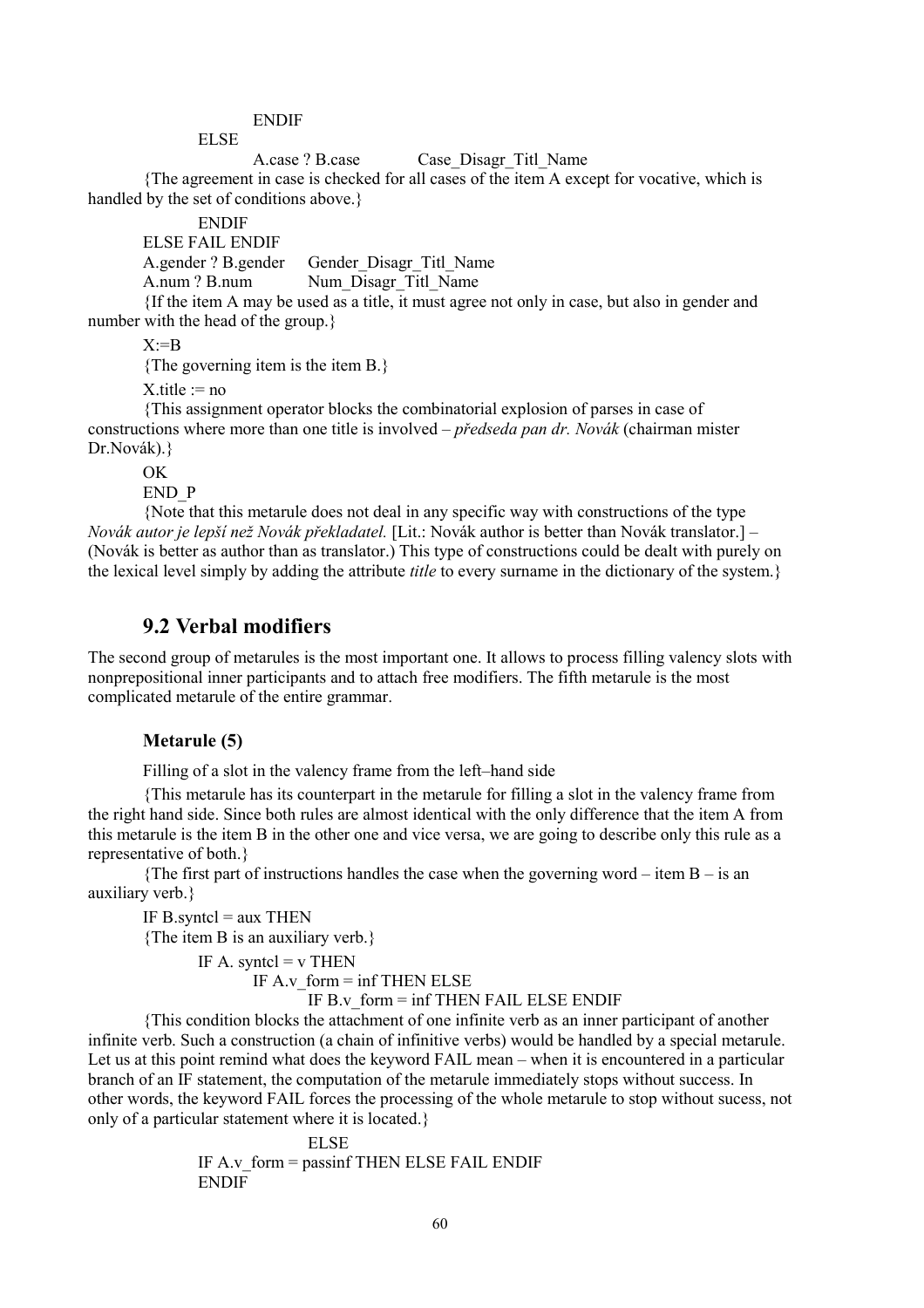ENDIF

ELSE

A.case ? B.case Case_Disagr_Titl_Name

{The agreement in case is checked for all cases of the item A except for vocative, which is handled by the set of conditions above.}

ENDIF

ELSE FAIL ENDIF

A.gender ? B.gender Gender_Disagr_Titl_Name

A.num ? B.num Num_Disagr_Titl_Name

{If the item A may be used as a title, it must agree not only in case, but also in gender and number with the head of the group.}

X:=B

{The governing item is the item B.}

X.title := no

{This assignment operator blocks the combinatorial explosion of parses in case of constructions where more than one title is involved – *předseda pan dr. Novák* (chairman mister Dr.Novák).}

OK

END_P

{Note that this metarule does not deal in any specific way with constructions of the type *Novák autor je lepší než Novák překladatel.* [Lit.: Novák author is better than Novák translator.] – (Novák is better as author than as translator.) This type of constructions could be dealt with purely on the lexical level simply by adding the attribute *title* to every surname in the dictionary of the system.}

## 9.2 Verbal modifiers

The second group of metarules is the most important one. It allows to process filling valency slots with nonprepositional inner participants and to attach free modifiers. The fifth metarule is the most complicated metarule of the entire grammar.

### Metarule (5)

Filling of a slot in the valency frame from the left–hand side

{This metarule has its counterpart in the metarule for filling a slot in the valency frame from the right hand side. Since both rules are almost identical with the only difference that the item A from this metarule is the item B in the other one and vice versa, we are going to describe only this rule as a representative of both.}

{The first part of instructions handles the case when the governing word – item B – is an auxiliary verb.}

IF B.syntcl = aux THEN

{The item B is an auxiliary verb.}

IF A. syntcl = v THEN

IF A.v_form = inf THEN ELSE

IF B.v_form = inf THEN FAIL ELSE ENDIF

{This condition blocks the attachment of one infinite verb as an inner participant of another infinite verb. Such a construction (a chain of infinitive verbs) would be handled by a special metarule. Let us at this point remind what does the keyword FAIL mean – when it is encountered in a particular branch of an IF statement, the computation of the metarule immediately stops without success. In other words, the keyword FAIL forces the processing of the whole metarule to stop without sucess, not only of a particular statement where it is located.}

ELSE

IF A.v_form = passinf THEN ELSE FAIL ENDIF

ENDIF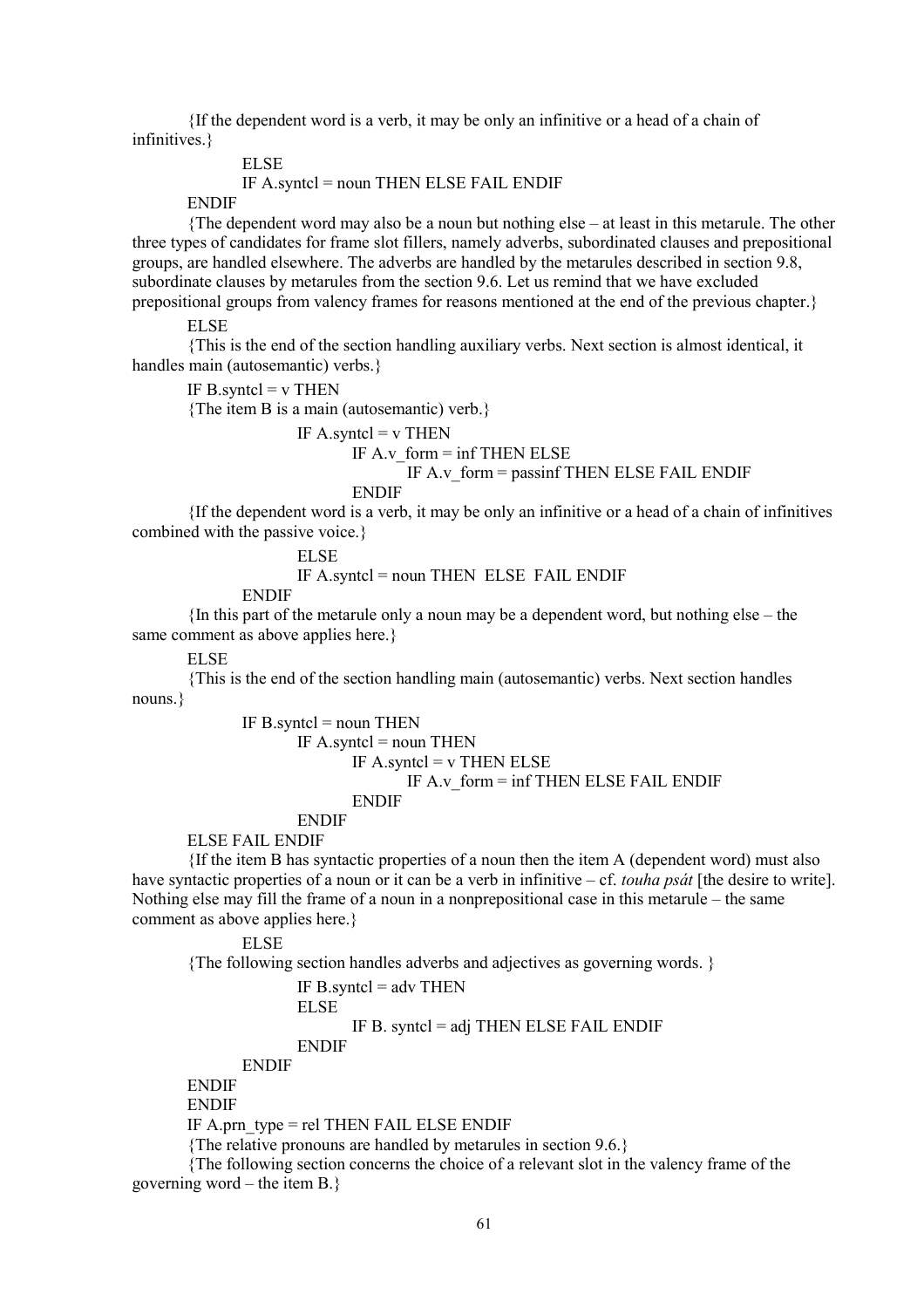{If the dependent word is a verb, it may be only an infinitive or a head of a chain of infinitives.}

```
            ELSE
            IF A.syntcl = noun THEN ELSE FAIL ENDIF
    ENDIF
```

{The dependent word may also be a noun but nothing else – at least in this metarule. The other three types of candidates for frame slot fillers, namely adverbs, subordinated clauses and prepositional groups, are handled elsewhere. The adverbs are handled by the metarules described in section 9.8, subordinate clauses by metarules from the section 9.6. Let us remind that we have excluded prepositional groups from valency frames for reasons mentioned at the end of the previous chapter.}

```
ELSE
```

{This is the end of the section handling auxiliary verbs. Next section is almost identical, it handles main (autosemantic) verbs.}

```
IF B.syntcl = v THEN
```

{The item B is a main (autosemantic) verb.}

```
            IF A.syntcl = v THEN
                IF A.v_form = inf THEN ELSE
                    IF A.v_form = passinf THEN ELSE FAIL ENDIF
                ENDIF
```

{If the dependent word is a verb, it may be only an infinitive or a head of a chain of infinitives combined with the passive voice.}

```
            ELSE
            IF A.syntcl = noun THEN  ELSE  FAIL ENDIF
        ENDIF
```

{In this part of the metarule only a noun may be a dependent word, but nothing else – the same comment as above applies here.}

```
ELSE
```

{This is the end of the section handling main (autosemantic) verbs. Next section handles nouns.}

```
        IF B.syntcl = noun THEN
            IF A.syntcl = noun THEN
                IF A.syntcl = v THEN ELSE
                    IF A.v_form = inf THEN ELSE FAIL ENDIF
                ENDIF
            ENDIF
    ELSE FAIL ENDIF
```

{If the item B has syntactic properties of a noun then the item A (dependent word) must also have syntactic properties of a noun or it can be a verb in infinitive – cf. *touha psát* [the desire to write]. Nothing else may fill the frame of a noun in a nonprepositional case in this metarule – the same comment as above applies here.}

```
        ELSE
```

{The following section handles adverbs and adjectives as governing words. }

```
            IF B.syntcl = adv THEN
            ELSE
                IF B. syntcl = adj THEN ELSE FAIL ENDIF
            ENDIF
        ENDIF
    ENDIF
    ENDIF
    IF A.prn_type = rel THEN FAIL ELSE ENDIF
```

{The relative pronouns are handled by metarules in section 9.6.}

{The following section concerns the choice of a relevant slot in the valency frame of the governing word – the item B.}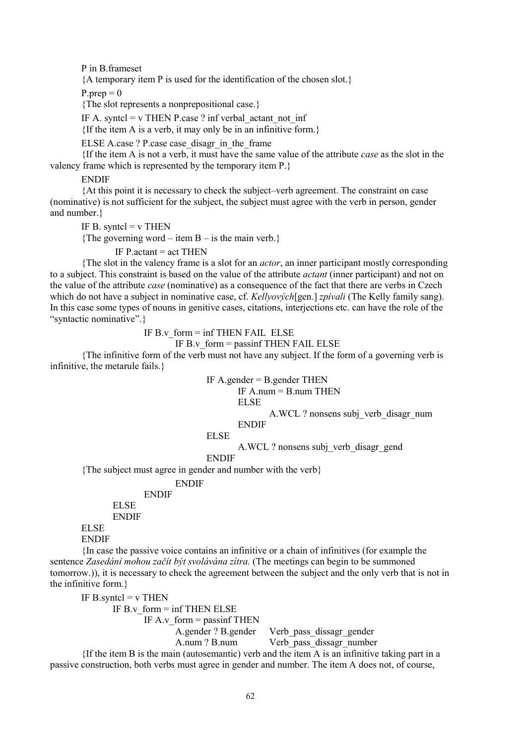P in B.frameset

{A temporary item P is used for the identification of the chosen slot.}

P.prep = 0

{The slot represents a nonprepositional case.}

IF A. syntcl = v THEN P.case ? inf verbal_actant_not_inf

{If the item A is a verb, it may only be in an infinitive form.}

ELSE A.case ? P.case case_disagr_in_the_frame

{If the item A is not a verb, it must have the same value of the attribute *case* as the slot in the valency frame which is represented by the temporary item P.}

ENDIF

{At this point it is necessary to check the subject–verb agreement. The constraint on case (nominative) is not sufficient for the subject, the subject must agree with the verb in person, gender and number.}

IF B. syntcl = v THEN

{The governing word – item B – is the main verb.}

IF P.actant = act THEN

{The slot in the valency frame is a slot for an *actor*, an inner participant mostly corresponding to a subject. This constraint is based on the value of the attribute *actant* (inner participant) and not on the value of the attribute *case* (nominative) as a consequence of the fact that there are verbs in Czech which do not have a subject in nominative case, cf. *Kellyových*[gen.] *zpívali* (The Kelly family sang). In this case some types of nouns in genitive cases, citations, interjections etc. can have the role of the "syntactic nominative".}

```
IF B.v_form = inf THEN FAIL  ELSE
    IF B.v_form = passinf THEN FAIL ELSE
```

{The infinitive form of the verb must not have any subject. If the form of a governing verb is infinitive, the metarule fails.}

```
            IF A.gender = B.gender THEN
                IF A.num = B.num THEN
                ELSE
                    A.WCL ? nonsens subj_verb_disagr_num
                ENDIF
            ELSE
                A.WCL ? nonsens subj_verb_disagr_gend
            ENDIF
```

{The subject must agree in gender and number with the verb}

```
        ENDIF
    ENDIF
  ELSE
  ENDIF
ELSE
ENDIF
```

{In case the passive voice contains an infinitive or a chain of infinitives (for example the sentence *Zasedání mohou začít být svolávána zítra.* (The meetings can begin to be summoned tomorrow.)), it is necessary to check the agreement between the subject and the only verb that is not in the infinitive form.}

```
IF B.syntcl = v THEN
    IF B.v_form = inf THEN ELSE
        IF A.v_form = passinf THEN
            A.gender ? B.gender    Verb_pass_dissagr_gender
            A.num ? B.num          Verb_pass_dissagr_number
```

{If the item B is the main (autosemantic) verb and the item A is an infinitive taking part in a passive construction, both verbs must agree in gender and number. The item A does not, of course,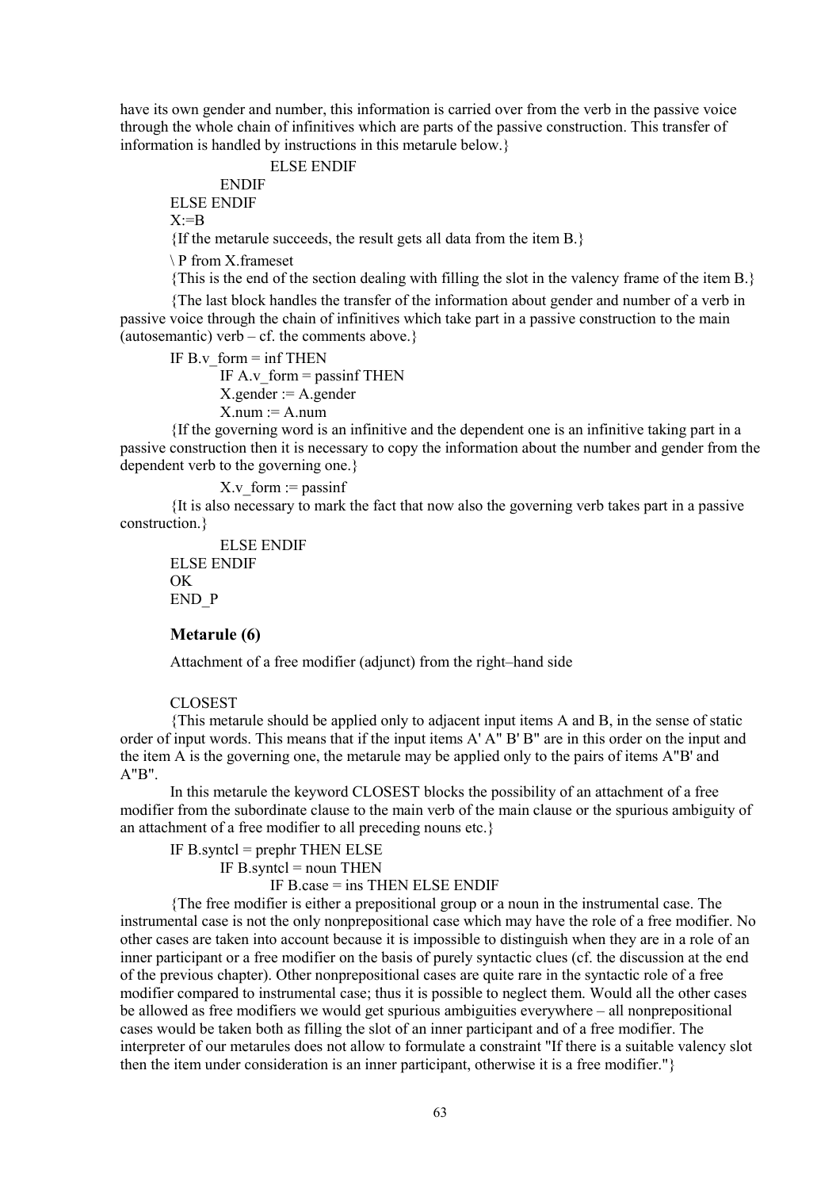have its own gender and number, this information is carried over from the verb in the passive voice through the whole chain of infinitives which are parts of the passive construction. This transfer of information is handled by instructions in this metarule below.}

```
                ELSE ENDIF
        ENDIF
    ELSE ENDIF
    X:=B
```

{If the metarule succeeds, the result gets all data from the item B.}

```
    \ P from X.frameset
```

{This is the end of the section dealing with filling the slot in the valency frame of the item B.}

{The last block handles the transfer of the information about gender and number of a verb in passive voice through the chain of infinitives which take part in a passive construction to the main (autosemantic) verb – cf. the comments above.}

```
    IF B.v_form = inf THEN
        IF A.v_form = passinf THEN
        X.gender := A.gender
        X.num := A.num
```

{If the governing word is an infinitive and the dependent one is an infinitive taking part in a passive construction then it is necessary to copy the information about the number and gender from the dependent verb to the governing one.}

```
        X.v_form := passinf
```

{It is also necessary to mark the fact that now also the governing verb takes part in a passive construction.}

```
        ELSE ENDIF
    ELSE ENDIF
    OK
    END_P
```

### Metarule (6)

Attachment of a free modifier (adjunct) from the right–hand side

```
    CLOSEST
```

{This metarule should be applied only to adjacent input items A and B, in the sense of static order of input words. This means that if the input items A' A" B' B" are in this order on the input and the item A is the governing one, the metarule may be applied only to the pairs of items A"B' and A"B".

In this metarule the keyword CLOSEST blocks the possibility of an attachment of a free modifier from the subordinate clause to the main verb of the main clause or the spurious ambiguity of an attachment of a free modifier to all preceding nouns etc.}

```
    IF B.syntcl = prephr THEN ELSE
        IF B.syntcl = noun THEN
            IF B.case = ins THEN ELSE ENDIF
```

{The free modifier is either a prepositional group or a noun in the instrumental case. The instrumental case is not the only nonprepositional case which may have the role of a free modifier. No other cases are taken into account because it is impossible to distinguish when they are in a role of an inner participant or a free modifier on the basis of purely syntactic clues (cf. the discussion at the end of the previous chapter). Other nonprepositional cases are quite rare in the syntactic role of a free modifier compared to instrumental case; thus it is possible to neglect them. Would all the other cases be allowed as free modifiers we would get spurious ambiguities everywhere – all nonprepositional cases would be taken both as filling the slot of an inner participant and of a free modifier. The interpreter of our metarules does not allow to formulate a constraint "If there is a suitable valency slot then the item under consideration is an inner participant, otherwise it is a free modifier."}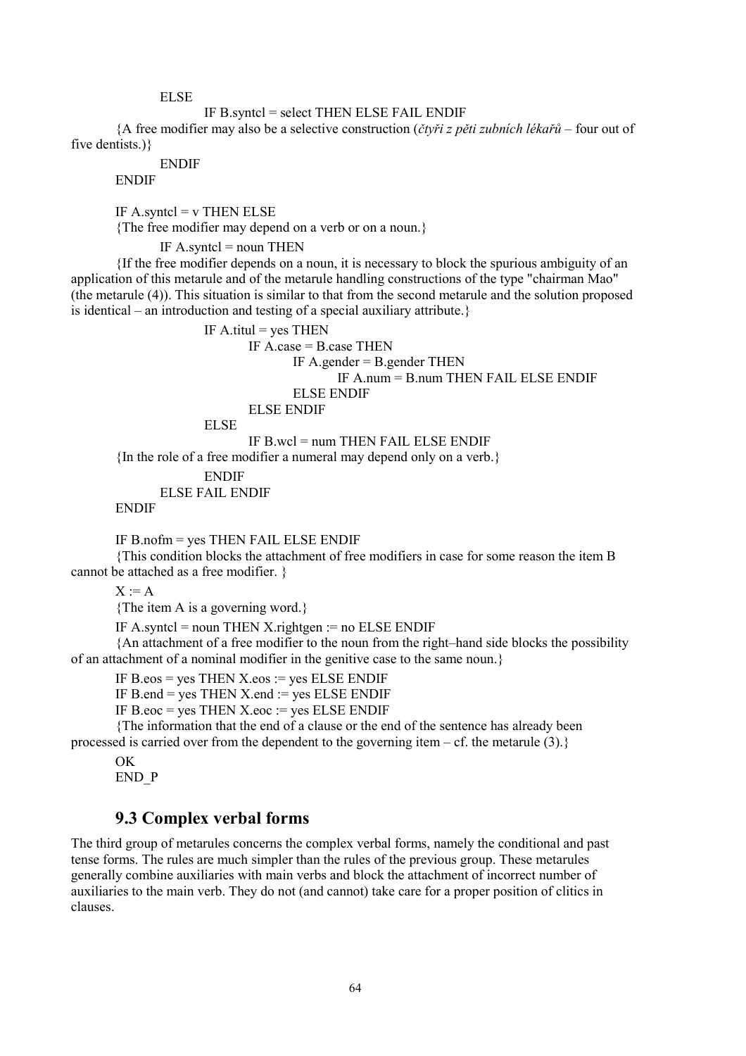```
            ELSE
                  IF B.syntcl = select THEN ELSE FAIL ENDIF
      {A free modifier may also be a selective construction (čtyři z pěti zubních lékařů – four out of
five dentists.)}
            ENDIF
      ENDIF

      IF A.syntcl = v THEN ELSE
      {The free modifier may depend on a verb or on a noun.}
            IF A.syntcl = noun THEN
      {If the free modifier depends on a noun, it is necessary to block the spurious ambiguity of an
application of this metarule and of the metarule handling constructions of the type "chairman Mao"
(the metarule (4)). This situation is similar to that from the second metarule and the solution proposed
is identical – an introduction and testing of a special auxiliary attribute.}
                  IF A.titul = yes THEN
                        IF A.case = B.case THEN
                              IF A.gender = B.gender THEN
                                    IF A.num = B.num THEN FAIL ELSE ENDIF
                              ELSE ENDIF
                        ELSE ENDIF
                  ELSE
                        IF B.wcl = num THEN FAIL ELSE ENDIF
      {In the role of a free modifier a numeral may depend only on a verb.}
                  ENDIF
            ELSE FAIL ENDIF
      ENDIF

      IF B.nofm = yes THEN FAIL ELSE ENDIF
      {This condition blocks the attachment of free modifiers in case for some reason the item B
cannot be attached as a free modifier. }
      X := A
      {The item A is a governing word.}
      IF A.syntcl = noun THEN X.rightgen := no ELSE ENDIF
      {An attachment of a free modifier to the noun from the right–hand side blocks the possibility
of an attachment of a nominal modifier in the genitive case to the same noun.}
      IF B.eos = yes THEN X.eos := yes ELSE ENDIF
      IF B.end = yes THEN X.end := yes ELSE ENDIF
      IF B.eoc = yes THEN X.eoc := yes ELSE ENDIF
      {The information that the end of a clause or the end of the sentence has already been
processed is carried over from the dependent to the governing item – cf. the metarule (3).}
      OK
      END_P
```

## 9.3 Complex verbal forms

The third group of metarules concerns the complex verbal forms, namely the conditional and past tense forms. The rules are much simpler than the rules of the previous group. These metarules generally combine auxiliaries with main verbs and block the attachment of incorrect number of auxiliaries to the main verb. They do not (and cannot) take care for a proper position of clitics in clauses.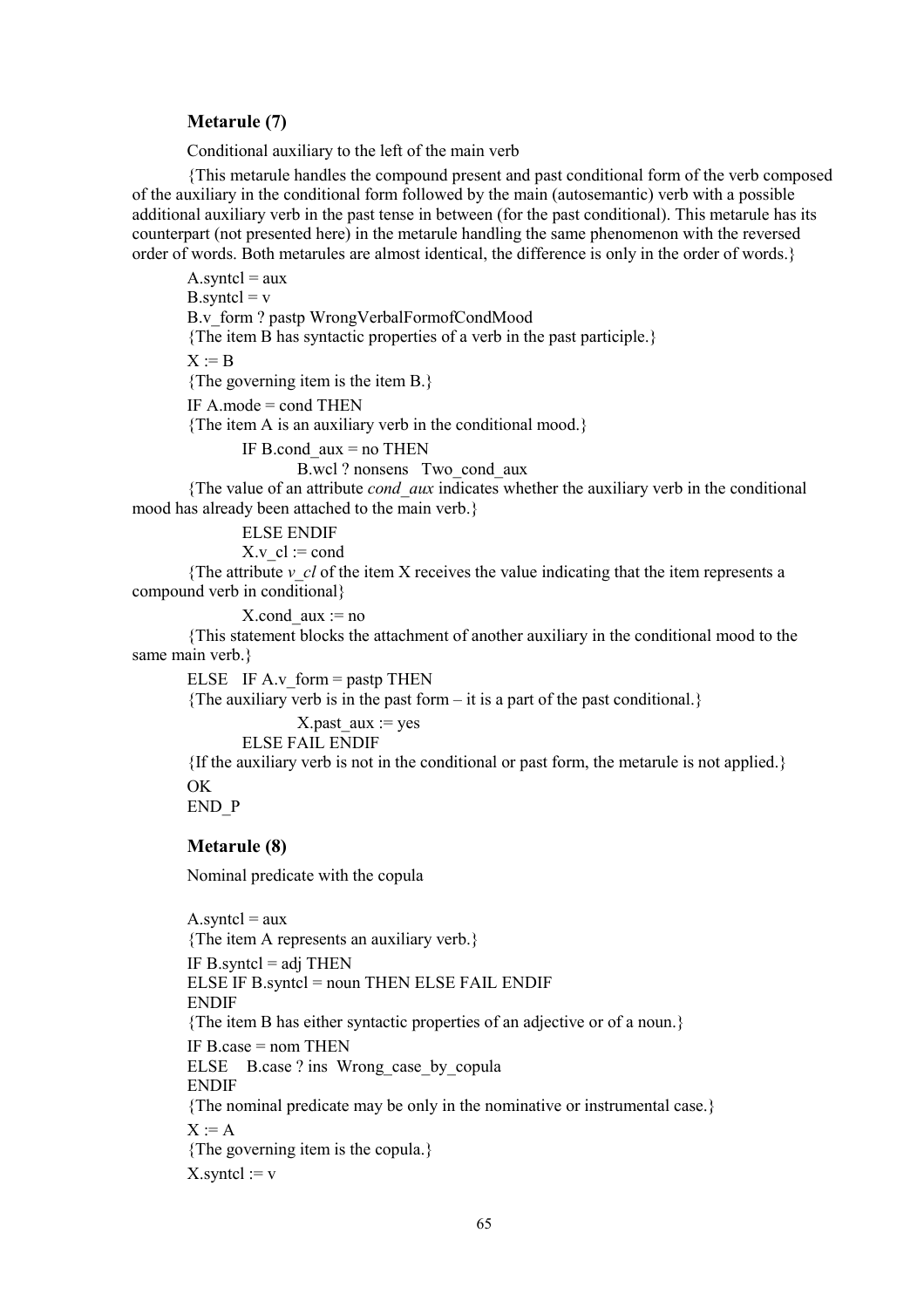### Metarule (7)

Conditional auxiliary to the left of the main verb

{This metarule handles the compound present and past conditional form of the verb composed of the auxiliary in the conditional form followed by the main (autosemantic) verb with a possible additional auxiliary verb in the past tense in between (for the past conditional). This metarule has its counterpart (not presented here) in the metarule handling the same phenomenon with the reversed order of words. Both metarules are almost identical, the difference is only in the order of words.}

A.syntcl = aux

B.syntcl = v

B.v_form ? pastp WrongVerbalFormofCondMood

{The item B has syntactic properties of a verb in the past participle.}

X := B

{The governing item is the item B.}

IF A.mode = cond THEN

{The item A is an auxiliary verb in the conditional mood.}

IF B.cond_aux = no THEN

B.wcl ? nonsens   Two_cond_aux

{The value of an attribute *cond_aux* indicates whether the auxiliary verb in the conditional mood has already been attached to the main verb.}

ELSE ENDIF

X.v_cl := cond

{The attribute *v_cl* of the item X receives the value indicating that the item represents a compound verb in conditional}

X.cond_aux := no

{This statement blocks the attachment of another auxiliary in the conditional mood to the same main verb.}

ELSE   IF A.v_form = pastp THEN

{The auxiliary verb is in the past form – it is a part of the past conditional.}

X.past_aux := yes

ELSE FAIL ENDIF

{If the auxiliary verb is not in the conditional or past form, the metarule is not applied.}

OK

END_P

### Metarule (8)

Nominal predicate with the copula

A.syntcl = aux

{The item A represents an auxiliary verb.}

IF B.syntcl = adj THEN

ELSE IF B.syntcl = noun THEN ELSE FAIL ENDIF

ENDIF

{The item B has either syntactic properties of an adjective or of a noun.}

IF B.case = nom THEN

ELSE   B.case ? ins  Wrong_case_by_copula

ENDIF

{The nominal predicate may be only in the nominative or instrumental case.}

X := A

{The governing item is the copula.}

X.syntcl := v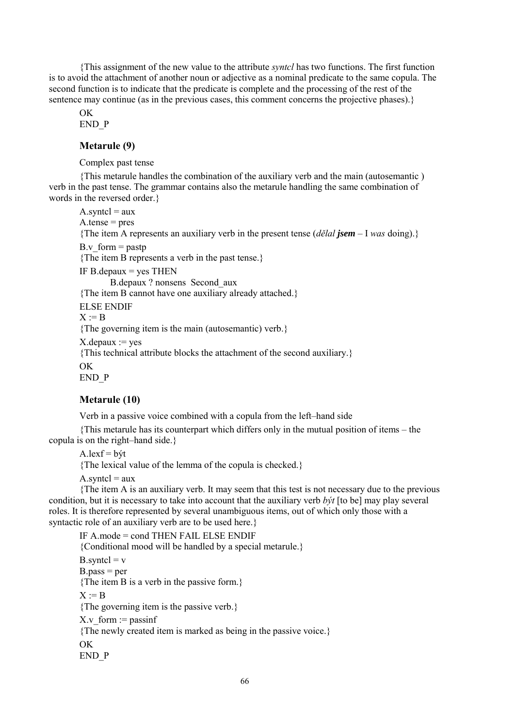{This assignment of the new value to the attribute *syntcl* has two functions. The first function is to avoid the attachment of another noun or adjective as a nominal predicate to the same copula. The second function is to indicate that the predicate is complete and the processing of the rest of the sentence may continue (as in the previous cases, this comment concerns the projective phases).}

OK
END_P

### Metarule (9)

Complex past tense

{This metarule handles the combination of the auxiliary verb and the main (autosemantic ) verb in the past tense. The grammar contains also the metarule handling the same combination of words in the reversed order.}

A.syntcl = aux
A.tense = pres
{The item A represents an auxiliary verb in the present tense (*dělal* ***jsem*** – I *was* doing).}
B.v_form = pastp
{The item B represents a verb in the past tense.}
IF B.depaux = yes THEN
    B.depaux ? nonsens  Second_aux
{The item B cannot have one auxiliary already attached.}
ELSE ENDIF
X := B
{The governing item is the main (autosemantic) verb.}
X.depaux := yes
{This technical attribute blocks the attachment of the second auxiliary.}
OK
END_P

### Metarule (10)

Verb in a passive voice combined with a copula from the left–hand side

{This metarule has its counterpart which differs only in the mutual position of items – the copula is on the right–hand side.}

A.lexf = být
{The lexical value of the lemma of the copula is checked.}
A.syntcl = aux
{The item A is an auxiliary verb. It may seem that this test is not necessary due to the previous condition, but it is necessary to take into account that the auxiliary verb *být* [to be] may play several roles. It is therefore represented by several unambiguous items, out of which only those with a syntactic role of an auxiliary verb are to be used here.}
IF A.mode = cond THEN FAIL ELSE ENDIF
{Conditional mood will be handled by a special metarule.}
B.syntcl = v
B.pass = per
{The item B is a verb in the passive form.}
X := B
{The governing item is the passive verb.}
X.v_form := passinf
{The newly created item is marked as being in the passive voice.}
OK
END_P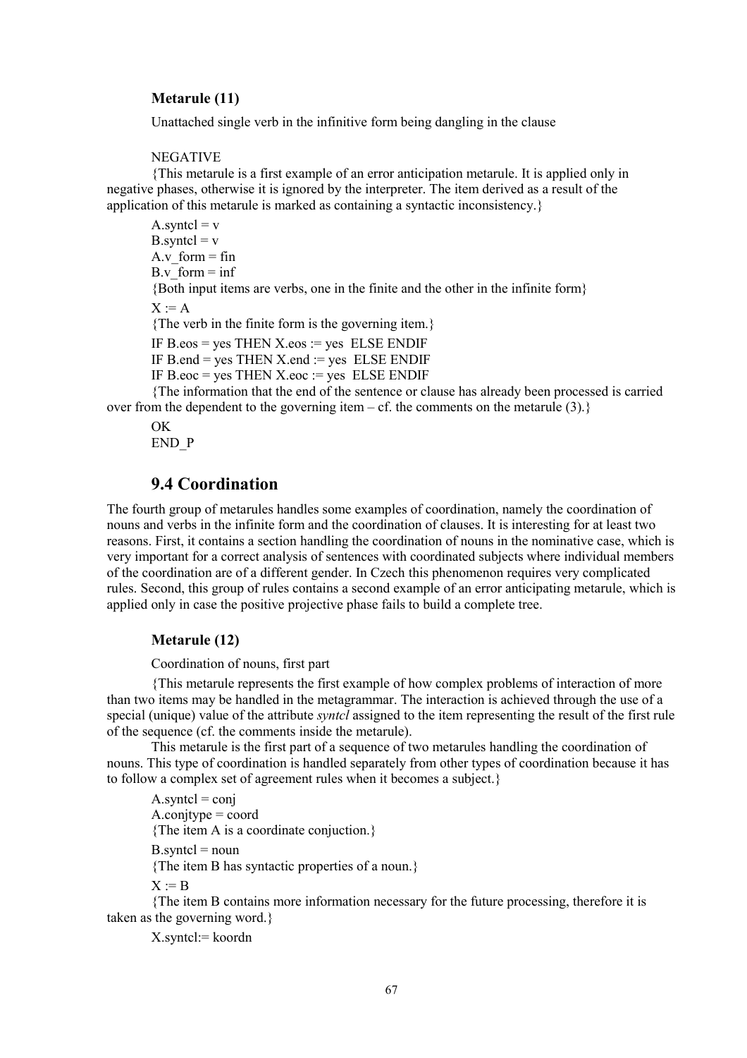### Metarule (11)

Unattached single verb in the infinitive form being dangling in the clause

NEGATIVE

{This metarule is a first example of an error anticipation metarule. It is applied only in negative phases, otherwise it is ignored by the interpreter. The item derived as a result of the application of this metarule is marked as containing a syntactic inconsistency.}

A.syntcl = v
B.syntcl = v
A.v_form = fin
B.v_form = inf

{Both input items are verbs, one in the finite and the other in the infinite form}

X := A

{The verb in the finite form is the governing item.}

IF B.eos = yes THEN X.eos := yes  ELSE ENDIF
IF B.end = yes THEN X.end := yes  ELSE ENDIF
IF B.eoc = yes THEN X.eoc := yes  ELSE ENDIF

{The information that the end of the sentence or clause has already been processed is carried over from the dependent to the governing item – cf. the comments on the metarule (3).}

OK
END_P

## 9.4 Coordination

The fourth group of metarules handles some examples of coordination, namely the coordination of nouns and verbs in the infinite form and the coordination of clauses. It is interesting for at least two reasons. First, it contains a section handling the coordination of nouns in the nominative case, which is very important for a correct analysis of sentences with coordinated subjects where individual members of the coordination are of a different gender. In Czech this phenomenon requires very complicated rules. Second, this group of rules contains a second example of an error anticipating metarule, which is applied only in case the positive projective phase fails to build a complete tree.

### Metarule (12)

Coordination of nouns, first part

{This metarule represents the first example of how complex problems of interaction of more than two items may be handled in the metagrammar. The interaction is achieved through the use of a special (unique) value of the attribute *syntcl* assigned to the item representing the result of the first rule of the sequence (cf. the comments inside the metarule).

This metarule is the first part of a sequence of two metarules handling the coordination of nouns. This type of coordination is handled separately from other types of coordination because it has to follow a complex set of agreement rules when it becomes a subject.}

A.syntcl = conj
A.conjtype = coord

{The item A is a coordinate conjuction.}

B.syntcl = noun

{The item B has syntactic properties of a noun.}

X := B

{The item B contains more information necessary for the future processing, therefore it is taken as the governing word.}

X.syntcl:= koordn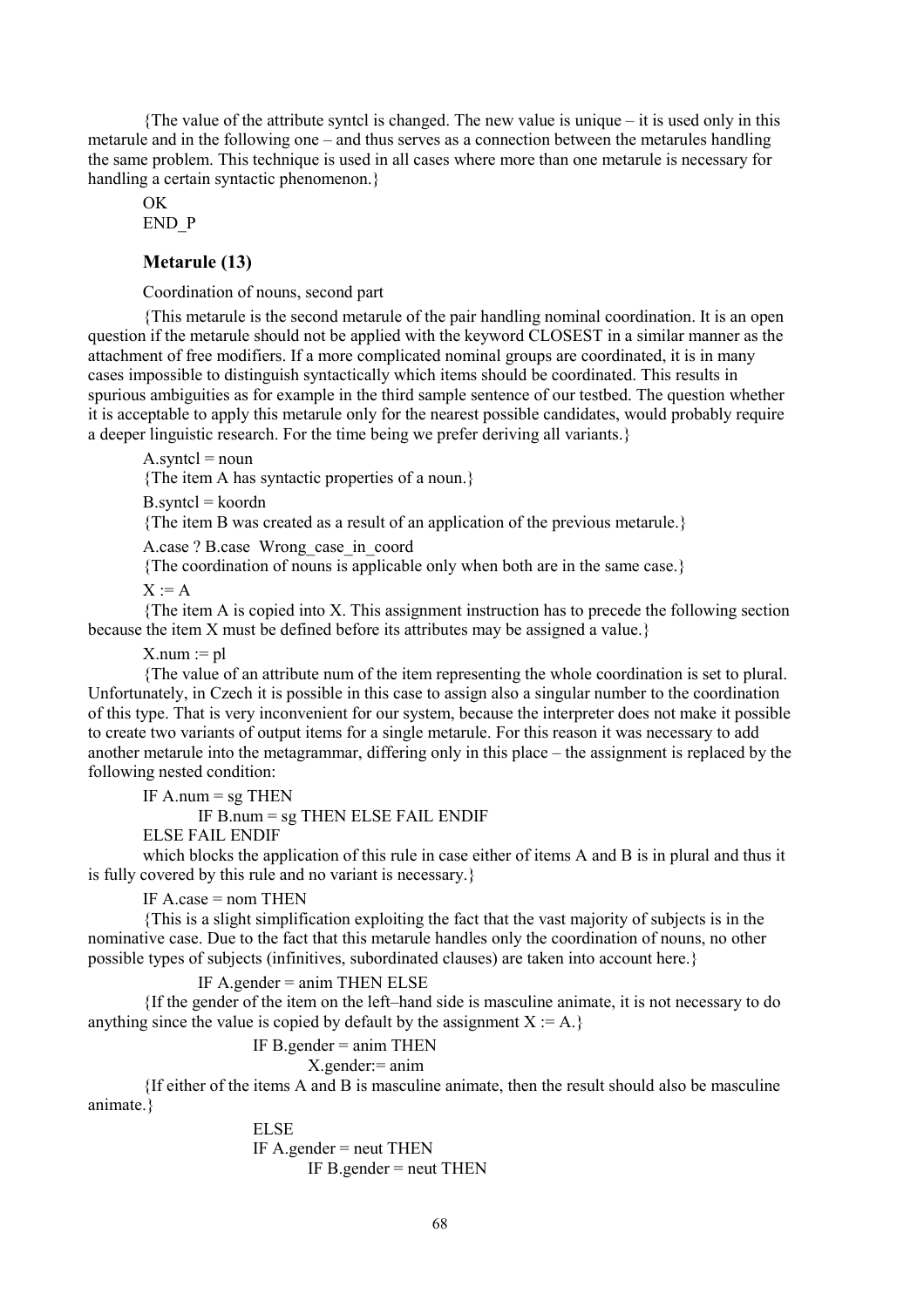{The value of the attribute syntcl is changed. The new value is unique – it is used only in this metarule and in the following one – and thus serves as a connection between the metarules handling the same problem. This technique is used in all cases where more than one metarule is necessary for handling a certain syntactic phenomenon.}

OK
END_P

### Metarule (13)

Coordination of nouns, second part

{This metarule is the second metarule of the pair handling nominal coordination. It is an open question if the metarule should not be applied with the keyword CLOSEST in a similar manner as the attachment of free modifiers. If a more complicated nominal groups are coordinated, it is in many cases impossible to distinguish syntactically which items should be coordinated. This results in spurious ambiguities as for example in the third sample sentence of our testbed. The question whether it is acceptable to apply this metarule only for the nearest possible candidates, would probably require a deeper linguistic research. For the time being we prefer deriving all variants.}

A.syntcl = noun

{The item A has syntactic properties of a noun.}

B.syntcl = koordn

{The item B was created as a result of an application of the previous metarule.}

A.case ? B.case  Wrong_case_in_coord

{The coordination of nouns is applicable only when both are in the same case.}

X := A

{The item A is copied into X. This assignment instruction has to precede the following section because the item X must be defined before its attributes may be assigned a value.}

X.num := pl

{The value of an attribute num of the item representing the whole coordination is set to plural. Unfortunately, in Czech it is possible in this case to assign also a singular number to the coordination of this type. That is very inconvenient for our system, because the interpreter does not make it possible to create two variants of output items for a single metarule. For this reason it was necessary to add another metarule into the metagrammar, differing only in this place – the assignment is replaced by the following nested condition:

```
IF A.num = sg THEN
        IF B.num = sg THEN ELSE FAIL ENDIF
ELSE FAIL ENDIF
```

which blocks the application of this rule in case either of items A and B is in plural and thus it is fully covered by this rule and no variant is necessary.}

IF A.case = nom THEN

{This is a slight simplification exploiting the fact that the vast majority of subjects is in the nominative case. Due to the fact that this metarule handles only the coordination of nouns, no other possible types of subjects (infinitives, subordinated clauses) are taken into account here.}

```
        IF A.gender = anim THEN ELSE
```

{If the gender of the item on the left–hand side is masculine animate, it is not necessary to do anything since the value is copied by default by the assignment X := A.}

```
                IF B.gender = anim THEN
                        X.gender:= anim
```

{If either of the items A and B is masculine animate, then the result should also be masculine animate.}

```
                ELSE
                IF A.gender = neut THEN
                        IF B.gender = neut THEN
```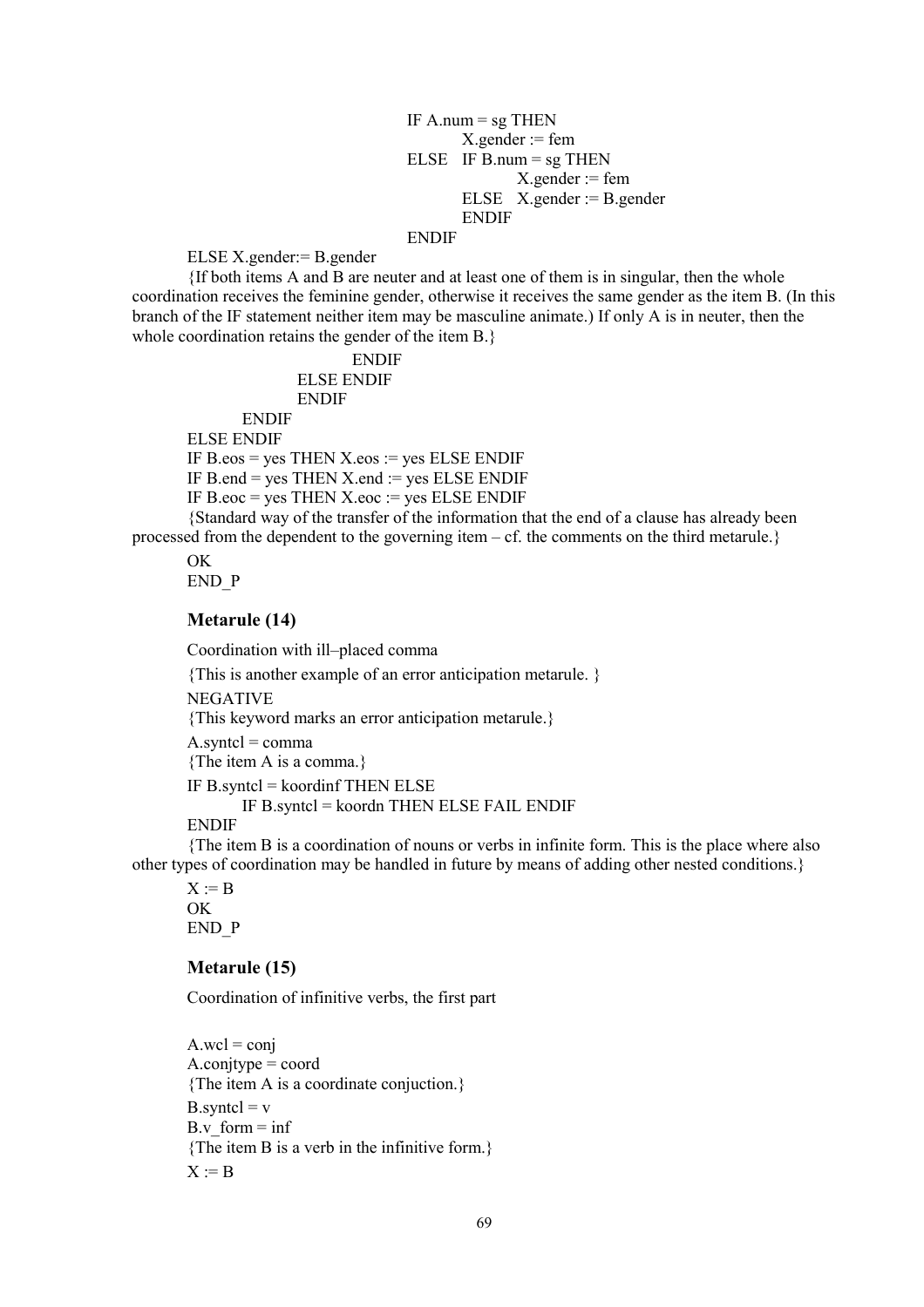```
                                IF A.num = sg THEN
                                        X.gender := fem
                                ELSE    IF B.num = sg THEN
                                                X.gender := fem
                                        ELSE    X.gender := B.gender
                                        ENDIF
                                ENDIF
        ELSE X.gender:= B.gender
```

{If both items A and B are neuter and at least one of them is in singular, then the whole coordination receives the feminine gender, otherwise it receives the same gender as the item B. (In this branch of the IF statement neither item may be masculine animate.) If only A is in neuter, then the whole coordination retains the gender of the item B.}

```
                        ENDIF
                ELSE ENDIF
                ENDIF
        ENDIF
ELSE ENDIF
IF B.eos = yes THEN X.eos := yes ELSE ENDIF
IF B.end = yes THEN X.end := yes ELSE ENDIF
IF B.eoc = yes THEN X.eoc := yes ELSE ENDIF
```

{Standard way of the transfer of the information that the end of a clause has already been processed from the dependent to the governing item – cf. the comments on the third metarule.}

```
OK
END_P
```

### Metarule (14)

Coordination with ill–placed comma

{This is another example of an error anticipation metarule. }

NEGATIVE

{This keyword marks an error anticipation metarule.}

A.syntcl = comma

{The item A is a comma.}

```
IF B.syntcl = koordinf THEN ELSE
        IF B.syntcl = koordn THEN ELSE FAIL ENDIF
ENDIF
```

{The item B is a coordination of nouns or verbs in infinite form. This is the place where also other types of coordination may be handled in future by means of adding other nested conditions.}

```
X := B
OK
END_P
```

### Metarule (15)

Coordination of infinitive verbs, the first part

A.wcl = conj
A.conjtype = coord

{The item A is a coordinate conjuction.}

B.syntcl = v
B.v_form = inf

{The item B is a verb in the infinitive form.}

X := B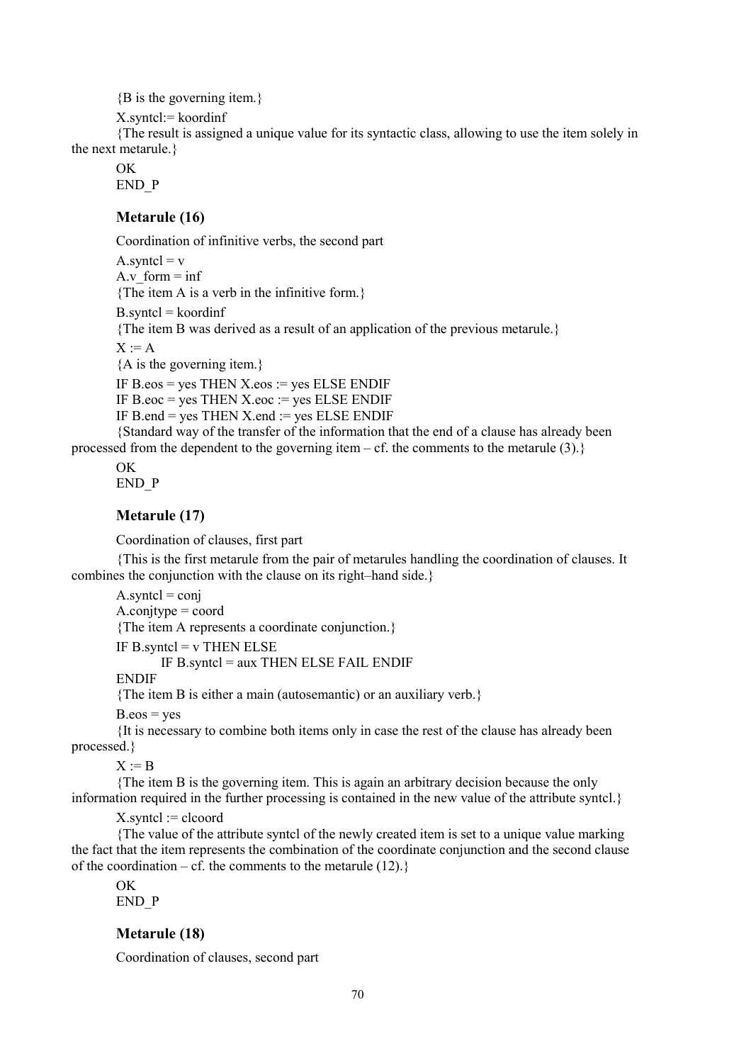{B is the governing item.}

X.syntcl:= koordinf

{The result is assigned a unique value for its syntactic class, allowing to use the item solely in the next metarule.}

OK
END_P

### Metarule (16)

Coordination of infinitive verbs, the second part

A.syntcl = v
A.v_form = inf
{The item A is a verb in the infinitive form.}

B.syntcl = koordinf
{The item B was derived as a result of an application of the previous metarule.}

X := A
{A is the governing item.}

IF B.eos = yes THEN X.eos := yes ELSE ENDIF
IF B.eoc = yes THEN X.eoc := yes ELSE ENDIF
IF B.end = yes THEN X.end := yes ELSE ENDIF

{Standard way of the transfer of the information that the end of a clause has already been processed from the dependent to the governing item – cf. the comments to the metarule (3).}

OK
END_P

### Metarule (17)

Coordination of clauses, first part

{This is the first metarule from the pair of metarules handling the coordination of clauses. It combines the conjunction with the clause on its right–hand side.}

A.syntcl = conj
A.conjtype = coord
{The item A represents a coordinate conjunction.}

```
IF B.syntcl = v THEN ELSE
        IF B.syntcl = aux THEN ELSE FAIL ENDIF
ENDIF
```

{The item B is either a main (autosemantic) or an auxiliary verb.}

B.eos = yes

{It is necessary to combine both items only in case the rest of the clause has already been processed.}

X := B

{The item B is the governing item. This is again an arbitrary decision because the only information required in the further processing is contained in the new value of the attribute syntcl.}

X.syntcl := clcoord

{The value of the attribute syntcl of the newly created item is set to a unique value marking the fact that the item represents the combination of the coordinate conjunction and the second clause of the coordination – cf. the comments to the metarule (12).}

OK
END_P

### Metarule (18)

Coordination of clauses, second part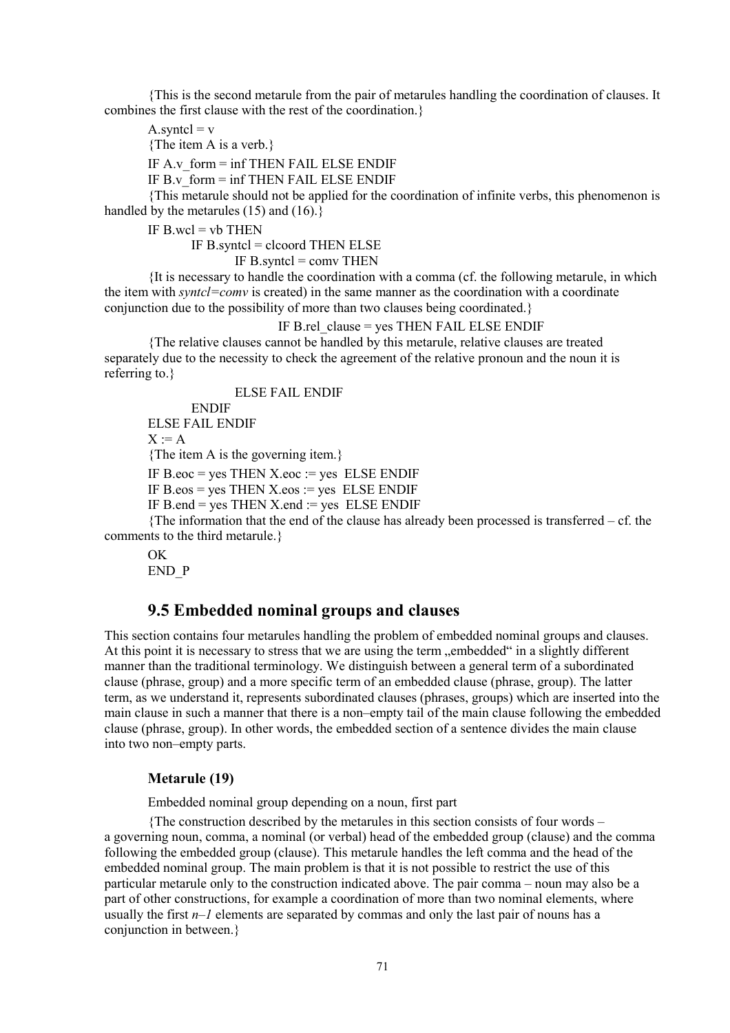{This is the second metarule from the pair of metarules handling the coordination of clauses. It combines the first clause with the rest of the coordination.}

```
A.syntcl = v
{The item A is a verb.}
IF A.v_form = inf THEN FAIL ELSE ENDIF
IF B.v_form = inf THEN FAIL ELSE ENDIF
```

{This metarule should not be applied for the coordination of infinite verbs, this phenomenon is handled by the metarules (15) and (16).}

```
IF B.wcl = vb THEN
    IF B.syntcl = clcoord THEN ELSE
        IF B.syntcl = comv THEN
```

{It is necessary to handle the coordination with a comma (cf. the following metarule, in which the item with *syntcl=comv* is created) in the same manner as the coordination with a coordinate conjunction due to the possibility of more than two clauses being coordinated.}

```
            IF B.rel_clause = yes THEN FAIL ELSE ENDIF
```

{The relative clauses cannot be handled by this metarule, relative clauses are treated separately due to the necessity to check the agreement of the relative pronoun and the noun it is referring to.}

```
        ELSE FAIL ENDIF
    ENDIF
ELSE FAIL ENDIF
X := A
{The item A is the governing item.}
IF B.eoc = yes THEN X.eoc := yes  ELSE ENDIF
IF B.eos = yes THEN X.eos := yes  ELSE ENDIF
IF B.end = yes THEN X.end := yes  ELSE ENDIF
```

{The information that the end of the clause has already been processed is transferred – cf. the comments to the third metarule.}

```
OK
END_P
```

## 9.5 Embedded nominal groups and clauses

This section contains four metarules handling the problem of embedded nominal groups and clauses. At this point it is necessary to stress that we are using the term „embedded“ in a slightly different manner than the traditional terminology. We distinguish between a general term of a subordinated clause (phrase, group) and a more specific term of an embedded clause (phrase, group). The latter term, as we understand it, represents subordinated clauses (phrases, groups) which are inserted into the main clause in such a manner that there is a non–empty tail of the main clause following the embedded clause (phrase, group). In other words, the embedded section of a sentence divides the main clause into two non–empty parts.

### Metarule (19)

Embedded nominal group depending on a noun, first part

{The construction described by the metarules in this section consists of four words – a governing noun, comma, a nominal (or verbal) head of the embedded group (clause) and the comma following the embedded group (clause). This metarule handles the left comma and the head of the embedded nominal group. The main problem is that it is not possible to restrict the use of this particular metarule only to the construction indicated above. The pair comma – noun may also be a part of other constructions, for example a coordination of more than two nominal elements, where usually the first $n–1$ elements are separated by commas and only the last pair of nouns has a conjunction in between.}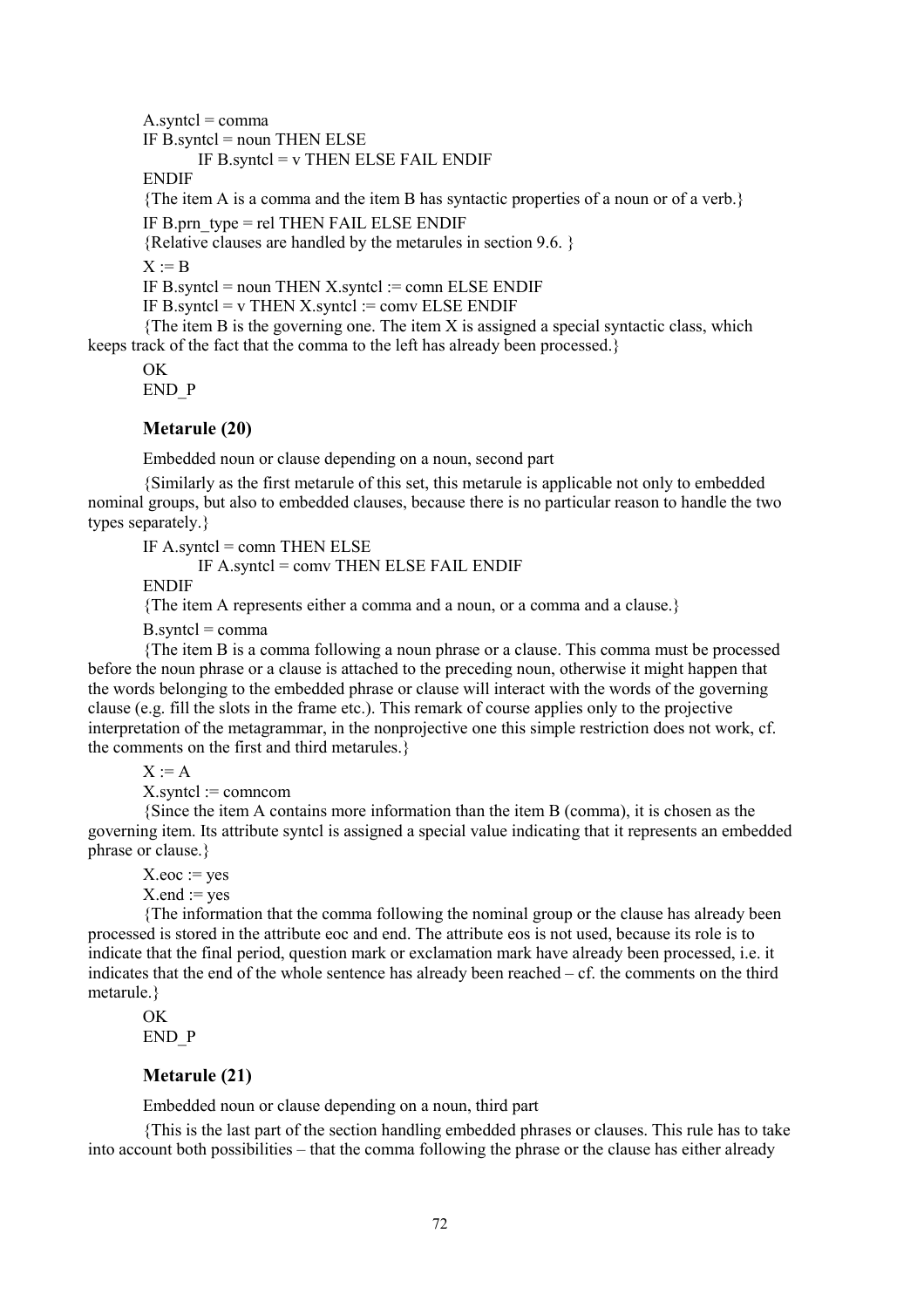A.syntcl = comma
IF B.syntcl = noun THEN ELSE
    IF B.syntcl = v THEN ELSE FAIL ENDIF
ENDIF

{The item A is a comma and the item B has syntactic properties of a noun or of a verb.}

IF B.prn_type = rel THEN FAIL ELSE ENDIF

{Relative clauses are handled by the metarules in section 9.6. }

X := B
IF B.syntcl = noun THEN X.syntcl := comn ELSE ENDIF
IF B.syntcl = v THEN X.syntcl := comv ELSE ENDIF

{The item B is the governing one. The item X is assigned a special syntactic class, which keeps track of the fact that the comma to the left has already been processed.}

OK
END_P

### Metarule (20)

Embedded noun or clause depending on a noun, second part

{Similarly as the first metarule of this set, this metarule is applicable not only to embedded nominal groups, but also to embedded clauses, because there is no particular reason to handle the two types separately.}

IF A.syntcl = comn THEN ELSE
    IF A.syntcl = comv THEN ELSE FAIL ENDIF
ENDIF

{The item A represents either a comma and a noun, or a comma and a clause.}

B.syntcl = comma

{The item B is a comma following a noun phrase or a clause. This comma must be processed before the noun phrase or a clause is attached to the preceding noun, otherwise it might happen that the words belonging to the embedded phrase or clause will interact with the words of the governing clause (e.g. fill the slots in the frame etc.). This remark of course applies only to the projective interpretation of the metagrammar, in the nonprojective one this simple restriction does not work, cf. the comments on the first and third metarules.}

X := A
X.syntcl := comncom

{Since the item A contains more information than the item B (comma), it is chosen as the governing item. Its attribute syntcl is assigned a special value indicating that it represents an embedded phrase or clause.}

X.eoc := yes
X.end := yes

{The information that the comma following the nominal group or the clause has already been processed is stored in the attribute eoc and end. The attribute eos is not used, because its role is to indicate that the final period, question mark or exclamation mark have already been processed, i.e. it indicates that the end of the whole sentence has already been reached – cf. the comments on the third metarule.}

OK
END_P

### Metarule (21)

Embedded noun or clause depending on a noun, third part

{This is the last part of the section handling embedded phrases or clauses. This rule has to take into account both possibilities – that the comma following the phrase or the clause has either already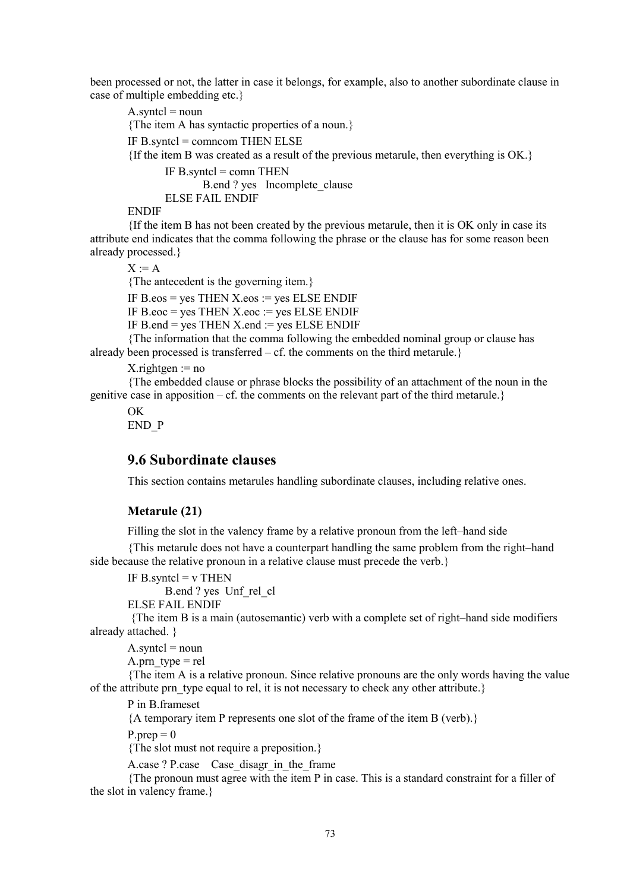been processed or not, the latter in case it belongs, for example, also to another subordinate clause in case of multiple embedding etc.}

A.syntcl = noun

{The item A has syntactic properties of a noun.}

IF B.syntcl = comncom THEN ELSE

{If the item B was created as a result of the previous metarule, then everything is OK.}

```
IF B.syntcl = comn THEN
        B.end ? yes   Incomplete_clause
ELSE FAIL ENDIF
ENDIF
```

{If the item B has not been created by the previous metarule, then it is OK only in case its attribute end indicates that the comma following the phrase or the clause has for some reason been already processed.}

X := A

{The antecedent is the governing item.}

```
IF B.eos = yes THEN X.eos := yes ELSE ENDIF
IF B.eoc = yes THEN X.eoc := yes ELSE ENDIF
IF B.end = yes THEN X.end := yes ELSE ENDIF
```

{The information that the comma following the embedded nominal group or clause has already been processed is transferred – cf. the comments on the third metarule.}

X.rightgen := no

{The embedded clause or phrase blocks the possibility of an attachment of the noun in the genitive case in apposition – cf. the comments on the relevant part of the third metarule.}

```
OK
END_P
```

## 9.6 Subordinate clauses

This section contains metarules handling subordinate clauses, including relative ones.

### Metarule (21)

Filling the slot in the valency frame by a relative pronoun from the left–hand side

{This metarule does not have a counterpart handling the same problem from the right–hand side because the relative pronoun in a relative clause must precede the verb.}

```
IF B.syntcl = v THEN
        B.end ? yes  Unf_rel_cl
ELSE FAIL ENDIF
```

{The item B is a main (autosemantic) verb with a complete set of right–hand side modifiers already attached. }

A.syntcl = noun

A.prn_type = rel

{The item A is a relative pronoun. Since relative pronouns are the only words having the value of the attribute prn_type equal to rel, it is not necessary to check any other attribute.}

P in B.frameset

{A temporary item P represents one slot of the frame of the item B (verb).}

P.prep = 0

{The slot must not require a preposition.}

A.case ? P.case    Case_disagr_in_the_frame

{The pronoun must agree with the item P in case. This is a standard constraint for a filler of the slot in valency frame.}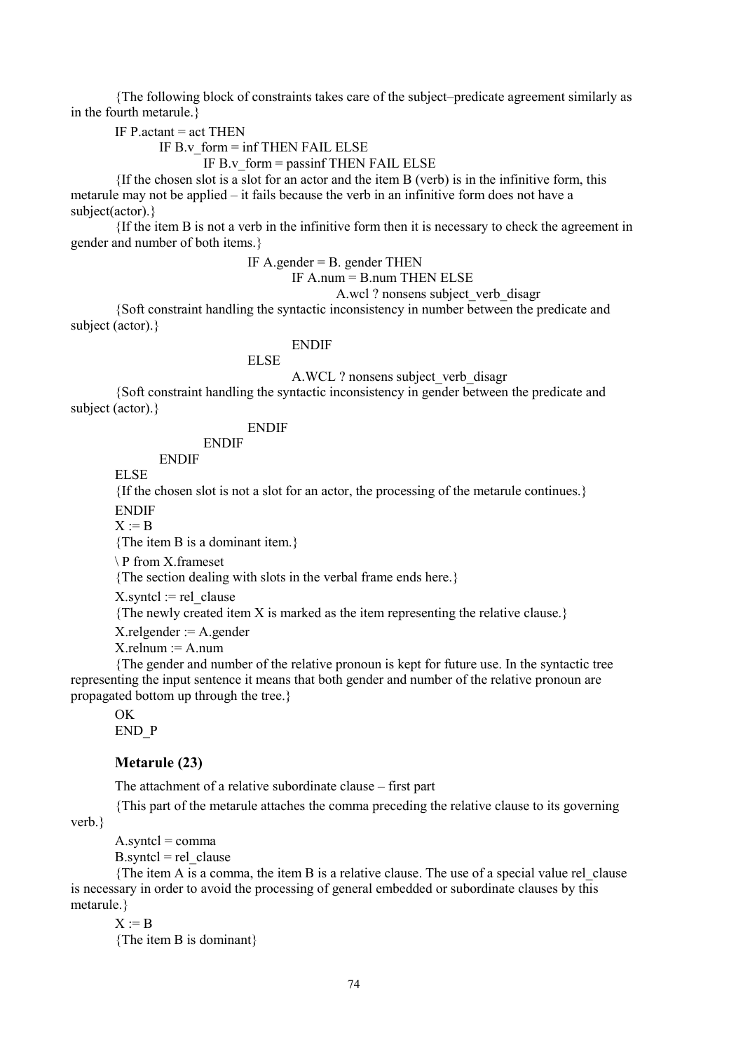{The following block of constraints takes care of the subject–predicate agreement similarly as in the fourth metarule.}

IF P.actant = act THEN

IF B.v_form = inf THEN FAIL ELSE

IF B.v_form = passinf THEN FAIL ELSE

{If the chosen slot is a slot for an actor and the item B (verb) is in the infinitive form, this metarule may not be applied – it fails because the verb in an infinitive form does not have a subject(actor).}

{If the item B is not a verb in the infinitive form then it is necessary to check the agreement in gender and number of both items.}

IF A.gender = B. gender THEN

IF A.num = B.num THEN ELSE

A.wcl ? nonsens subject_verb_disagr

{Soft constraint handling the syntactic inconsistency in number between the predicate and subject (actor).}

ENDIF

ELSE

A.WCL ? nonsens subject_verb_disagr

{Soft constraint handling the syntactic inconsistency in gender between the predicate and subject (actor).}

ENDIF

ENDIF

ENDIF

ELSE

{If the chosen slot is not a slot for an actor, the processing of the metarule continues.}

ENDIF

X := B

{The item B is a dominant item.}

\ P from X.frameset

{The section dealing with slots in the verbal frame ends here.}

X.syntcl := rel_clause

{The newly created item X is marked as the item representing the relative clause.}

X.relgender := A.gender

X.relnum := A.num

{The gender and number of the relative pronoun is kept for future use. In the syntactic tree representing the input sentence it means that both gender and number of the relative pronoun are propagated bottom up through the tree.}

OK

END_P

### Metarule (23)

The attachment of a relative subordinate clause – first part

{This part of the metarule attaches the comma preceding the relative clause to its governing verb.}

A.syntcl = comma

B.syntcl = rel_clause

{The item A is a comma, the item B is a relative clause. The use of a special value rel_clause is necessary in order to avoid the processing of general embedded or subordinate clauses by this metarule.}

X := B

{The item B is dominant}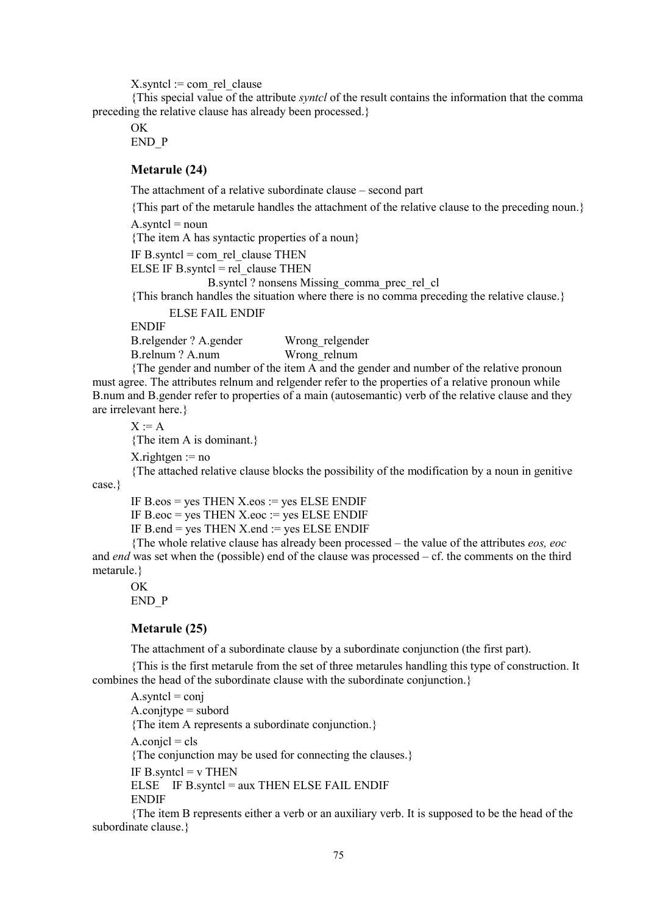X.syntcl := com_rel_clause

{This special value of the attribute *syntcl* of the result contains the information that the comma preceding the relative clause has already been processed.}

OK
END_P

### Metarule (24)

The attachment of a relative subordinate clause – second part

{This part of the metarule handles the attachment of the relative clause to the preceding noun.}

A.syntcl = noun

{The item A has syntactic properties of a noun}

```
IF B.syntcl = com_rel_clause THEN
ELSE IF B.syntcl = rel_clause THEN
                B.syntcl ? nonsens Missing_comma_prec_rel_cl
```

{This branch handles the situation where there is no comma preceding the relative clause.}

```
        ELSE FAIL ENDIF
ENDIF
B.relgender ? A.gender          Wrong_relgender
B.relnum ? A.num                Wrong_relnum
```

{The gender and number of the item A and the gender and number of the relative pronoun must agree. The attributes relnum and relgender refer to the properties of a relative pronoun while B.num and B.gender refer to properties of a main (autosemantic) verb of the relative clause and they are irrelevant here.}

X := A

{The item A is dominant.}

X.rightgen := no

{The attached relative clause blocks the possibility of the modification by a noun in genitive case.}

```
IF B.eos = yes THEN X.eos := yes ELSE ENDIF
IF B.eoc = yes THEN X.eoc := yes ELSE ENDIF
IF B.end = yes THEN X.end := yes ELSE ENDIF
```

{The whole relative clause has already been processed – the value of the attributes *eos, eoc* and *end* was set when the (possible) end of the clause was processed – cf. the comments on the third metarule.}

OK
END_P

### Metarule (25)

The attachment of a subordinate clause by a subordinate conjunction (the first part).

{This is the first metarule from the set of three metarules handling this type of construction. It combines the head of the subordinate clause with the subordinate conjunction.}

A.syntcl = conj
A.conjtype = subord

{The item A represents a subordinate conjunction.}

A.conjcl = cls

{The conjunction may be used for connecting the clauses.}

```
IF B.syntcl = v THEN
ELSE    IF B.syntcl = aux THEN ELSE FAIL ENDIF
ENDIF
```

{The item B represents either a verb or an auxiliary verb. It is supposed to be the head of the subordinate clause.}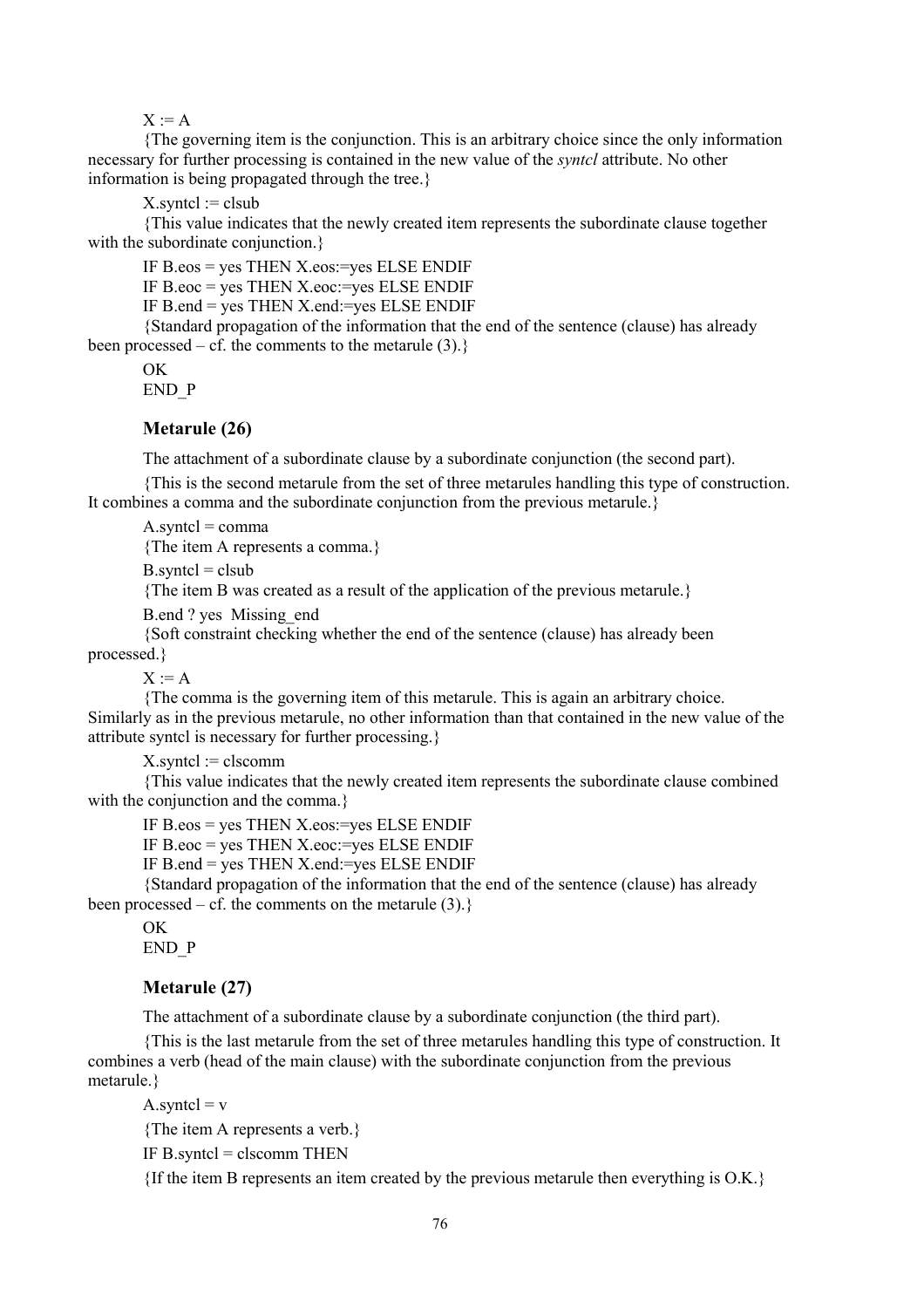X := A

{The governing item is the conjunction. This is an arbitrary choice since the only information necessary for further processing is contained in the new value of the *syntcl* attribute. No other information is being propagated through the tree.}

X.syntcl := clsub

{This value indicates that the newly created item represents the subordinate clause together with the subordinate conjunction.}

IF B.eos = yes THEN X.eos:=yes ELSE ENDIF

IF B.eoc = yes THEN X.eoc:=yes ELSE ENDIF

IF B.end = yes THEN X.end:=yes ELSE ENDIF

{Standard propagation of the information that the end of the sentence (clause) has already been processed – cf. the comments to the metarule (3).}

OK

END_P

### Metarule (26)

The attachment of a subordinate clause by a subordinate conjunction (the second part).

{This is the second metarule from the set of three metarules handling this type of construction. It combines a comma and the subordinate conjunction from the previous metarule.}

A.syntcl = comma

{The item A represents a comma.}

B.syntcl = clsub

{The item B was created as a result of the application of the previous metarule.}

B.end ? yes Missing_end

{Soft constraint checking whether the end of the sentence (clause) has already been processed.}

X := A

{The comma is the governing item of this metarule. This is again an arbitrary choice. Similarly as in the previous metarule, no other information than that contained in the new value of the attribute syntcl is necessary for further processing.}

X.syntcl := clscomm

{This value indicates that the newly created item represents the subordinate clause combined with the conjunction and the comma.}

IF B.eos = yes THEN X.eos:=yes ELSE ENDIF

IF B.eoc = yes THEN X.eoc:=yes ELSE ENDIF

IF B.end = yes THEN X.end:=yes ELSE ENDIF

{Standard propagation of the information that the end of the sentence (clause) has already been processed – cf. the comments on the metarule (3).}

OK

END_P

### Metarule (27)

The attachment of a subordinate clause by a subordinate conjunction (the third part).

{This is the last metarule from the set of three metarules handling this type of construction. It combines a verb (head of the main clause) with the subordinate conjunction from the previous metarule.}

A.syntcl = v

{The item A represents a verb.}

IF B.syntcl = clscomm THEN

{If the item B represents an item created by the previous metarule then everything is O.K.}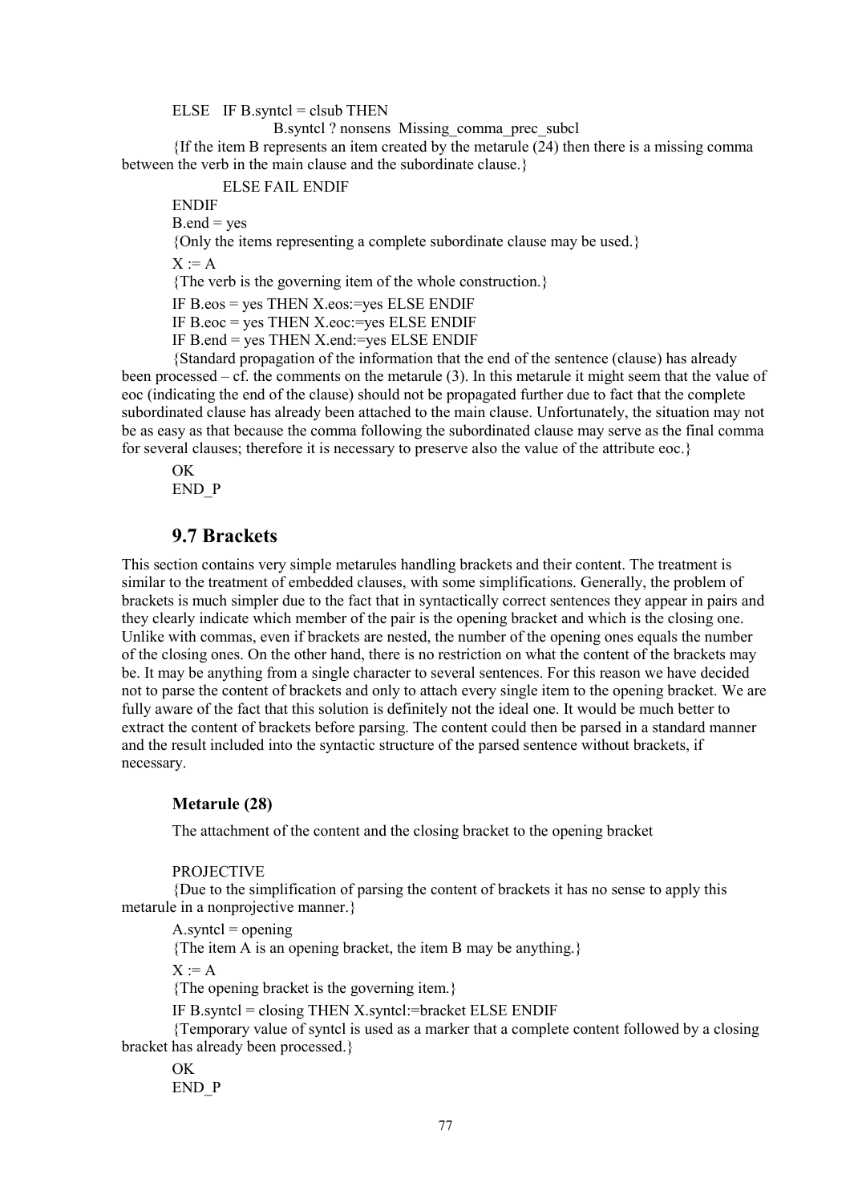ELSE IF B.syntcl = clsub THEN

B.syntcl ? nonsens Missing_comma_prec_subcl

{If the item B represents an item created by the metarule (24) then there is a missing comma between the verb in the main clause and the subordinate clause.}

ELSE FAIL ENDIF

ENDIF

B.end = yes

{Only the items representing a complete subordinate clause may be used.}

X := A

{The verb is the governing item of the whole construction.}

IF B.eos = yes THEN X.eos:=yes ELSE ENDIF

IF B.eoc = yes THEN X.eoc:=yes ELSE ENDIF

IF B.end = yes THEN X.end:=yes ELSE ENDIF

{Standard propagation of the information that the end of the sentence (clause) has already been processed – cf. the comments on the metarule (3). In this metarule it might seem that the value of eoc (indicating the end of the clause) should not be propagated further due to fact that the complete subordinated clause has already been attached to the main clause. Unfortunately, the situation may not be as easy as that because the comma following the subordinated clause may serve as the final comma for several clauses; therefore it is necessary to preserve also the value of the attribute eoc.}

OK

END_P

## 9.7 Brackets

This section contains very simple metarules handling brackets and their content. The treatment is similar to the treatment of embedded clauses, with some simplifications. Generally, the problem of brackets is much simpler due to the fact that in syntactically correct sentences they appear in pairs and they clearly indicate which member of the pair is the opening bracket and which is the closing one. Unlike with commas, even if brackets are nested, the number of the opening ones equals the number of the closing ones. On the other hand, there is no restriction on what the content of the brackets may be. It may be anything from a single character to several sentences. For this reason we have decided not to parse the content of brackets and only to attach every single item to the opening bracket. We are fully aware of the fact that this solution is definitely not the ideal one. It would be much better to extract the content of brackets before parsing. The content could then be parsed in a standard manner and the result included into the syntactic structure of the parsed sentence without brackets, if necessary.

### Metarule (28)

The attachment of the content and the closing bracket to the opening bracket

PROJECTIVE

{Due to the simplification of parsing the content of brackets it has no sense to apply this metarule in a nonprojective manner.}

A.syntcl = opening

{The item A is an opening bracket, the item B may be anything.}

X := A

{The opening bracket is the governing item.}

IF B.syntcl = closing THEN X.syntcl:=bracket ELSE ENDIF

{Temporary value of syntcl is used as a marker that a complete content followed by a closing bracket has already been processed.}

OK

END_P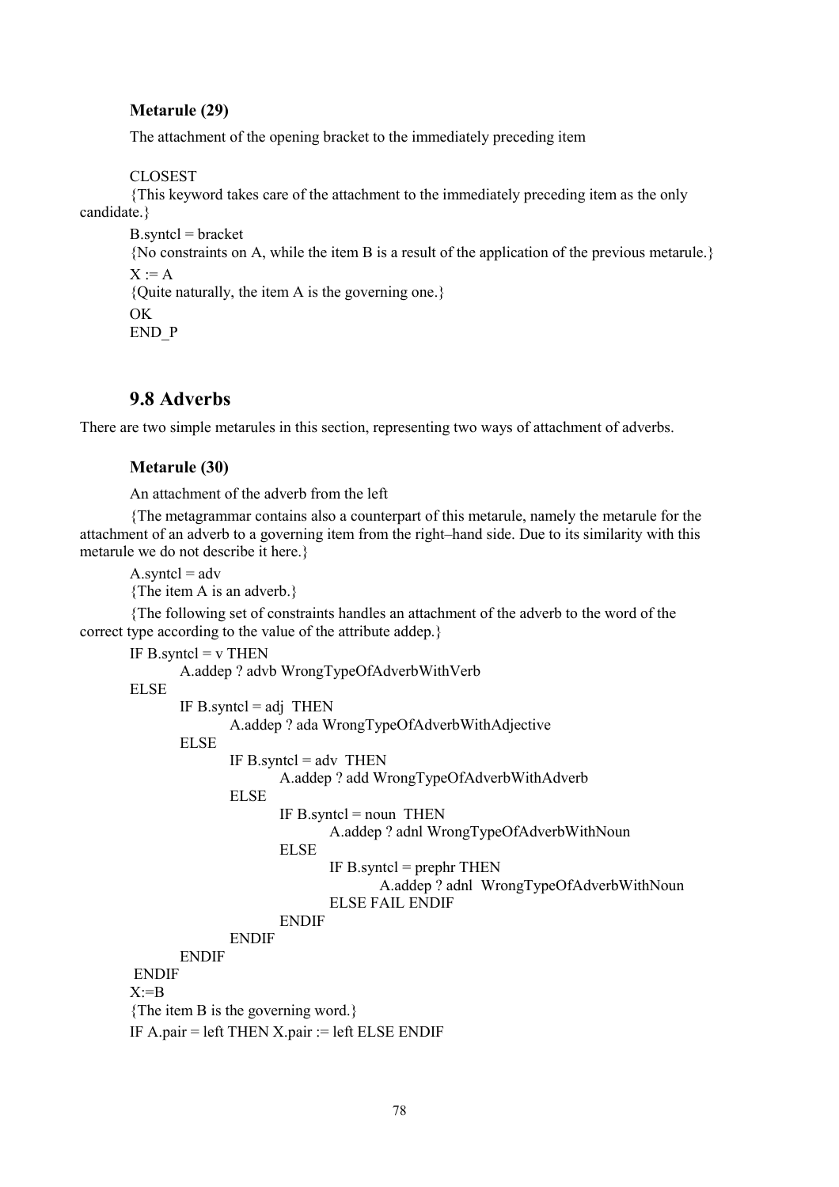### Metarule (29)

The attachment of the opening bracket to the immediately preceding item

CLOSEST

{This keyword takes care of the attachment to the immediately preceding item as the only candidate.}

B.syntcl = bracket

{No constraints on A, while the item B is a result of the application of the previous metarule.}

X := A

{Quite naturally, the item A is the governing one.}

OK

END_P

## 9.8 Adverbs

There are two simple metarules in this section, representing two ways of attachment of adverbs.

### Metarule (30)

An attachment of the adverb from the left

{The metagrammar contains also a counterpart of this metarule, namely the metarule for the attachment of an adverb to a governing item from the right–hand side. Due to its similarity with this metarule we do not describe it here.}

A.syntcl = adv

{The item A is an adverb.}

{The following set of constraints handles an attachment of the adverb to the word of the correct type according to the value of the attribute addep.}

```
IF B.syntcl = v THEN
        A.addep ? advb WrongTypeOfAdverbWithVerb
ELSE
        IF B.syntcl = adj  THEN
                A.addep ? ada WrongTypeOfAdverbWithAdjective
        ELSE
                IF B.syntcl = adv  THEN
                        A.addep ? add WrongTypeOfAdverbWithAdverb
                ELSE
                        IF B.syntcl = noun  THEN
                                A.addep ? adnl WrongTypeOfAdverbWithNoun
                        ELSE
                                IF B.syntcl = prephr THEN
                                        A.addep ? adnl  WrongTypeOfAdverbWithNoun
                                ELSE FAIL ENDIF
                        ENDIF
                ENDIF
        ENDIF
 ENDIF
X:=B
```

{The item B is the governing word.}

IF A.pair = left THEN X.pair := left ELSE ENDIF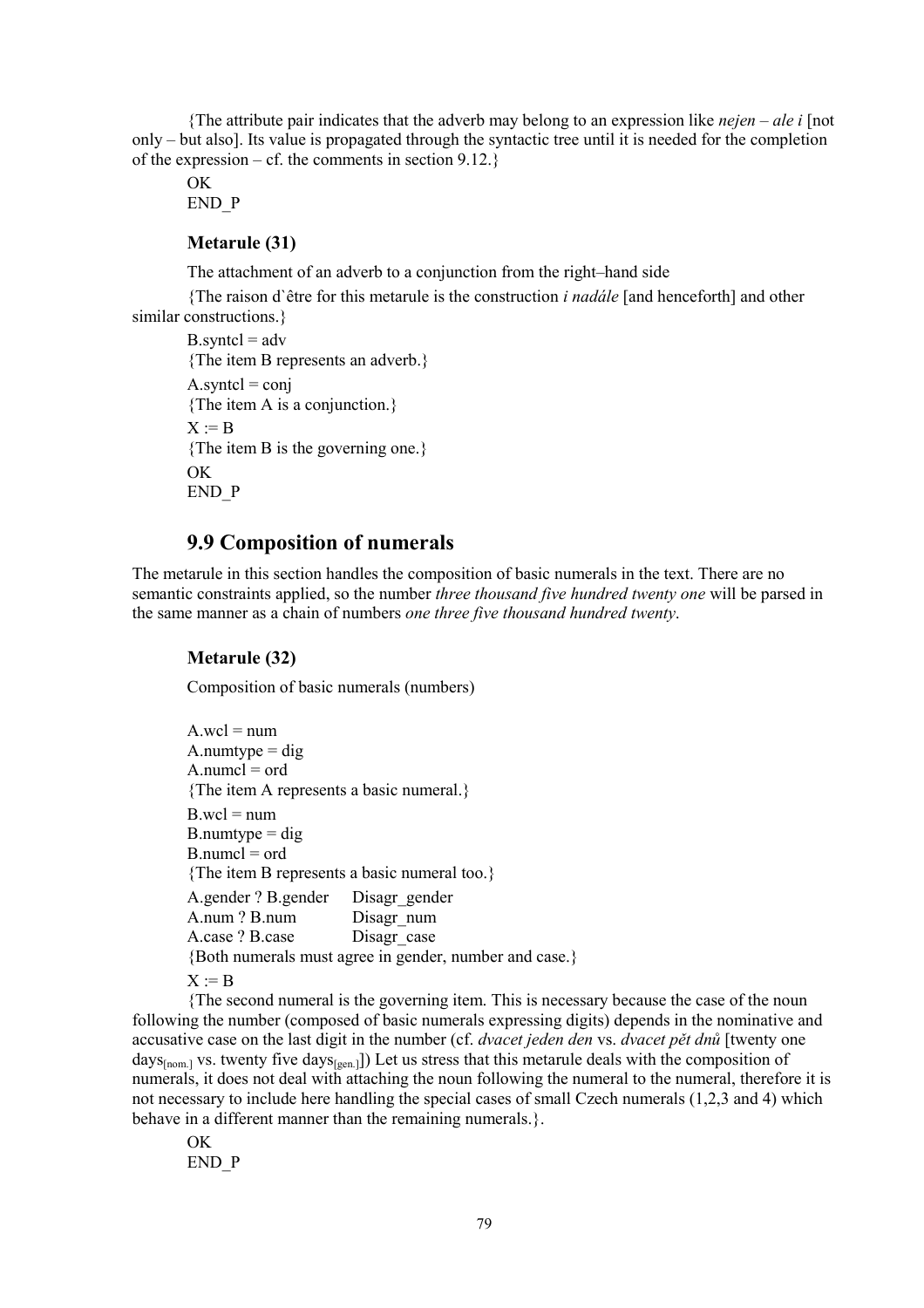{The attribute pair indicates that the adverb may belong to an expression like *nejen – ale i* [not only – but also]. Its value is propagated through the syntactic tree until it is needed for the completion of the expression – cf. the comments in section 9.12.}

OK
END_P

### Metarule (31)

The attachment of an adverb to a conjunction from the right–hand side

{The raison d`être for this metarule is the construction *i nadále* [and henceforth] and other similar constructions.}

B.syntcl = adv
{The item B represents an adverb.}
A.syntcl = conj
{The item A is a conjunction.}
X := B
{The item B is the governing one.}
OK
END_P

## 9.9 Composition of numerals

The metarule in this section handles the composition of basic numerals in the text. There are no semantic constraints applied, so the number *three thousand five hundred twenty one* will be parsed in the same manner as a chain of numbers *one three five thousand hundred twenty*.

### Metarule (32)

Composition of basic numerals (numbers)

A.wcl = num
A.numtype = dig
A.numcl = ord
{The item A represents a basic numeral.}
B.wcl = num
B.numtype = dig
B.numcl = ord
{The item B represents a basic numeral too.}
A.gender ? B.gender Disagr_gender
A.num ? B.num Disagr_num
A.case ? B.case Disagr_case
{Both numerals must agree in gender, number and case.}
X := B
{The second numeral is the governing item. This is necessary because the case of the noun following the number (composed of basic numerals expressing digits) depends in the nominative and accusative case on the last digit in the number (cf. *dvacet jeden den* vs. *dvacet pět dnů* [twenty one days$_{[nom.]}$ vs. twenty five days$_{[gen.]}$]) Let us stress that this metarule deals with the composition of numerals, it does not deal with attaching the noun following the numeral to the numeral, therefore it is not necessary to include here handling the special cases of small Czech numerals (1,2,3 and 4) which behave in a different manner than the remaining numerals.}.

OK
END_P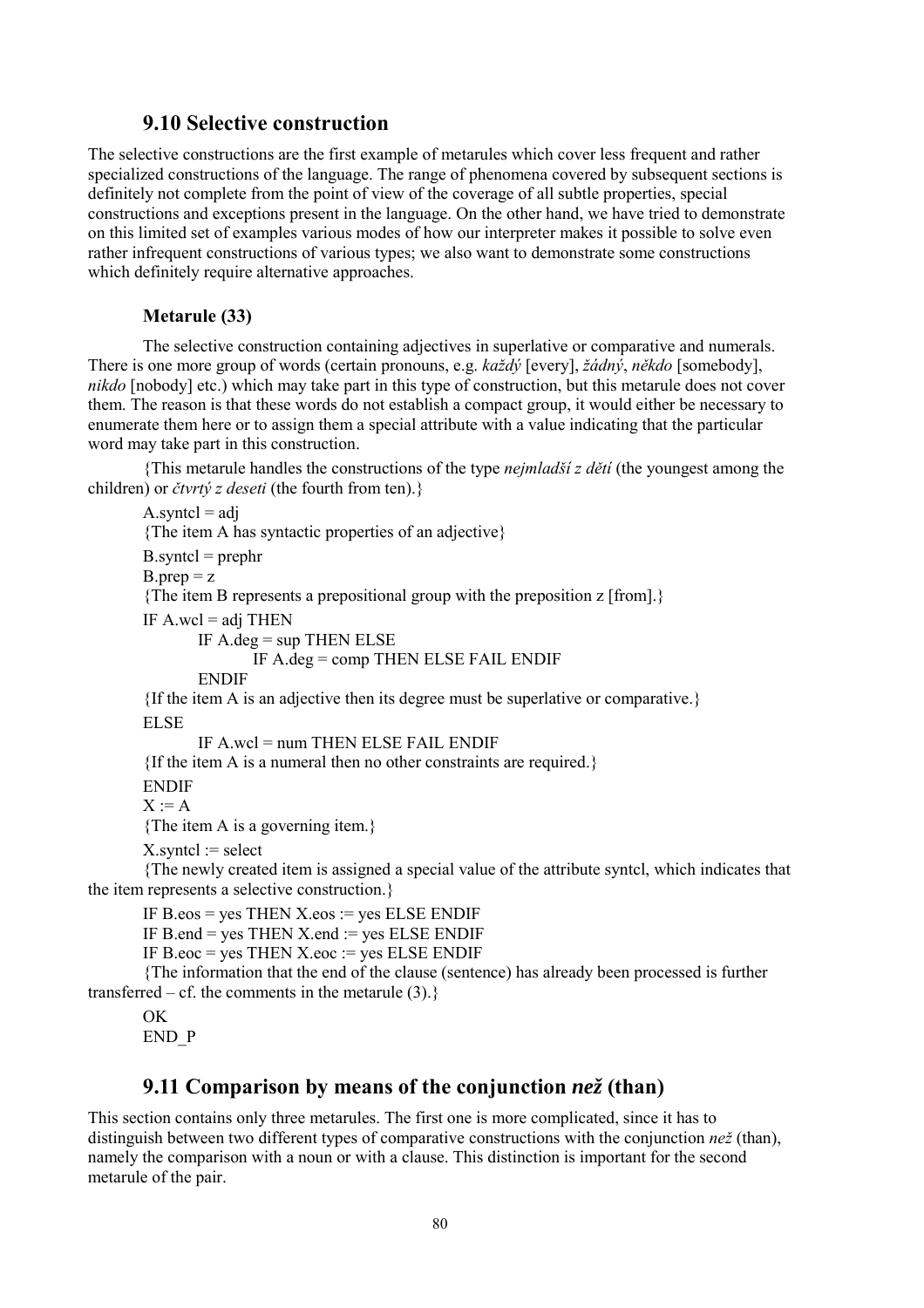## 9.10 Selective construction

The selective constructions are the first example of metarules which cover less frequent and rather specialized constructions of the language. The range of phenomena covered by subsequent sections is definitely not complete from the point of view of the coverage of all subtle properties, special constructions and exceptions present in the language. On the other hand, we have tried to demonstrate on this limited set of examples various modes of how our interpreter makes it possible to solve even rather infrequent constructions of various types; we also want to demonstrate some constructions which definitely require alternative approaches.

### Metarule (33)

The selective construction containing adjectives in superlative or comparative and numerals. There is one more group of words (certain pronouns, e.g. *každý* [every], *žádný*, *někdo* [somebody], *nikdo* [nobody] etc.) which may take part in this type of construction, but this metarule does not cover them. The reason is that these words do not establish a compact group, it would either be necessary to enumerate them here or to assign them a special attribute with a value indicating that the particular word may take part in this construction.

{This metarule handles the constructions of the type *nejmladší z dětí* (the youngest among the children) or *čtvrtý z deseti* (the fourth from ten).}

A.syntcl = adj

{The item A has syntactic properties of an adjective}

B.syntcl = prephr

B.prep = z

{The item B represents a prepositional group with the preposition z [from].}

IF A.wcl = adj THEN

IF A.deg = sup THEN ELSE

IF A.deg = comp THEN ELSE FAIL ENDIF

ENDIF

{If the item A is an adjective then its degree must be superlative or comparative.}

ELSE

IF A.wcl = num THEN ELSE FAIL ENDIF

{If the item A is a numeral then no other constraints are required.}

ENDIF

X := A

{The item A is a governing item.}

X.syntcl := select

{The newly created item is assigned a special value of the attribute syntcl, which indicates that the item represents a selective construction.}

IF B.eos = yes THEN X.eos := yes ELSE ENDIF

IF B.end = yes THEN X.end := yes ELSE ENDIF

IF B.eoc = yes THEN X.eoc := yes ELSE ENDIF

{The information that the end of the clause (sentence) has already been processed is further transferred – cf. the comments in the metarule (3).}

OK

END_P

## 9.11 Comparison by means of the conjunction *než* (than)

This section contains only three metarules. The first one is more complicated, since it has to distinguish between two different types of comparative constructions with the conjunction *než* (than), namely the comparison with a noun or with a clause. This distinction is important for the second metarule of the pair.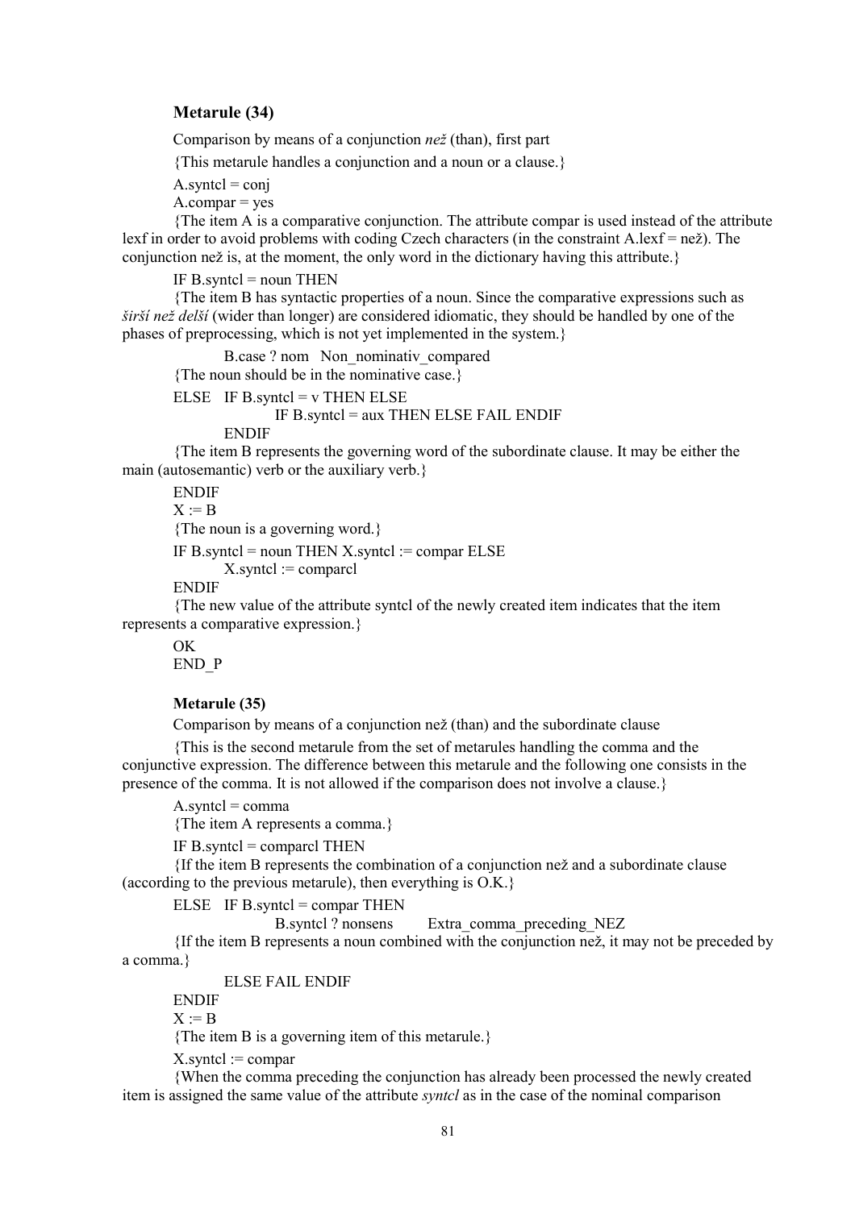**Metarule (34)**

Comparison by means of a conjunction *než* (than), first part

{This metarule handles a conjunction and a noun or a clause.}

A.syntcl = conj

A.compar = yes

{The item A is a comparative conjunction. The attribute compar is used instead of the attribute lexf in order to avoid problems with coding Czech characters (in the constraint A.lexf = než). The conjunction než is, at the moment, the only word in the dictionary having this attribute.}

IF B.syntcl = noun THEN

{The item B has syntactic properties of a noun. Since the comparative expressions such as *širší než delší* (wider than longer) are considered idiomatic, they should be handled by one of the phases of preprocessing, which is not yet implemented in the system.}

B.case ? nom Non_nominativ_compared

{The noun should be in the nominative case.}

ELSE IF B.syntcl = v THEN ELSE

IF B.syntcl = aux THEN ELSE FAIL ENDIF

ENDIF

{The item B represents the governing word of the subordinate clause. It may be either the main (autosemantic) verb or the auxiliary verb.}

ENDIF

X := B

{The noun is a governing word.}

IF B.syntcl = noun THEN X.syntcl := compar ELSE

X.syntcl := comparcl

ENDIF

{The new value of the attribute syntcl of the newly created item indicates that the item represents a comparative expression.}

OK

END_P

**Metarule (35)**

Comparison by means of a conjunction než (than) and the subordinate clause

{This is the second metarule from the set of metarules handling the comma and the conjunctive expression. The difference between this metarule and the following one consists in the presence of the comma. It is not allowed if the comparison does not involve a clause.}

A.syntcl = comma

{The item A represents a comma.}

IF B.syntcl = comparcl THEN

{If the item B represents the combination of a conjunction než and a subordinate clause (according to the previous metarule), then everything is O.K.}

ELSE IF B.syntcl = compar THEN

B.syntcl ? nonsens Extra_comma_preceding_NEZ

{If the item B represents a noun combined with the conjunction než, it may not be preceded by a comma.}

ELSE FAIL ENDIF

ENDIF

X := B

{The item B is a governing item of this metarule.}

X.syntcl := compar

{When the comma preceding the conjunction has already been processed the newly created item is assigned the same value of the attribute *syntcl* as in the case of the nominal comparison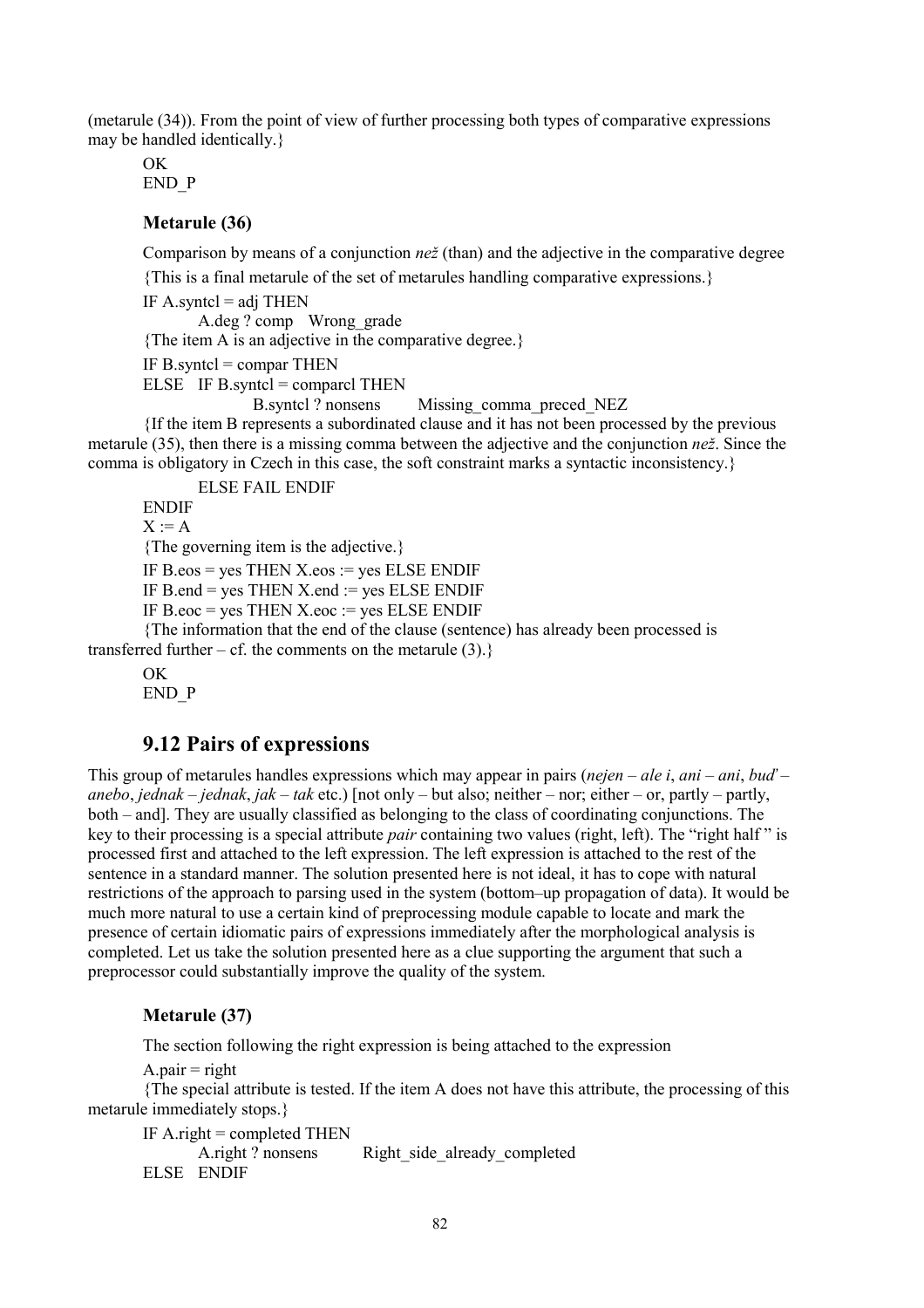(metarule (34)). From the point of view of further processing both types of comparative expressions may be handled identically.}

```
OK
END_P
```

**Metarule (36)**

Comparison by means of a conjunction *než* (than) and the adjective in the comparative degree

{This is a final metarule of the set of metarules handling comparative expressions.}

```
IF A.syntcl = adj THEN
    A.deg ? comp   Wrong_grade
```

{The item A is an adjective in the comparative degree.}

```
IF B.syntcl = compar THEN
ELSE   IF B.syntcl = comparcl THEN
              B.syntcl ? nonsens        Missing_comma_preced_NEZ
```

{If the item B represents a subordinated clause and it has not been processed by the previous metarule (35), then there is a missing comma between the adjective and the conjunction *než*. Since the comma is obligatory in Czech in this case, the soft constraint marks a syntactic inconsistency.}

```
        ELSE FAIL ENDIF
ENDIF
X := A
```

{The governing item is the adjective.}

```
IF B.eos = yes THEN X.eos := yes ELSE ENDIF
IF B.end = yes THEN X.end := yes ELSE ENDIF
IF B.eoc = yes THEN X.eoc := yes ELSE ENDIF
```

{The information that the end of the clause (sentence) has already been processed is transferred further – cf. the comments on the metarule (3).}

```
OK
END_P
```

## 9.12 Pairs of expressions

This group of metarules handles expressions which may appear in pairs (*nejen – ale i*, *ani – ani*, *buď – anebo*, *jednak – jednak*, *jak – tak* etc.) [not only – but also; neither – nor; either – or, partly – partly, both – and]. They are usually classified as belonging to the class of coordinating conjunctions. The key to their processing is a special attribute *pair* containing two values (right, left). The "right half" is processed first and attached to the left expression. The left expression is attached to the rest of the sentence in a standard manner. The solution presented here is not ideal, it has to cope with natural restrictions of the approach to parsing used in the system (bottom–up propagation of data). It would be much more natural to use a certain kind of preprocessing module capable to locate and mark the presence of certain idiomatic pairs of expressions immediately after the morphological analysis is completed. Let us take the solution presented here as a clue supporting the argument that such a preprocessor could substantially improve the quality of the system.

**Metarule (37)**

The section following the right expression is being attached to the expression

```
A.pair = right
```

{The special attribute is tested. If the item A does not have this attribute, the processing of this metarule immediately stops.}

```
IF A.right = completed THEN
    A.right ? nonsens        Right_side_already_completed
ELSE   ENDIF
```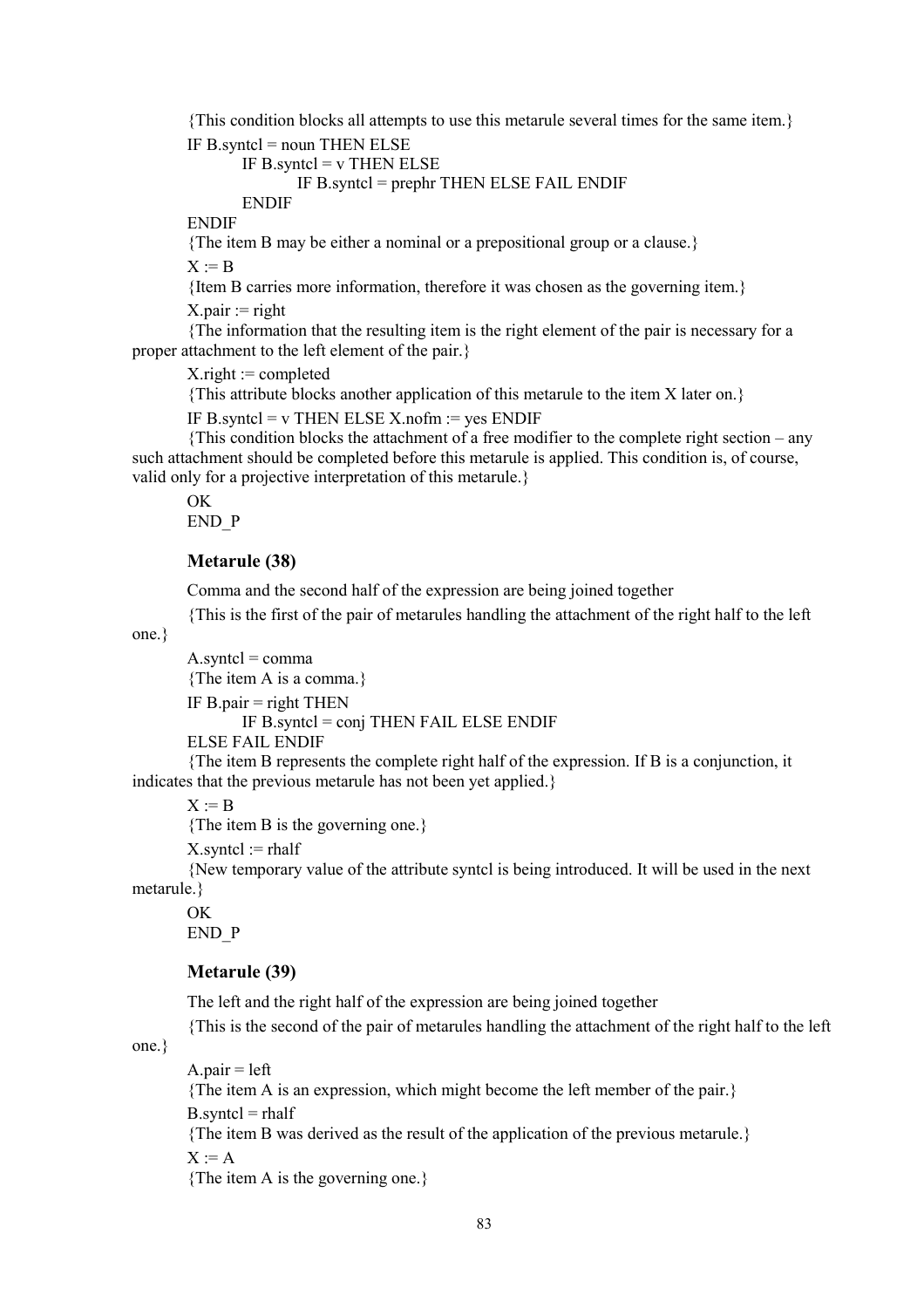{This condition blocks all attempts to use this metarule several times for the same item.}

```
IF B.syntcl = noun THEN ELSE
        IF B.syntcl = v THEN ELSE
                IF B.syntcl = prephr THEN ELSE FAIL ENDIF
        ENDIF
ENDIF
```

{The item B may be either a nominal or a prepositional group or a clause.}

X := B

{Item B carries more information, therefore it was chosen as the governing item.}

X.pair := right

{The information that the resulting item is the right element of the pair is necessary for a proper attachment to the left element of the pair.}

X.right := completed

{This attribute blocks another application of this metarule to the item X later on.}

IF B.syntcl = v THEN ELSE X.nofm := yes ENDIF

{This condition blocks the attachment of a free modifier to the complete right section – any such attachment should be completed before this metarule is applied. This condition is, of course, valid only for a projective interpretation of this metarule.}

OK
END_P

### Metarule (38)

Comma and the second half of the expression are being joined together

{This is the first of the pair of metarules handling the attachment of the right half to the left one.}

A.syntcl = comma

{The item A is a comma.}

```
IF B.pair = right THEN
        IF B.syntcl = conj THEN FAIL ELSE ENDIF
ELSE FAIL ENDIF
```

{The item B represents the complete right half of the expression. If B is a conjunction, it indicates that the previous metarule has not been yet applied.}

X := B

{The item B is the governing one.}

X.syntcl := rhalf

{New temporary value of the attribute syntcl is being introduced. It will be used in the next metarule.}

OK
END_P

### Metarule (39)

The left and the right half of the expression are being joined together

{This is the second of the pair of metarules handling the attachment of the right half to the left one.}

A.pair = left

{The item A is an expression, which might become the left member of the pair.}

B.syntcl = rhalf

{The item B was derived as the result of the application of the previous metarule.}

X := A

{The item A is the governing one.}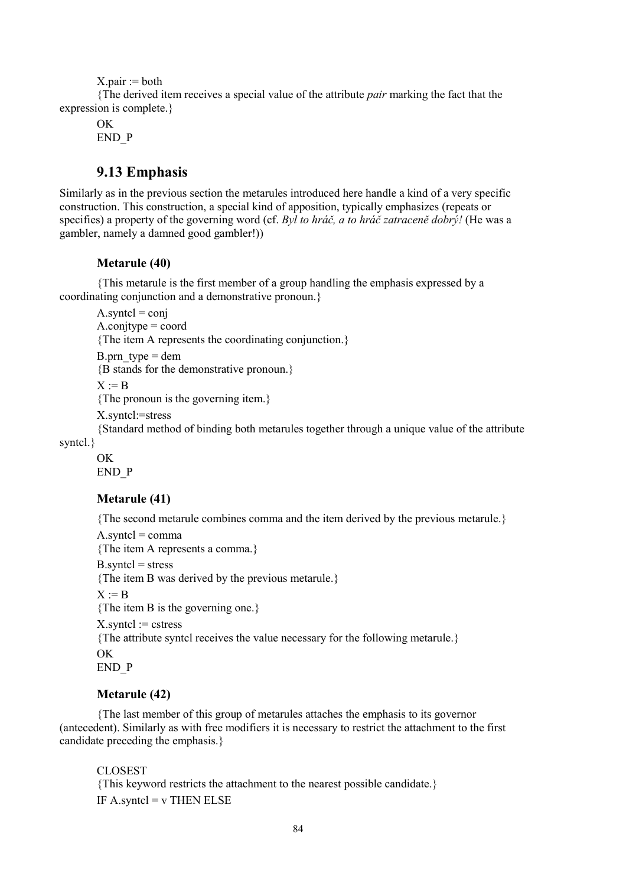X.pair := both

{The derived item receives a special value of the attribute *pair* marking the fact that the expression is complete.}

OK

END_P

## 9.13 Emphasis

Similarly as in the previous section the metarules introduced here handle a kind of a very specific construction. This construction, a special kind of apposition, typically emphasizes (repeats or specifies) a property of the governing word (cf. *Byl to hráč, a to hráč zatraceně dobrý!* (He was a gambler, namely a damned good gambler!))

### Metarule (40)

{This metarule is the first member of a group handling the emphasis expressed by a coordinating conjunction and a demonstrative pronoun.}

A.syntcl = conj

A.conjtype = coord

{The item A represents the coordinating conjunction.}

B.prn_type = dem

{B stands for the demonstrative pronoun.}

X := B

{The pronoun is the governing item.}

X.syntcl:=stress

{Standard method of binding both metarules together through a unique value of the attribute syntcl.}

OK

END_P

### Metarule (41)

{The second metarule combines comma and the item derived by the previous metarule.}

A.syntcl = comma

{The item A represents a comma.}

B.syntcl = stress

{The item B was derived by the previous metarule.}

X := B

{The item B is the governing one.}

X.syntcl := cstress

{The attribute syntcl receives the value necessary for the following metarule.}

OK

END_P

### Metarule (42)

{The last member of this group of metarules attaches the emphasis to its governor (antecedent). Similarly as with free modifiers it is necessary to restrict the attachment to the first candidate preceding the emphasis.}

CLOSEST

{This keyword restricts the attachment to the nearest possible candidate.}

IF A.syntcl = v THEN ELSE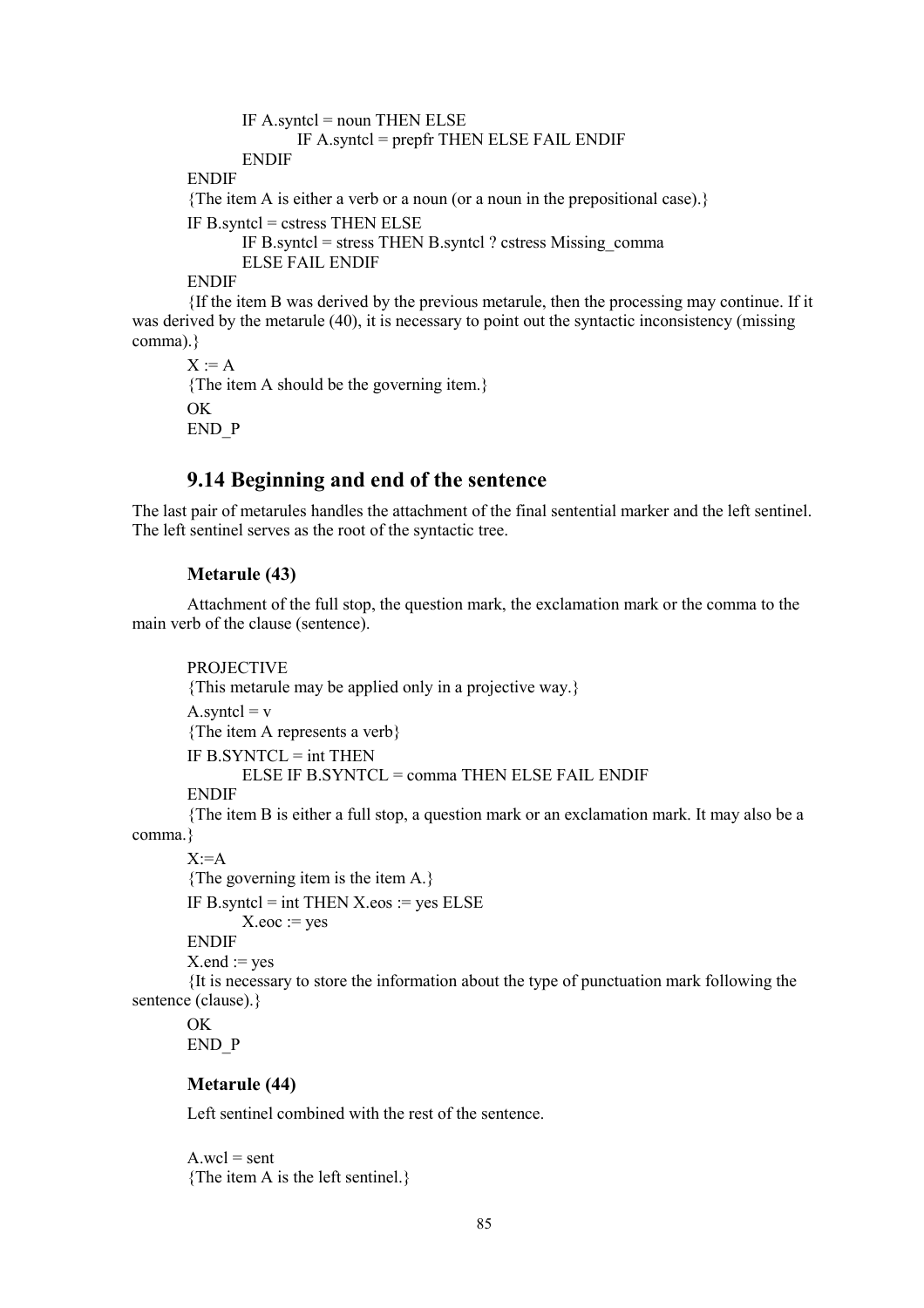```
        IF A.syntcl = noun THEN ELSE
                IF A.syntcl = prepfr THEN ELSE FAIL ENDIF
        ENDIF
ENDIF
```

{The item A is either a verb or a noun (or a noun in the prepositional case).}

```
IF B.syntcl = cstress THEN ELSE
        IF B.syntcl = stress THEN B.syntcl ? cstress Missing_comma
        ELSE FAIL ENDIF
ENDIF
```

{If the item B was derived by the previous metarule, then the processing may continue. If it was derived by the metarule (40), it is necessary to point out the syntactic inconsistency (missing comma).}

```
X := A
```

{The item A should be the governing item.}

```
OK
END_P
```

## 9.14 Beginning and end of the sentence

The last pair of metarules handles the attachment of the final sentential marker and the left sentinel. The left sentinel serves as the root of the syntactic tree.

### Metarule (43)

Attachment of the full stop, the question mark, the exclamation mark or the comma to the main verb of the clause (sentence).

```
PROJECTIVE
```

{This metarule may be applied only in a projective way.}

```
A.syntcl = v
```

{The item A represents a verb}

```
IF B.SYNTCL = int THEN
        ELSE IF B.SYNTCL = comma THEN ELSE FAIL ENDIF
ENDIF
```

{The item B is either a full stop, a question mark or an exclamation mark. It may also be a comma.}

```
X:=A
```

{The governing item is the item A.}

```
IF B.syntcl = int THEN X.eos := yes ELSE
        X.eoc := yes
ENDIF
X.end := yes
```

{It is necessary to store the information about the type of punctuation mark following the sentence (clause).}

```
OK
END_P
```

### Metarule (44)

Left sentinel combined with the rest of the sentence.

```
A.wcl = sent
```

{The item A is the left sentinel.}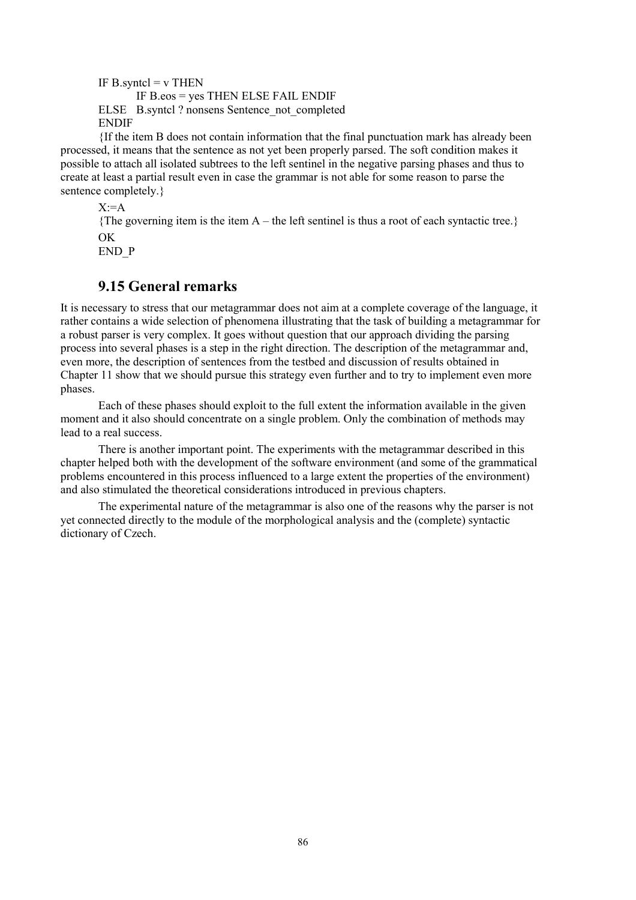```
IF B.syntcl = v THEN
        IF B.eos = yes THEN ELSE FAIL ENDIF
ELSE   B.syntcl ? nonsens Sentence_not_completed
ENDIF
```

{If the item B does not contain information that the final punctuation mark has already been processed, it means that the sentence as not yet been properly parsed. The soft condition makes it possible to attach all isolated subtrees to the left sentinel in the negative parsing phases and thus to create at least a partial result even in case the grammar is not able for some reason to parse the sentence completely.}

```
X:=A
```

{The governing item is the item A – the left sentinel is thus a root of each syntactic tree.}

```
OK
END_P
```

## 9.15 General remarks

It is necessary to stress that our metagrammar does not aim at a complete coverage of the language, it rather contains a wide selection of phenomena illustrating that the task of building a metagrammar for a robust parser is very complex. It goes without question that our approach dividing the parsing process into several phases is a step in the right direction. The description of the metagrammar and, even more, the description of sentences from the testbed and discussion of results obtained in Chapter 11 show that we should pursue this strategy even further and to try to implement even more phases.

Each of these phases should exploit to the full extent the information available in the given moment and it also should concentrate on a single problem. Only the combination of methods may lead to a real success.

There is another important point. The experiments with the metagrammar described in this chapter helped both with the development of the software environment (and some of the grammatical problems encountered in this process influenced to a large extent the properties of the environment) and also stimulated the theoretical considerations introduced in previous chapters.

The experimental nature of the metagrammar is also one of the reasons why the parser is not yet connected directly to the module of the morphological analysis and the (complete) syntactic dictionary of Czech.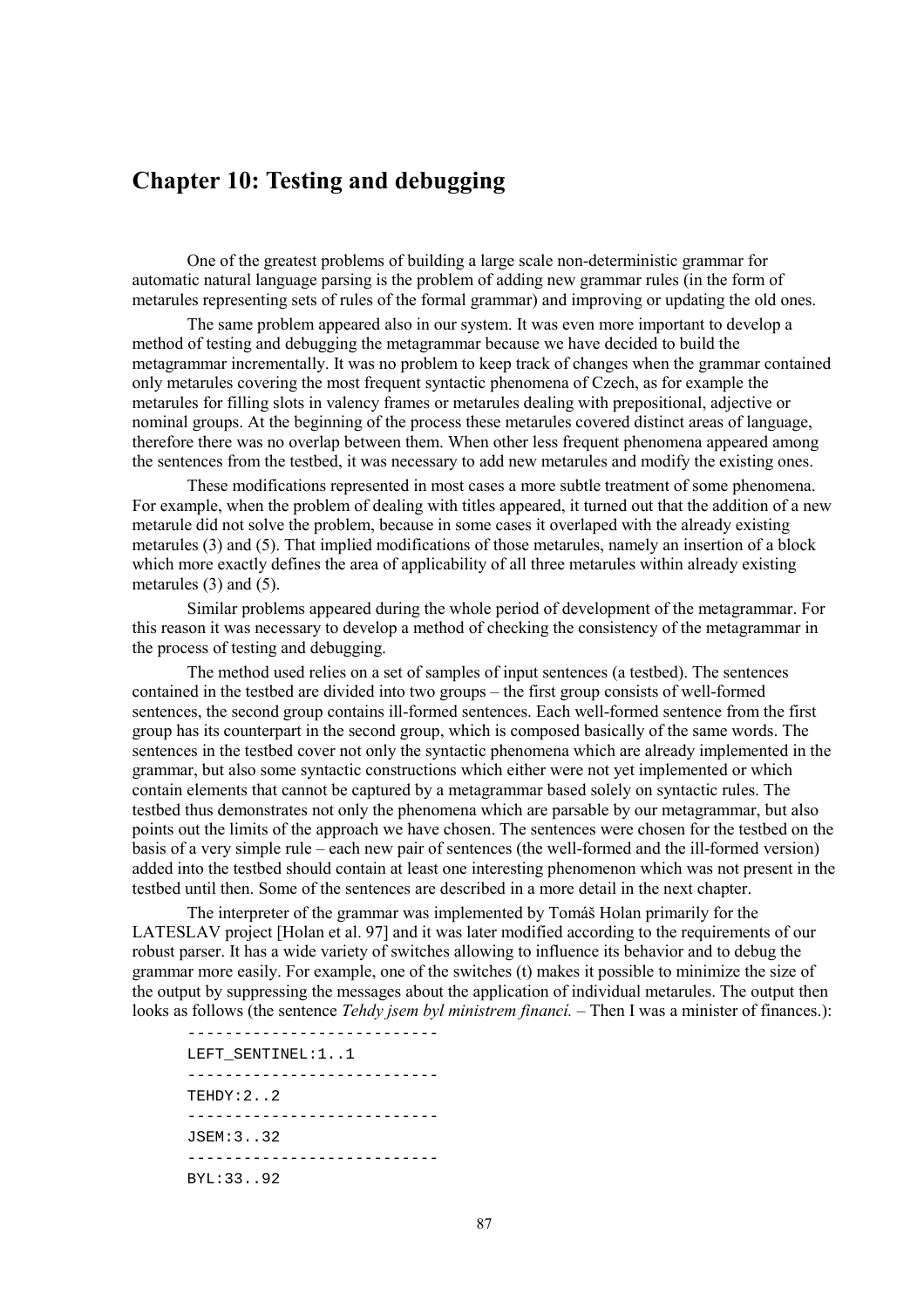# Chapter 10: Testing and debugging

One of the greatest problems of building a large scale non-deterministic grammar for automatic natural language parsing is the problem of adding new grammar rules (in the form of metarules representing sets of rules of the formal grammar) and improving or updating the old ones.

The same problem appeared also in our system. It was even more important to develop a method of testing and debugging the metagrammar because we have decided to build the metagrammar incrementally. It was no problem to keep track of changes when the grammar contained only metarules covering the most frequent syntactic phenomena of Czech, as for example the metarules for filling slots in valency frames or metarules dealing with prepositional, adjective or nominal groups. At the beginning of the process these metarules covered distinct areas of language, therefore there was no overlap between them. When other less frequent phenomena appeared among the sentences from the testbed, it was necessary to add new metarules and modify the existing ones.

These modifications represented in most cases a more subtle treatment of some phenomena. For example, when the problem of dealing with titles appeared, it turned out that the addition of a new metarule did not solve the problem, because in some cases it overlaped with the already existing metarules (3) and (5). That implied modifications of those metarules, namely an insertion of a block which more exactly defines the area of applicability of all three metarules within already existing metarules (3) and (5).

Similar problems appeared during the whole period of development of the metagrammar. For this reason it was necessary to develop a method of checking the consistency of the metagrammar in the process of testing and debugging.

The method used relies on a set of samples of input sentences (a testbed). The sentences contained in the testbed are divided into two groups – the first group consists of well-formed sentences, the second group contains ill-formed sentences. Each well-formed sentence from the first group has its counterpart in the second group, which is composed basically of the same words. The sentences in the testbed cover not only the syntactic phenomena which are already implemented in the grammar, but also some syntactic constructions which either were not yet implemented or which contain elements that cannot be captured by a metagrammar based solely on syntactic rules. The testbed thus demonstrates not only the phenomena which are parsable by our metagrammar, but also points out the limits of the approach we have chosen. The sentences were chosen for the testbed on the basis of a very simple rule – each new pair of sentences (the well-formed and the ill-formed version) added into the testbed should contain at least one interesting phenomenon which was not present in the testbed until then. Some of the sentences are described in a more detail in the next chapter.

The interpreter of the grammar was implemented by Tomáš Holan primarily for the LATESLAV project [Holan et al. 97] and it was later modified according to the requirements of our robust parser. It has a wide variety of switches allowing to influence its behavior and to debug the grammar more easily. For example, one of the switches (t) makes it possible to minimize the size of the output by suppressing the messages about the application of individual metarules. The output then looks as follows (the sentence *Tehdy jsem byl ministrem financí.* – Then I was a minister of finances.):

```
--------------------------
LEFT_SENTINEL:1..1
--------------------------
TEHDY:2..2
--------------------------
JSEM:3..32
--------------------------
BYL:33..92
```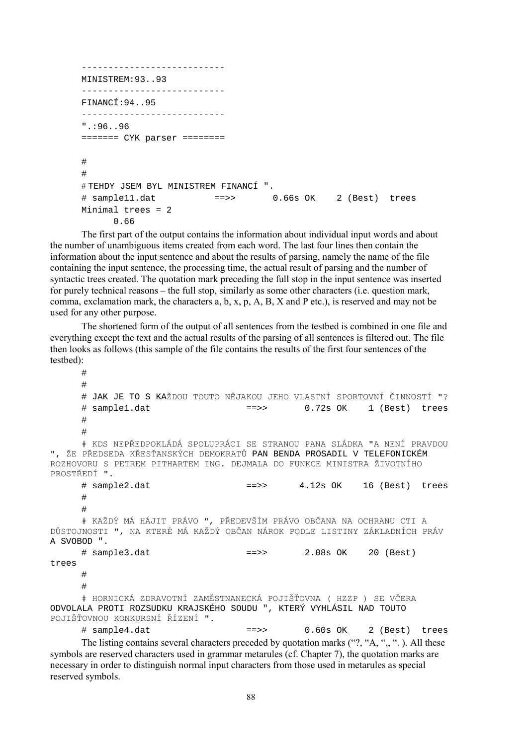```
---------------------------
MINISTREM:93..93
---------------------------
FINANCÍ:94..95
---------------------------
".:96..96
======= CYK parser ========

#
#
# TEHDY JSEM BYL MINISTREM FINANCÍ ".
# sample11.dat          ==>>       0.66s OK    2 (Best)  trees
Minimal trees = 2
      0.66
```

The first part of the output contains the information about individual input words and about the number of unambiguous items created from each word. The last four lines then contain the information about the input sentence and about the results of parsing, namely the name of the file containing the input sentence, the processing time, the actual result of parsing and the number of syntactic trees created. The quotation mark preceding the full stop in the input sentence was inserted for purely technical reasons – the full stop, similarly as some other characters (i.e. question mark, comma, exclamation mark, the characters a, b, x, p, A, B, X and P etc.), is reserved and may not be used for any other purpose.

The shortened form of the output of all sentences from the testbed is combined in one file and everything except the text and the actual results of the parsing of all sentences is filtered out. The file then looks as follows (this sample of the file contains the results of the first four sentences of the testbed):

```
#
#
# JAK JE TO S KAŽDOU TOUTO NĚJAKOU JEHO VLASTNÍ SPORTOVNÍ ČINNOSTÍ "?
# sample1.dat                 ==>>       0.72s OK    1 (Best)  trees
#
#
# KDS NEPŘEDPOKLÁDÁ SPOLUPRÁCI SE STRANOU PANA SLÁDKA "A NENÍ PRAVDOU
", ŽE PŘEDSEDA KŘESŤANSKÝCH DEMOKRATŮ PAN BENDA PROSADIL V TELEFONICKÉM
ROZHOVORU S PETREM PITHARTEM ING. DEJMALA DO FUNKCE MINISTRA ŽIVOTNÍHO
PROSTŘEDÍ ".
# sample2.dat                 ==>>       4.12s OK    16 (Best)  trees
#
#
# KAŽDÝ MÁ HÁJIT PRÁVO ", PŘEDEVŠÍM PRÁVO OBČANA NA OCHRANU CTI A
DŮSTOJNOSTI ", NA KTERÉ MÁ KAŽDÝ OBČAN NÁROK PODLE LISTINY ZÁKLADNÍCH PRÁV
A SVOBOD ".
# sample3.dat                 ==>>       2.08s OK    20 (Best)
trees
#
#
# HORNICKÁ ZDRAVOTNÍ ZAMĚSTNANECKÁ POJIŠŤOVNA ( HZZP ) SE VČERA
ODVOLALA PROTI ROZSUDKU KRAJSKÉHO SOUDU ", KTERÝ VYHLÁSIL NAD TOUTO
POJIŠŤOVNOU KONKURSNÍ ŘÍZENÍ ".
# sample4.dat                 ==>>       0.60s OK    2 (Best)  trees
```

The listing contains several characters preceded by quotation marks ("?, "A, ",, ". ). All these symbols are reserved characters used in grammar metarules (cf. Chapter 7), the quotation marks are necessary in order to distinguish normal input characters from those used in metarules as special reserved symbols.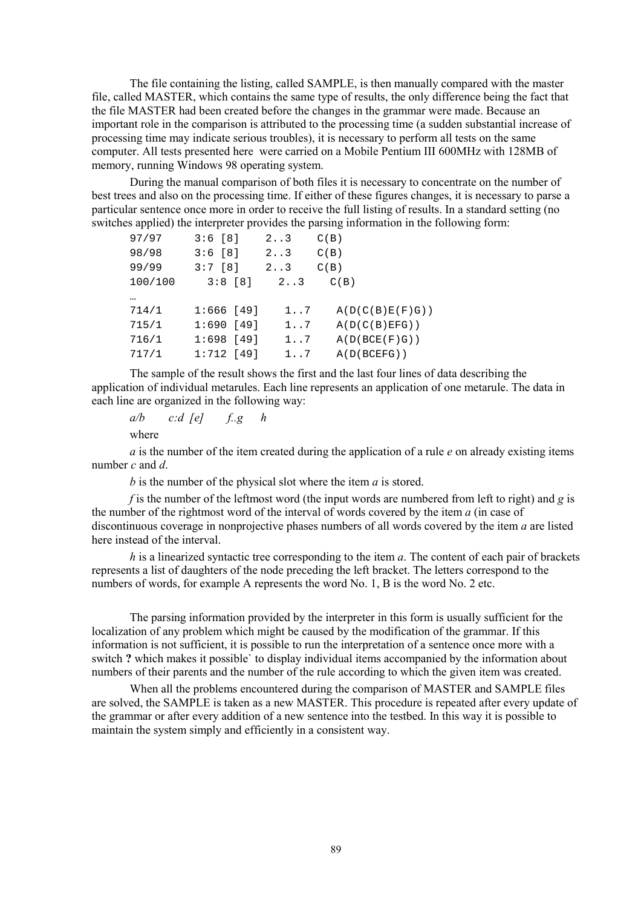The file containing the listing, called SAMPLE, is then manually compared with the master file, called MASTER, which contains the same type of results, the only difference being the fact that the file MASTER had been created before the changes in the grammar were made. Because an important role in the comparison is attributed to the processing time (a sudden substantial increase of processing time may indicate serious troubles), it is necessary to perform all tests on the same computer. All tests presented here were carried on a Mobile Pentium III 600MHz with 128MB of memory, running Windows 98 operating system.

During the manual comparison of both files it is necessary to concentrate on the number of best trees and also on the processing time. If either of these figures changes, it is necessary to parse a particular sentence once more in order to receive the full listing of results. In a standard setting (no switches applied) the interpreter provides the parsing information in the following form:

```
97/97      3:6 [8]     2..3    C(B)
98/98      3:6 [8]     2..3    C(B)
99/99      3:7 [8]     2..3    C(B)
100/100      3:8 [8]    2..3    C(B)
…
714/1      1:666 [49]    1..7    A(D(C(B)E(F)G))
715/1      1:690 [49]    1..7    A(D(C(B)EFG))
716/1      1:698 [49]    1..7    A(D(BCE(F)G))
717/1      1:712 [49]    1..7    A(D(BCEFG))
```

The sample of the result shows the first and the last four lines of data describing the application of individual metarules. Each line represents an application of one metarule. The data in each line are organized in the following way:

*a/b* *c:d [e]* *f..g* *h*

where

*a* is the number of the item created during the application of a rule *e* on already existing items number *c* and *d*.

*b* is the number of the physical slot where the item *a* is stored.

*f* is the number of the leftmost word (the input words are numbered from left to right) and *g* is the number of the rightmost word of the interval of words covered by the item *a* (in case of discontinuous coverage in nonprojective phases numbers of all words covered by the item *a* are listed here instead of the interval.

*h* is a linearized syntactic tree corresponding to the item *a*. The content of each pair of brackets represents a list of daughters of the node preceding the left bracket. The letters correspond to the numbers of words, for example A represents the word No. 1, B is the word No. 2 etc.

The parsing information provided by the interpreter in this form is usually sufficient for the localization of any problem which might be caused by the modification of the grammar. If this information is not sufficient, it is possible to run the interpretation of a sentence once more with a switch **?** which makes it possible` to display individual items accompanied by the information about numbers of their parents and the number of the rule according to which the given item was created.

When all the problems encountered during the comparison of MASTER and SAMPLE files are solved, the SAMPLE is taken as a new MASTER. This procedure is repeated after every update of the grammar or after every addition of a new sentence into the testbed. In this way it is possible to maintain the system simply and efficiently in a consistent way.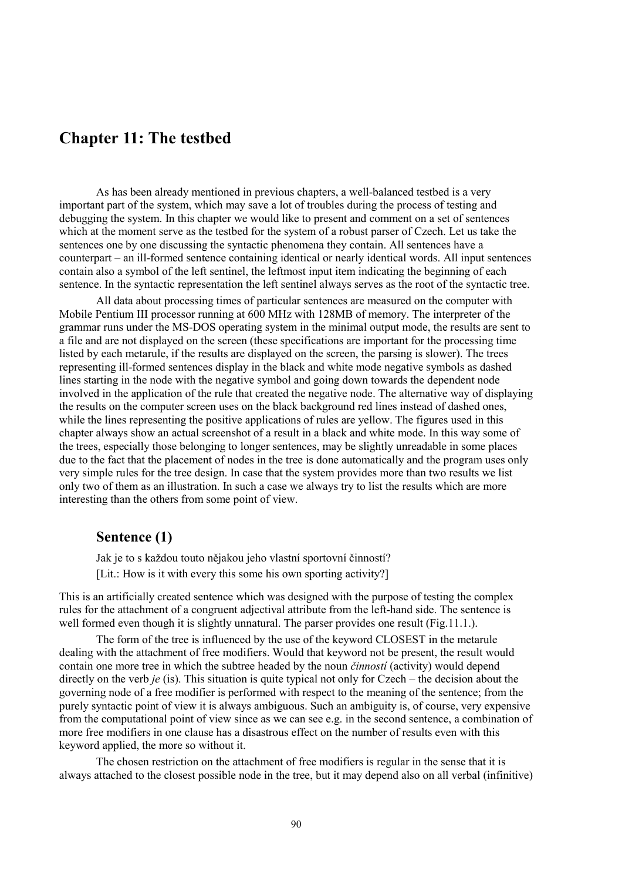# Chapter 11: The testbed

As has been already mentioned in previous chapters, a well-balanced testbed is a very important part of the system, which may save a lot of troubles during the process of testing and debugging the system. In this chapter we would like to present and comment on a set of sentences which at the moment serve as the testbed for the system of a robust parser of Czech. Let us take the sentences one by one discussing the syntactic phenomena they contain. All sentences have a counterpart – an ill-formed sentence containing identical or nearly identical words. All input sentences contain also a symbol of the left sentinel, the leftmost input item indicating the beginning of each sentence. In the syntactic representation the left sentinel always serves as the root of the syntactic tree.

All data about processing times of particular sentences are measured on the computer with Mobile Pentium III processor running at 600 MHz with 128MB of memory. The interpreter of the grammar runs under the MS-DOS operating system in the minimal output mode, the results are sent to a file and are not displayed on the screen (these specifications are important for the processing time listed by each metarule, if the results are displayed on the screen, the parsing is slower). The trees representing ill-formed sentences display in the black and white mode negative symbols as dashed lines starting in the node with the negative symbol and going down towards the dependent node involved in the application of the rule that created the negative node. The alternative way of displaying the results on the computer screen uses on the black background red lines instead of dashed ones, while the lines representing the positive applications of rules are yellow. The figures used in this chapter always show an actual screenshot of a result in a black and white mode. In this way some of the trees, especially those belonging to longer sentences, may be slightly unreadable in some places due to the fact that the placement of nodes in the tree is done automatically and the program uses only very simple rules for the tree design. In case that the system provides more than two results we list only two of them as an illustration. In such a case we always try to list the results which are more interesting than the others from some point of view.

## Sentence (1)

Jak je to s každou touto nějakou jeho vlastní sportovní činností?
[Lit.: How is it with every this some his own sporting activity?]

This is an artificially created sentence which was designed with the purpose of testing the complex rules for the attachment of a congruent adjectival attribute from the left-hand side. The sentence is well formed even though it is slightly unnatural. The parser provides one result (Fig.11.1.).

The form of the tree is influenced by the use of the keyword CLOSEST in the metarule dealing with the attachment of free modifiers. Would that keyword not be present, the result would contain one more tree in which the subtree headed by the noun *činností* (activity) would depend directly on the verb *je* (is). This situation is quite typical not only for Czech – the decision about the governing node of a free modifier is performed with respect to the meaning of the sentence; from the purely syntactic point of view it is always ambiguous. Such an ambiguity is, of course, very expensive from the computational point of view since as we can see e.g. in the second sentence, a combination of more free modifiers in one clause has a disastrous effect on the number of results even with this keyword applied, the more so without it.

The chosen restriction on the attachment of free modifiers is regular in the sense that it is always attached to the closest possible node in the tree, but it may depend also on all verbal (infinitive)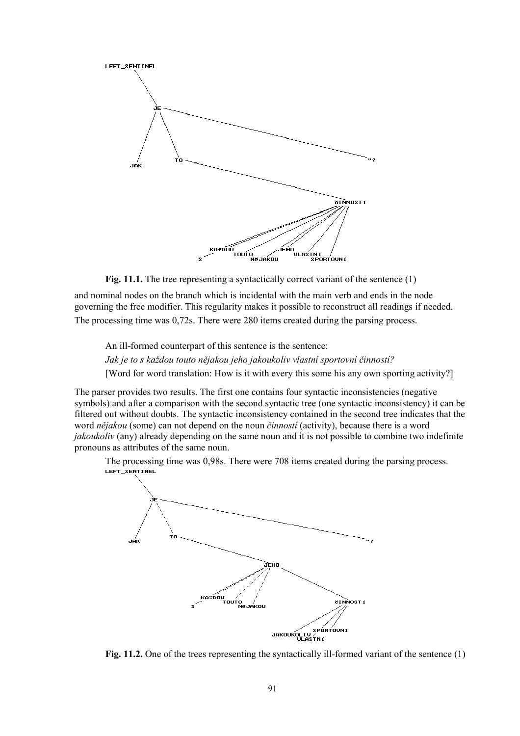LEFT_SENTINEL

JE

JAK

TO

"?

ČINNOSTÍ

KAŽDOU

S

TOUTO

NĚJAKOU

JEHO

VLASTNÍ

SPORTOVNÍ

**Fig. 11.1.** The tree representing a syntactically correct variant of the sentence (1)

and nominal nodes on the branch which is incidental with the main verb and ends in the node governing the free modifier. This regularity makes it possible to reconstruct all readings if needed. The processing time was 0,72s. There were 280 items created during the parsing process.

An ill-formed counterpart of this sentence is the sentence:

*Jak je to s každou touto nějakou jeho jakoukoliv vlastní sportovní činností?*

[Word for word translation: How is it with every this some his any own sporting activity?]

The parser provides two results. The first one contains four syntactic inconsistencies (negative symbols) and after a comparison with the second syntactic tree (one syntactic inconsistency) it can be filtered out without doubts. The syntactic inconsistency contained in the second tree indicates that the word *nějakou* (some) can not depend on the noun *činností* (activity), because there is a word *jakoukoliv* (any) already depending on the same noun and it is not possible to combine two indefinite pronouns as attributes of the same noun.

The processing time was 0,98s. There were 708 items created during the parsing process.

LEFT_SENTINEL

JE

JAK

TO

"?

JEHO

KAŽDOU

S

TOUTO

NĚJAKOU

ČINNOSTÍ

JAKOUKOLIV

VLASTNÍ

SPORTOVNÍ

**Fig. 11.2.** One of the trees representing the syntactically ill-formed variant of the sentence (1)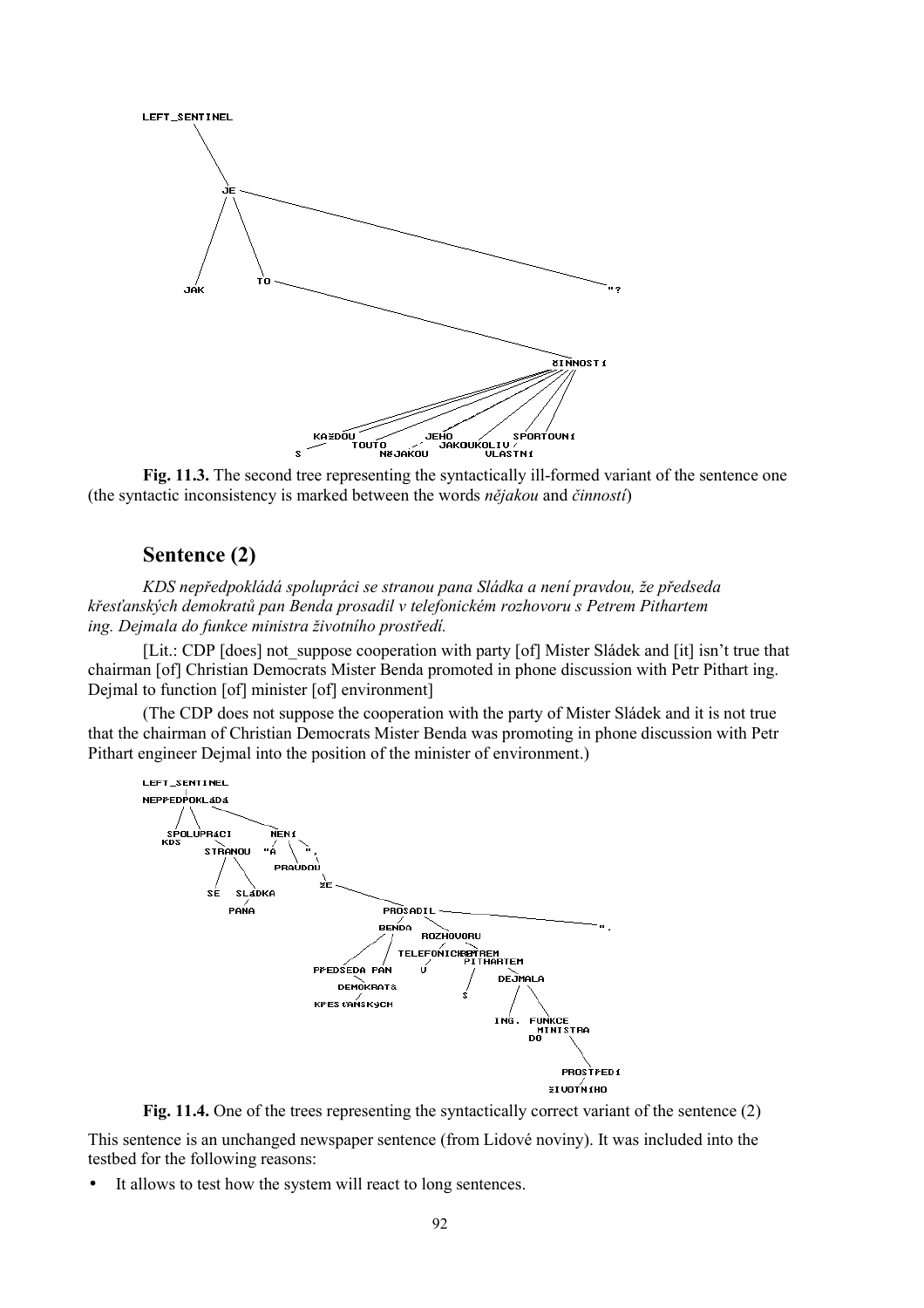LEFT_SENTINEL
JE
JAK
TO
"?
ČINNOSTÍ
KAŽDOU
S
TOUTO
NĚJAKOU
JEHO
JAKOUKOLIV
VLASTNÍ
SPORTOVNÍ

**Fig. 11.3.** The second tree representing the syntactically ill-formed variant of the sentence one (the syntactic inconsistency is marked between the words *nějakou* and *činností*)

## Sentence (2)

*KDS nepředpokládá spolupráci se stranou pana Sládka a není pravdou, že předseda křesťanských demokratů pan Benda prosadil v telefonickém rozhovoru s Petrem Pithartem ing. Dejmala do funkce ministra životního prostředí.*

[Lit.: CDP [does] not_suppose cooperation with party [of] Mister Sládek and [it] isn't true that chairman [of] Christian Democrats Mister Benda promoted in phone discussion with Petr Pithart ing. Dejmal to function [of] minister [of] environment]

(The CDP does not suppose the cooperation with the party of Mister Sládek and it is not true that the chairman of Christian Democrats Mister Benda was promoting in phone discussion with Petr Pithart engineer Dejmal into the position of the minister of environment.)

LEFT_SENTINEL
NEPŘEDPOKLÁDÁ
KDS
SPOLUPRÁCI
STRANOU
SE
SLÁDKA
PANA
NENÍ
"A
",
PRAVDOU
ŽE
PROSADIL
".
BENDA
PŘEDSEDA
PAN
DEMOKRATŮ
KŘESŤANSKÝCH
ROZHOVORU
TELEFONICKÉM
V
PETREM
PITHARTEM
S
DEJMALA
ING.
FUNKCE
DO
MINISTRA
PROSTŘEDÍ
ŽIVOTNÍHO

**Fig. 11.4.** One of the trees representing the syntactically correct variant of the sentence (2)

This sentence is an unchanged newspaper sentence (from Lidové noviny). It was included into the testbed for the following reasons:

- It allows to test how the system will react to long sentences.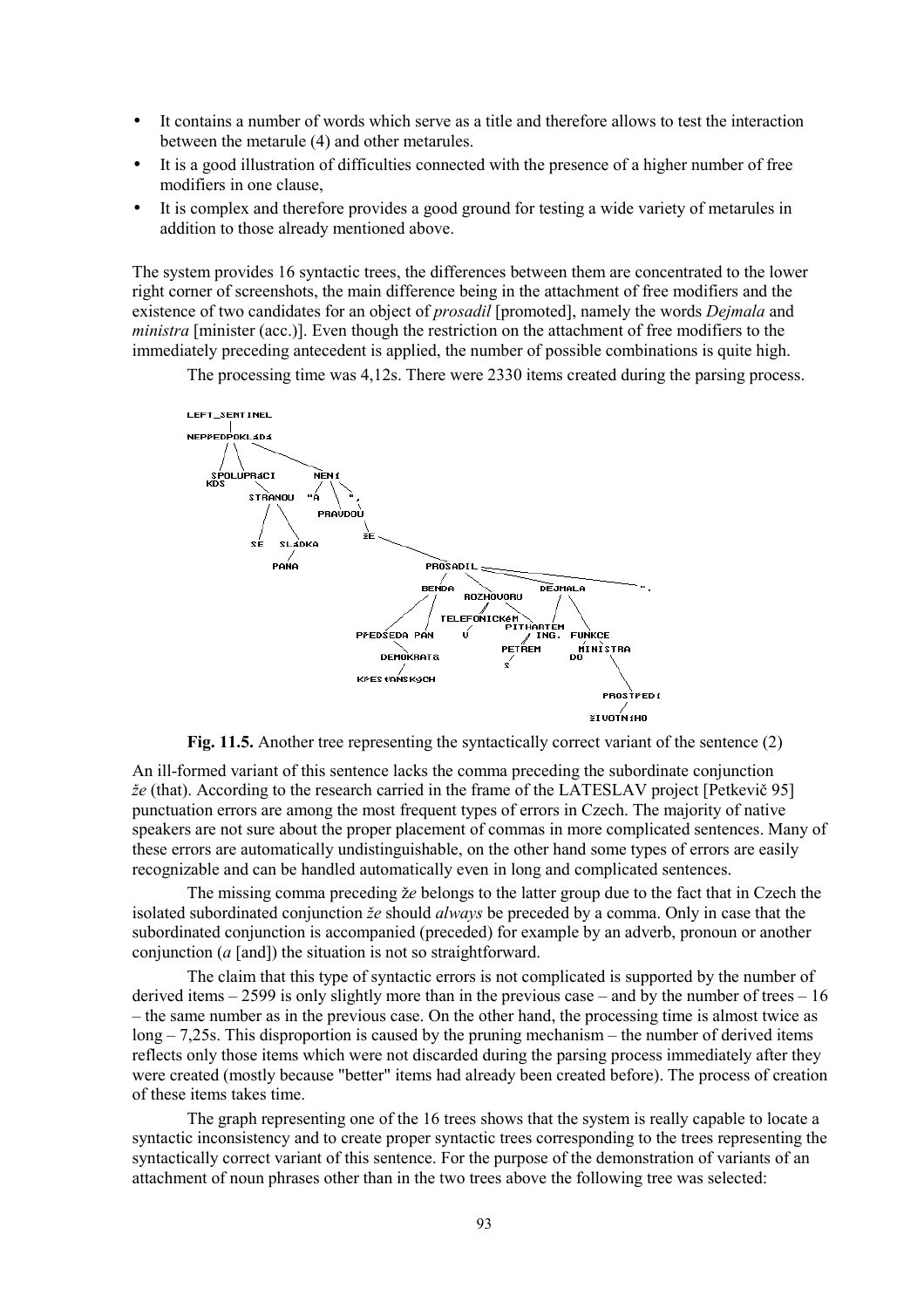- It contains a number of words which serve as a title and therefore allows to test the interaction between the metarule (4) and other metarules.
- It is a good illustration of difficulties connected with the presence of a higher number of free modifiers in one clause,
- It is complex and therefore provides a good ground for testing a wide variety of metarules in addition to those already mentioned above.

The system provides 16 syntactic trees, the differences between them are concentrated to the lower right corner of screenshots, the main difference being in the attachment of free modifiers and the existence of two candidates for an object of *prosadil* [promoted], namely the words *Dejmala* and *ministra* [minister (acc.)]. Even though the restriction on the attachment of free modifiers to the immediately preceding antecedent is applied, the number of possible combinations is quite high.

The processing time was 4,12s. There were 2330 items created during the parsing process.

**Fig. 11.5.** Another tree representing the syntactically correct variant of the sentence (2)

An ill-formed variant of this sentence lacks the comma preceding the subordinate conjunction *že* (that). According to the research carried in the frame of the LATESLAV project [Petkevič 95] punctuation errors are among the most frequent types of errors in Czech. The majority of native speakers are not sure about the proper placement of commas in more complicated sentences. Many of these errors are automatically undistinguishable, on the other hand some types of errors are easily recognizable and can be handled automatically even in long and complicated sentences.

The missing comma preceding *že* belongs to the latter group due to the fact that in Czech the isolated subordinated conjunction *že* should *always* be preceded by a comma. Only in case that the subordinated conjunction is accompanied (preceded) for example by an adverb, pronoun or another conjunction (*a* [and]) the situation is not so straightforward.

The claim that this type of syntactic errors is not complicated is supported by the number of derived items – 2599 is only slightly more than in the previous case – and by the number of trees – 16 – the same number as in the previous case. On the other hand, the processing time is almost twice as long – 7,25s. This disproportion is caused by the pruning mechanism – the number of derived items reflects only those items which were not discarded during the parsing process immediately after they were created (mostly because "better" items had already been created before). The process of creation of these items takes time.

The graph representing one of the 16 trees shows that the system is really capable to locate a syntactic inconsistency and to create proper syntactic trees corresponding to the trees representing the syntactically correct variant of this sentence. For the purpose of the demonstration of variants of an attachment of noun phrases other than in the two trees above the following tree was selected: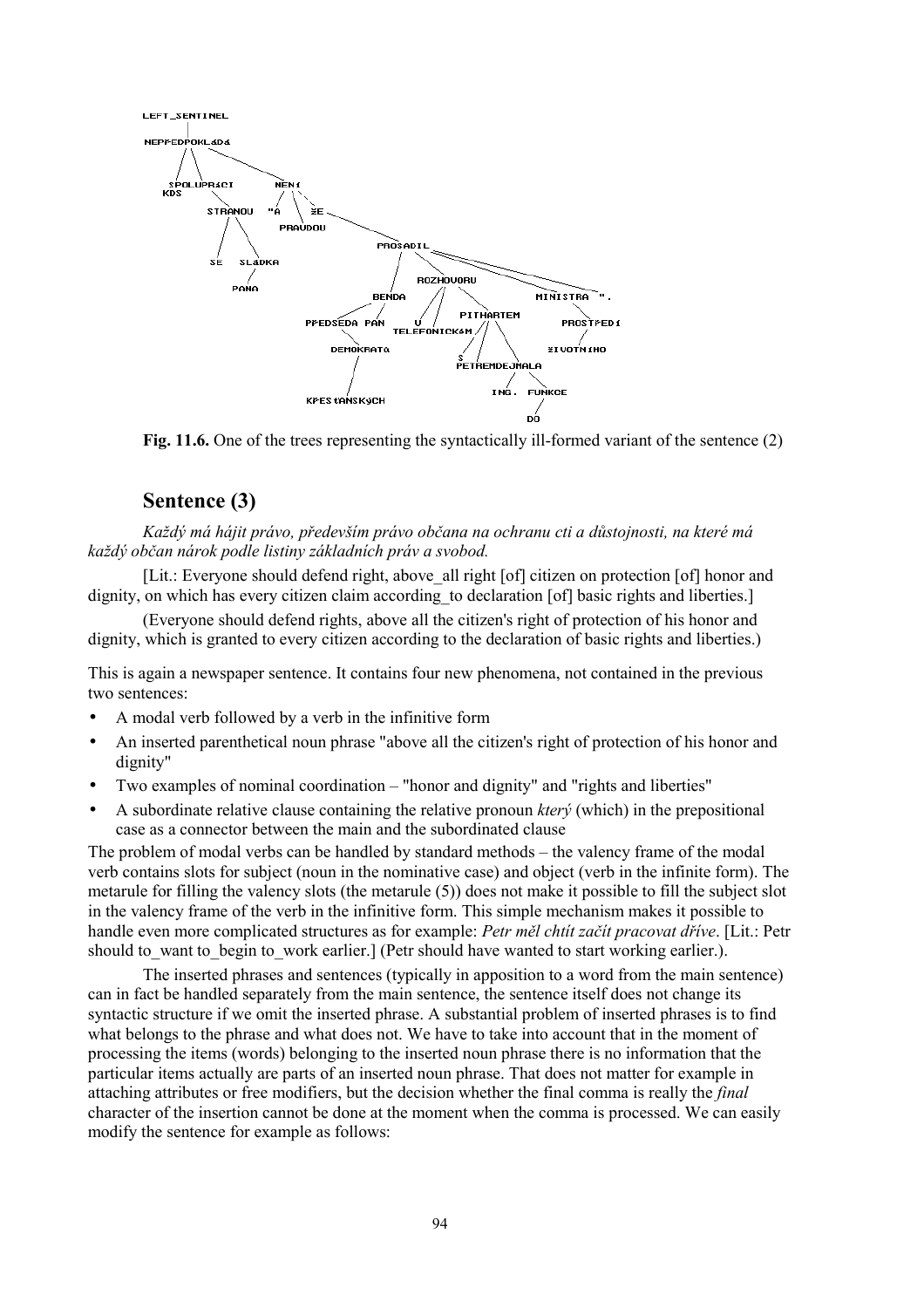LEFT_SENTINEL
NEPŘEDPOKLÁDÁ
SPOLUPRÁCI
KDS
NENÍ
STRANOU
"A
ŽE
PRAVDOU
SE
SLÁDKA
PANA
PROSADIL
ROZHOVORU
BENDA
MINISTRA
".
PITHARTEM
PŘEDSEDA
PAN
V
TELEFONICKÉM
PROSTŘEDÍ
DEMOKRATŮ
S
PETREMDEJMALA
ŽIVOTNÍHO
ING.
FUNKCE
KŘESŤANSKÝCH
DO

**Fig. 11.6.** One of the trees representing the syntactically ill-formed variant of the sentence (2)

## Sentence (3)

*Každý má hájit právo, především právo občana na ochranu cti a důstojnosti, na které má každý občan nárok podle listiny základních práv a svobod.*

[Lit.: Everyone should defend right, above_all right [of] citizen on protection [of] honor and dignity, on which has every citizen claim according_to declaration [of] basic rights and liberties.]

(Everyone should defend rights, above all the citizen's right of protection of his honor and dignity, which is granted to every citizen according to the declaration of basic rights and liberties.)

This is again a newspaper sentence. It contains four new phenomena, not contained in the previous two sentences:

- A modal verb followed by a verb in the infinitive form
- An inserted parenthetical noun phrase "above all the citizen's right of protection of his honor and dignity"
- Two examples of nominal coordination – "honor and dignity" and "rights and liberties"
- A subordinate relative clause containing the relative pronoun *který* (which) in the prepositional case as a connector between the main and the subordinated clause

The problem of modal verbs can be handled by standard methods – the valency frame of the modal verb contains slots for subject (noun in the nominative case) and object (verb in the infinite form). The metarule for filling the valency slots (the metarule (5)) does not make it possible to fill the subject slot in the valency frame of the verb in the infinitive form. This simple mechanism makes it possible to handle even more complicated structures as for example: *Petr měl chtít začít pracovat dříve*. [Lit.: Petr should to_want to_begin to_work earlier.] (Petr should have wanted to start working earlier.).

The inserted phrases and sentences (typically in apposition to a word from the main sentence) can in fact be handled separately from the main sentence, the sentence itself does not change its syntactic structure if we omit the inserted phrase. A substantial problem of inserted phrases is to find what belongs to the phrase and what does not. We have to take into account that in the moment of processing the items (words) belonging to the inserted noun phrase there is no information that the particular items actually are parts of an inserted noun phrase. That does not matter for example in attaching attributes or free modifiers, but the decision whether the final comma is really the *final* character of the insertion cannot be done at the moment when the comma is processed. We can easily modify the sentence for example as follows: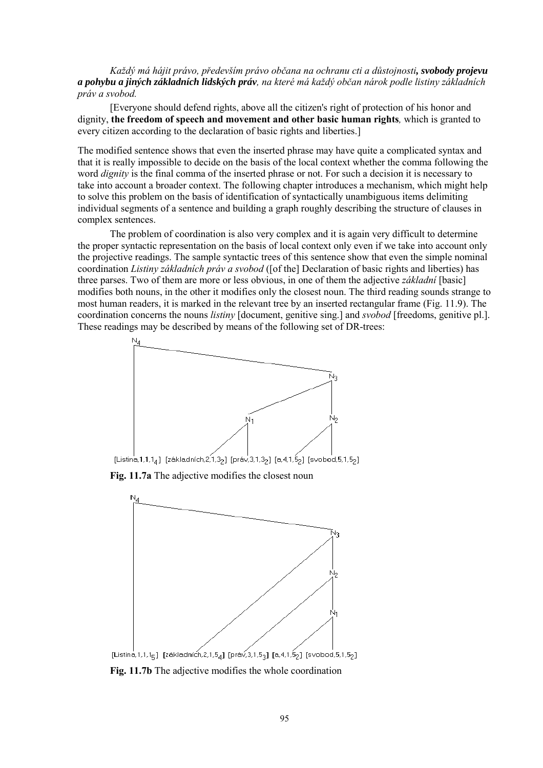*Každý má hájit právo, především právo občana na ochranu cti a důstojnosti**, svobody projevu a pohybu a jiných základních lidských práv**, na které má každý občan nárok podle listiny základních práv a svobod.*

[Everyone should defend rights, above all the citizen's right of protection of his honor and dignity, **the freedom of speech and movement and other basic human rights***,* which is granted to every citizen according to the declaration of basic rights and liberties.]

The modified sentence shows that even the inserted phrase may have quite a complicated syntax and that it is really impossible to decide on the basis of the local context whether the comma following the word *dignity* is the final comma of the inserted phrase or not. For such a decision it is necessary to take into account a broader context. The following chapter introduces a mechanism, which might help to solve this problem on the basis of identification of syntactically unambiguous items delimiting individual segments of a sentence and building a graph roughly describing the structure of clauses in complex sentences.

The problem of coordination is also very complex and it is again very difficult to determine the proper syntactic representation on the basis of local context only even if we take into account only the projective readings. The sample syntactic trees of this sentence show that even the simple nominal coordination *Listiny základních práv a svobod* ([of the] Declaration of basic rights and liberties) has three parses. Two of them are more or less obvious, in one of them the adjective *základní* [basic] modifies both nouns, in the other it modifies only the closest noun. The third reading sounds strange to most human readers, it is marked in the relevant tree by an inserted rectangular frame (Fig. 11.9). The coordination concerns the nouns *listiny* [document, genitive sing.] and *svobod* [freedoms, genitive pl.]. These readings may be described by means of the following set of DR-trees:

$N_4$

$N_3$

$N_1$

$N_2$

[Listina,1,1,$1_4$] [základních,2,1,$3_2$] [práv,3,1,$3_2$] [a,4,1,$5_2$] [svobod,5,1,$5_2$]

**Fig. 11.7a** The adjective modifies the closest noun

$N_4$

$N_3$

$N_2$

$N_1$

[Listina,1,1,$1_5$] [základních,2,1,$5_4$] [práv,3,1,$5_3$] [a,4,1,$5_2$] [svobod,5,1,$5_2$]

**Fig. 11.7b** The adjective modifies the whole coordination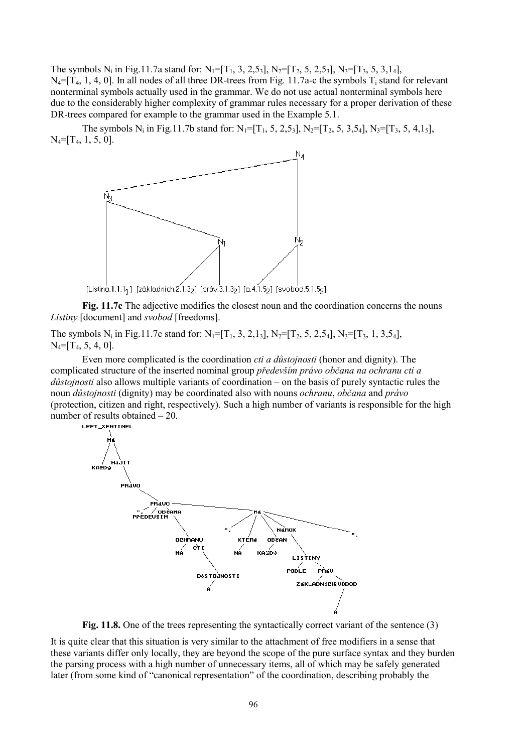The symbols $N_i$ in Fig.11.7a stand for: $N_1$=[$T_1$, 3, 2,$5_3$], $N_2$=[$T_2$, 5, 2,$5_3$], $N_3$=[$T_3$, 5, 3,$1_4$], $N_4$=[$T_4$, 1, 4, 0]. In all nodes of all three DR-trees from Fig. 11.7a-c the symbols $T_i$ stand for relevant nonterminal symbols actually used in the grammar. We do not use actual nonterminal symbols here due to the considerably higher complexity of grammar rules necessary for a proper derivation of these DR-trees compared for example to the grammar used in the Example 5.1.

The symbols $N_i$ in Fig.11.7b stand for: $N_1$=[$T_1$, 5, 2,$5_3$], $N_2$=[$T_2$, 5, 3,$5_4$], $N_3$=[$T_3$, 5, 4,$1_5$], $N_4$=[$T_4$, 1, 5, 0].

$N_4$

$N_3$

$N_1$

$N_2$

[Listina,1,1,$1_3$] [základních,2,1,$3_2$] [práv,3,1,$3_2$] [a,4,1,$5_2$] [svobod,5,1,$5_2$]

**Fig. 11.7c** The adjective modifies the closest noun and the coordination concerns the nouns *Listiny* [document] and *svobod* [freedoms].

The symbols $N_i$ in Fig.11.7c stand for: $N_1$=[$T_1$, 3, 2,$1_3$], $N_2$=[$T_2$, 5, 2,$5_4$], $N_3$=[$T_3$, 1, 3,$5_4$], $N_4$=[$T_4$, 5, 4, 0].

Even more complicated is the coordination *cti a důstojnosti* (honor and dignity). The complicated structure of the inserted nominal group *především právo občana na ochranu cti a důstojnosti* also allows multiple variants of coordination – on the basis of purely syntactic rules the noun *důstojnosti* (dignity) may be coordinated also with nouns *ochranu*, *občana* and *právo* (protection, citizen and right, respectively). Such a high number of variants is responsible for the high number of results obtained – 20.

LEFT_SENTINEL

MÁ

KAŽDÝ

HÁJIT

PRÁVO

PRÁVO

",

PŘEDEVŠÍM

OBČANA

MÁ

",

KTERÉ

OBČAN

NÁROK

".

OCHRANU

NA

ČTI

NA

KAŽDÝ

LISTINY

PODLE

PRÁV

DŮSTOJNOSTI

ZÁKLADNÍCH

SVOBOD

A

A

**Fig. 11.8.** One of the trees representing the syntactically correct variant of the sentence (3)

It is quite clear that this situation is very similar to the attachment of free modifiers in a sense that these variants differ only locally, they are beyond the scope of the pure surface syntax and they burden the parsing process with a high number of unnecessary items, all of which may be safely generated later (from some kind of "canonical representation" of the coordination, describing probably the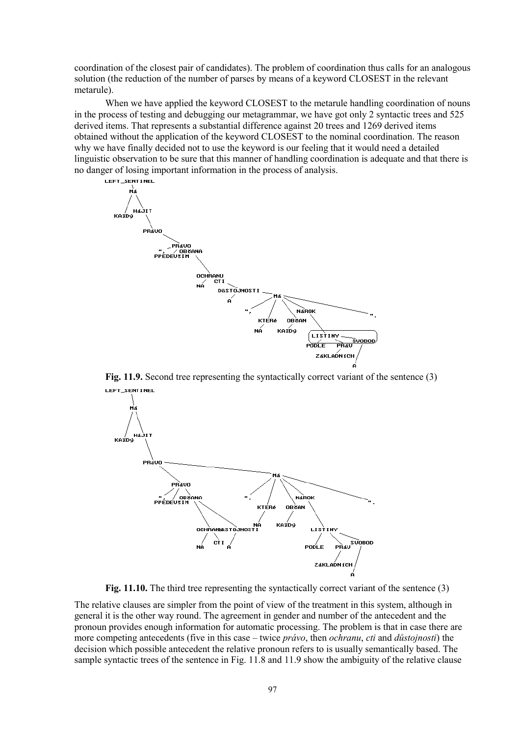coordination of the closest pair of candidates). The problem of coordination thus calls for an analogous solution (the reduction of the number of parses by means of a keyword CLOSEST in the relevant metarule).

When we have applied the keyword CLOSEST to the metarule handling coordination of nouns in the process of testing and debugging our metagrammar, we have got only 2 syntactic trees and 525 derived items. That represents a substantial difference against 20 trees and 1269 derived items obtained without the application of the keyword CLOSEST to the nominal coordination. The reason why we have finally decided not to use the keyword is our feeling that it would need a detailed linguistic observation to be sure that this manner of handling coordination is adequate and that there is no danger of losing important information in the process of analysis.

LEFT_SENTINEL
Má
KAžDý
HáJIT
PRáVO
PRáVO
",
OBčANA
PŘEDEVšIM
OCHRANU
NA
CTI
DůSTOJNOSTI
A
Má
",
KTERé
NA
NáROK
OBčAN
KAžDý
".
LISTINY
SVOBOD
PODLE
PRáV
ZáKLADNíCH
A

**Fig. 11.9.** Second tree representing the syntactically correct variant of the sentence (3)

LEFT_SENTINEL
Má
KAžDý
HáJIT
PRáVO
Má
PRáVO
",
OBčANA
PŘEDEVšIM
",
KTERé
NA
NáROK
OBčAN
KAžDý
".
OCHRANU
DůSTOJNOSTI
NA
CTI
A
LISTINY
PODLE
PRáV
SVOBOD
ZáKLADNíCH
A

**Fig. 11.10.** The third tree representing the syntactically correct variant of the sentence (3)

The relative clauses are simpler from the point of view of the treatment in this system, although in general it is the other way round. The agreement in gender and number of the antecedent and the pronoun provides enough information for automatic processing. The problem is that in case there are more competing antecedents (five in this case – twice *právo*, then *ochranu*, *cti* and *důstojnosti*) the decision which possible antecedent the relative pronoun refers to is usually semantically based. The sample syntactic trees of the sentence in Fig. 11.8 and 11.9 show the ambiguity of the relative clause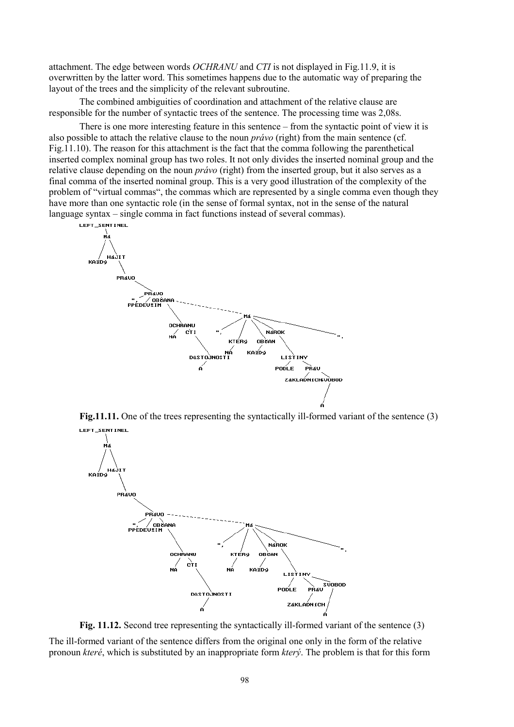attachment. The edge between words *OCHRANU* and *CTI* is not displayed in Fig.11.9, it is overwritten by the latter word. This sometimes happens due to the automatic way of preparing the layout of the trees and the simplicity of the relevant subroutine.

The combined ambiguities of coordination and attachment of the relative clause are responsible for the number of syntactic trees of the sentence. The processing time was 2,08s.

There is one more interesting feature in this sentence – from the syntactic point of view it is also possible to attach the relative clause to the noun *právo* (right) from the main sentence (cf. Fig.11.10). The reason for this attachment is the fact that the comma following the parenthetical inserted complex nominal group has two roles. It not only divides the inserted nominal group and the relative clause depending on the noun *právo* (right) from the inserted group, but it also serves as a final comma of the inserted nominal group. This is a very good illustration of the complexity of the problem of "virtual commas", the commas which are represented by a single comma even though they have more than one syntactic role (in the sense of formal syntax, not in the sense of the natural language syntax – single comma in fact functions instead of several commas).

LEFT_SENTINEL
Má
KAžDý
HáJIT
PRáVO
PRáVO
",
PřEDEVšIM
OBčANA
OCHRANU
NA
CTI
DůSTOJNOSTI
A
Má
",
KTERý
NA
OBčAN
KAžDý
NáROK
LISTINY
PODLE
PRáV
ZáKLADNÍCH
SVOBOD
A
".

**Fig.11.11.** One of the trees representing the syntactically ill-formed variant of the sentence (3)

LEFT_SENTINEL
Má
KAžDý
HáJIT
PRáVO
PRáVO
",
PřEDEVšIM
OBčANA
OCHRANU
NA
CTI
DůSTOJNOSTI
A
Má
",
KTERý
NA
OBčAN
KAžDý
NáROK
LISTINY
PODLE
PRáV
ZáKLADNÍCH
SVOBOD
A
".

**Fig. 11.12.** Second tree representing the syntactically ill-formed variant of the sentence (3)

The ill-formed variant of the sentence differs from the original one only in the form of the relative pronoun *které*, which is substituted by an inappropriate form *který*. The problem is that for this form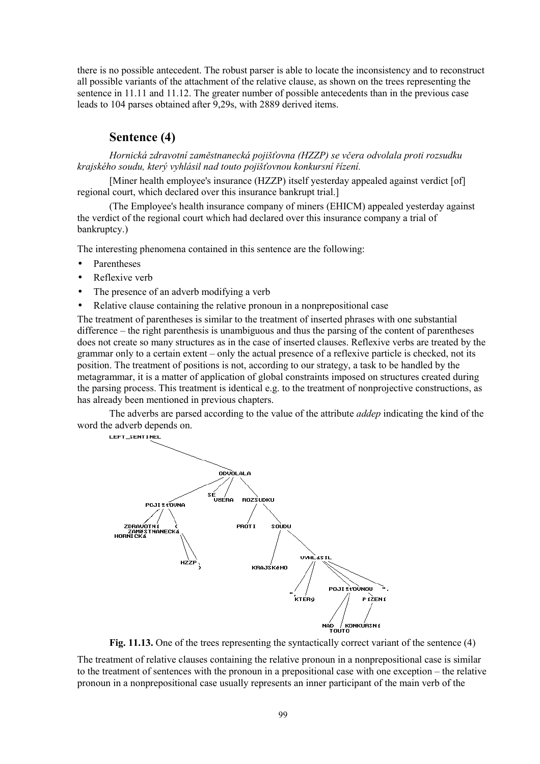there is no possible antecedent. The robust parser is able to locate the inconsistency and to reconstruct all possible variants of the attachment of the relative clause, as shown on the trees representing the sentence in 11.11 and 11.12. The greater number of possible antecedents than in the previous case leads to 104 parses obtained after 9,29s, with 2889 derived items.

## Sentence (4)

*Hornická zdravotní zaměstnanecká pojišťovna (HZZP) se včera odvolala proti rozsudku krajského soudu, který vyhlásil nad touto pojišťovnou konkursní řízení.*

[Miner health employee's insurance (HZZP) itself yesterday appealed against verdict [of] regional court, which declared over this insurance bankrupt trial.]

(The Employee's health insurance company of miners (EHICM) appealed yesterday against the verdict of the regional court which had declared over this insurance company a trial of bankruptcy.)

The interesting phenomena contained in this sentence are the following:

- Parentheses
- Reflexive verb
- The presence of an adverb modifying a verb
- Relative clause containing the relative pronoun in a nonprepositional case

The treatment of parentheses is similar to the treatment of inserted phrases with one substantial difference – the right parenthesis is unambiguous and thus the parsing of the content of parentheses does not create so many structures as in the case of inserted clauses. Reflexive verbs are treated by the grammar only to a certain extent – only the actual presence of a reflexive particle is checked, not its position. The treatment of positions is not, according to our strategy, a task to be handled by the metagrammar, it is a matter of application of global constraints imposed on structures created during the parsing process. This treatment is identical e.g. to the treatment of nonprojective constructions, as has already been mentioned in previous chapters.

The adverbs are parsed according to the value of the attribute *addep* indicating the kind of the word the adverb depends on.

LEFT_SENTINEL
ODVOLALA
POJIŠŤOVNA
SE
VČERA
ROZSUDKU
ZDRAVOTNÍ
ZAMĚSTNANECKÁ
HORNICKÁ
(
HZZP
)
PROTI
SOUDU
KRAJSKÉHO
VYHLÁSIL
,
KTERÝ
POJIŠŤOVNOU
.
ŘÍZENÍ
NAD
TOUTO
KONKURSNÍ

**Fig. 11.13.** One of the trees representing the syntactically correct variant of the sentence (4)

The treatment of relative clauses containing the relative pronoun in a nonprepositional case is similar to the treatment of sentences with the pronoun in a prepositional case with one exception – the relative pronoun in a nonprepositional case usually represents an inner participant of the main verb of the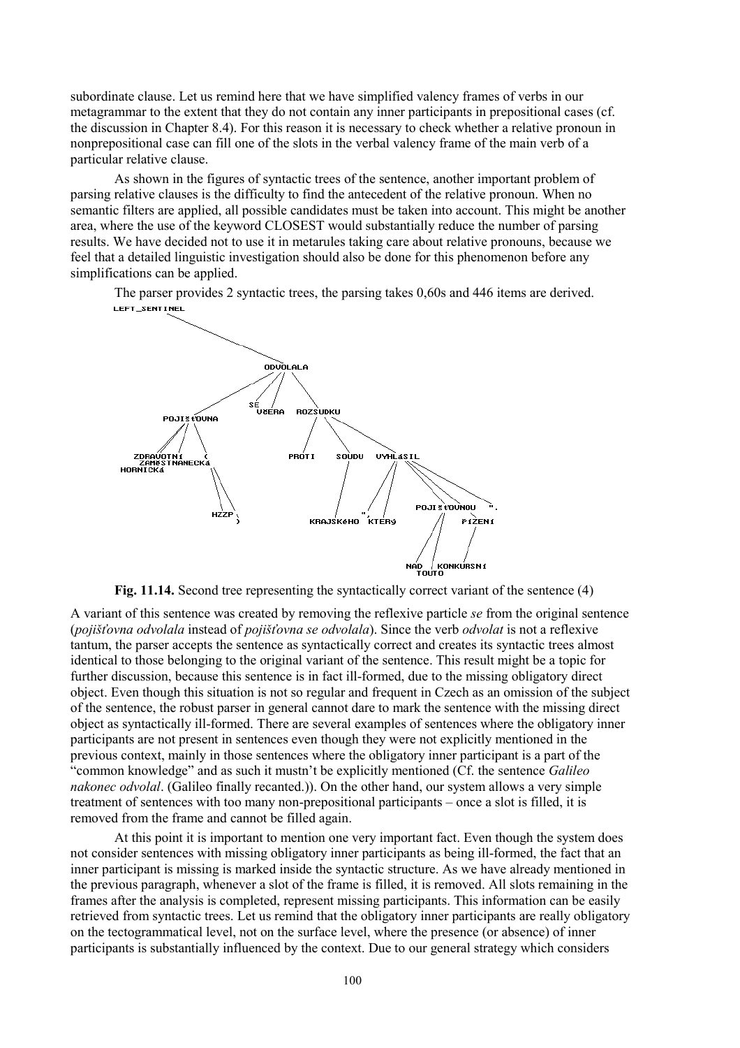subordinate clause. Let us remind here that we have simplified valency frames of verbs in our metagrammar to the extent that they do not contain any inner participants in prepositional cases (cf. the discussion in Chapter 8.4). For this reason it is necessary to check whether a relative pronoun in nonprepositional case can fill one of the slots in the verbal valency frame of the main verb of a particular relative clause.

As shown in the figures of syntactic trees of the sentence, another important problem of parsing relative clauses is the difficulty to find the antecedent of the relative pronoun. When no semantic filters are applied, all possible candidates must be taken into account. This might be another area, where the use of the keyword CLOSEST would substantially reduce the number of parsing results. We have decided not to use it in metarules taking care about relative pronouns, because we feel that a detailed linguistic investigation should also be done for this phenomenon before any simplifications can be applied.

The parser provides 2 syntactic trees, the parsing takes 0,60s and 446 items are derived.

LEFT_SENTINEL
ODVOLALA
POJIŠŤOVNA
SE
VČERA
ROZSUDKU
ZDRAVOTNÍ
ZAMĚSTNANECKÁ
HORNICKÁ
(
HZZP
)
PROTI
SOUDU
VYHLÁSIL
KRAJSKÉHO
,
KTERÝ
POJIŠŤOVNOU
.
ŘÍZENÍ
NAD
TOUTO
KONKURSNÍ

**Fig. 11.14.** Second tree representing the syntactically correct variant of the sentence (4)

A variant of this sentence was created by removing the reflexive particle *se* from the original sentence (*pojišťovna odvolala* instead of *pojišťovna se odvolala*). Since the verb *odvolat* is not a reflexive tantum, the parser accepts the sentence as syntactically correct and creates its syntactic trees almost identical to those belonging to the original variant of the sentence. This result might be a topic for further discussion, because this sentence is in fact ill-formed, due to the missing obligatory direct object. Even though this situation is not so regular and frequent in Czech as an omission of the subject of the sentence, the robust parser in general cannot dare to mark the sentence with the missing direct object as syntactically ill-formed. There are several examples of sentences where the obligatory inner participants are not present in sentences even though they were not explicitly mentioned in the previous context, mainly in those sentences where the obligatory inner participant is a part of the "common knowledge" and as such it mustn't be explicitly mentioned (Cf. the sentence *Galileo nakonec odvolal*. (Galileo finally recanted.)). On the other hand, our system allows a very simple treatment of sentences with too many non-prepositional participants – once a slot is filled, it is removed from the frame and cannot be filled again.

At this point it is important to mention one very important fact. Even though the system does not consider sentences with missing obligatory inner participants as being ill-formed, the fact that an inner participant is missing is marked inside the syntactic structure. As we have already mentioned in the previous paragraph, whenever a slot of the frame is filled, it is removed. All slots remaining in the frames after the analysis is completed, represent missing participants. This information can be easily retrieved from syntactic trees. Let us remind that the obligatory inner participants are really obligatory on the tectogrammatical level, not on the surface level, where the presence (or absence) of inner participants is substantially influenced by the context. Due to our general strategy which considers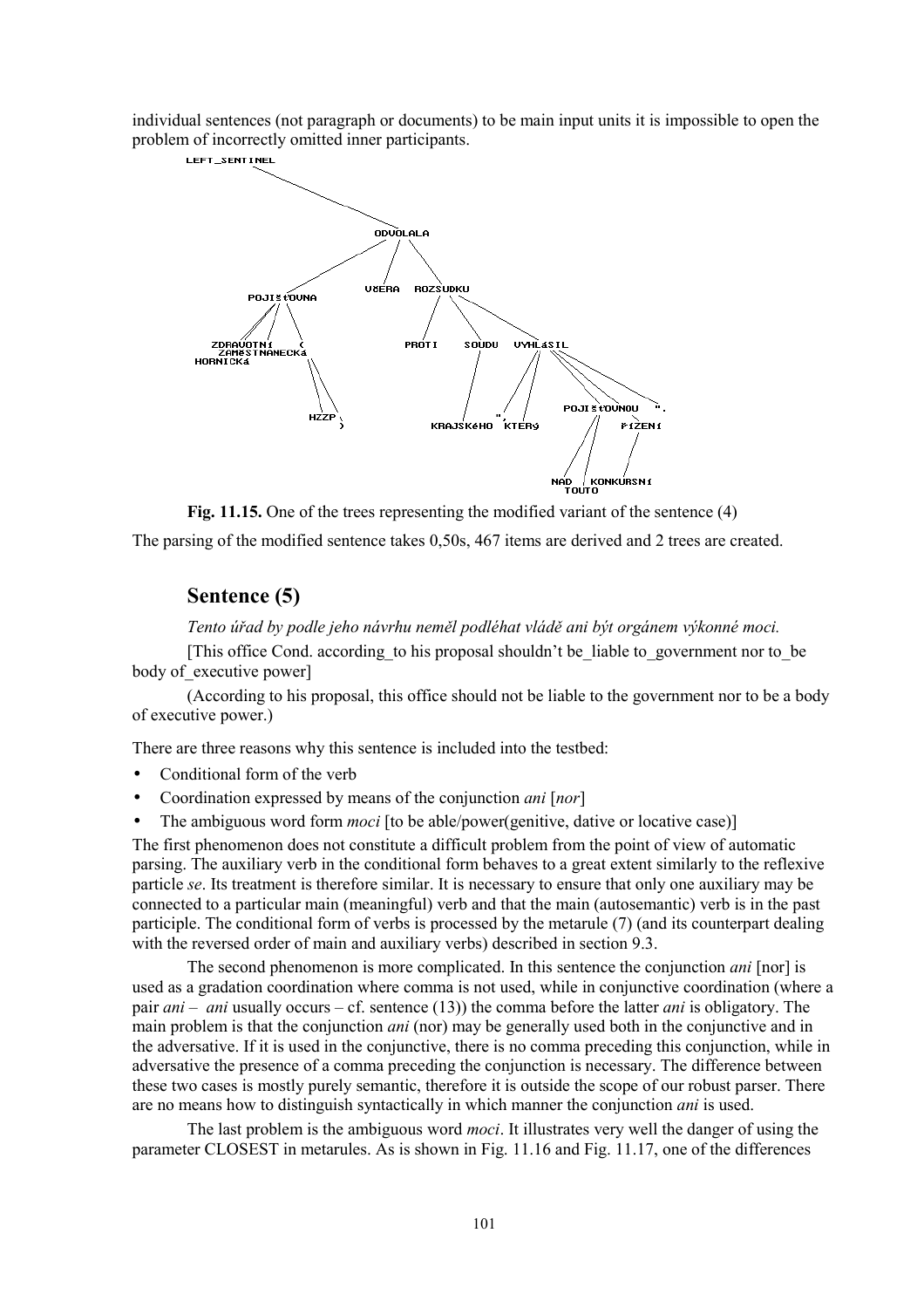individual sentences (not paragraph or documents) to be main input units it is impossible to open the problem of incorrectly omitted inner participants.

**Fig. 11.15.** One of the trees representing the modified variant of the sentence (4)

The parsing of the modified sentence takes 0,50s, 467 items are derived and 2 trees are created.

## Sentence (5)

*Tento úřad by podle jeho návrhu neměl podléhat vládě ani být orgánem výkonné moci.*

[This office Cond. according_to his proposal shouldn't be_liable to_government nor to_be body of_executive power]

(According to his proposal, this office should not be liable to the government nor to be a body of executive power.)

There are three reasons why this sentence is included into the testbed:

- Conditional form of the verb
- Coordination expressed by means of the conjunction *ani* [*nor*]
- The ambiguous word form *moci* [to be able/power(genitive, dative or locative case)]

The first phenomenon does not constitute a difficult problem from the point of view of automatic parsing. The auxiliary verb in the conditional form behaves to a great extent similarly to the reflexive particle *se*. Its treatment is therefore similar. It is necessary to ensure that only one auxiliary may be connected to a particular main (meaningful) verb and that the main (autosemantic) verb is in the past participle. The conditional form of verbs is processed by the metarule (7) (and its counterpart dealing with the reversed order of main and auxiliary verbs) described in section 9.3.

The second phenomenon is more complicated. In this sentence the conjunction *ani* [nor] is used as a gradation coordination where comma is not used, while in conjunctive coordination (where a pair *ani* – *ani* usually occurs – cf. sentence (13)) the comma before the latter *ani* is obligatory. The main problem is that the conjunction *ani* (nor) may be generally used both in the conjunctive and in the adversative. If it is used in the conjunctive, there is no comma preceding this conjunction, while in adversative the presence of a comma preceding the conjunction is necessary. The difference between these two cases is mostly purely semantic, therefore it is outside the scope of our robust parser. There are no means how to distinguish syntactically in which manner the conjunction *ani* is used.

The last problem is the ambiguous word *moci*. It illustrates very well the danger of using the parameter CLOSEST in metarules. As is shown in Fig. 11.16 and Fig. 11.17, one of the differences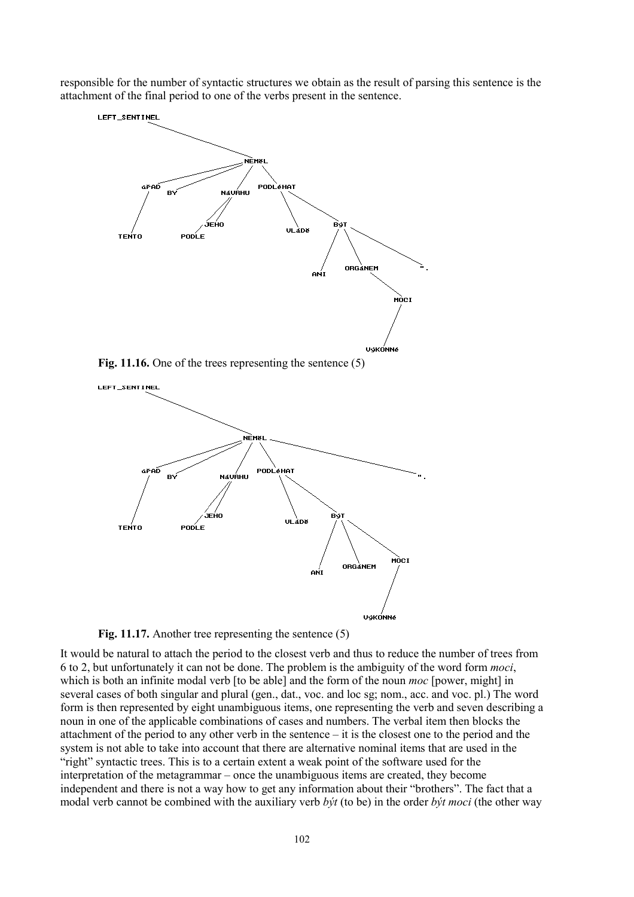responsible for the number of syntactic structures we obtain as the result of parsing this sentence is the attachment of the final period to one of the verbs present in the sentence.

**Fig. 11.16.** One of the trees representing the sentence (5)

**Fig. 11.17.** Another tree representing the sentence (5)

It would be natural to attach the period to the closest verb and thus to reduce the number of trees from 6 to 2, but unfortunately it can not be done. The problem is the ambiguity of the word form *moci*, which is both an infinite modal verb [to be able] and the form of the noun *moc* [power, might] in several cases of both singular and plural (gen., dat., voc. and loc sg; nom., acc. and voc. pl.) The word form is then represented by eight unambiguous items, one representing the verb and seven describing a noun in one of the applicable combinations of cases and numbers. The verbal item then blocks the attachment of the period to any other verb in the sentence – it is the closest one to the period and the system is not able to take into account that there are alternative nominal items that are used in the "right" syntactic trees. This is to a certain extent a weak point of the software used for the interpretation of the metagrammar – once the unambiguous items are created, they become independent and there is not a way how to get any information about their "brothers". The fact that a modal verb cannot be combined with the auxiliary verb *být* (to be) in the order *být moci* (the other way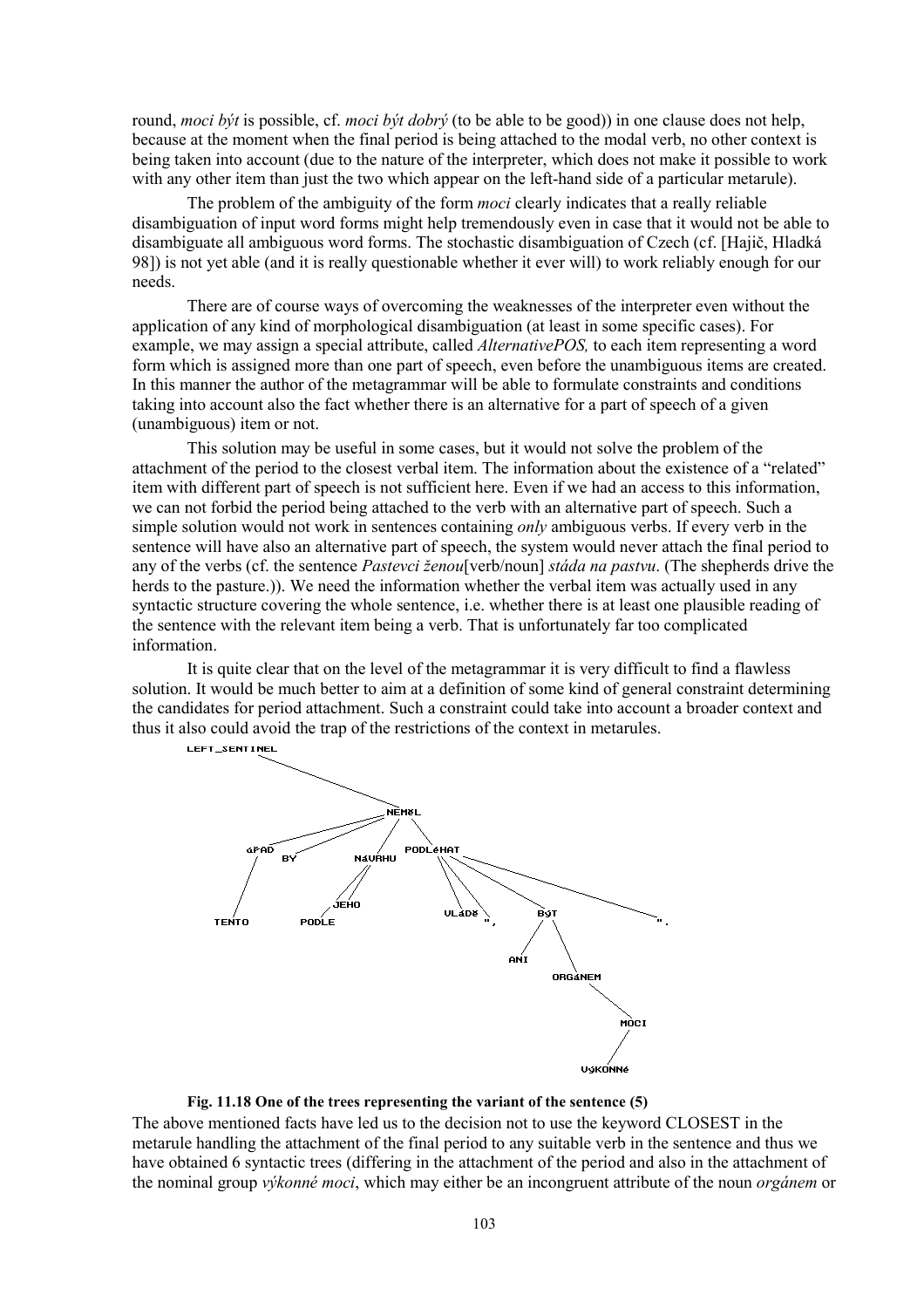round, *moci být* is possible, cf. *moci být dobrý* (to be able to be good)) in one clause does not help, because at the moment when the final period is being attached to the modal verb, no other context is being taken into account (due to the nature of the interpreter, which does not make it possible to work with any other item than just the two which appear on the left-hand side of a particular metarule).

The problem of the ambiguity of the form *moci* clearly indicates that a really reliable disambiguation of input word forms might help tremendously even in case that it would not be able to disambiguate all ambiguous word forms. The stochastic disambiguation of Czech (cf. [Hajič, Hladká 98]) is not yet able (and it is really questionable whether it ever will) to work reliably enough for our needs.

There are of course ways of overcoming the weaknesses of the interpreter even without the application of any kind of morphological disambiguation (at least in some specific cases). For example, we may assign a special attribute, called *AlternativePOS,* to each item representing a word form which is assigned more than one part of speech, even before the unambiguous items are created. In this manner the author of the metagrammar will be able to formulate constraints and conditions taking into account also the fact whether there is an alternative for a part of speech of a given (unambiguous) item or not.

This solution may be useful in some cases, but it would not solve the problem of the attachment of the period to the closest verbal item. The information about the existence of a "related" item with different part of speech is not sufficient here. Even if we had an access to this information, we can not forbid the period being attached to the verb with an alternative part of speech. Such a simple solution would not work in sentences containing *only* ambiguous verbs. If every verb in the sentence will have also an alternative part of speech, the system would never attach the final period to any of the verbs (cf. the sentence *Pastevci ženou*[verb/noun] *stáda na pastvu*. (The shepherds drive the herds to the pasture.)). We need the information whether the verbal item was actually used in any syntactic structure covering the whole sentence, i.e. whether there is at least one plausible reading of the sentence with the relevant item being a verb. That is unfortunately far too complicated information.

It is quite clear that on the level of the metagrammar it is very difficult to find a flawless solution. It would be much better to aim at a definition of some kind of general constraint determining the candidates for period attachment. Such a constraint could take into account a broader context and thus it also could avoid the trap of the restrictions of the context in metarules.

LEFT_SENTINEL
NEMěL
úřAD
BY
NáVRHU
PODLéHAT
TENTO
JEHO
PODLE
VLáDě
",
BýT
".
ANI
ORGáNEM
MOCI
VýKONNé

**Fig. 11.18 One of the trees representing the variant of the sentence (5)**

The above mentioned facts have led us to the decision not to use the keyword CLOSEST in the metarule handling the attachment of the final period to any suitable verb in the sentence and thus we have obtained 6 syntactic trees (differing in the attachment of the period and also in the attachment of the nominal group *výkonné moci*, which may either be an incongruent attribute of the noun *orgánem* or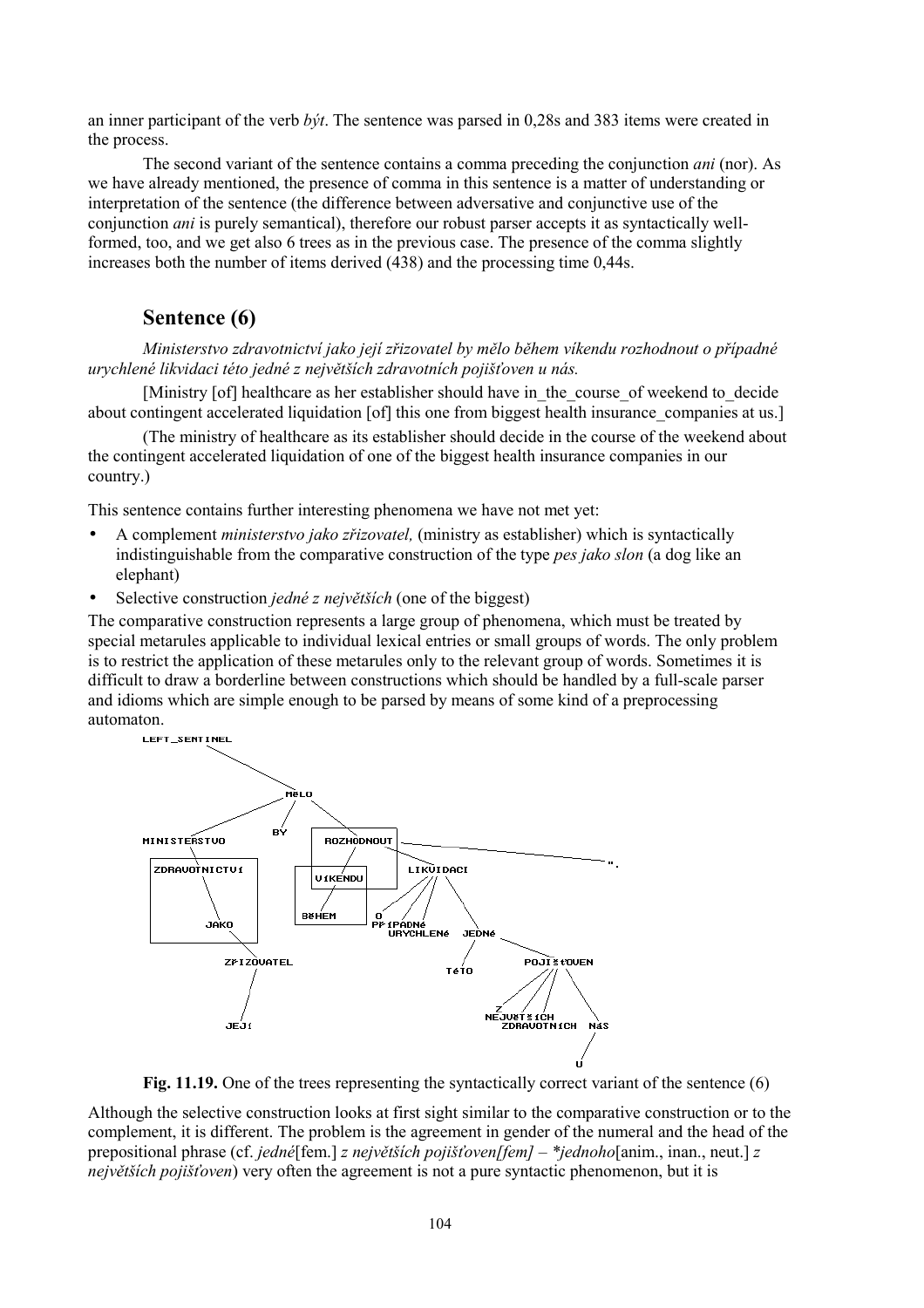an inner participant of the verb *být*. The sentence was parsed in 0,28s and 383 items were created in the process.

The second variant of the sentence contains a comma preceding the conjunction *ani* (nor). As we have already mentioned, the presence of comma in this sentence is a matter of understanding or interpretation of the sentence (the difference between adversative and conjunctive use of the conjunction *ani* is purely semantical), therefore our robust parser accepts it as syntactically well-formed, too, and we get also 6 trees as in the previous case. The presence of the comma slightly increases both the number of items derived (438) and the processing time 0,44s.

## Sentence (6)

*Ministerstvo zdravotnictví jako její zřizovatel by mělo během víkendu rozhodnout o případné urychlené likvidaci této jedné z největších zdravotních pojišťoven u nás.*

[Ministry [of] healthcare as her establisher should have in_the_course_of weekend to_decide about contingent accelerated liquidation [of] this one from biggest health insurance_companies at us.]

(The ministry of healthcare as its establisher should decide in the course of the weekend about the contingent accelerated liquidation of one of the biggest health insurance companies in our country.)

This sentence contains further interesting phenomena we have not met yet:

- A complement *ministerstvo jako zřizovatel,* (ministry as establisher) which is syntactically indistinguishable from the comparative construction of the type *pes jako slon* (a dog like an elephant)
- Selective construction *jedné z největších* (one of the biggest)

The comparative construction represents a large group of phenomena, which must be treated by special metarules applicable to individual lexical entries or small groups of words. The only problem is to restrict the application of these metarules only to the relevant group of words. Sometimes it is difficult to draw a borderline between constructions which should be handled by a full-scale parser and idioms which are simple enough to be parsed by means of some kind of a preprocessing automaton.

LEFT_SENTINEL
MěLO
MINISTERSTVO
BY
ROZHODNOUT
".
ZDRAVOTNICTVí
VíKENDU
LIKVIDACI
BěHEM
O
PříPADNé
URYCHLENé
JEDNé
JAKO
ZřIZOVATEL
TéTO
POJIšťOVEN
Z
NEJVěTšíCH
ZDRAVOTNíCH
NáS
JEJí
U

**Fig. 11.19.** One of the trees representing the syntactically correct variant of the sentence (6)

Although the selective construction looks at first sight similar to the comparative construction or to the complement, it is different. The problem is the agreement in gender of the numeral and the head of the prepositional phrase (cf. *jedné*[fem.] *z největších pojišťoven[fem]* – *\*jednoho*[anim., inan., neut.] *z největších pojišťoven*) very often the agreement is not a pure syntactic phenomenon, but it is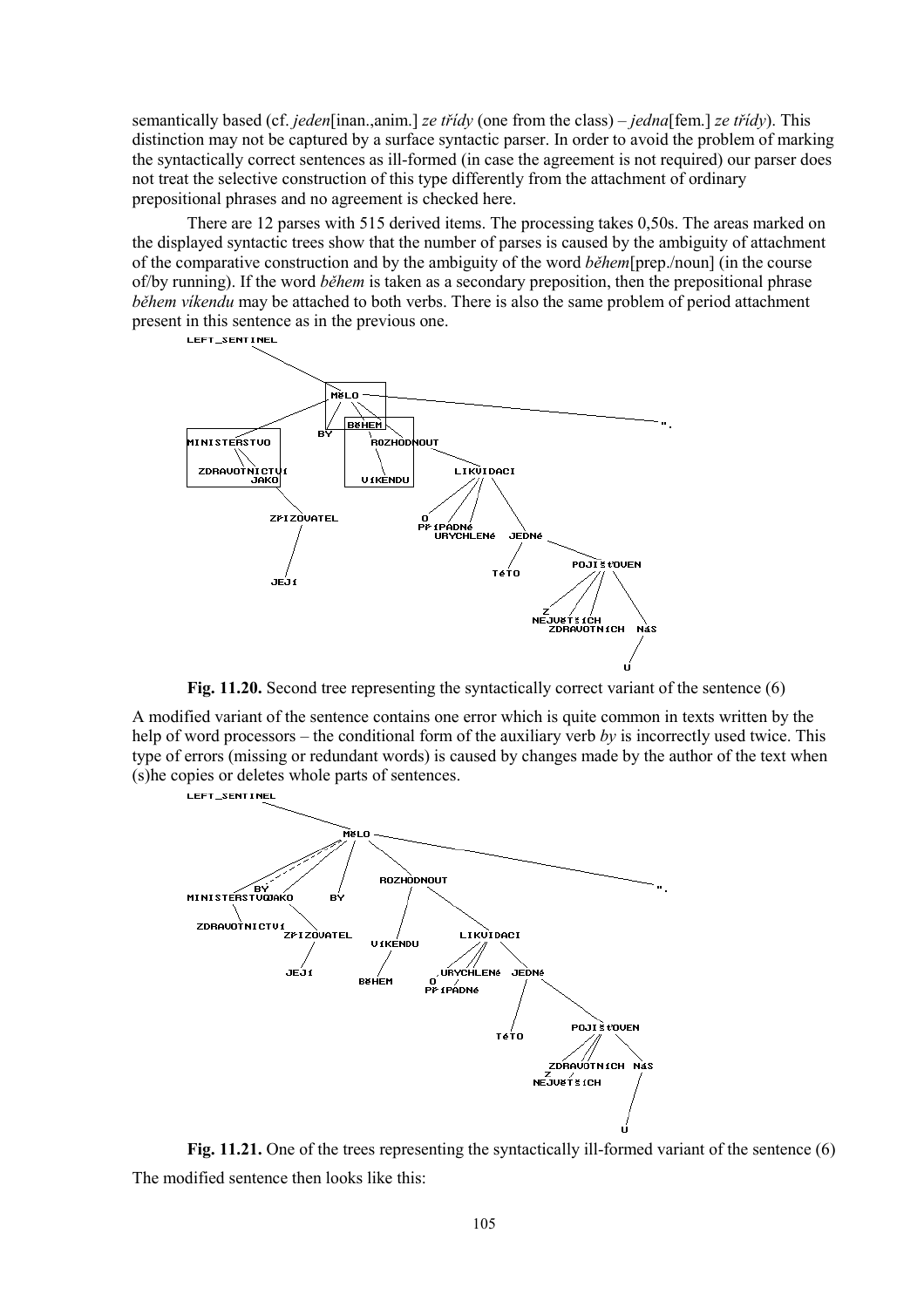semantically based (cf. *jeden*[inan.,anim.] *ze třídy* (one from the class) – *jedna*[fem.] *ze třídy*). This distinction may not be captured by a surface syntactic parser. In order to avoid the problem of marking the syntactically correct sentences as ill-formed (in case the agreement is not required) our parser does not treat the selective construction of this type differently from the attachment of ordinary prepositional phrases and no agreement is checked here.

There are 12 parses with 515 derived items. The processing takes 0,50s. The areas marked on the displayed syntactic trees show that the number of parses is caused by the ambiguity of attachment of the comparative construction and by the ambiguity of the word *během*[prep./noun] (in the course of/by running). If the word *během* is taken as a secondary preposition, then the prepositional phrase *během víkendu* may be attached to both verbs. There is also the same problem of period attachment present in this sentence as in the previous one.

LEFT_SENTINEL
MěLO
BY
BěHEM
ROZHODNOUT
".
MINISTERSTVO
ZDRAVOTNICTVí
JAKO
VíKENDU
LIKVIDACI
ZřIZOVATEL
O
PříPADNé
URYCHLENé
JEDNé
JEJí
TéTO
POJIšťOVEN
Z
NEJVěTšíCH
ZDRAVOTNíCH
NáS
U

**Fig. 11.20.** Second tree representing the syntactically correct variant of the sentence (6)

A modified variant of the sentence contains one error which is quite common in texts written by the help of word processors – the conditional form of the auxiliary verb *by* is incorrectly used twice. This type of errors (missing or redundant words) is caused by changes made by the author of the text when (s)he copies or deletes whole parts of sentences.

LEFT_SENTINEL
MěLO
ROZHODNOUT
".
BY
MINISTERSTVO
JAKO
BY
ZDRAVOTNICTVí
ZřIZOVATEL
VíKENDU
LIKVIDACI
JEJí
BěHEM
URYCHLENé
JEDNé
O
PříPADNé
TéTO
POJIšťOVEN
ZDRAVOTNíCH
NáS
Z
NEJVěTšíCH
U

**Fig. 11.21.** One of the trees representing the syntactically ill-formed variant of the sentence (6)

The modified sentence then looks like this: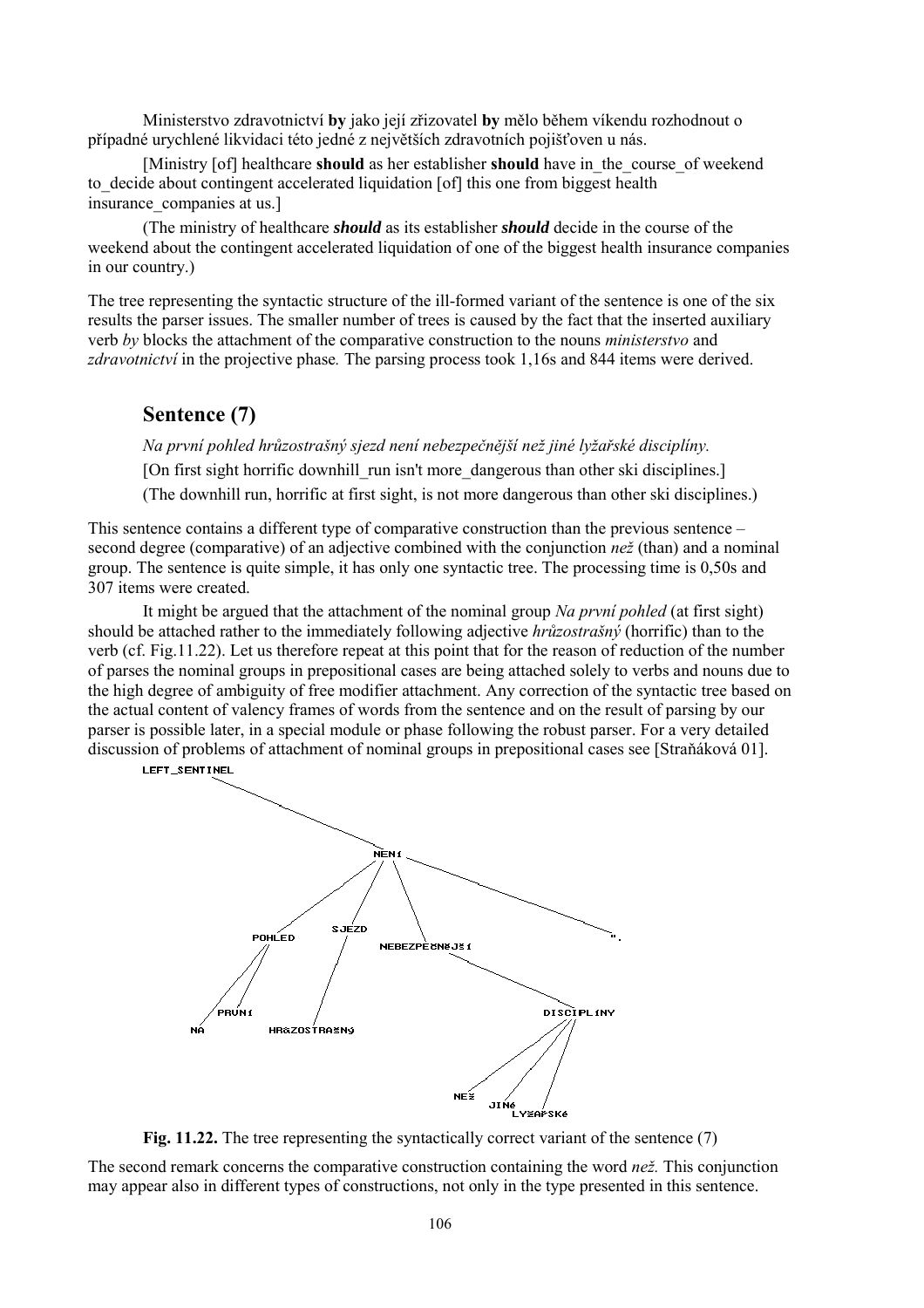Ministerstvo zdravotnictví **by** jako její zřizovatel **by** mělo během víkendu rozhodnout o případné urychlené likvidaci této jedné z největších zdravotních pojišťoven u nás.

[Ministry [of] healthcare **should** as her establisher **should** have in_the_course_of weekend to_decide about contingent accelerated liquidation [of] this one from biggest health insurance_companies at us.]

(The ministry of healthcare ***should*** as its establisher ***should*** decide in the course of the weekend about the contingent accelerated liquidation of one of the biggest health insurance companies in our country.)

The tree representing the syntactic structure of the ill-formed variant of the sentence is one of the six results the parser issues. The smaller number of trees is caused by the fact that the inserted auxiliary verb *by* blocks the attachment of the comparative construction to the nouns *ministerstvo* and *zdravotnictví* in the projective phase*.* The parsing process took 1,16s and 844 items were derived.

## Sentence (7)

*Na první pohled hrůzostrašný sjezd není nebezpečnější než jiné lyžařské disciplíny.*

[On first sight horrific downhill_run isn't more_dangerous than other ski disciplines.]

(The downhill run, horrific at first sight, is not more dangerous than other ski disciplines.)

This sentence contains a different type of comparative construction than the previous sentence – second degree (comparative) of an adjective combined with the conjunction *než* (than) and a nominal group. The sentence is quite simple, it has only one syntactic tree. The processing time is 0,50s and 307 items were created.

It might be argued that the attachment of the nominal group *Na první pohled* (at first sight) should be attached rather to the immediately following adjective *hrůzostrašný* (horrific) than to the verb (cf. Fig.11.22). Let us therefore repeat at this point that for the reason of reduction of the number of parses the nominal groups in prepositional cases are being attached solely to verbs and nouns due to the high degree of ambiguity of free modifier attachment. Any correction of the syntactic tree based on the actual content of valency frames of words from the sentence and on the result of parsing by our parser is possible later, in a special module or phase following the robust parser. For a very detailed discussion of problems of attachment of nominal groups in prepositional cases see [Straňáková 01].

LEFT_SENTINEL
NENÍ
POHLED
SJEZD
NEBEZPEČNĚJŠÍ
".
NA
PRVNÍ
HRŮZOSTRAŠNÝ
DISCIPLÍNY
NEŽ
JINÉ
LYŽAŘSKÉ

**Fig. 11.22.** The tree representing the syntactically correct variant of the sentence (7)

The second remark concerns the comparative construction containing the word *než.* This conjunction may appear also in different types of constructions, not only in the type presented in this sentence.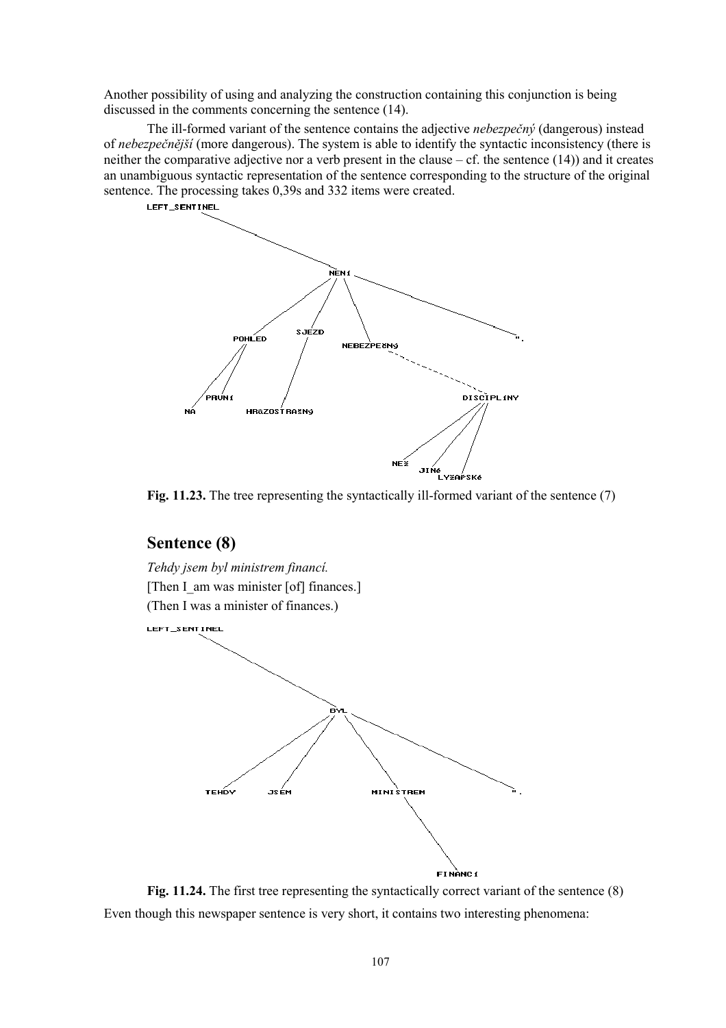Another possibility of using and analyzing the construction containing this conjunction is being discussed in the comments concerning the sentence (14).

The ill-formed variant of the sentence contains the adjective *nebezpečný* (dangerous) instead of *nebezpečnější* (more dangerous). The system is able to identify the syntactic inconsistency (there is neither the comparative adjective nor a verb present in the clause – cf. the sentence (14)) and it creates an unambiguous syntactic representation of the sentence corresponding to the structure of the original sentence. The processing takes 0,39s and 332 items were created.

LEFT_SENTINEL
NENÍ
POHLED
SJEZD
NEBEZPEČNÝ
".
NA
PRVNÍ
HRŮZOSTRAŠNÝ
DISCIPLÍNY
NEŽ
JINÉ
LYŽAŘSKÉ

**Fig. 11.23.** The tree representing the syntactically ill-formed variant of the sentence (7)

## Sentence (8)

*Tehdy jsem byl ministrem financí.*
[Then I_am was minister [of] finances.]
(Then I was a minister of finances.)

LEFT_SENTINEL
BYL
TEHDY
JSEM
MINISTREM
".
FINANCÍ

**Fig. 11.24.** The first tree representing the syntactically correct variant of the sentence (8)

Even though this newspaper sentence is very short, it contains two interesting phenomena: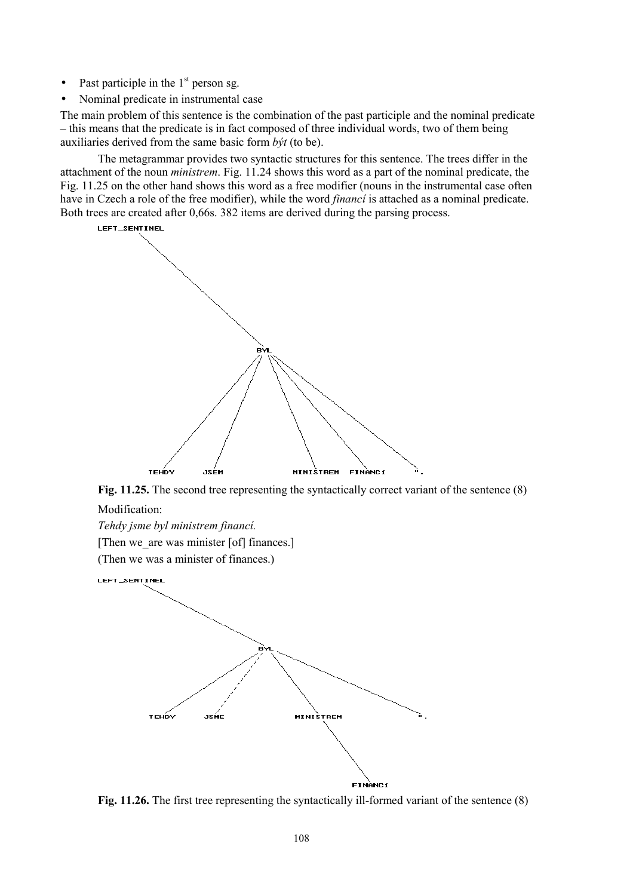- Past participle in the 1st person sg.
- Nominal predicate in instrumental case

The main problem of this sentence is the combination of the past participle and the nominal predicate – this means that the predicate is in fact composed of three individual words, two of them being auxiliaries derived from the same basic form *být* (to be).

The metagrammar provides two syntactic structures for this sentence. The trees differ in the attachment of the noun *ministrem*. Fig. 11.24 shows this word as a part of the nominal predicate, the Fig. 11.25 on the other hand shows this word as a free modifier (nouns in the instrumental case often have in Czech a role of the free modifier), while the word *financí* is attached as a nominal predicate. Both trees are created after 0,66s. 382 items are derived during the parsing process.

LEFT_SENTINEL
BYL
TEHDY
JSEM
MINISTREM
FINANCÍ
".

**Fig. 11.25.** The second tree representing the syntactically correct variant of the sentence (8)

Modification:

*Tehdy jsme byl ministrem financí.*

[Then we_are was minister [of] finances.]

(Then we was a minister of finances.)

LEFT_SENTINEL
BYL
TEHDY
JSME
MINISTREM
".
FINANCÍ

**Fig. 11.26.** The first tree representing the syntactically ill-formed variant of the sentence (8)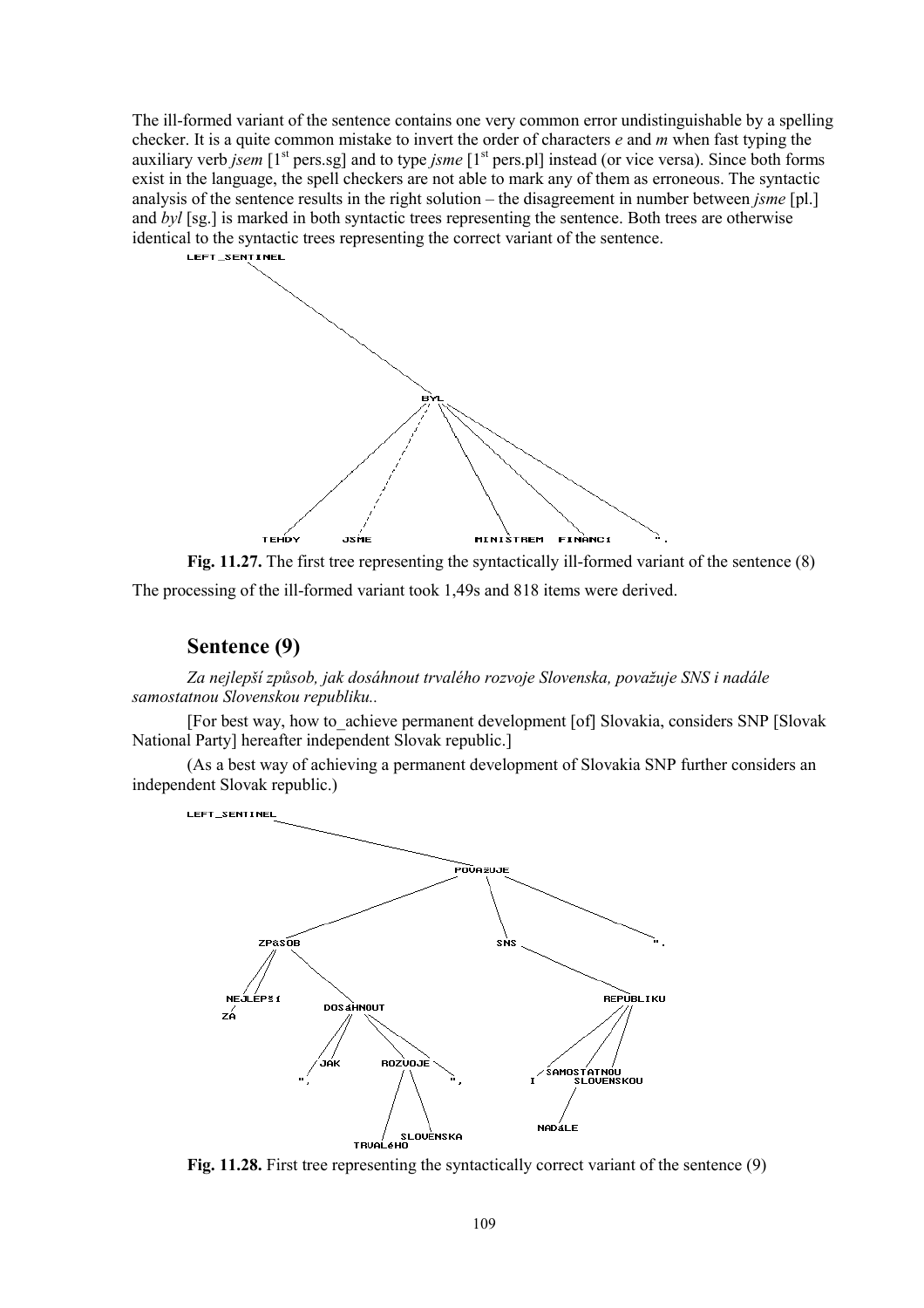The ill-formed variant of the sentence contains one very common error undistinguishable by a spelling checker. It is a quite common mistake to invert the order of characters *e* and *m* when fast typing the auxiliary verb *jsem* [1st pers.sg] and to type *jsme* [1st pers.pl] instead (or vice versa). Since both forms exist in the language, the spell checkers are not able to mark any of them as erroneous. The syntactic analysis of the sentence results in the right solution – the disagreement in number between *jsme* [pl.] and *byl* [sg.] is marked in both syntactic trees representing the sentence. Both trees are otherwise identical to the syntactic trees representing the correct variant of the sentence.

LEFT_SENTINEL
BYL
TEHDY JSME MINISTREM FINANCÍ ".

**Fig. 11.27.** The first tree representing the syntactically ill-formed variant of the sentence (8)

The processing of the ill-formed variant took 1,49s and 818 items were derived.

## Sentence (9)

*Za nejlepší způsob, jak dosáhnout trvalého rozvoje Slovenska, považuje SNS i nadále samostatnou Slovenskou republiku..*

[For best way, how to_achieve permanent development [of] Slovakia, considers SNP [Slovak National Party] hereafter independent Slovak republic.]

(As a best way of achieving a permanent development of Slovakia SNP further considers an independent Slovak republic.)

LEFT_SENTINEL
POVAŽUJE
ZPůSOB SNS ".
NEJLEPŠí DOSáHNOUT REPUBLIKU
ZA
", JAK ROZVOJE ", I SAMOSTATNOU SLOVENSKOU
TRVALéHO SLOVENSKA NADáLE

**Fig. 11.28.** First tree representing the syntactically correct variant of the sentence (9)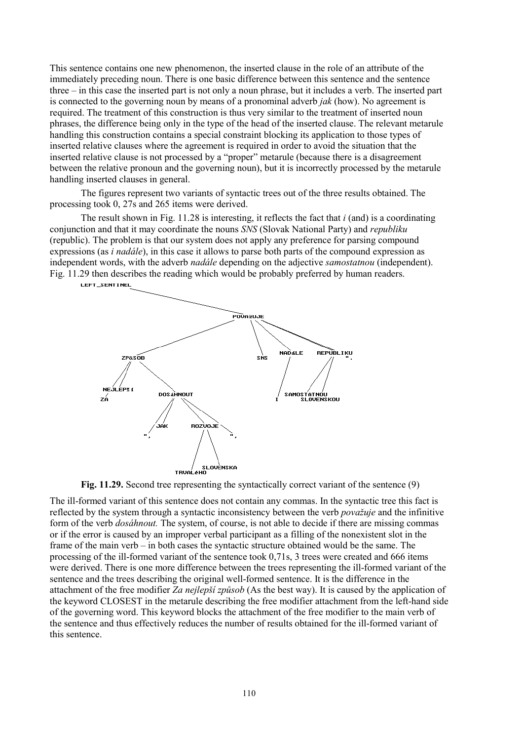This sentence contains one new phenomenon, the inserted clause in the role of an attribute of the immediately preceding noun. There is one basic difference between this sentence and the sentence three – in this case the inserted part is not only a noun phrase, but it includes a verb. The inserted part is connected to the governing noun by means of a pronominal adverb *jak* (how). No agreement is required. The treatment of this construction is thus very similar to the treatment of inserted noun phrases, the difference being only in the type of the head of the inserted clause. The relevant metarule handling this construction contains a special constraint blocking its application to those types of inserted relative clauses where the agreement is required in order to avoid the situation that the inserted relative clause is not processed by a "proper" metarule (because there is a disagreement between the relative pronoun and the governing noun), but it is incorrectly processed by the metarule handling inserted clauses in general.

The figures represent two variants of syntactic trees out of the three results obtained. The processing took 0, 27s and 265 items were derived.

The result shown in Fig. 11.28 is interesting, it reflects the fact that *i* (and) is a coordinating conjunction and that it may coordinate the nouns *SNS* (Slovak National Party) and *republiku* (republic). The problem is that our system does not apply any preference for parsing compound expressions (as *i nadále*), in this case it allows to parse both parts of the compound expression as independent words, with the adverb *nadále* depending on the adjective *samostatnou* (independent). Fig. 11.29 then describes the reading which would be probably preferred by human readers.

LEFT_SENTINEL
POVAŽUJE
ZPŮSOB
SNS
NADÁLE
REPUBLIKU
".
NEJLEPŠÍ
ZA
DOSÁHNOUT
I
SAMOSTATNOU
SLOVENSKOU
",
JAK
ROZVOJE
",
TRVALÉHO
SLOVENSKA

**Fig. 11.29.** Second tree representing the syntactically correct variant of the sentence (9)

The ill-formed variant of this sentence does not contain any commas. In the syntactic tree this fact is reflected by the system through a syntactic inconsistency between the verb *považuje* and the infinitive form of the verb *dosáhnout.* The system, of course, is not able to decide if there are missing commas or if the error is caused by an improper verbal participant as a filling of the nonexistent slot in the frame of the main verb – in both cases the syntactic structure obtained would be the same. The processing of the ill-formed variant of the sentence took 0,71s, 3 trees were created and 666 items were derived. There is one more difference between the trees representing the ill-formed variant of the sentence and the trees describing the original well-formed sentence. It is the difference in the attachment of the free modifier *Za nejlepší způsob* (As the best way). It is caused by the application of the keyword CLOSEST in the metarule describing the free modifier attachment from the left-hand side of the governing word. This keyword blocks the attachment of the free modifier to the main verb of the sentence and thus effectively reduces the number of results obtained for the ill-formed variant of this sentence.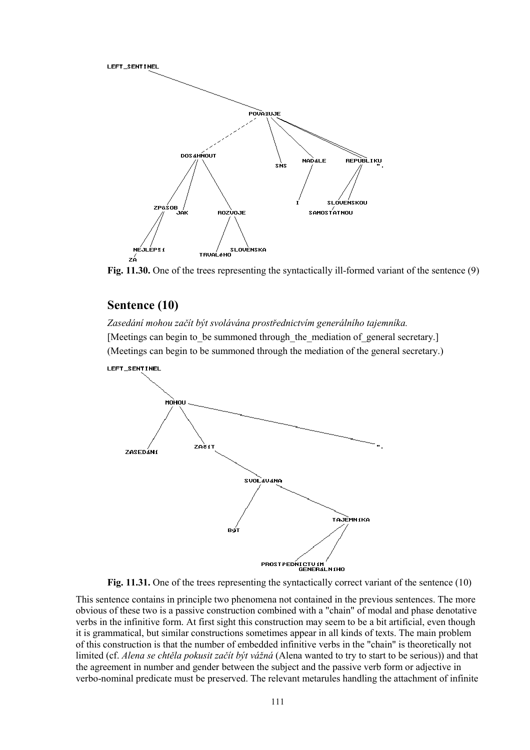LEFT_SENTINEL

POVAŽUJE

DOSÁHNOUT SNS NADÁLE REPUBLIKU ".

ZPŮSOB JAK ROZVOJE I SLOVENSKOU SAMOSTATNOU

NEJLEPŠÍ TRVALÉHO SLOVENSKA

ZA

**Fig. 11.30.** One of the trees representing the syntactically ill-formed variant of the sentence (9)

## Sentence (10)

*Zasedání mohou začít být svolávána prostřednictvím generálního tajemníka.*
[Meetings can begin to_be summoned through_the_mediation of_general secretary.]
(Meetings can begin to be summoned through the mediation of the general secretary.)

LEFT_SENTINEL

MOHOU

ZASEDÁNÍ ZAČÍT ".

SVOLÁVÁNA

BÝT TAJEMNÍKA

PROSTŘEDNICTVÍM GENERÁLNÍHO

**Fig. 11.31.** One of the trees representing the syntactically correct variant of the sentence (10)

This sentence contains in principle two phenomena not contained in the previous sentences. The more obvious of these two is a passive construction combined with a "chain" of modal and phase denotative verbs in the infinitive form. At first sight this construction may seem to be a bit artificial, even though it is grammatical, but similar constructions sometimes appear in all kinds of texts. The main problem of this construction is that the number of embedded infinitive verbs in the "chain" is theoretically not limited (cf. *Alena se chtěla pokusit začít být vážná* (Alena wanted to try to start to be serious)) and that the agreement in number and gender between the subject and the passive verb form or adjective in verbo-nominal predicate must be preserved. The relevant metarules handling the attachment of infinite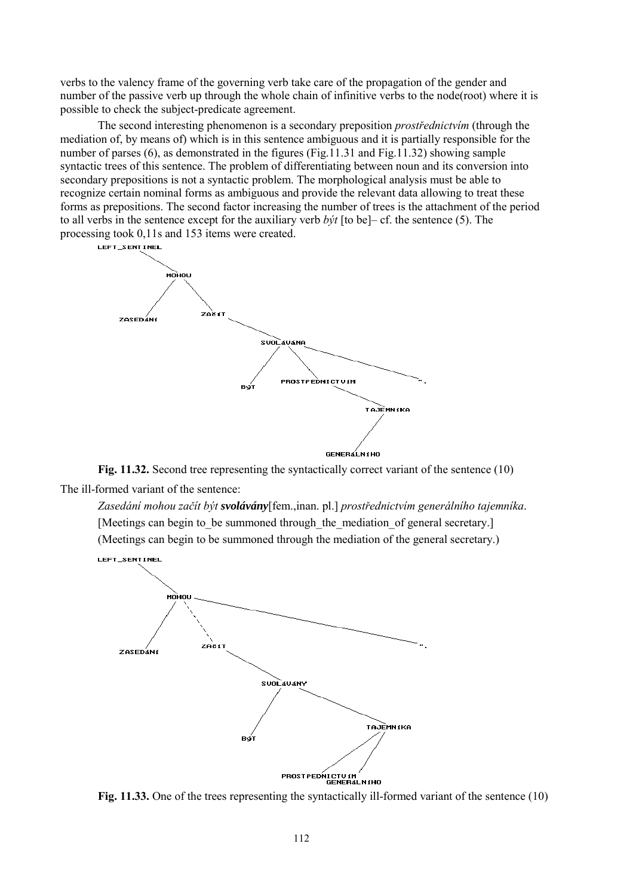verbs to the valency frame of the governing verb take care of the propagation of the gender and number of the passive verb up through the whole chain of infinitive verbs to the node(root) where it is possible to check the subject-predicate agreement.

The second interesting phenomenon is a secondary preposition *prostřednictvím* (through the mediation of, by means of) which is in this sentence ambiguous and it is partially responsible for the number of parses (6), as demonstrated in the figures (Fig.11.31 and Fig.11.32) showing sample syntactic trees of this sentence. The problem of differentiating between noun and its conversion into secondary prepositions is not a syntactic problem. The morphological analysis must be able to recognize certain nominal forms as ambiguous and provide the relevant data allowing to treat these forms as prepositions. The second factor increasing the number of trees is the attachment of the period to all verbs in the sentence except for the auxiliary verb *být* [to be]– cf. the sentence (5). The processing took 0,11s and 153 items were created.

LEFT_SENTINEL
MOHOU
ZASEDÁNÍ
ZAČÍT
SVOLÁVÁNA
BÝT
PROSTŘEDNICTVÍM
".
TAJEMNÍKA
GENERÁLNÍHO

**Fig. 11.32.** Second tree representing the syntactically correct variant of the sentence (10)

The ill-formed variant of the sentence:

*Zasedání mohou začít být* ***svolávány***[fem.,inan. pl.] *prostřednictvím generálního tajemníka*.
[Meetings can begin to_be summoned through_the_mediation_of general secretary.]
(Meetings can begin to be summoned through the mediation of the general secretary.)

LEFT_SENTINEL
MOHOU
ZASEDÁNÍ
ZAČÍT
".
SVOLÁVÁNY
BÝT
TAJEMNÍKA
PROSTŘEDNICTVÍM
GENERÁLNÍHO

**Fig. 11.33.** One of the trees representing the syntactically ill-formed variant of the sentence (10)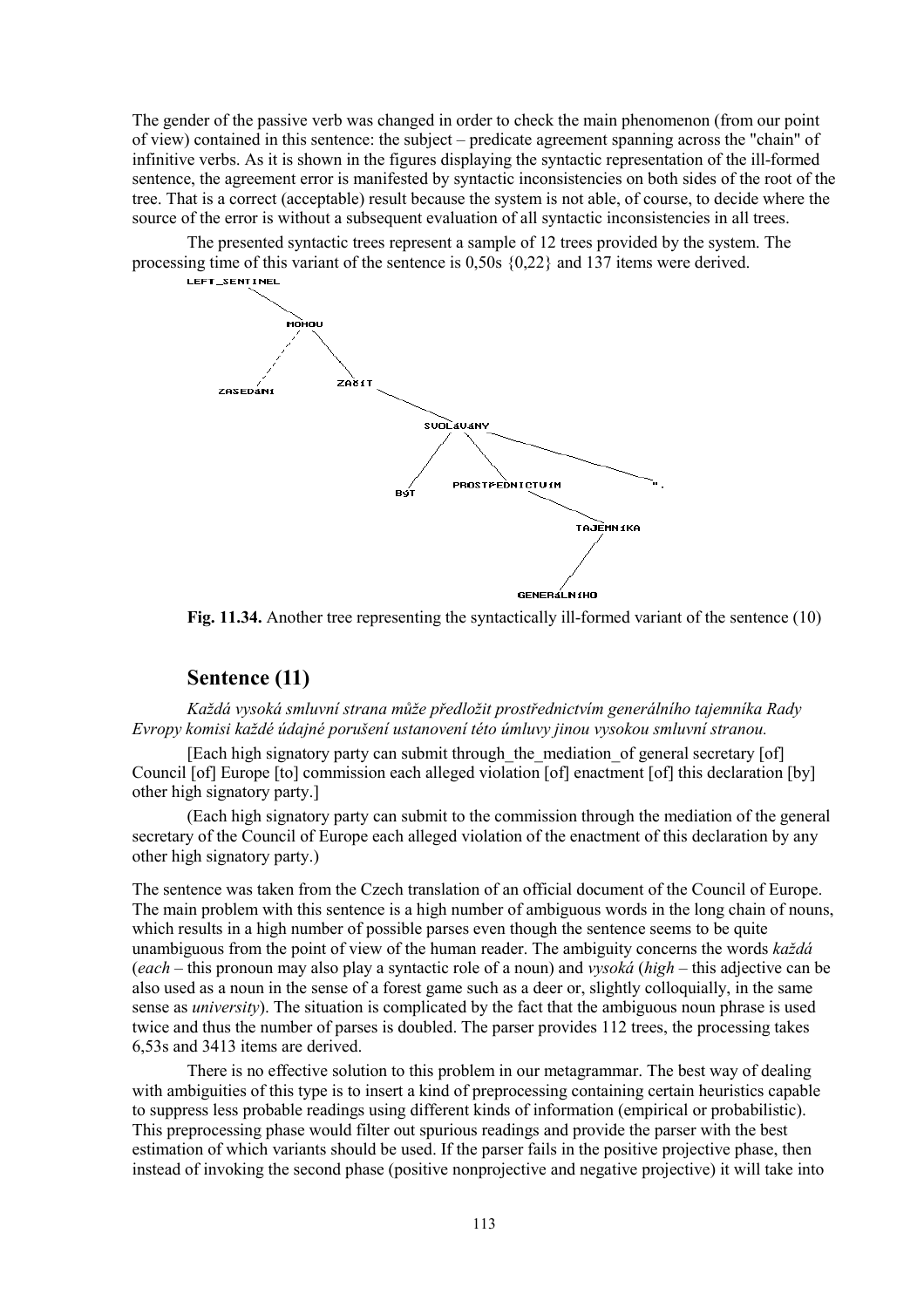The gender of the passive verb was changed in order to check the main phenomenon (from our point of view) contained in this sentence: the subject – predicate agreement spanning across the "chain" of infinitive verbs. As it is shown in the figures displaying the syntactic representation of the ill-formed sentence, the agreement error is manifested by syntactic inconsistencies on both sides of the root of the tree. That is a correct (acceptable) result because the system is not able, of course, to decide where the source of the error is without a subsequent evaluation of all syntactic inconsistencies in all trees.

The presented syntactic trees represent a sample of 12 trees provided by the system. The processing time of this variant of the sentence is 0,50s {0,22} and 137 items were derived.

LEFT_SENTINEL
MOHOU
ZASEDÁNI
ZAČÍT
SVOLÁVÁNY
BÝT
PROSTŘEDNICTVÍM
".
TAJEMNÍKA
GENERÁLNÍHO

**Fig. 11.34.** Another tree representing the syntactically ill-formed variant of the sentence (10)

## Sentence (11)

*Každá vysoká smluvní strana může předložit prostřednictvím generálního tajemníka Rady Evropy komisi každé údajné porušení ustanovení této úmluvy jinou vysokou smluvní stranou.*

[Each high signatory party can submit through_the_mediation_of general secretary [of] Council [of] Europe [to] commission each alleged violation [of] enactment [of] this declaration [by] other high signatory party.]

(Each high signatory party can submit to the commission through the mediation of the general secretary of the Council of Europe each alleged violation of the enactment of this declaration by any other high signatory party.)

The sentence was taken from the Czech translation of an official document of the Council of Europe. The main problem with this sentence is a high number of ambiguous words in the long chain of nouns, which results in a high number of possible parses even though the sentence seems to be quite unambiguous from the point of view of the human reader. The ambiguity concerns the words *každá* (*each* – this pronoun may also play a syntactic role of a noun) and *vysoká* (*high* – this adjective can be also used as a noun in the sense of a forest game such as a deer or, slightly colloquially, in the same sense as *university*). The situation is complicated by the fact that the ambiguous noun phrase is used twice and thus the number of parses is doubled. The parser provides 112 trees, the processing takes 6,53s and 3413 items are derived.

There is no effective solution to this problem in our metagrammar. The best way of dealing with ambiguities of this type is to insert a kind of preprocessing containing certain heuristics capable to suppress less probable readings using different kinds of information (empirical or probabilistic). This preprocessing phase would filter out spurious readings and provide the parser with the best estimation of which variants should be used. If the parser fails in the positive projective phase, then instead of invoking the second phase (positive nonprojective and negative projective) it will take into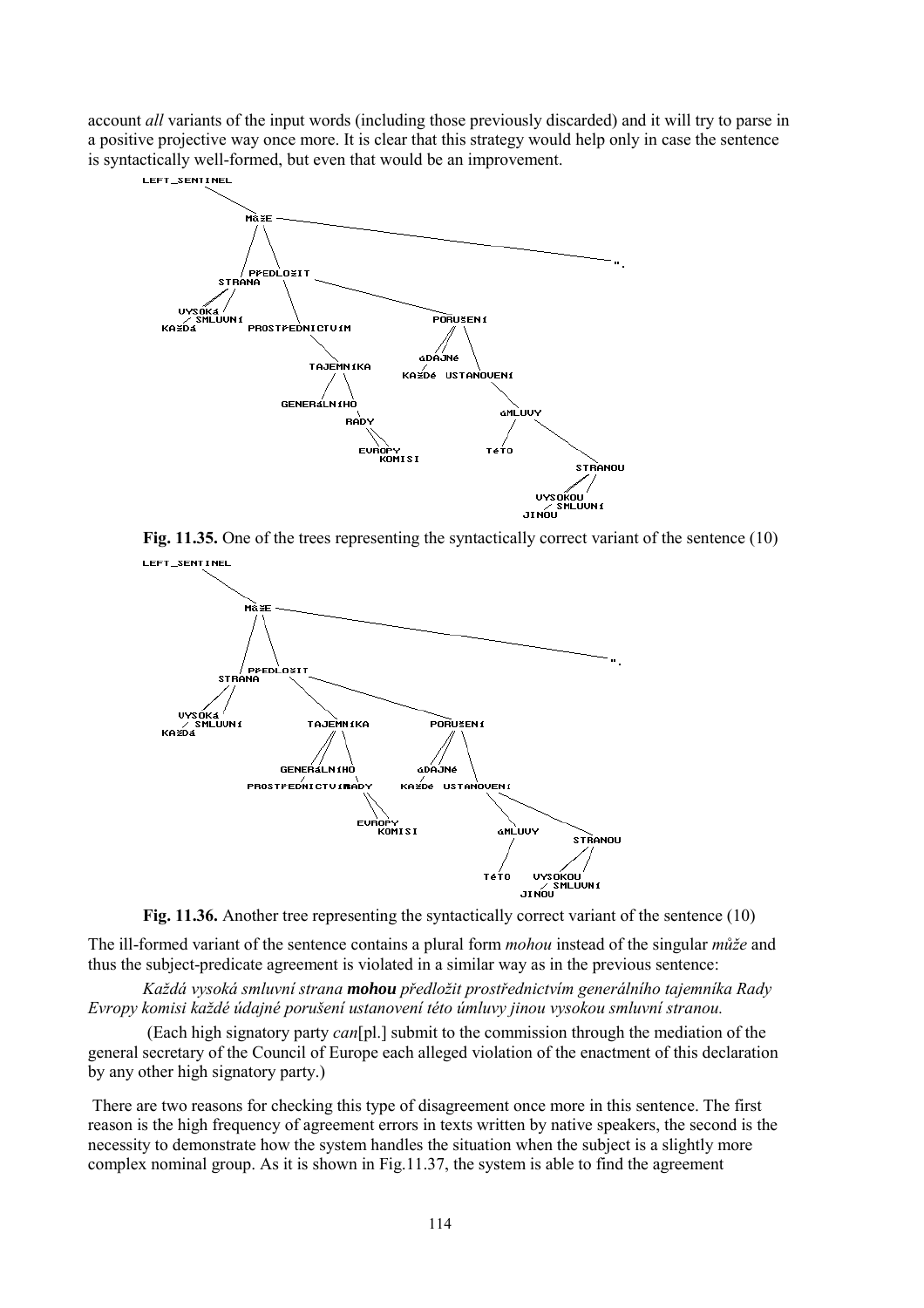account *all* variants of the input words (including those previously discarded) and it will try to parse in a positive projective way once more. It is clear that this strategy would help only in case the sentence is syntactically well-formed, but even that would be an improvement.

LEFT_SENTINEL
MůŽE
".
PŘEDLOŽIT
STRANA
VYSOKá
SMLUVNí
KAŽDá
PROSTŘEDNICTVíM
PORUŠENí
TAJEMNíKA
úDAJNé
KAŽDé
USTANOVENí
GENERáLNíHO
RADY
EVROPY
KOMISI
úMLUVY
TéTO
STRANOU
VYSOKOU
SMLUVNí
JINOU

**Fig. 11.35.** One of the trees representing the syntactically correct variant of the sentence (10)

LEFT_SENTINEL
MůŽE
".
PŘEDLOŽIT
STRANA
VYSOKá
SMLUVNí
KAŽDá
TAJEMNíKA
PORUŠENí
GENERáLNíHO
PROSTŘEDNICTVíM
RADY
úDAJNé
KAŽDé
USTANOVENí
EVROPY
KOMISI
úMLUVY
STRANOU
TéTO
VYSOKOU
SMLUVNí
JINOU

**Fig. 11.36.** Another tree representing the syntactically correct variant of the sentence (10)

The ill-formed variant of the sentence contains a plural form *mohou* instead of the singular *může* and thus the subject-predicate agreement is violated in a similar way as in the previous sentence:

*Každá vysoká smluvní strana* ***mohou*** *předložit prostřednictvím generálního tajemníka Rady Evropy komisi každé údajné porušení ustanovení této úmluvy jinou vysokou smluvní stranou.*

(Each high signatory party *can*[pl.] submit to the commission through the mediation of the general secretary of the Council of Europe each alleged violation of the enactment of this declaration by any other high signatory party.)

There are two reasons for checking this type of disagreement once more in this sentence. The first reason is the high frequency of agreement errors in texts written by native speakers, the second is the necessity to demonstrate how the system handles the situation when the subject is a slightly more complex nominal group. As it is shown in Fig.11.37, the system is able to find the agreement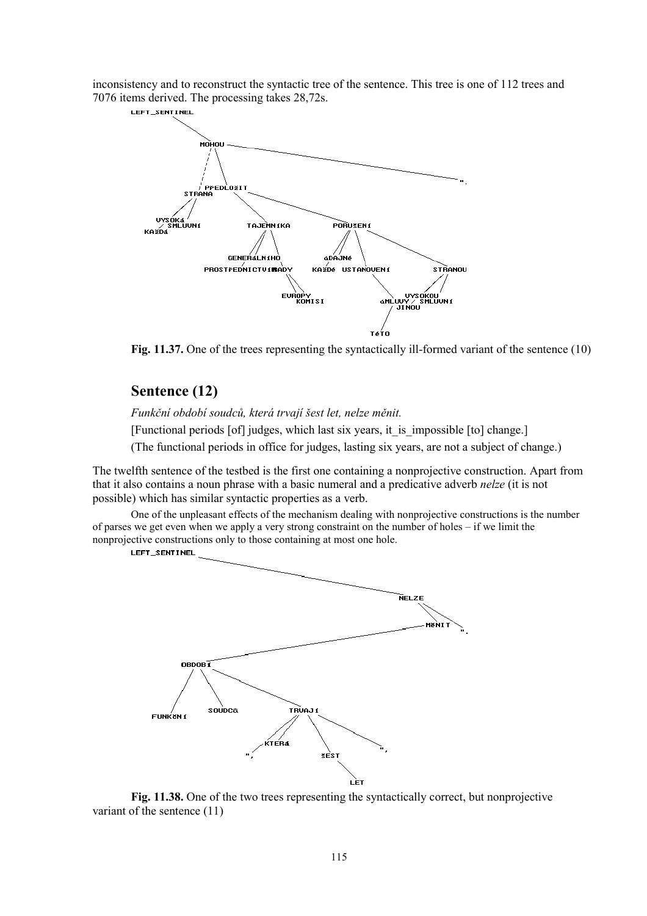inconsistency and to reconstruct the syntactic tree of the sentence. This tree is one of 112 trees and 7076 items derived. The processing takes 28,72s.

LEFT_SENTINEL
MOHOU
STRANA
PŘEDLOŽIT
".
VYSOKá
SMLUVNí
KAžDá
TAJEMNíKA
GENERáLNíHO
PROSTŘEDNICTVíM
RADY
EVROPY
KOMISI
PORUŠENí
úDAJNé
KAžDé
USTANOVENí
STRANOU
úMLUVY
TéTO
VYSOKOU
SMLUVNí
JINOU

**Fig. 11.37.** One of the trees representing the syntactically ill-formed variant of the sentence (10)

## Sentence (12)

*Funkční období soudců, která trvají šest let, nelze měnit.*

[Functional periods [of] judges, which last six years, it_is_impossible [to] change.]

(The functional periods in office for judges, lasting six years, are not a subject of change.)

The twelfth sentence of the testbed is the first one containing a nonprojective construction. Apart from that it also contains a noun phrase with a basic numeral and a predicative adverb *nelze* (it is not possible) which has similar syntactic properties as a verb.

One of the unpleasant effects of the mechanism dealing with nonprojective constructions is the number of parses we get even when we apply a very strong constraint on the number of holes – if we limit the nonprojective constructions only to those containing at most one hole.

LEFT_SENTINEL
NELZE
MěNIT
".
OBDOBí
FUNKčNí
SOUDCů
TRVAJí
",
KTERá
ŠEST
LET
",

**Fig. 11.38.** One of the two trees representing the syntactically correct, but nonprojective variant of the sentence (11)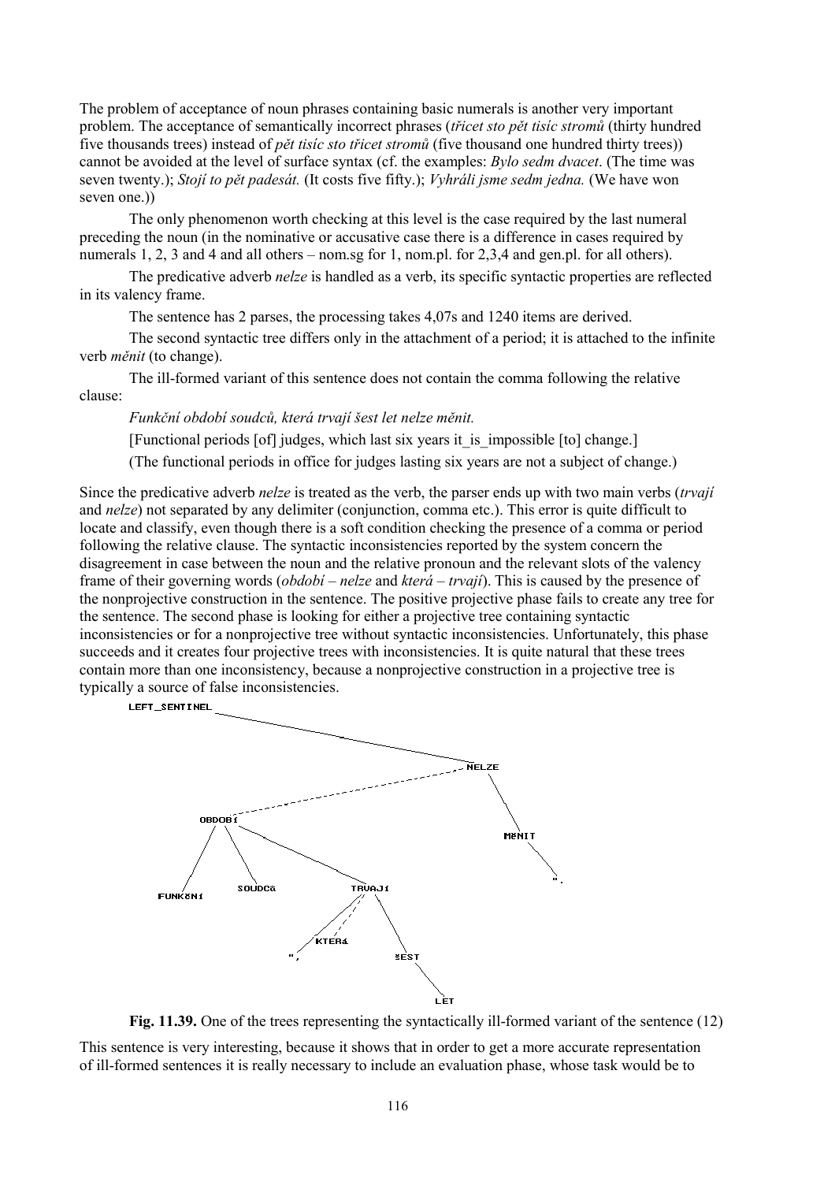The problem of acceptance of noun phrases containing basic numerals is another very important problem. The acceptance of semantically incorrect phrases (*třicet sto pět tisíc stromů* (thirty hundred five thousands trees) instead of *pět tisíc sto třicet stromů* (five thousand one hundred thirty trees)) cannot be avoided at the level of surface syntax (cf. the examples: *Bylo sedm dvacet*. (The time was seven twenty.); *Stojí to pět padesát.* (It costs five fifty.); *Vyhráli jsme sedm jedna.* (We have won seven one.))

The only phenomenon worth checking at this level is the case required by the last numeral preceding the noun (in the nominative or accusative case there is a difference in cases required by numerals 1, 2, 3 and 4 and all others – nom.sg for 1, nom.pl. for 2,3,4 and gen.pl. for all others).

The predicative adverb *nelze* is handled as a verb, its specific syntactic properties are reflected in its valency frame.

The sentence has 2 parses, the processing takes 4,07s and 1240 items are derived.

The second syntactic tree differs only in the attachment of a period; it is attached to the infinite verb *měnit* (to change).

The ill-formed variant of this sentence does not contain the comma following the relative clause:

*Funkční období soudců, která trvají šest let nelze měnit.*

[Functional periods [of] judges, which last six years it_is_impossible [to] change.]

(The functional periods in office for judges lasting six years are not a subject of change.)

Since the predicative adverb *nelze* is treated as the verb, the parser ends up with two main verbs (*trvají* and *nelze*) not separated by any delimiter (conjunction, comma etc.). This error is quite difficult to locate and classify, even though there is a soft condition checking the presence of a comma or period following the relative clause. The syntactic inconsistencies reported by the system concern the disagreement in case between the noun and the relative pronoun and the relevant slots of the valency frame of their governing words (*období – nelze* and *která – trvají*). This is caused by the presence of the nonprojective construction in the sentence. The positive projective phase fails to create any tree for the sentence. The second phase is looking for either a projective tree containing syntactic inconsistencies or for a nonprojective tree without syntactic inconsistencies. Unfortunately, this phase succeeds and it creates four projective trees with inconsistencies. It is quite natural that these trees contain more than one inconsistency, because a nonprojective construction in a projective tree is typically a source of false inconsistencies.

LEFT_SENTINEL
NELZE
OBDOBÍ
MĚNIT
FUNKČNÍ
SOUDCŮ
TRVAJÍ
".
KTERÁ
",
ŠEST
LET

**Fig. 11.39.** One of the trees representing the syntactically ill-formed variant of the sentence (12)

This sentence is very interesting, because it shows that in order to get a more accurate representation of ill-formed sentences it is really necessary to include an evaluation phase, whose task would be to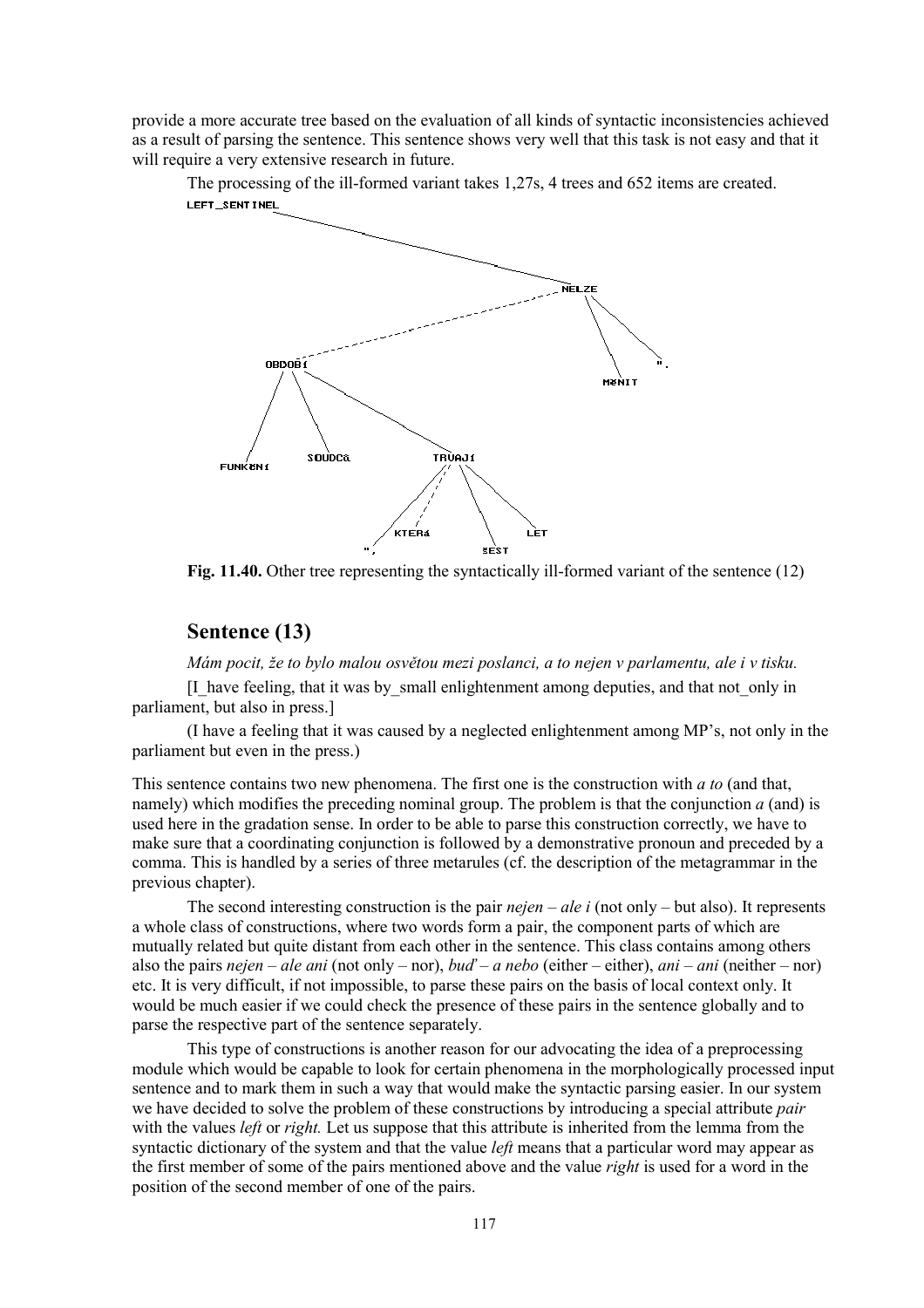provide a more accurate tree based on the evaluation of all kinds of syntactic inconsistencies achieved as a result of parsing the sentence. This sentence shows very well that this task is not easy and that it will require a very extensive research in future.

The processing of the ill-formed variant takes 1,27s, 4 trees and 652 items are created.

LEFT_SENTINEL
NELZE
OBDOBÍ
MĚNIT
".
FUNKČNÍ
SOUDCŮ
TRVAJÍ
",
KTERÁ
ŠEST
LET

**Fig. 11.40.** Other tree representing the syntactically ill-formed variant of the sentence (12)

## Sentence (13)

*Mám pocit, že to bylo malou osvětou mezi poslanci, a to nejen v parlamentu, ale i v tisku.*

[I_have feeling, that it was by_small enlightenment among deputies, and that not_only in parliament, but also in press.]

(I have a feeling that it was caused by a neglected enlightenment among MP's, not only in the parliament but even in the press.)

This sentence contains two new phenomena. The first one is the construction with *a to* (and that, namely) which modifies the preceding nominal group. The problem is that the conjunction *a* (and) is used here in the gradation sense. In order to be able to parse this construction correctly, we have to make sure that a coordinating conjunction is followed by a demonstrative pronoun and preceded by a comma. This is handled by a series of three metarules (cf. the description of the metagrammar in the previous chapter).

The second interesting construction is the pair *nejen – ale i* (not only – but also). It represents a whole class of constructions, where two words form a pair, the component parts of which are mutually related but quite distant from each other in the sentence. This class contains among others also the pairs *nejen – ale ani* (not only – nor), *buď – a nebo* (either – either), *ani – ani* (neither – nor) etc. It is very difficult, if not impossible, to parse these pairs on the basis of local context only. It would be much easier if we could check the presence of these pairs in the sentence globally and to parse the respective part of the sentence separately.

This type of constructions is another reason for our advocating the idea of a preprocessing module which would be capable to look for certain phenomena in the morphologically processed input sentence and to mark them in such a way that would make the syntactic parsing easier. In our system we have decided to solve the problem of these constructions by introducing a special attribute *pair* with the values *left* or *right.* Let us suppose that this attribute is inherited from the lemma from the syntactic dictionary of the system and that the value *left* means that a particular word may appear as the first member of some of the pairs mentioned above and the value *right* is used for a word in the position of the second member of one of the pairs.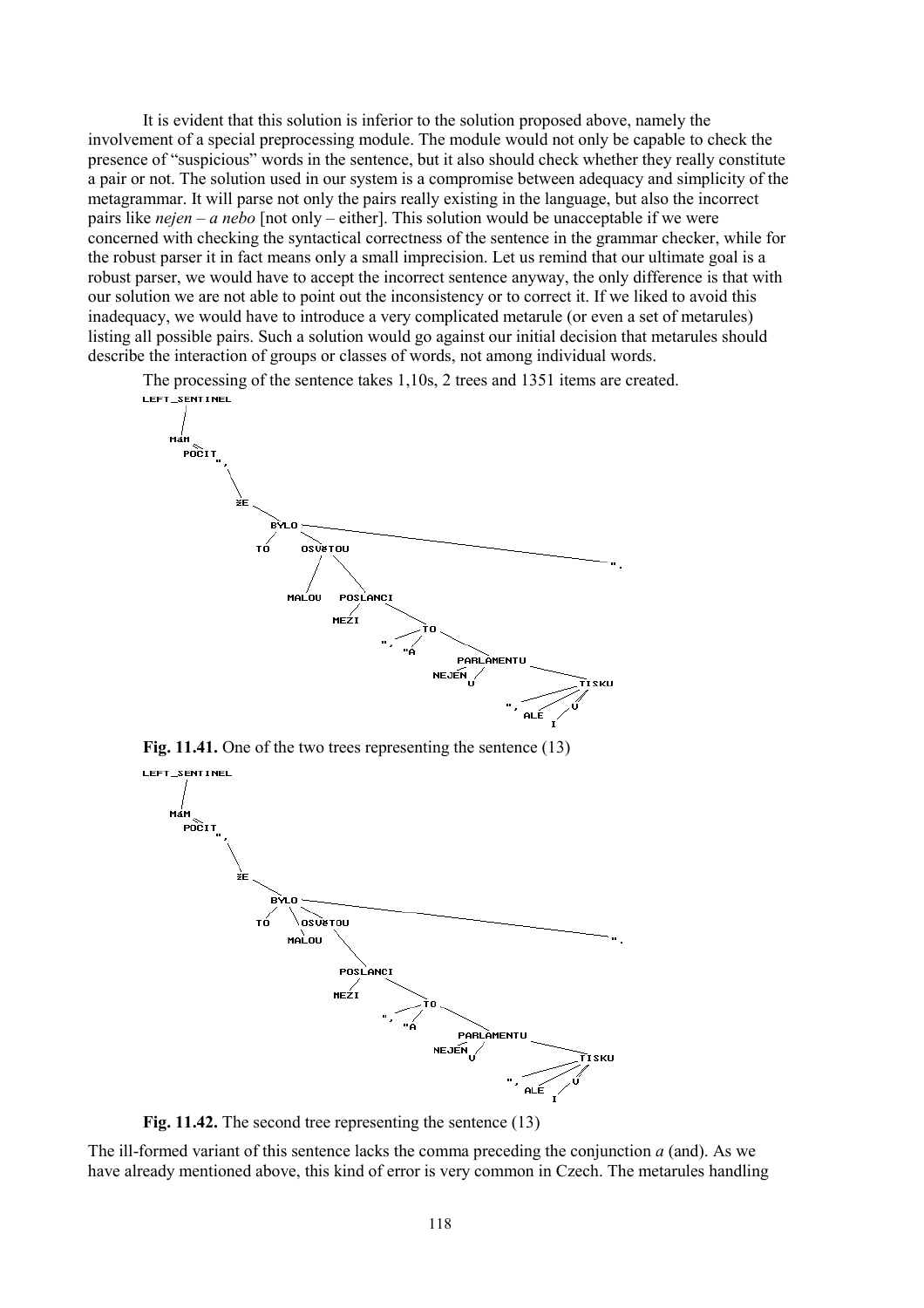It is evident that this solution is inferior to the solution proposed above, namely the involvement of a special preprocessing module. The module would not only be capable to check the presence of "suspicious" words in the sentence, but it also should check whether they really constitute a pair or not. The solution used in our system is a compromise between adequacy and simplicity of the metagrammar. It will parse not only the pairs really existing in the language, but also the incorrect pairs like *nejen – a nebo* [not only – either]. This solution would be unacceptable if we were concerned with checking the syntactical correctness of the sentence in the grammar checker, while for the robust parser it in fact means only a small imprecision. Let us remind that our ultimate goal is a robust parser, we would have to accept the incorrect sentence anyway, the only difference is that with our solution we are not able to point out the inconsistency or to correct it. If we liked to avoid this inadequacy, we would have to introduce a very complicated metarule (or even a set of metarules) listing all possible pairs. Such a solution would go against our initial decision that metarules should describe the interaction of groups or classes of words, not among individual words.

The processing of the sentence takes 1,10s, 2 trees and 1351 items are created.

**Fig. 11.41.** One of the two trees representing the sentence (13)

**Fig. 11.42.** The second tree representing the sentence (13)

The ill-formed variant of this sentence lacks the comma preceding the conjunction *a* (and). As we have already mentioned above, this kind of error is very common in Czech. The metarules handling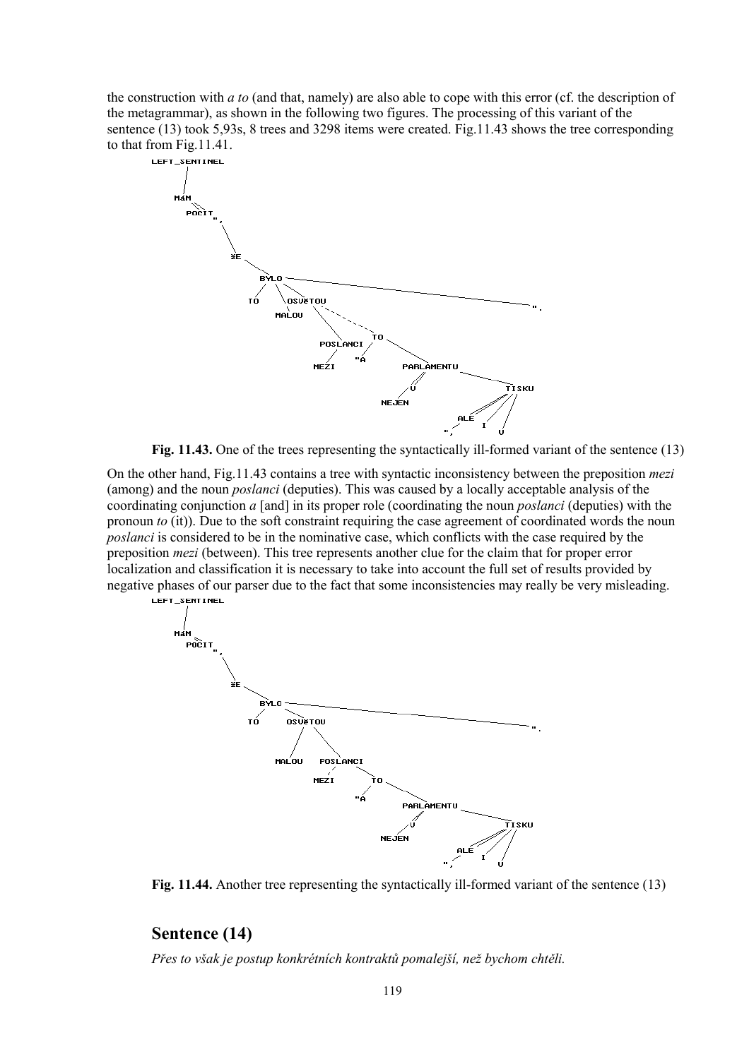the construction with *a to* (and that, namely) are also able to cope with this error (cf. the description of the metagrammar), as shown in the following two figures. The processing of this variant of the sentence (13) took 5,93s, 8 trees and 3298 items were created. Fig.11.43 shows the tree corresponding to that from Fig.11.41.

LEFT_SENTINEL
MáM
POCIT
",
žE
BYLO
TO
OSVěTOU
".
MALOU
TO
POSLANCI
"A
MEZI
PARLAMENTU
V
NEJEN
TISKU
ALE
I
V
",

**Fig. 11.43.** One of the trees representing the syntactically ill-formed variant of the sentence (13)

On the other hand, Fig.11.43 contains a tree with syntactic inconsistency between the preposition *mezi* (among) and the noun *poslanci* (deputies). This was caused by a locally acceptable analysis of the coordinating conjunction *a* [and] in its proper role (coordinating the noun *poslanci* (deputies) with the pronoun *to* (it)). Due to the soft constraint requiring the case agreement of coordinated words the noun *poslanci* is considered to be in the nominative case, which conflicts with the case required by the preposition *mezi* (between). This tree represents another clue for the claim that for proper error localization and classification it is necessary to take into account the full set of results provided by negative phases of our parser due to the fact that some inconsistencies may really be very misleading.

LEFT_SENTINEL
MáM
POCIT
",
žE
BYLO
TO
OSVěTOU
".
MALOU
POSLANCI
MEZI
TO
"A
PARLAMENTU
V
NEJEN
TISKU
ALE
I
V
",

**Fig. 11.44.** Another tree representing the syntactically ill-formed variant of the sentence (13)

## Sentence (14)

*Přes to však je postup konkrétních kontraktů pomalejší, než bychom chtěli.*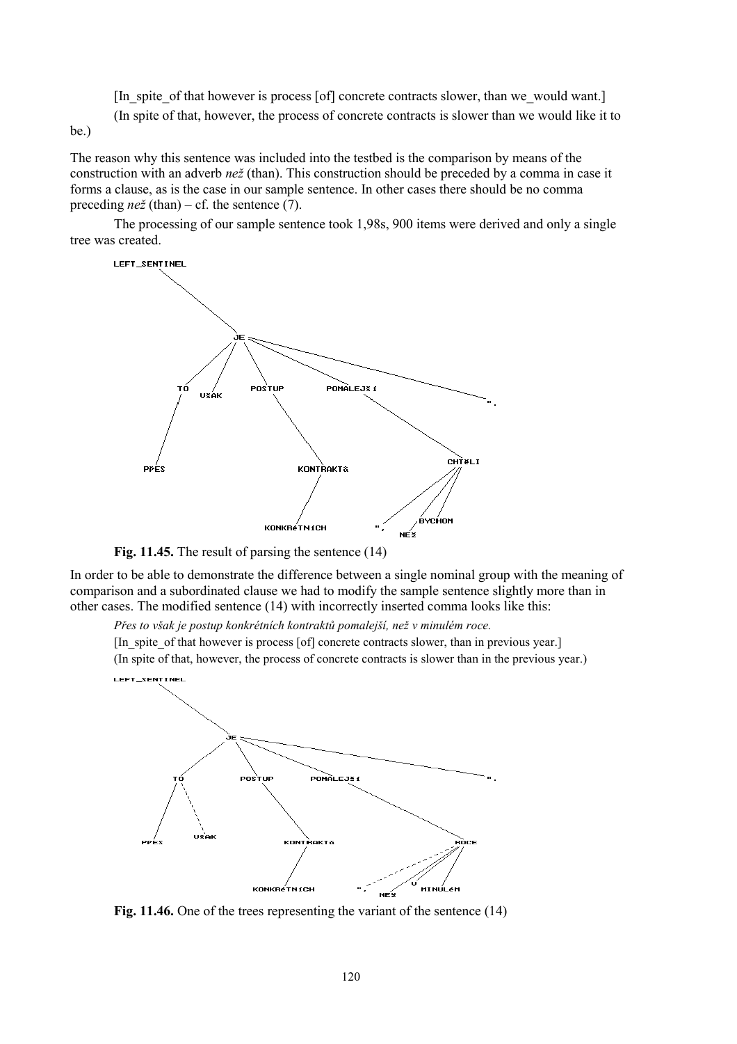[In_spite_of that however is process [of] concrete contracts slower, than we_would want.]

(In spite of that, however, the process of concrete contracts is slower than we would like it to be.)

The reason why this sentence was included into the testbed is the comparison by means of the construction with an adverb *než* (than). This construction should be preceded by a comma in case it forms a clause, as is the case in our sample sentence. In other cases there should be no comma preceding *než* (than) – cf. the sentence (7).

The processing of our sample sentence took 1,98s, 900 items were derived and only a single tree was created.

LEFT_SENTINEL
JE
TO
VŠAK
POSTUP
POMALEJŠÍ
".
PŘES
KONTRAKTŮ
CHTĚLI
KONKRÉTNÍCH
",
NEŽ
BYCHOM

**Fig. 11.45.** The result of parsing the sentence (14)

In order to be able to demonstrate the difference between a single nominal group with the meaning of comparison and a subordinated clause we had to modify the sample sentence slightly more than in other cases. The modified sentence (14) with incorrectly inserted comma looks like this:

*Přes to však je postup konkrétních kontraktů pomalejší, než v minulém roce.*

[In_spite_of that however is process [of] concrete contracts slower, than in previous year.]

(In spite of that, however, the process of concrete contracts is slower than in the previous year.)

LEFT_SENTINEL
JE
TO
POSTUP
POMALEJŠÍ
".
PŘES
VŠAK
KONTRAKTŮ
ROCE
KONKRÉTNÍCH
",
NEŽ
V
MINULÉM

**Fig. 11.46.** One of the trees representing the variant of the sentence (14)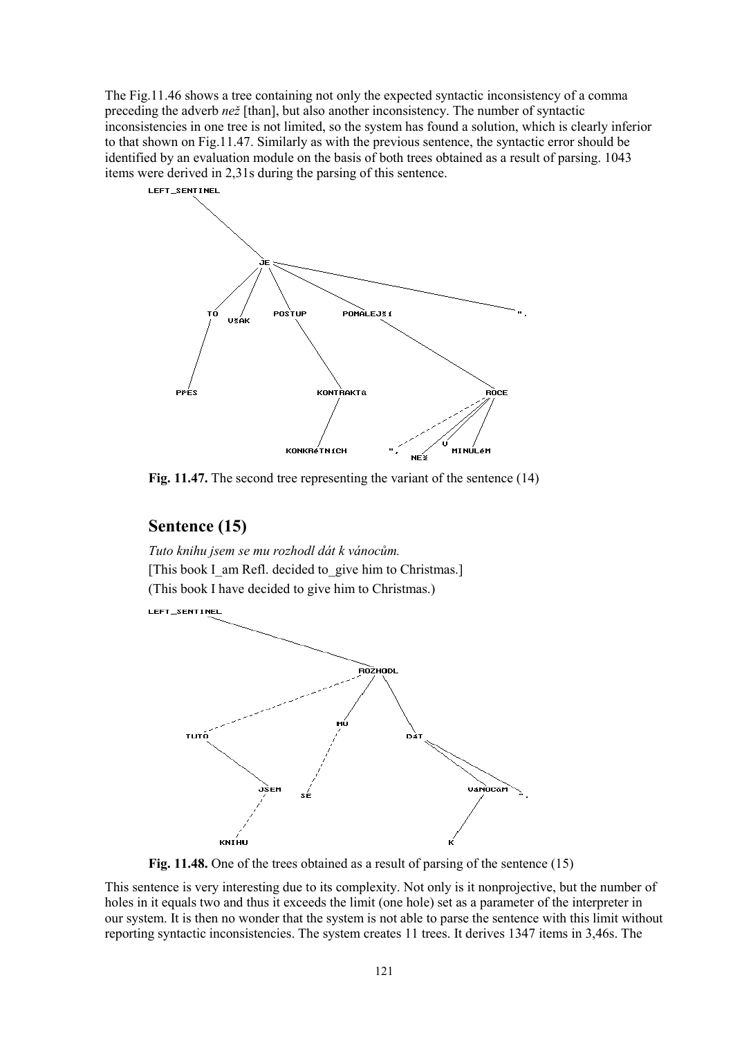The Fig.11.46 shows a tree containing not only the expected syntactic inconsistency of a comma preceding the adverb *než* [than], but also another inconsistency. The number of syntactic inconsistencies in one tree is not limited, so the system has found a solution, which is clearly inferior to that shown on Fig.11.47. Similarly as with the previous sentence, the syntactic error should be identified by an evaluation module on the basis of both trees obtained as a result of parsing. 1043 items were derived in 2,31s during the parsing of this sentence.

LEFT_SENTINEL
JE
TO
VŠAK
POSTUP
POMALEJŠÍ
".
PŘES
KONTRAKTŮ
ROCE
KONKRÉTNÍCH
",
NEŽ
V
MINULÉM

**Fig. 11.47.** The second tree representing the variant of the sentence (14)

## Sentence (15)

*Tuto knihu jsem se mu rozhodl dát k vánocům.*

[This book I_am Refl. decided to_give him to Christmas.]

(This book I have decided to give him to Christmas.)

LEFT_SENTINEL
ROZHODL
TUTO
MU
DÁT
JSEM
SE
VÁNOCŮM
".
KNIHU
K

**Fig. 11.48.** One of the trees obtained as a result of parsing of the sentence (15)

This sentence is very interesting due to its complexity. Not only is it nonprojective, but the number of holes in it equals two and thus it exceeds the limit (one hole) set as a parameter of the interpreter in our system. It is then no wonder that the system is not able to parse the sentence with this limit without reporting syntactic inconsistencies. The system creates 11 trees. It derives 1347 items in 3,46s. The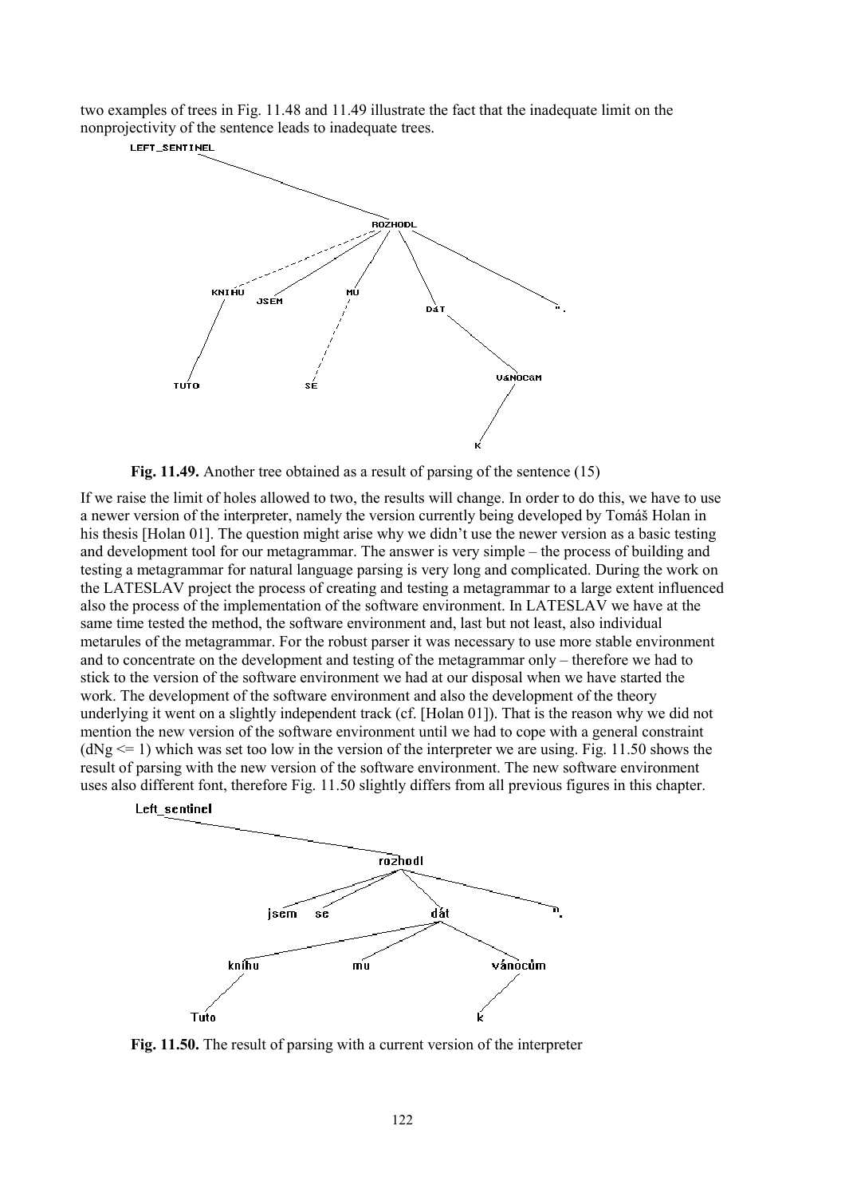two examples of trees in Fig. 11.48 and 11.49 illustrate the fact that the inadequate limit on the nonprojectivity of the sentence leads to inadequate trees.

LEFT_SENTINEL

ROZHODL

KNIHU

JSEM

MU

DáT

".

TUTO

SE

V&NOCáM

K

**Fig. 11.49.** Another tree obtained as a result of parsing of the sentence (15)

If we raise the limit of holes allowed to two, the results will change. In order to do this, we have to use a newer version of the interpreter, namely the version currently being developed by Tomáš Holan in his thesis [Holan 01]. The question might arise why we didn't use the newer version as a basic testing and development tool for our metagrammar. The answer is very simple – the process of building and testing a metagrammar for natural language parsing is very long and complicated. During the work on the LATESLAV project the process of creating and testing a metagrammar to a large extent influenced also the process of the implementation of the software environment. In LATESLAV we have at the same time tested the method, the software environment and, last but not least, also individual metarules of the metagrammar. For the robust parser it was necessary to use more stable environment and to concentrate on the development and testing of the metagrammar only – therefore we had to stick to the version of the software environment we had at our disposal when we have started the work. The development of the software environment and also the development of the theory underlying it went on a slightly independent track (cf. [Holan 01]). That is the reason why we did not mention the new version of the software environment until we had to cope with a general constraint ($dNg <= 1$) which was set too low in the version of the interpreter we are using. Fig. 11.50 shows the result of parsing with the new version of the software environment. The new software environment uses also different font, therefore Fig. 11.50 slightly differs from all previous figures in this chapter.

Left_sentinel

rozhodl

jsem

se

dát

".

knihu

mu

vánocům

Tuto

k

**Fig. 11.50.** The result of parsing with a current version of the interpreter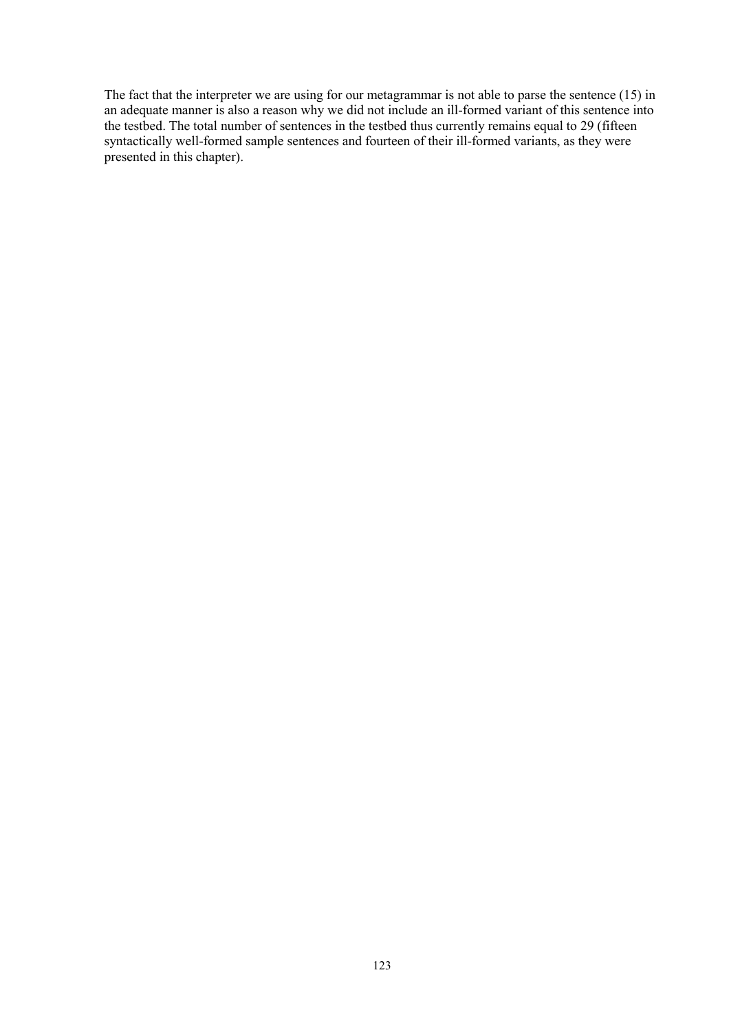The fact that the interpreter we are using for our metagrammar is not able to parse the sentence (15) in an adequate manner is also a reason why we did not include an ill-formed variant of this sentence into the testbed. The total number of sentences in the testbed thus currently remains equal to 29 (fifteen syntactically well-formed sample sentences and fourteen of their ill-formed variants, as they were presented in this chapter).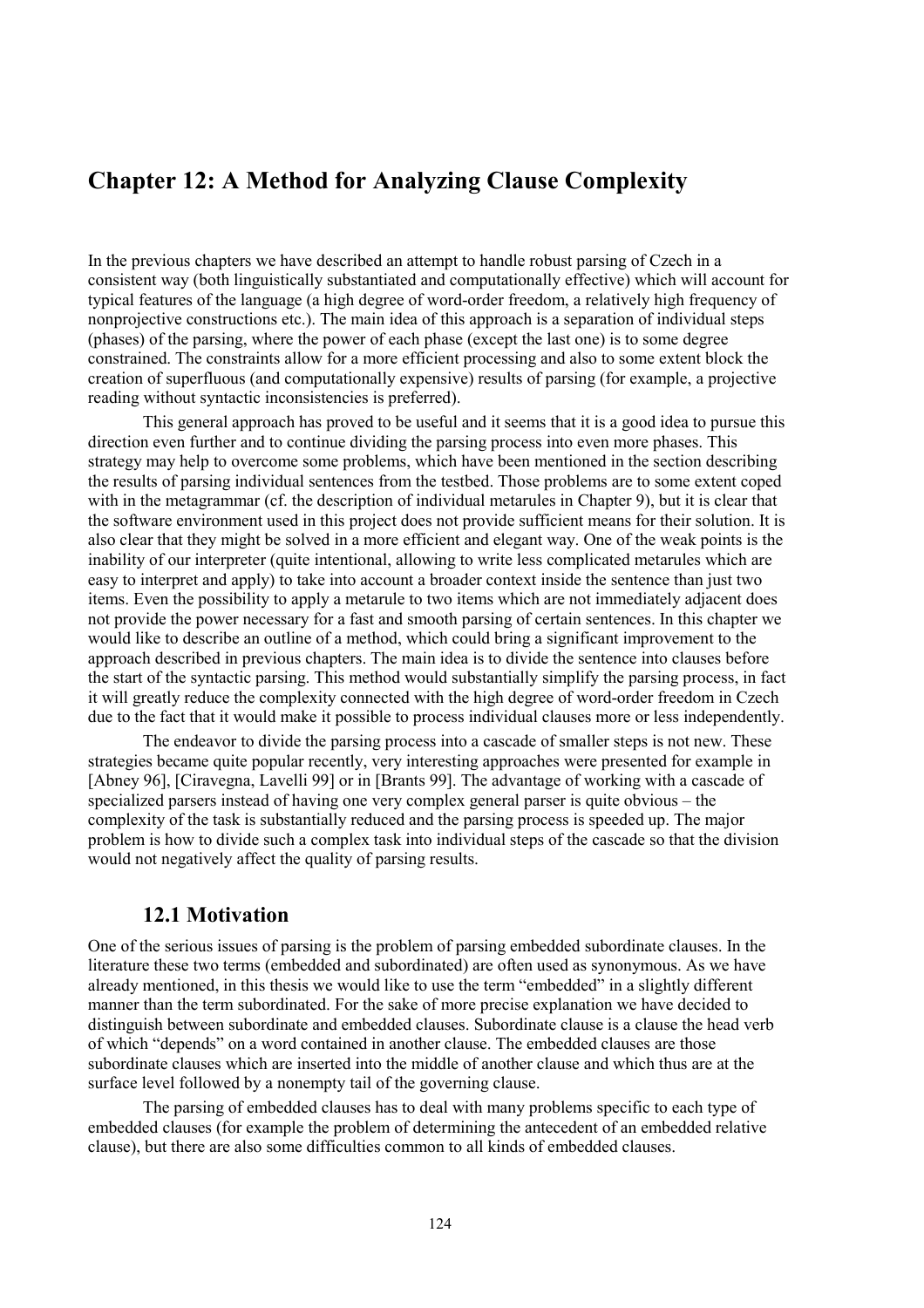# Chapter 12: A Method for Analyzing Clause Complexity

In the previous chapters we have described an attempt to handle robust parsing of Czech in a consistent way (both linguistically substantiated and computationally effective) which will account for typical features of the language (a high degree of word-order freedom, a relatively high frequency of nonprojective constructions etc.). The main idea of this approach is a separation of individual steps (phases) of the parsing, where the power of each phase (except the last one) is to some degree constrained. The constraints allow for a more efficient processing and also to some extent block the creation of superfluous (and computationally expensive) results of parsing (for example, a projective reading without syntactic inconsistencies is preferred).

This general approach has proved to be useful and it seems that it is a good idea to pursue this direction even further and to continue dividing the parsing process into even more phases. This strategy may help to overcome some problems, which have been mentioned in the section describing the results of parsing individual sentences from the testbed. Those problems are to some extent coped with in the metagrammar (cf. the description of individual metarules in Chapter 9), but it is clear that the software environment used in this project does not provide sufficient means for their solution. It is also clear that they might be solved in a more efficient and elegant way. One of the weak points is the inability of our interpreter (quite intentional, allowing to write less complicated metarules which are easy to interpret and apply) to take into account a broader context inside the sentence than just two items. Even the possibility to apply a metarule to two items which are not immediately adjacent does not provide the power necessary for a fast and smooth parsing of certain sentences. In this chapter we would like to describe an outline of a method, which could bring a significant improvement to the approach described in previous chapters. The main idea is to divide the sentence into clauses before the start of the syntactic parsing. This method would substantially simplify the parsing process, in fact it will greatly reduce the complexity connected with the high degree of word-order freedom in Czech due to the fact that it would make it possible to process individual clauses more or less independently.

The endeavor to divide the parsing process into a cascade of smaller steps is not new. These strategies became quite popular recently, very interesting approaches were presented for example in [Abney 96], [Ciravegna, Lavelli 99] or in [Brants 99]. The advantage of working with a cascade of specialized parsers instead of having one very complex general parser is quite obvious – the complexity of the task is substantially reduced and the parsing process is speeded up. The major problem is how to divide such a complex task into individual steps of the cascade so that the division would not negatively affect the quality of parsing results.

## 12.1 Motivation

One of the serious issues of parsing is the problem of parsing embedded subordinate clauses. In the literature these two terms (embedded and subordinated) are often used as synonymous. As we have already mentioned, in this thesis we would like to use the term "embedded" in a slightly different manner than the term subordinated. For the sake of more precise explanation we have decided to distinguish between subordinate and embedded clauses. Subordinate clause is a clause the head verb of which "depends" on a word contained in another clause. The embedded clauses are those subordinate clauses which are inserted into the middle of another clause and which thus are at the surface level followed by a nonempty tail of the governing clause.

The parsing of embedded clauses has to deal with many problems specific to each type of embedded clauses (for example the problem of determining the antecedent of an embedded relative clause), but there are also some difficulties common to all kinds of embedded clauses.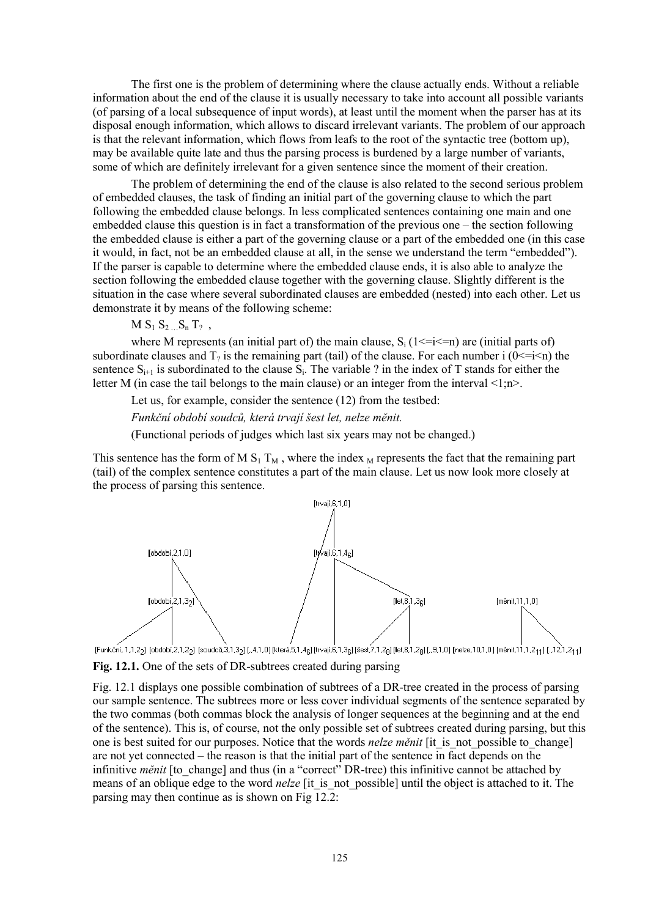The first one is the problem of determining where the clause actually ends. Without a reliable information about the end of the clause it is usually necessary to take into account all possible variants (of parsing of a local subsequence of input words), at least until the moment when the parser has at its disposal enough information, which allows to discard irrelevant variants. The problem of our approach is that the relevant information, which flows from leafs to the root of the syntactic tree (bottom up), may be available quite late and thus the parsing process is burdened by a large number of variants, some of which are definitely irrelevant for a given sentence since the moment of their creation.

The problem of determining the end of the clause is also related to the second serious problem of embedded clauses, the task of finding an initial part of the governing clause to which the part following the embedded clause belongs. In less complicated sentences containing one main and one embedded clause this question is in fact a transformation of the previous one – the section following the embedded clause is either a part of the governing clause or a part of the embedded one (in this case it would, in fact, not be an embedded clause at all, in the sense we understand the term "embedded"). If the parser is capable to determine where the embedded clause ends, it is also able to analyze the section following the embedded clause together with the governing clause. Slightly different is the situation in the case where several subordinated clauses are embedded (nested) into each other. Let us demonstrate it by means of the following scheme:

$M\ S_1\ S_2 \ldots S_n\ T_?$ ,

where M represents (an initial part of) the main clause, $S_i$ ($1 \le i \le n$) are (initial parts of) subordinate clauses and $T_?$ is the remaining part (tail) of the clause. For each number i ($0 \le i < n$) the sentence $S_{i+1}$ is subordinated to the clause $S_i$. The variable ? in the index of T stands for either the letter M (in case the tail belongs to the main clause) or an integer from the interval <1;n>.

Let us, for example, consider the sentence (12) from the testbed:

*Funkční období soudců, která trvají šest let, nelze měnit.*

(Functional periods of judges which last six years may not be changed.)

This sentence has the form of $M\ S_1\ T_M$ , where the index $_M$ represents the fact that the remaining part (tail) of the complex sentence constitutes a part of the main clause. Let us now look more closely at the process of parsing this sentence.

[trvají,6,1,0]
[období,2,1,0]
[trvají,6,1,4₆]
[období,2,1,3₂]
[let,8,1,3₆]
[měnit,11,1,0]
[Funkční, 1,1,2₂] [období,2,1,2₂] [soudců,3,1,3₂] [,,4,1,0] [která,5,1,4₆] [trvají,6,1,3₆] [šest,7,1,2₈] [let,8,1,2₈] [,,9,1,0] [nelze,10,1,0] [měnit,11,1,2₁₁] [.,12,1,2₁₁]

**Fig. 12.1.** One of the sets of DR-subtrees created during parsing

Fig. 12.1 displays one possible combination of subtrees of a DR-tree created in the process of parsing our sample sentence. The subtrees more or less cover individual segments of the sentence separated by the two commas (both commas block the analysis of longer sequences at the beginning and at the end of the sentence). This is, of course, not the only possible set of subtrees created during parsing, but this one is best suited for our purposes. Notice that the words *nelze měnit* [it_is_not_possible to_change] are not yet connected – the reason is that the initial part of the sentence in fact depends on the infinitive *měnit* [to_change] and thus (in a "correct" DR-tree) this infinitive cannot be attached by means of an oblique edge to the word *nelze* [it_is_not_possible] until the object is attached to it. The parsing may then continue as is shown on Fig 12.2: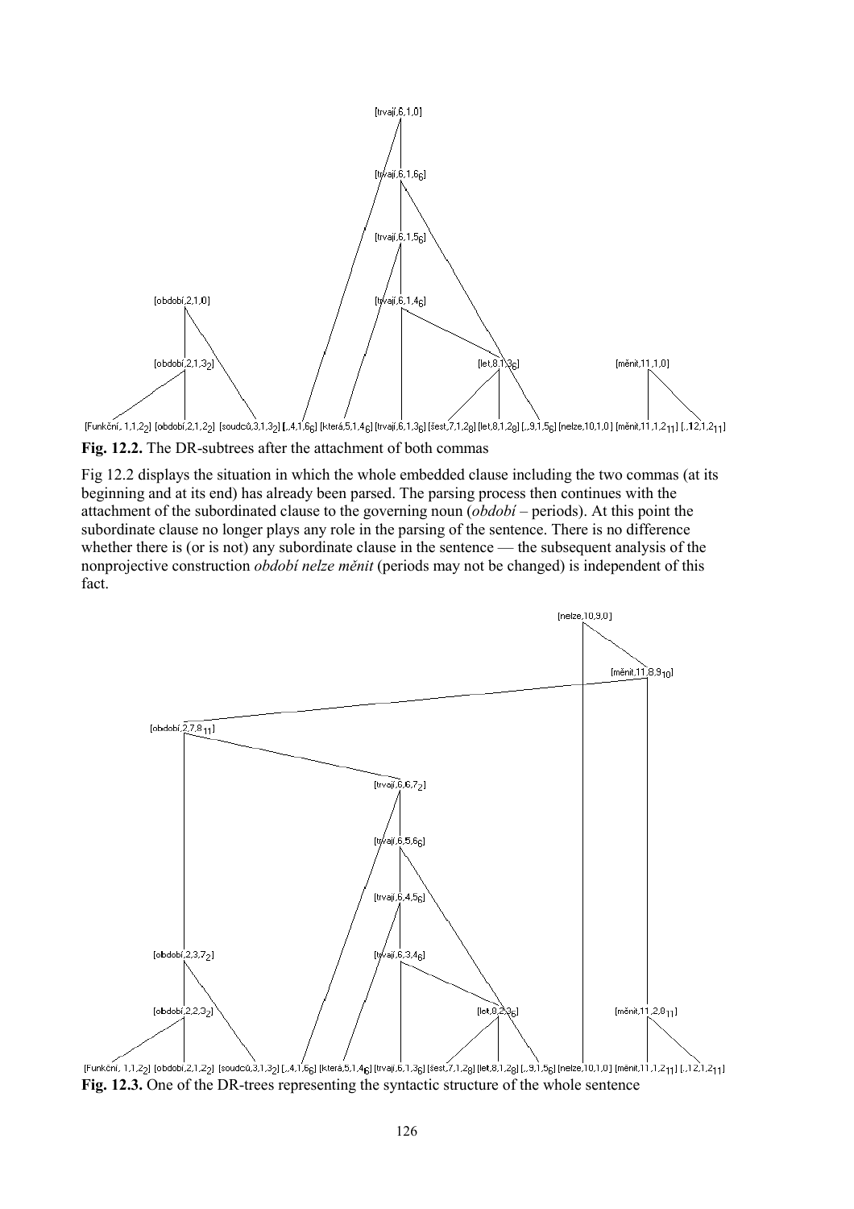**Fig. 12.2.** The DR-subtrees after the attachment of both commas

Fig 12.2 displays the situation in which the whole embedded clause including the two commas (at its beginning and at its end) has already been parsed. The parsing process then continues with the attachment of the subordinated clause to the governing noun (*období* – periods). At this point the subordinate clause no longer plays any role in the parsing of the sentence. There is no difference whether there is (or is not) any subordinate clause in the sentence — the subsequent analysis of the nonprojective construction *období nelze měnit* (periods may not be changed) is independent of this fact.

**Fig. 12.3.** One of the DR-trees representing the syntactic structure of the whole sentence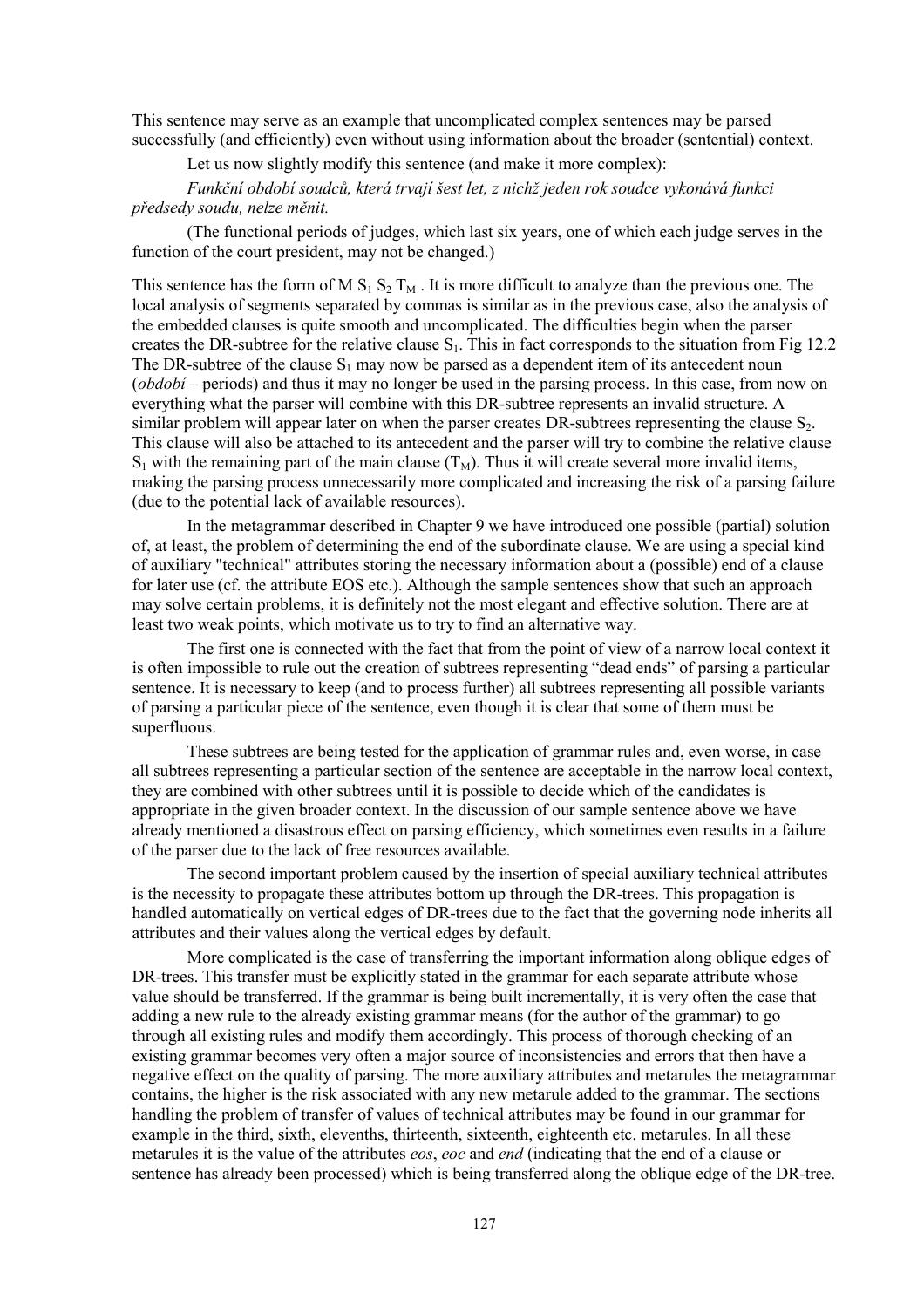This sentence may serve as an example that uncomplicated complex sentences may be parsed successfully (and efficiently) even without using information about the broader (sentential) context.

Let us now slightly modify this sentence (and make it more complex):

*Funkční období soudců, která trvají šest let, z nichž jeden rok soudce vykonává funkci předsedy soudu, nelze měnit.*

(The functional periods of judges, which last six years, one of which each judge serves in the function of the court president, may not be changed.)

This sentence has the form of M $S_1$ $S_2$ $T_M$ . It is more difficult to analyze than the previous one. The local analysis of segments separated by commas is similar as in the previous case, also the analysis of the embedded clauses is quite smooth and uncomplicated. The difficulties begin when the parser creates the DR-subtree for the relative clause $S_1$. This in fact corresponds to the situation from Fig 12.2 The DR-subtree of the clause $S_1$ may now be parsed as a dependent item of its antecedent noun (*období* – periods) and thus it may no longer be used in the parsing process. In this case, from now on everything what the parser will combine with this DR-subtree represents an invalid structure. A similar problem will appear later on when the parser creates DR-subtrees representing the clause $S_2$. This clause will also be attached to its antecedent and the parser will try to combine the relative clause $S_1$ with the remaining part of the main clause ($T_M$). Thus it will create several more invalid items, making the parsing process unnecessarily more complicated and increasing the risk of a parsing failure (due to the potential lack of available resources).

In the metagrammar described in Chapter 9 we have introduced one possible (partial) solution of, at least, the problem of determining the end of the subordinate clause. We are using a special kind of auxiliary "technical" attributes storing the necessary information about a (possible) end of a clause for later use (cf. the attribute EOS etc.). Although the sample sentences show that such an approach may solve certain problems, it is definitely not the most elegant and effective solution. There are at least two weak points, which motivate us to try to find an alternative way.

The first one is connected with the fact that from the point of view of a narrow local context it is often impossible to rule out the creation of subtrees representing “dead ends” of parsing a particular sentence. It is necessary to keep (and to process further) all subtrees representing all possible variants of parsing a particular piece of the sentence, even though it is clear that some of them must be superfluous.

These subtrees are being tested for the application of grammar rules and, even worse, in case all subtrees representing a particular section of the sentence are acceptable in the narrow local context, they are combined with other subtrees until it is possible to decide which of the candidates is appropriate in the given broader context. In the discussion of our sample sentence above we have already mentioned a disastrous effect on parsing efficiency, which sometimes even results in a failure of the parser due to the lack of free resources available.

The second important problem caused by the insertion of special auxiliary technical attributes is the necessity to propagate these attributes bottom up through the DR-trees. This propagation is handled automatically on vertical edges of DR-trees due to the fact that the governing node inherits all attributes and their values along the vertical edges by default.

More complicated is the case of transferring the important information along oblique edges of DR-trees. This transfer must be explicitly stated in the grammar for each separate attribute whose value should be transferred. If the grammar is being built incrementally, it is very often the case that adding a new rule to the already existing grammar means (for the author of the grammar) to go through all existing rules and modify them accordingly. This process of thorough checking of an existing grammar becomes very often a major source of inconsistencies and errors that then have a negative effect on the quality of parsing. The more auxiliary attributes and metarules the metagrammar contains, the higher is the risk associated with any new metarule added to the grammar. The sections handling the problem of transfer of values of technical attributes may be found in our grammar for example in the third, sixth, elevenths, thirteenth, sixteenth, eighteenth etc. metarules. In all these metarules it is the value of the attributes *eos*, *eoc* and *end* (indicating that the end of a clause or sentence has already been processed) which is being transferred along the oblique edge of the DR-tree.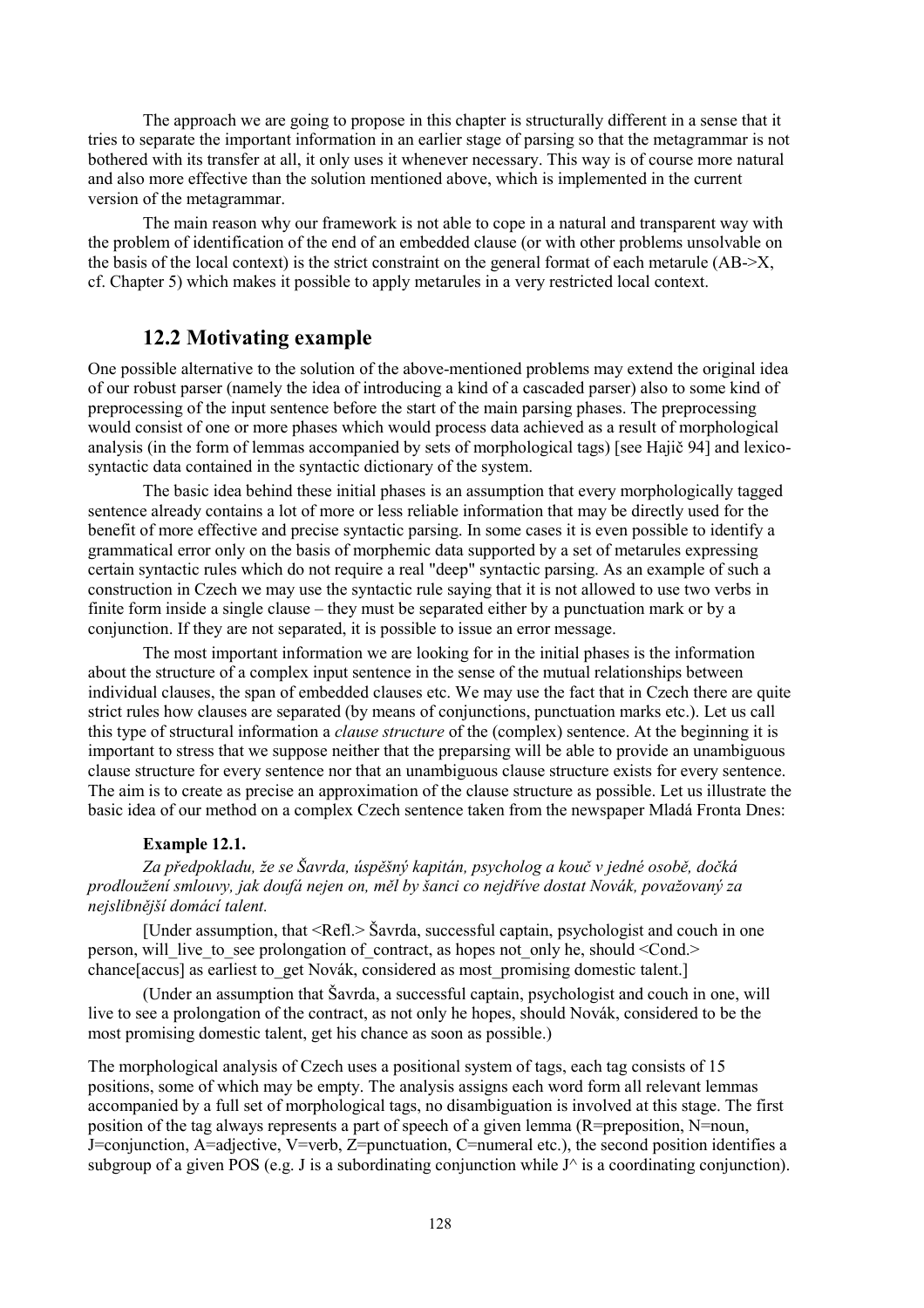The approach we are going to propose in this chapter is structurally different in a sense that it tries to separate the important information in an earlier stage of parsing so that the metagrammar is not bothered with its transfer at all, it only uses it whenever necessary. This way is of course more natural and also more effective than the solution mentioned above, which is implemented in the current version of the metagrammar.

The main reason why our framework is not able to cope in a natural and transparent way with the problem of identification of the end of an embedded clause (or with other problems unsolvable on the basis of the local context) is the strict constraint on the general format of each metarule (AB->X, cf. Chapter 5) which makes it possible to apply metarules in a very restricted local context.

## 12.2 Motivating example

One possible alternative to the solution of the above-mentioned problems may extend the original idea of our robust parser (namely the idea of introducing a kind of a cascaded parser) also to some kind of preprocessing of the input sentence before the start of the main parsing phases. The preprocessing would consist of one or more phases which would process data achieved as a result of morphological analysis (in the form of lemmas accompanied by sets of morphological tags) [see Hajič 94] and lexico-syntactic data contained in the syntactic dictionary of the system.

The basic idea behind these initial phases is an assumption that every morphologically tagged sentence already contains a lot of more or less reliable information that may be directly used for the benefit of more effective and precise syntactic parsing. In some cases it is even possible to identify a grammatical error only on the basis of morphemic data supported by a set of metarules expressing certain syntactic rules which do not require a real "deep" syntactic parsing. As an example of such a construction in Czech we may use the syntactic rule saying that it is not allowed to use two verbs in finite form inside a single clause – they must be separated either by a punctuation mark or by a conjunction. If they are not separated, it is possible to issue an error message.

The most important information we are looking for in the initial phases is the information about the structure of a complex input sentence in the sense of the mutual relationships between individual clauses, the span of embedded clauses etc. We may use the fact that in Czech there are quite strict rules how clauses are separated (by means of conjunctions, punctuation marks etc.). Let us call this type of structural information a *clause structure* of the (complex) sentence. At the beginning it is important to stress that we suppose neither that the preparsing will be able to provide an unambiguous clause structure for every sentence nor that an unambiguous clause structure exists for every sentence. The aim is to create as precise an approximation of the clause structure as possible. Let us illustrate the basic idea of our method on a complex Czech sentence taken from the newspaper Mladá Fronta Dnes:

**Example 12.1.**

*Za předpokladu, že se Šavrda, úspěšný kapitán, psycholog a kouč v jedné osobě, dočká prodloužení smlouvy, jak doufá nejen on, měl by šanci co nejdříve dostat Novák, považovaný za nejslibnější domácí talent.*

[Under assumption, that <Refl.> Šavrda, successful captain, psychologist and couch in one person, will_live_to_see prolongation of_contract, as hopes not_only he, should <Cond.> chance[accus] as earliest to_get Novák, considered as most_promising domestic talent.]

(Under an assumption that Šavrda, a successful captain, psychologist and couch in one, will live to see a prolongation of the contract, as not only he hopes, should Novák, considered to be the most promising domestic talent, get his chance as soon as possible.)

The morphological analysis of Czech uses a positional system of tags, each tag consists of 15 positions, some of which may be empty. The analysis assigns each word form all relevant lemmas accompanied by a full set of morphological tags, no disambiguation is involved at this stage. The first position of the tag always represents a part of speech of a given lemma (R=preposition, N=noun, J=conjunction, A=adjective, V=verb, Z=punctuation, C=numeral etc.), the second position identifies a subgroup of a given POS (e.g. J is a subordinating conjunction while J^ is a coordinating conjunction).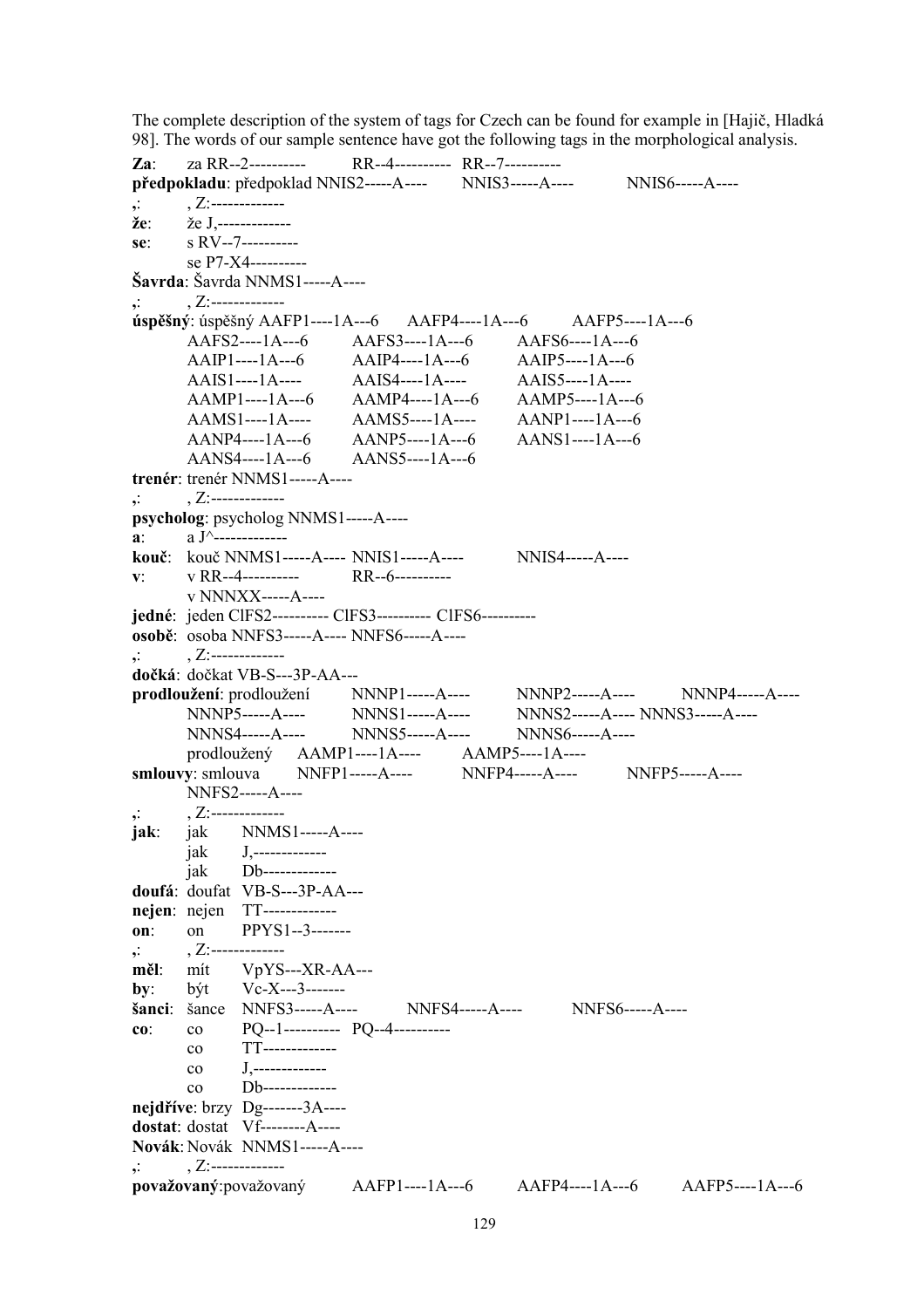The complete description of the system of tags for Czech can be found for example in [Hajič, Hladká 98]. The words of our sample sentence have got the following tags in the morphological analysis.

**Za**: za RR--2---------- RR--4---------- RR--7----------

**předpokladu**: předpoklad NNIS2-----A---- NNIS3-----A---- NNIS6-----A----

**,**: , Z:-------------

**že**: že J,-------------

**se**: s RV--7----------
se P7-X4----------

**Šavrda**: Šavrda NNMS1-----A----

**,**: , Z:-------------

**úspěšný**: úspěšný AAFP1----1A---6 AAFP4----1A---6 AAFP5----1A---6
AAFS2----1A---6 AAFS3----1A---6 AAFS6----1A---6
AAIP1----1A---6 AAIP4----1A---6 AAIP5----1A---6
AAIS1----1A---- AAIS4----1A---- AAIS5----1A----
AAMP1----1A---6 AAMP4----1A---6 AAMP5----1A---6
AAMS1----1A---- AAMS5----1A---- AANP1----1A---6
AANP4----1A---6 AANP5----1A---6 AANS1----1A---6
AANS4----1A---6 AANS5----1A---6

**trenér**: trenér NNMS1-----A----

**,**: , Z:-------------

**psycholog**: psycholog NNMS1-----A----

**a**: a J^-------------

**kouč**: kouč NNMS1-----A---- NNIS1-----A---- NNIS4-----A----

**v**: v RR--4---------- RR--6----------
v NNNXX-----A----

**jedné**: jeden ClFS2---------- ClFS3---------- ClFS6----------

**osobě**: osoba NNFS3-----A---- NNFS6-----A----

**,**: , Z:-------------

**dočká**: dočkat VB-S---3P-AA---

**prodloužení**: prodloužení NNNP1-----A---- NNNP2-----A---- NNNP4-----A----
NNNP5-----A---- NNNS1-----A---- NNNS2-----A---- NNNS3-----A----
NNNS4-----A---- NNNS5-----A---- NNNS6-----A----
prodloužený AAMP1----1A---- AAMP5----1A----

**smlouvy**: smlouva NNFP1-----A---- NNFP4-----A---- NNFP5-----A----
NNFS2-----A----

**,**: , Z:-------------

**jak**: jak NNMS1-----A----
jak J,-------------
jak Db-------------

**doufá**: doufat VB-S---3P-AA---

**nejen**: nejen TT-------------

**on**: on PPYS1--3-------

**,**: , Z:-------------

**měl**: mít VpYS---XR-AA---

**by**: být Vc-X---3-------

**šanci**: šance NNFS3-----A---- NNFS4-----A---- NNFS6-----A----

**co**: co PQ--1---------- PQ--4----------
co TT-------------
co J,-------------
co Db-------------

**nejdříve**: brzy Dg-------3A----

**dostat**: dostat Vf--------A----

**Novák**: Novák NNMS1-----A----

**,**: , Z:-------------

**považovaný**: považovaný AAFP1----1A---6 AAFP4----1A---6 AAFP5----1A---6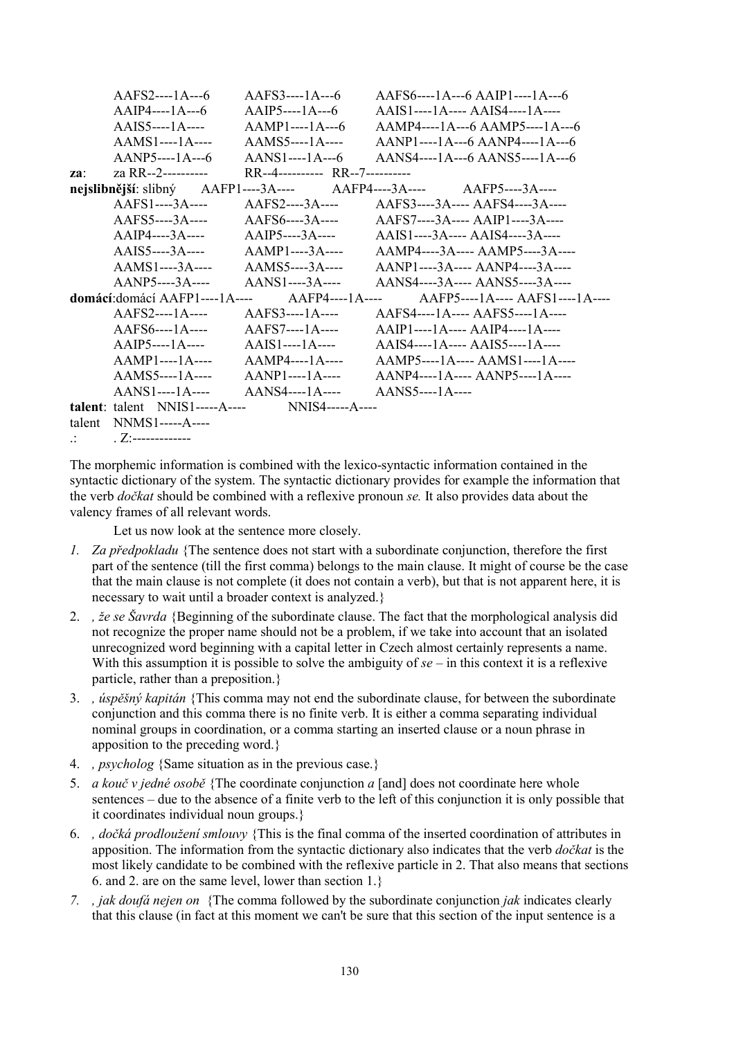AAFS2----1A---6 AAFS3----1A---6 AAFS6----1A---6 AAIP1----1A---6
AAIP4----1A---6 AAIP5----1A---6 AAIS1----1A---- AAIS4----1A----
AAIS5----1A---- AAMP1----1A---6 AAMP4----1A---6 AAMP5----1A---6
AAMS1----1A---- AAMS5----1A---- AANP1----1A---6 AANP4----1A---6
AANP5----1A---6 AANS1----1A---6 AANS4----1A---6 AANS5----1A---6

**za**: za RR--2---------- RR--4---------- RR--7----------

**nejslibnější**: slibný AAFP1----3A---- AAFP4----3A---- AAFP5----3A----
AAFS1----3A---- AAFS2----3A---- AAFS3----3A---- AAFS4----3A----
AAFS5----3A---- AAFS6----3A---- AAFS7----3A---- AAIP1----3A----
AAIP4----3A---- AAIP5----3A---- AAIS1----3A---- AAIS4----3A----
AAIS5----3A---- AAMP1----3A---- AAMP4----3A---- AAMP5----3A----
AAMS1----3A---- AAMS5----3A---- AANP1----3A---- AANP4----3A----
AANP5----3A---- AANS1----3A---- AANS4----3A---- AANS5----3A----

**domácí**:domácí AAFP1----1A---- AAFP4----1A---- AAFP5----1A---- AAFS1----1A----
AAFS2----1A---- AAFS3----1A---- AAFS4----1A---- AAFS5----1A----
AAFS6----1A---- AAFS7----1A---- AAIP1----1A---- AAIP4----1A----
AAIP5----1A---- AAIS1----1A---- AAIS4----1A---- AAIS5----1A----
AAMP1----1A---- AAMP4----1A---- AAMP5----1A---- AAMS1----1A----
AAMS5----1A---- AANP1----1A---- AANP4----1A---- AANP5----1A----
AANS1----1A---- AANS4----1A---- AANS5----1A----

**talent**: talent NNIS1-----A---- NNIS4-----A----
talent NNMS1-----A----

.: . Z:-------------

The morphemic information is combined with the lexico-syntactic information contained in the syntactic dictionary of the system. The syntactic dictionary provides for example the information that the verb *dočkat* should be combined with a reflexive pronoun *se.* It also provides data about the valency frames of all relevant words.

Let us now look at the sentence more closely.

1. *Za předpokladu* {The sentence does not start with a subordinate conjunction, therefore the first part of the sentence (till the first comma) belongs to the main clause. It might of course be the case that the main clause is not complete (it does not contain a verb), but that is not apparent here, it is necessary to wait until a broader context is analyzed.}
2. *, že se Šavrda* {Beginning of the subordinate clause. The fact that the morphological analysis did not recognize the proper name should not be a problem, if we take into account that an isolated unrecognized word beginning with a capital letter in Czech almost certainly represents a name. With this assumption it is possible to solve the ambiguity of *se* – in this context it is a reflexive particle, rather than a preposition.}
3. *, úspěšný kapitán* {This comma may not end the subordinate clause, for between the subordinate conjunction and this comma there is no finite verb. It is either a comma separating individual nominal groups in coordination, or a comma starting an inserted clause or a noun phrase in apposition to the preceding word.}
4. *, psycholog* {Same situation as in the previous case.}
5. *a kouč v jedné osobě* {The coordinate conjunction *a* [and] does not coordinate here whole sentences – due to the absence of a finite verb to the left of this conjunction it is only possible that it coordinates individual noun groups.}
6. *, dočká prodloužení smlouvy* {This is the final comma of the inserted coordination of attributes in apposition. The information from the syntactic dictionary also indicates that the verb *dočkat* is the most likely candidate to be combined with the reflexive particle in 2. That also means that sections 6. and 2. are on the same level, lower than section 1.}
7. *, jak doufá nejen on* {The comma followed by the subordinate conjunction *jak* indicates clearly that this clause (in fact at this moment we can't be sure that this section of the input sentence is a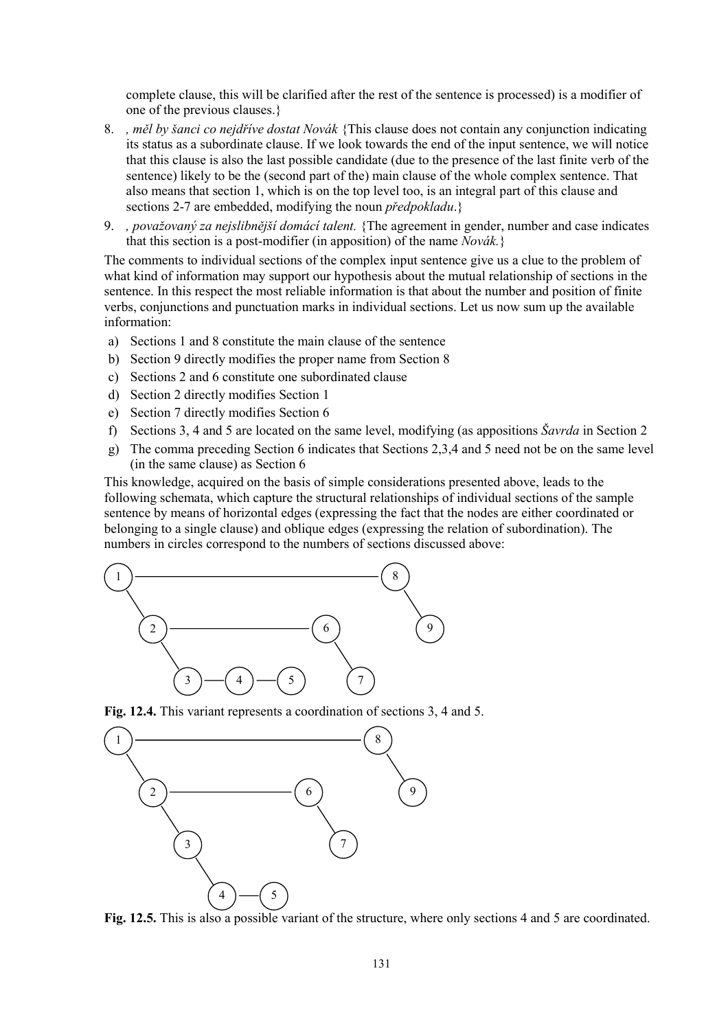complete clause, this will be clarified after the rest of the sentence is processed) is a modifier of one of the previous clauses.}

8. *, měl by šanci co nejdříve dostat Novák* {This clause does not contain any conjunction indicating its status as a subordinate clause. If we look towards the end of the input sentence, we will notice that this clause is also the last possible candidate (due to the presence of the last finite verb of the sentence) likely to be the (second part of the) main clause of the whole complex sentence. That also means that section 1, which is on the top level too, is an integral part of this clause and sections 2-7 are embedded, modifying the noun *předpokladu*.}
9. *, považovaný za nejslibnější domácí talent.* {The agreement in gender, number and case indicates that this section is a post-modifier (in apposition) of the name *Novák.*}

The comments to individual sections of the complex input sentence give us a clue to the problem of what kind of information may support our hypothesis about the mutual relationship of sections in the sentence. In this respect the most reliable information is that about the number and position of finite verbs, conjunctions and punctuation marks in individual sections. Let us now sum up the available information:

a) Sections 1 and 8 constitute the main clause of the sentence
b) Section 9 directly modifies the proper name from Section 8
c) Sections 2 and 6 constitute one subordinated clause
d) Section 2 directly modifies Section 1
e) Section 7 directly modifies Section 6
f) Sections 3, 4 and 5 are located on the same level, modifying (as appositions *Šavrda* in Section 2
g) The comma preceding Section 6 indicates that Sections 2,3,4 and 5 need not be on the same level (in the same clause) as Section 6

This knowledge, acquired on the basis of simple considerations presented above, leads to the following schemata, which capture the structural relationships of individual sections of the sample sentence by means of horizontal edges (expressing the fact that the nodes are either coordinated or belonging to a single clause) and oblique edges (expressing the relation of subordination). The numbers in circles correspond to the numbers of sections discussed above:

1 8 2 6 9 3 4 5 7

**Fig. 12.4.** This variant represents a coordination of sections 3, 4 and 5.

1 8 2 6 9 3 7 4 5

**Fig. 12.5.** This is also a possible variant of the structure, where only sections 4 and 5 are coordinated.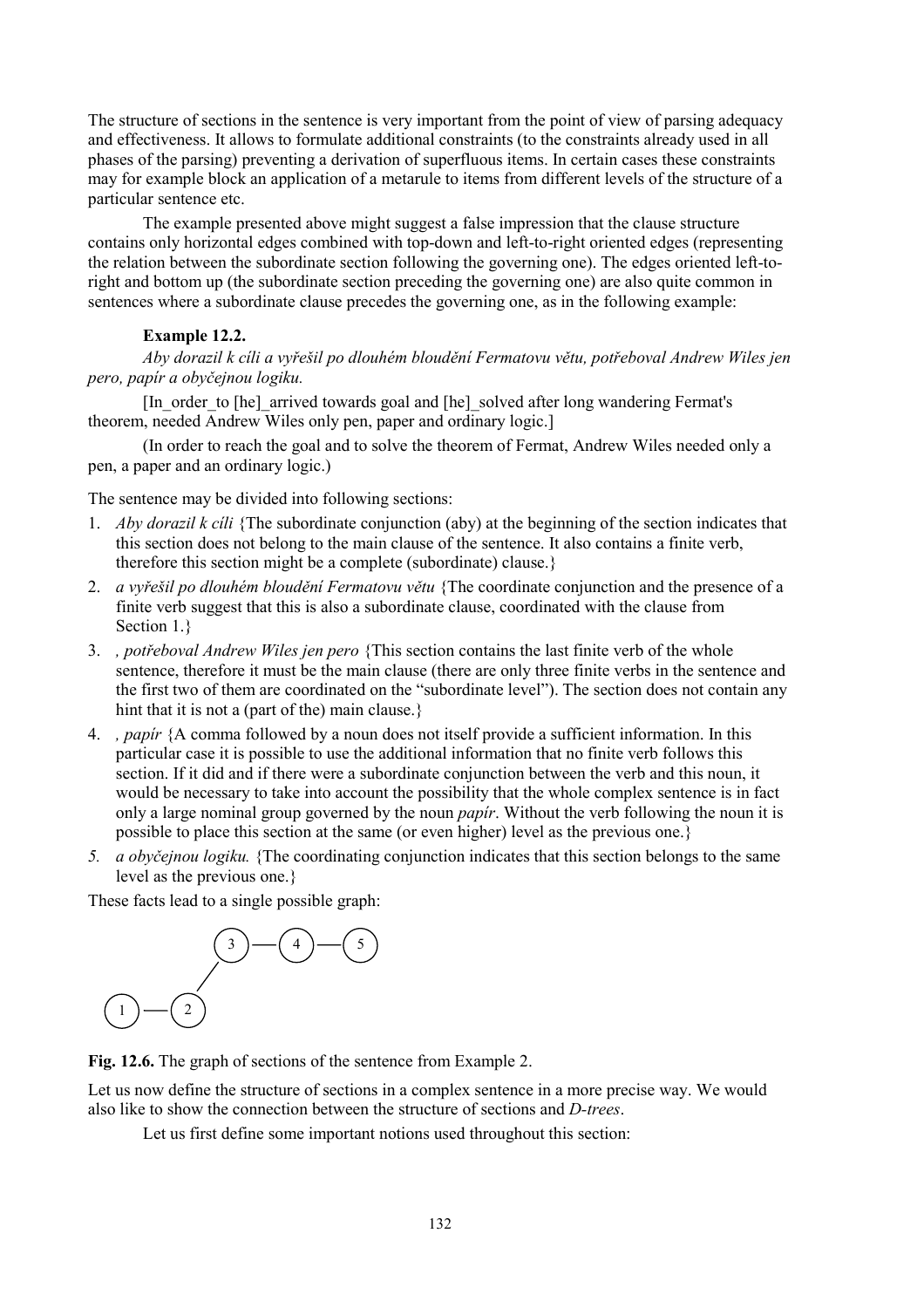The structure of sections in the sentence is very important from the point of view of parsing adequacy and effectiveness. It allows to formulate additional constraints (to the constraints already used in all phases of the parsing) preventing a derivation of superfluous items. In certain cases these constraints may for example block an application of a metarule to items from different levels of the structure of a particular sentence etc.

The example presented above might suggest a false impression that the clause structure contains only horizontal edges combined with top-down and left-to-right oriented edges (representing the relation between the subordinate section following the governing one). The edges oriented left-to-right and bottom up (the subordinate section preceding the governing one) are also quite common in sentences where a subordinate clause precedes the governing one, as in the following example:

**Example 12.2.**

*Aby dorazil k cíli a vyřešil po dlouhém bloudění Fermatovu větu, potřeboval Andrew Wiles jen pero, papír a obyčejnou logiku.*

[In_order_to [he]_arrived towards goal and [he]_solved after long wandering Fermat's theorem, needed Andrew Wiles only pen, paper and ordinary logic.]

(In order to reach the goal and to solve the theorem of Fermat, Andrew Wiles needed only a pen, a paper and an ordinary logic.)

The sentence may be divided into following sections:

1. *Aby dorazil k cíli* {The subordinate conjunction (aby) at the beginning of the section indicates that this section does not belong to the main clause of the sentence. It also contains a finite verb, therefore this section might be a complete (subordinate) clause.}
2. *a vyřešil po dlouhém bloudění Fermatovu větu* {The coordinate conjunction and the presence of a finite verb suggest that this is also a subordinate clause, coordinated with the clause from Section 1.}
3. *, potřeboval Andrew Wiles jen pero* {This section contains the last finite verb of the whole sentence, therefore it must be the main clause (there are only three finite verbs in the sentence and the first two of them are coordinated on the "subordinate level"). The section does not contain any hint that it is not a (part of the) main clause.}
4. *, papír* {A comma followed by a noun does not itself provide a sufficient information. In this particular case it is possible to use the additional information that no finite verb follows this section. If it did and if there were a subordinate conjunction between the verb and this noun, it would be necessary to take into account the possibility that the whole complex sentence is in fact only a large nominal group governed by the noun *papír*. Without the verb following the noun it is possible to place this section at the same (or even higher) level as the previous one.}
5. *a obyčejnou logiku.* {The coordinating conjunction indicates that this section belongs to the same level as the previous one.}

These facts lead to a single possible graph:

3 — 4 — 5

1 — 2

**Fig. 12.6.** The graph of sections of the sentence from Example 2.

Let us now define the structure of sections in a complex sentence in a more precise way. We would also like to show the connection between the structure of sections and *D-trees*.

Let us first define some important notions used throughout this section: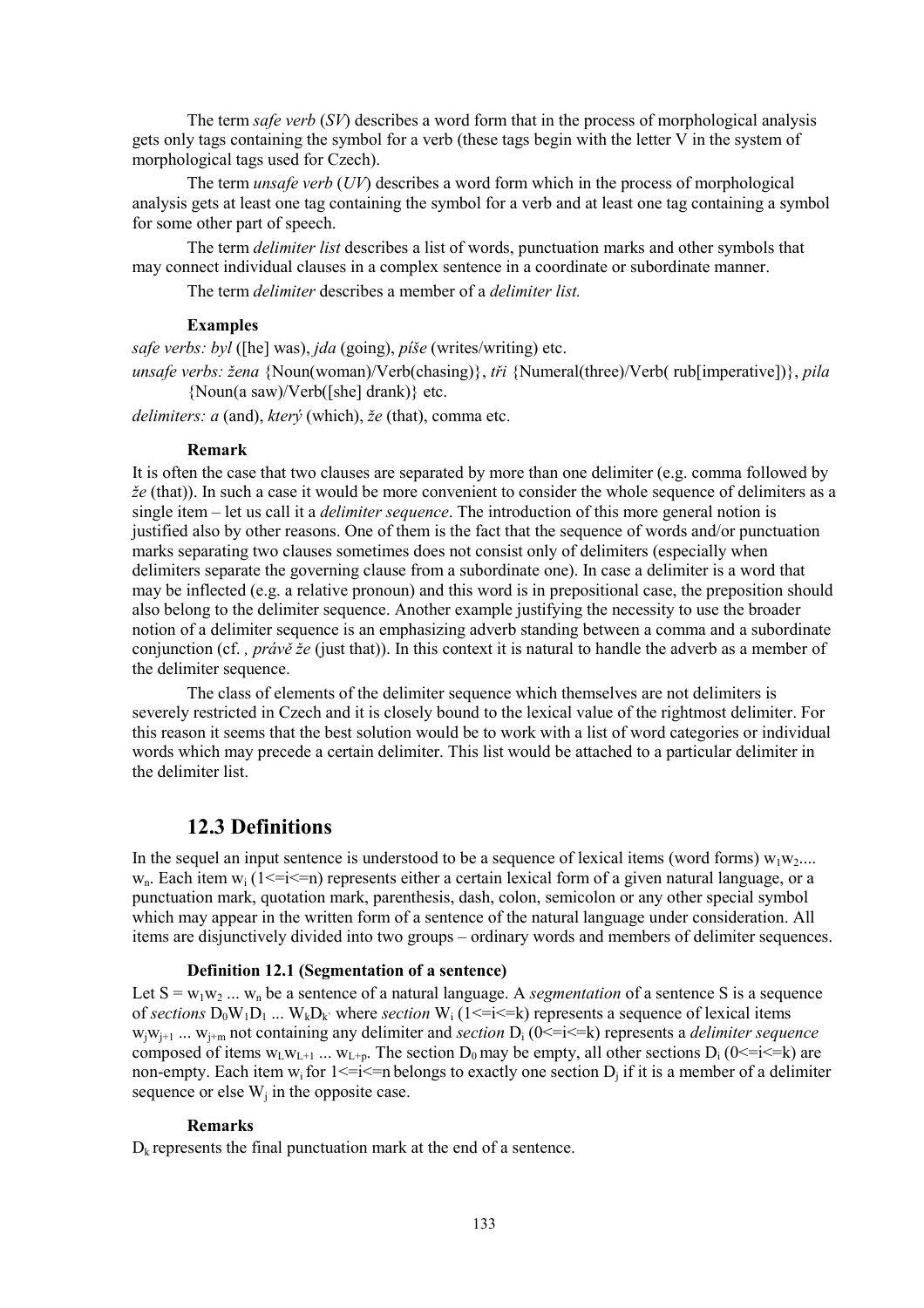The term *safe verb* (*SV*) describes a word form that in the process of morphological analysis gets only tags containing the symbol for a verb (these tags begin with the letter V in the system of morphological tags used for Czech).

The term *unsafe verb* (*UV*) describes a word form which in the process of morphological analysis gets at least one tag containing the symbol for a verb and at least one tag containing a symbol for some other part of speech.

The term *delimiter list* describes a list of words, punctuation marks and other symbols that may connect individual clauses in a complex sentence in a coordinate or subordinate manner.

The term *delimiter* describes a member of a *delimiter list.*

**Examples**

*safe verbs: byl* ([he] was), *jda* (going), *píše* (writes/writing) etc.

*unsafe verbs: žena* {Noun(woman)/Verb(chasing)}, *tři* {Numeral(three)/Verb( rub[imperative])}, *pila* {Noun(a saw)/Verb([she] drank)} etc.

*delimiters: a* (and), *který* (which), *že* (that), comma etc.

**Remark**

It is often the case that two clauses are separated by more than one delimiter (e.g. comma followed by *že* (that)). In such a case it would be more convenient to consider the whole sequence of delimiters as a single item – let us call it a *delimiter sequence*. The introduction of this more general notion is justified also by other reasons. One of them is the fact that the sequence of words and/or punctuation marks separating two clauses sometimes does not consist only of delimiters (especially when delimiters separate the governing clause from a subordinate one). In case a delimiter is a word that may be inflected (e.g. a relative pronoun) and this word is in prepositional case, the preposition should also belong to the delimiter sequence. Another example justifying the necessity to use the broader notion of a delimiter sequence is an emphasizing adverb standing between a comma and a subordinate conjunction (cf. *, právě že* (just that)). In this context it is natural to handle the adverb as a member of the delimiter sequence.

The class of elements of the delimiter sequence which themselves are not delimiters is severely restricted in Czech and it is closely bound to the lexical value of the rightmost delimiter. For this reason it seems that the best solution would be to work with a list of word categories or individual words which may precede a certain delimiter. This list would be attached to a particular delimiter in the delimiter list.

## 12.3 Definitions

In the sequel an input sentence is understood to be a sequence of lexical items (word forms) $w_1w_2 \ldots w_n$. Each item $w_i$ ($1 \le i \le n$) represents either a certain lexical form of a given natural language, or a punctuation mark, quotation mark, parenthesis, dash, colon, semicolon or any other special symbol which may appear in the written form of a sentence of the natural language under consideration. All items are disjunctively divided into two groups – ordinary words and members of delimiter sequences.

**Definition 12.1 (Segmentation of a sentence)**

Let $S = w_1w_2 \ldots w_n$ be a sentence of a natural language. A *segmentation* of a sentence S is a sequence of *sections* $D_0W_1D_1 \ldots W_kD_k$, where *section* $W_i$ ($1 \le i \le k$) represents a sequence of lexical items $w_jw_{j+1} \ldots w_{j+m}$ not containing any delimiter and *section* $D_i$ ($0 \le i \le k$) represents a *delimiter sequence* composed of items $w_Lw_{L+1} \ldots w_{L+p}$. The section $D_0$ may be empty, all other sections $D_i$ ($0 \le i \le k$) are non-empty. Each item $w_i$ for $1 \le i \le n$ belongs to exactly one section $D_j$ if it is a member of a delimiter sequence or else $W_j$ in the opposite case.

**Remarks**

$D_k$ represents the final punctuation mark at the end of a sentence.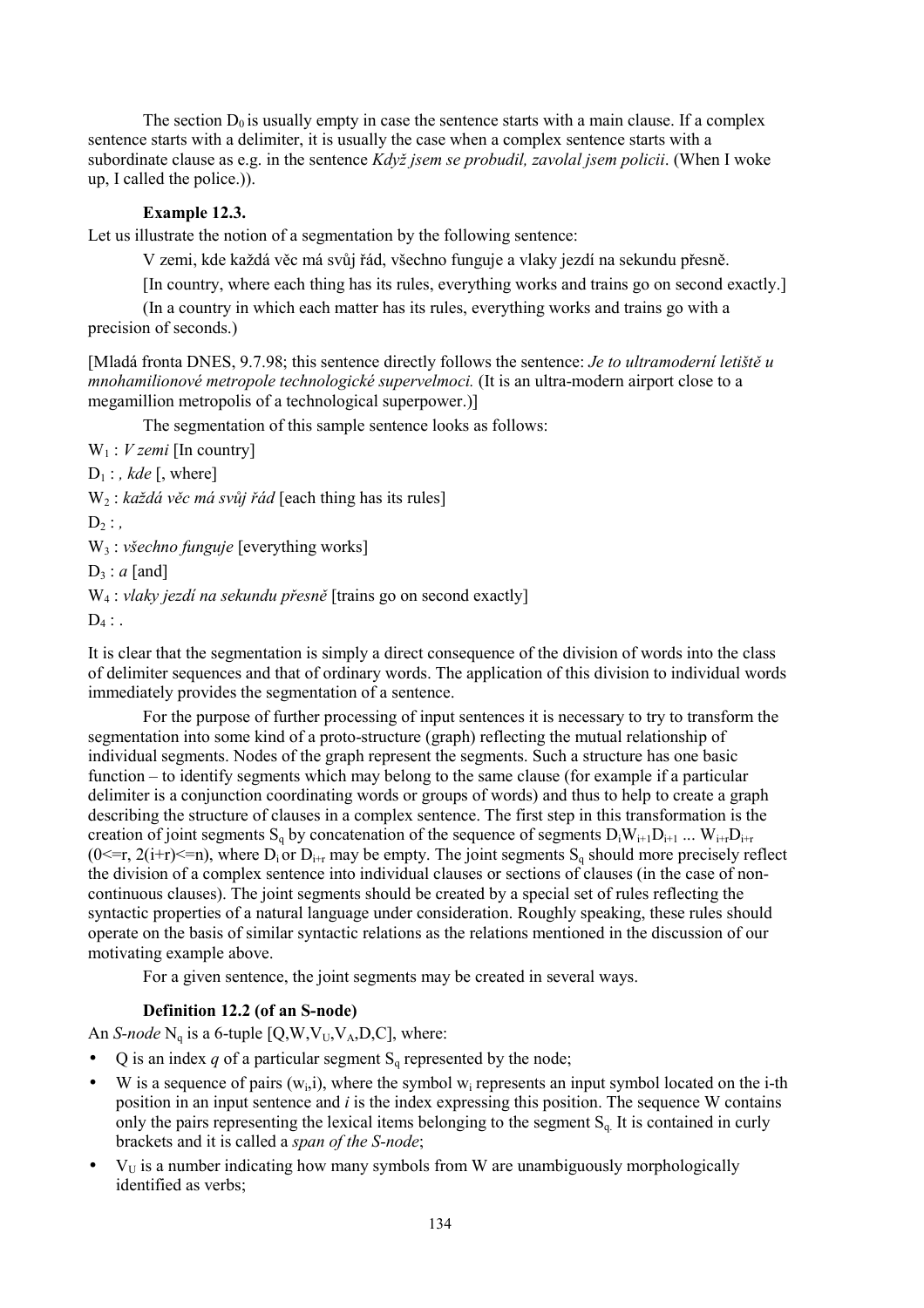The section $D_0$ is usually empty in case the sentence starts with a main clause. If a complex sentence starts with a delimiter, it is usually the case when a complex sentence starts with a subordinate clause as e.g. in the sentence *Když jsem se probudil, zavolal jsem policii*. (When I woke up, I called the police.)).

**Example 12.3.**

Let us illustrate the notion of a segmentation by the following sentence:

V zemi, kde každá věc má svůj řád, všechno funguje a vlaky jezdí na sekundu přesně.

[In country, where each thing has its rules, everything works and trains go on second exactly.]

(In a country in which each matter has its rules, everything works and trains go with a precision of seconds.)

[Mladá fronta DNES, 9.7.98; this sentence directly follows the sentence: *Je to ultramoderní letiště u mnohamilionové metropole technologické supervelmoci.* (It is an ultra-modern airport close to a megamillion metropolis of a technological superpower.)]

The segmentation of this sample sentence looks as follows:

$W_1$ : *V zemi* [In country]

$D_1$ : *, kde* [, where]

$W_2$ : *každá věc má svůj řád* [each thing has its rules]

$D_2$ : *,*

$W_3$ : *všechno funguje* [everything works]

$D_3$ : *a* [and]

$W_4$ : *vlaky jezdí na sekundu přesně* [trains go on second exactly]

$D_4$ : .

It is clear that the segmentation is simply a direct consequence of the division of words into the class of delimiter sequences and that of ordinary words. The application of this division to individual words immediately provides the segmentation of a sentence.

For the purpose of further processing of input sentences it is necessary to try to transform the segmentation into some kind of a proto-structure (graph) reflecting the mutual relationship of individual segments. Nodes of the graph represent the segments. Such a structure has one basic function – to identify segments which may belong to the same clause (for example if a particular delimiter is a conjunction coordinating words or groups of words) and thus to help to create a graph describing the structure of clauses in a complex sentence. The first step in this transformation is the creation of joint segments $S_q$ by concatenation of the sequence of segments $D_iW_{i+1}D_{i+1} \ldots W_{i+r}D_{i+r}$ ($0<=r$, $2(i+r)<=n$), where $D_i$ or $D_{i+r}$ may be empty. The joint segments $S_q$ should more precisely reflect the division of a complex sentence into individual clauses or sections of clauses (in the case of non-continuous clauses). The joint segments should be created by a special set of rules reflecting the syntactic properties of a natural language under consideration. Roughly speaking, these rules should operate on the basis of similar syntactic relations as the relations mentioned in the discussion of our motivating example above.

For a given sentence, the joint segments may be created in several ways.

**Definition 12.2 (of an S-node)**

An *S-node* $N_q$ is a 6-tuple $[Q,W,V_U,V_A,D,C]$, where:

- Q is an index *q* of a particular segment $S_q$ represented by the node;
- W is a sequence of pairs $(w_i,i)$, where the symbol $w_i$ represents an input symbol located on the i-th position in an input sentence and *i* is the index expressing this position. The sequence W contains only the pairs representing the lexical items belonging to the segment $S_q$. It is contained in curly brackets and it is called a *span of the S-node*;
- $V_U$ is a number indicating how many symbols from W are unambiguously morphologically identified as verbs;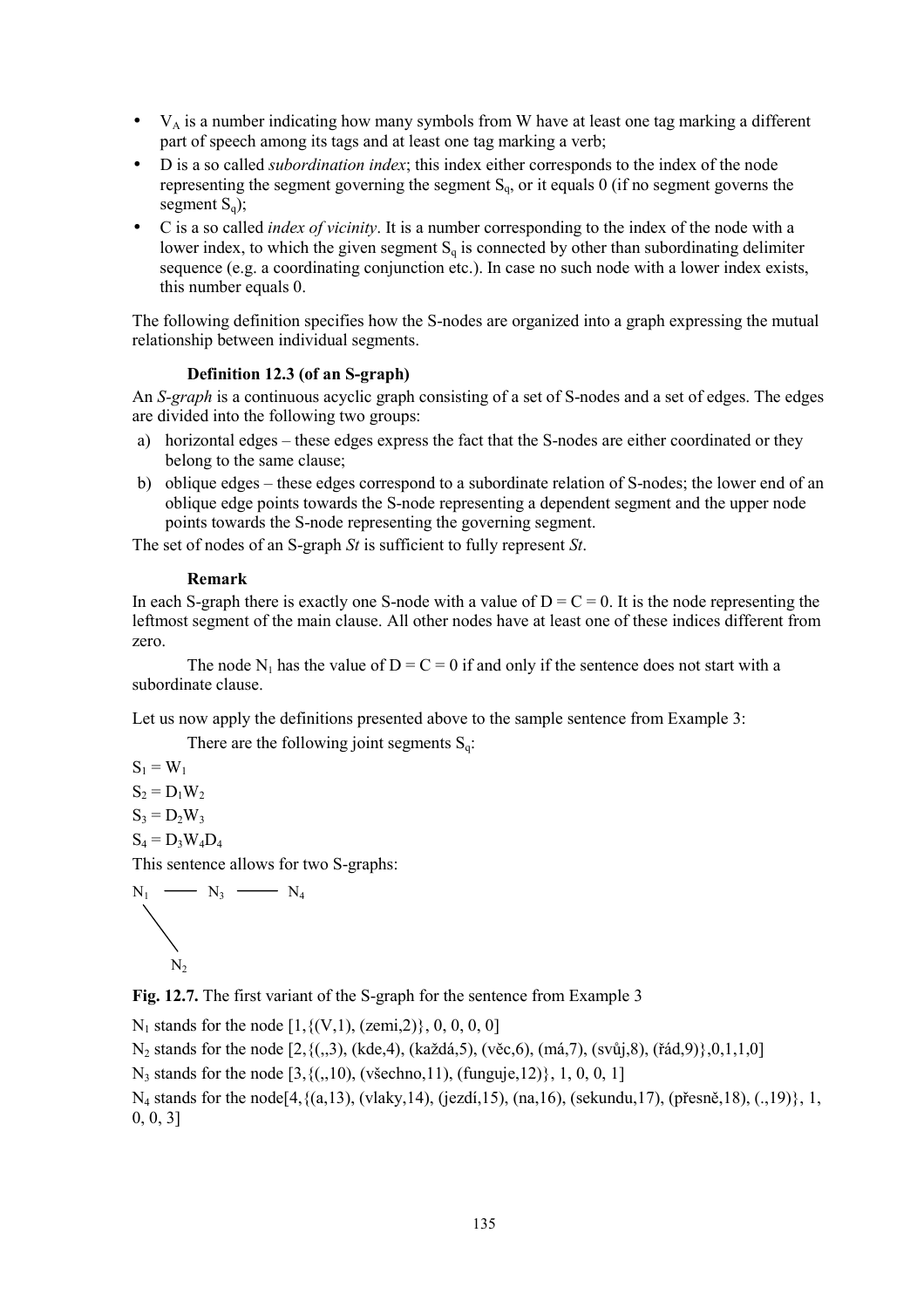- $V_A$ is a number indicating how many symbols from W have at least one tag marking a different part of speech among its tags and at least one tag marking a verb;
- D is a so called *subordination index*; this index either corresponds to the index of the node representing the segment governing the segment $S_q$, or it equals 0 (if no segment governs the segment $S_q$);
- C is a so called *index of vicinity*. It is a number corresponding to the index of the node with a lower index, to which the given segment $S_q$ is connected by other than subordinating delimiter sequence (e.g. a coordinating conjunction etc.). In case no such node with a lower index exists, this number equals 0.

The following definition specifies how the S-nodes are organized into a graph expressing the mutual relationship between individual segments.

**Definition 12.3 (of an S-graph)**

An *S-graph* is a continuous acyclic graph consisting of a set of S-nodes and a set of edges. The edges are divided into the following two groups:

a) horizontal edges – these edges express the fact that the S-nodes are either coordinated or they belong to the same clause;
b) oblique edges – these edges correspond to a subordinate relation of S-nodes; the lower end of an oblique edge points towards the S-node representing a dependent segment and the upper node points towards the S-node representing the governing segment.

The set of nodes of an S-graph *St* is sufficient to fully represent *St*.

**Remark**

In each S-graph there is exactly one S-node with a value of D = C = 0. It is the node representing the leftmost segment of the main clause. All other nodes have at least one of these indices different from zero.

The node $N_1$ has the value of D = C = 0 if and only if the sentence does not start with a subordinate clause.

Let us now apply the definitions presented above to the sample sentence from Example 3:

There are the following joint segments $S_q$:

$S_1 = W_1$

$S_2 = D_1W_2$

$S_3 = D_2W_3$

$S_4 = D_3W_4D_4$

This sentence allows for two S-graphs:

$N_1$ —— $N_3$ —— $N_4$

$N_2$

**Fig. 12.7.** The first variant of the S-graph for the sentence from Example 3

$N_1$ stands for the node [1,{(V,1), (zemi,2)}, 0, 0, 0, 0]

$N_2$ stands for the node [2,{(,,3), (kde,4), (každá,5), (věc,6), (má,7), (svůj,8), (řád,9)},0,1,1,0]

$N_3$ stands for the node [3,{(,,10), (všechno,11), (funguje,12)}, 1, 0, 0, 1]

$N_4$ stands for the node[4,{(a,13), (vlaky,14), (jezdí,15), (na,16), (sekundu,17), (přesně,18), (.,19)}, 1, 0, 0, 3]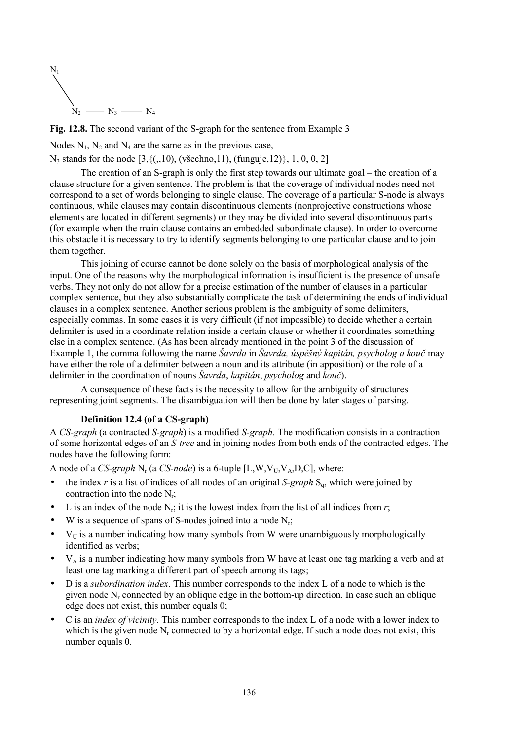$N_1$

$N_2$ —— $N_3$ —— $N_4$

**Fig. 12.8.** The second variant of the S-graph for the sentence from Example 3

Nodes $N_1$, $N_2$ and $N_4$ are the same as in the previous case,

$N_3$ stands for the node [3,{(,,10), (všechno,11), (funguje,12)}, 1, 0, 0, 2]

The creation of an S-graph is only the first step towards our ultimate goal – the creation of a clause structure for a given sentence. The problem is that the coverage of individual nodes need not correspond to a set of words belonging to single clause. The coverage of a particular S-node is always continuous, while clauses may contain discontinuous elements (nonprojective constructions whose elements are located in different segments) or they may be divided into several discontinuous parts (for example when the main clause contains an embedded subordinate clause). In order to overcome this obstacle it is necessary to try to identify segments belonging to one particular clause and to join them together.

This joining of course cannot be done solely on the basis of morphological analysis of the input. One of the reasons why the morphological information is insufficient is the presence of unsafe verbs. They not only do not allow for a precise estimation of the number of clauses in a particular complex sentence, but they also substantially complicate the task of determining the ends of individual clauses in a complex sentence. Another serious problem is the ambiguity of some delimiters, especially commas. In some cases it is very difficult (if not impossible) to decide whether a certain delimiter is used in a coordinate relation inside a certain clause or whether it coordinates something else in a complex sentence. (As has been already mentioned in the point 3 of the discussion of Example 1, the comma following the name *Šavrda* in *Šavrda, úspěšný kapitán, psycholog a kouč* may have either the role of a delimiter between a noun and its attribute (in apposition) or the role of a delimiter in the coordination of nouns *Šavrda*, *kapitán*, *psycholog* and *kouč*).

A consequence of these facts is the necessity to allow for the ambiguity of structures representing joint segments. The disambiguation will then be done by later stages of parsing.

**Definition 12.4 (of a CS-graph)**

A *CS-graph* (a contracted *S-graph*) is a modified *S-graph.* The modification consists in a contraction of some horizontal edges of an *S-tree* and in joining nodes from both ends of the contracted edges. The nodes have the following form:

A node of a *CS-graph* $N_r$ (a *CS-node*) is a 6-tuple $[L,W,V_U,V_A,D,C]$, where:

- the index *r* is a list of indices of all nodes of an original *S-graph* $S_q$, which were joined by contraction into the node $N_r$;
- L is an index of the node $N_r$; it is the lowest index from the list of all indices from *r*;
- W is a sequence of spans of S-nodes joined into a node $N_r$;
- $V_U$ is a number indicating how many symbols from W were unambiguously morphologically identified as verbs;
- $V_A$ is a number indicating how many symbols from W have at least one tag marking a verb and at least one tag marking a different part of speech among its tags;
- D is a *subordination index*. This number corresponds to the index L of a node to which is the given node $N_r$ connected by an oblique edge in the bottom-up direction. In case such an oblique edge does not exist, this number equals 0;
- C is an *index of vicinity*. This number corresponds to the index L of a node with a lower index to which is the given node $N_r$ connected to by a horizontal edge. If such a node does not exist, this number equals 0.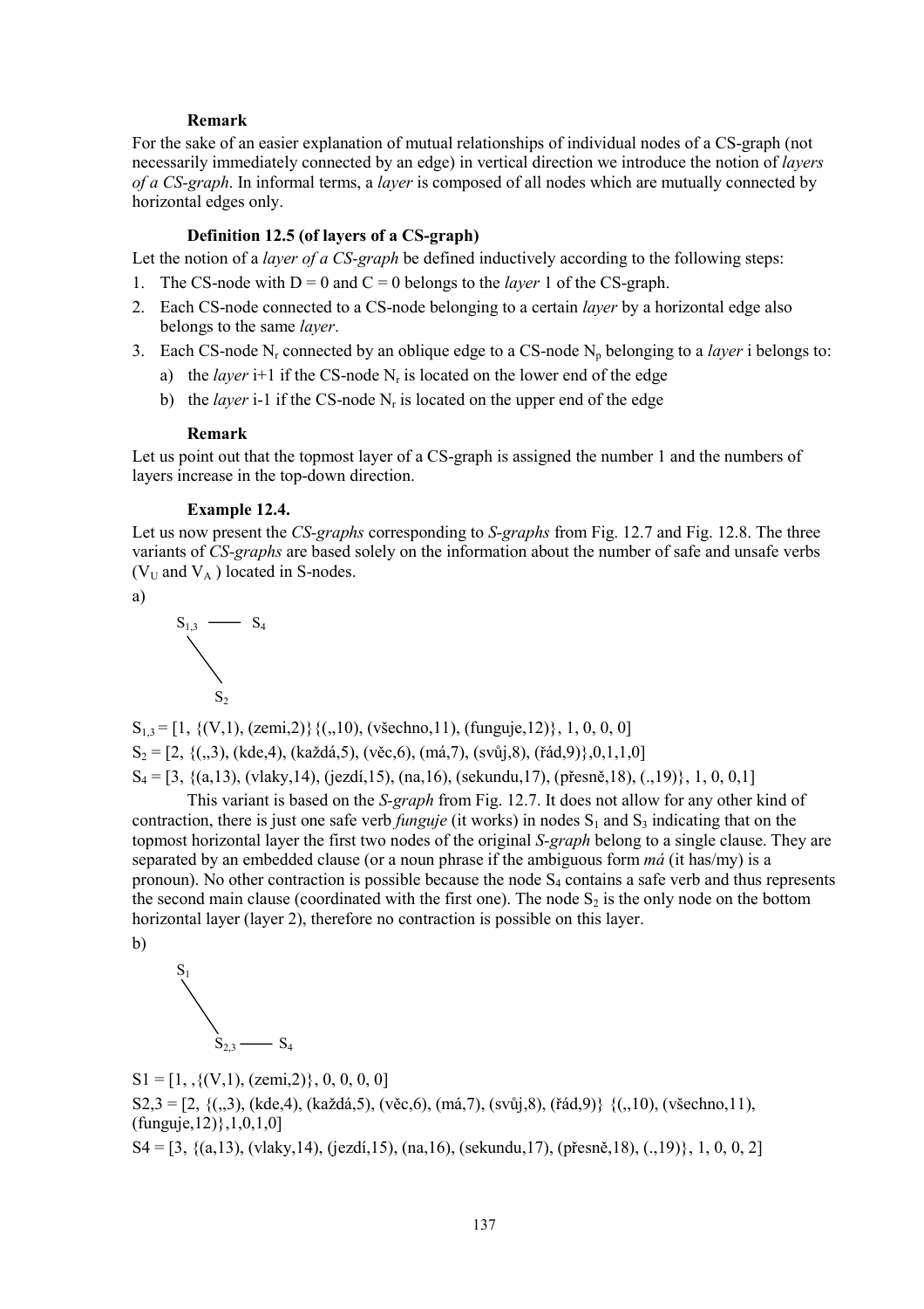**Remark**

For the sake of an easier explanation of mutual relationships of individual nodes of a CS-graph (not necessarily immediately connected by an edge) in vertical direction we introduce the notion of *layers of a CS-graph*. In informal terms, a *layer* is composed of all nodes which are mutually connected by horizontal edges only.

**Definition 12.5 (of layers of a CS-graph)**

Let the notion of a *layer of a CS-graph* be defined inductively according to the following steps:

1. The CS-node with D = 0 and C = 0 belongs to the *layer* 1 of the CS-graph.
2. Each CS-node connected to a CS-node belonging to a certain *layer* by a horizontal edge also belongs to the same *layer*.
3. Each CS-node $N_r$ connected by an oblique edge to a CS-node $N_p$ belonging to a *layer* i belongs to:
   a) the *layer* i+1 if the CS-node $N_r$ is located on the lower end of the edge
   b) the *layer* i-1 if the CS-node $N_r$ is located on the upper end of the edge

**Remark**

Let us point out that the topmost layer of a CS-graph is assigned the number 1 and the numbers of layers increase in the top-down direction.

**Example 12.4.**

Let us now present the *CS-graphs* corresponding to *S-graphs* from Fig. 12.7 and Fig. 12.8. The three variants of *CS-graphs* are based solely on the information about the number of safe and unsafe verbs ($V_U$ and $V_A$ ) located in S-nodes.

a)

$S_{1,3}$ —— $S_4$

$S_2$

$S_{1,3}$ = [1, {(V,1), (zemi,2)}{(,,10), (všechno,11), (funguje,12)}, 1, 0, 0, 0]

$S_2$ = [2, {(,,3), (kde,4), (každá,5), (věc,6), (má,7), (svůj,8), (řád,9)},0,1,1,0]

$S_4$ = [3, {(a,13), (vlaky,14), (jezdí,15), (na,16), (sekundu,17), (přesně,18), (.,19)}, 1, 0, 0,1]

This variant is based on the *S-graph* from Fig. 12.7. It does not allow for any other kind of contraction, there is just one safe verb *funguje* (it works) in nodes $S_1$ and $S_3$ indicating that on the topmost horizontal layer the first two nodes of the original *S-graph* belong to a single clause. They are separated by an embedded clause (or a noun phrase if the ambiguous form *má* (it has/my) is a pronoun). No other contraction is possible because the node $S_4$ contains a safe verb and thus represents the second main clause (coordinated with the first one). The node $S_2$ is the only node on the bottom horizontal layer (layer 2), therefore no contraction is possible on this layer.

b)

$S_1$

$S_{2,3}$ —— $S_4$

S1 = [1, ,{(V,1), (zemi,2)}, 0, 0, 0, 0]

S2,3 = [2, {(,,3), (kde,4), (každá,5), (věc,6), (má,7), (svůj,8), (řád,9)} {(,,10), (všechno,11), (funguje,12)},1,0,1,0]

S4 = [3, {(a,13), (vlaky,14), (jezdí,15), (na,16), (sekundu,17), (přesně,18), (.,19)}, 1, 0, 0, 2]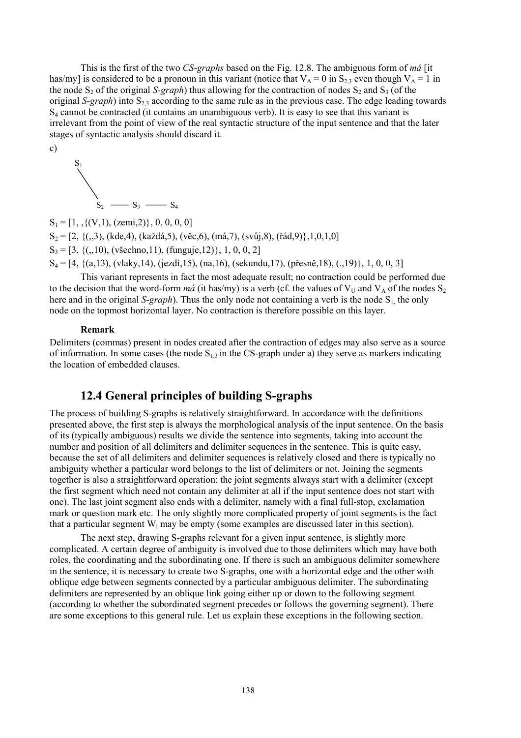This is the first of the two *CS-graphs* based on the Fig. 12.8. The ambiguous form of *má* [it has/my] is considered to be a pronoun in this variant (notice that $V_A = 0$ in $S_{2,3}$ even though $V_A = 1$ in the node $S_2$ of the original *S-graph*) thus allowing for the contraction of nodes $S_2$ and $S_3$ (of the original *S-graph*) into $S_{2,3}$ according to the same rule as in the previous case. The edge leading towards $S_4$ cannot be contracted (it contains an unambiguous verb). It is easy to see that this variant is irrelevant from the point of view of the real syntactic structure of the input sentence and that the later stages of syntactic analysis should discard it.

c)

$S_1$

$S_2$ —— $S_3$ —— $S_4$

$S_1$ = [1, ,{(V,1), (zemi,2)}, 0, 0, 0, 0]

$S_2$ = [2, {(,,3), (kde,4), (každá,5), (věc,6), (má,7), (svůj,8), (řád,9)},1,0,1,0]

$S_3$ = [3, {(,,10), (všechno,11), (funguje,12)}, 1, 0, 0, 2]

$S_4$ = [4, {(a,13), (vlaky,14), (jezdí,15), (na,16), (sekundu,17), (přesně,18), (.,19)}, 1, 0, 0, 3]

This variant represents in fact the most adequate result; no contraction could be performed due to the decision that the word-form *má* (it has/my) is a verb (cf. the values of $V_U$ and $V_A$ of the nodes $S_2$ here and in the original *S-graph*). Thus the only node not containing a verb is the node $S_1$, the only node on the topmost horizontal layer. No contraction is therefore possible on this layer.

**Remark**

Delimiters (commas) present in nodes created after the contraction of edges may also serve as a source of information. In some cases (the node $S_{1,3}$ in the CS-graph under a) they serve as markers indicating the location of embedded clauses.

## 12.4 General principles of building S-graphs

The process of building S-graphs is relatively straightforward. In accordance with the definitions presented above, the first step is always the morphological analysis of the input sentence. On the basis of its (typically ambiguous) results we divide the sentence into segments, taking into account the number and position of all delimiters and delimiter sequences in the sentence. This is quite easy, because the set of all delimiters and delimiter sequences is relatively closed and there is typically no ambiguity whether a particular word belongs to the list of delimiters or not. Joining the segments together is also a straightforward operation: the joint segments always start with a delimiter (except the first segment which need not contain any delimiter at all if the input sentence does not start with one). The last joint segment also ends with a delimiter, namely with a final full-stop, exclamation mark or question mark etc. The only slightly more complicated property of joint segments is the fact that a particular segment $W_i$ may be empty (some examples are discussed later in this section).

The next step, drawing S-graphs relevant for a given input sentence, is slightly more complicated. A certain degree of ambiguity is involved due to those delimiters which may have both roles, the coordinating and the subordinating one. If there is such an ambiguous delimiter somewhere in the sentence, it is necessary to create two S-graphs, one with a horizontal edge and the other with oblique edge between segments connected by a particular ambiguous delimiter. The subordinating delimiters are represented by an oblique link going either up or down to the following segment (according to whether the subordinated segment precedes or follows the governing segment). There are some exceptions to this general rule. Let us explain these exceptions in the following section.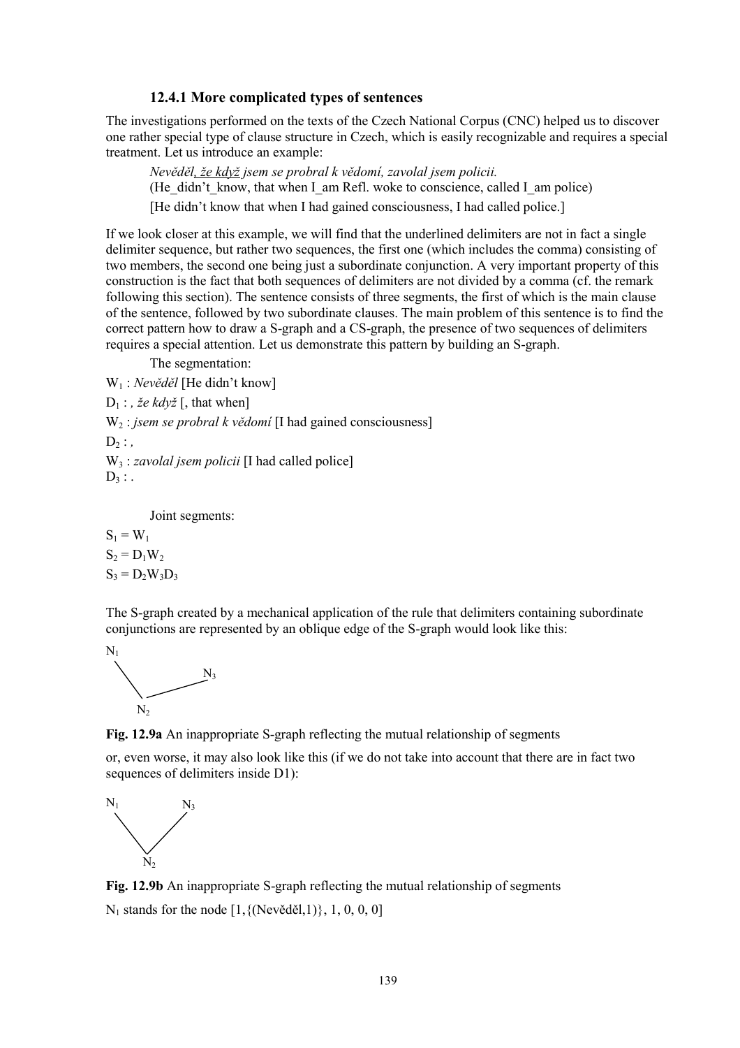### 12.4.1 More complicated types of sentences

The investigations performed on the texts of the Czech National Corpus (CNC) helped us to discover one rather special type of clause structure in Czech, which is easily recognizable and requires a special treatment. Let us introduce an example:

> *Nevěděl, že když jsem se probral k vědomí, zavolal jsem policii.*
> (He_didn't_know, that when I_am Refl. woke to conscience, called I_am police)
> [He didn't know that when I had gained consciousness, I had called police.]

If we look closer at this example, we will find that the underlined delimiters are not in fact a single delimiter sequence, but rather two sequences, the first one (which includes the comma) consisting of two members, the second one being just a subordinate conjunction. A very important property of this construction is the fact that both sequences of delimiters are not divided by a comma (cf. the remark following this section). The sentence consists of three segments, the first of which is the main clause of the sentence, followed by two subordinate clauses. The main problem of this sentence is to find the correct pattern how to draw a S-graph and a CS-graph, the presence of two sequences of delimiters requires a special attention. Let us demonstrate this pattern by building an S-graph.

The segmentation:

$W_1$ : *Nevěděl* [He didn't know]
$D_1$ : *, že když* [, that when]
$W_2$ : *jsem se probral k vědomí* [I had gained consciousness]
$D_2$ : *,*
$W_3$ : *zavolal jsem policii* [I had called police]
$D_3$ : .

Joint segments:

$S_1 = W_1$
$S_2 = D_1W_2$
$S_3 = D_2W_3D_3$

The S-graph created by a mechanical application of the rule that delimiters containing subordinate conjunctions are represented by an oblique edge of the S-graph would look like this:

$N_1$
$N_3$
$N_2$

**Fig. 12.9a** An inappropriate S-graph reflecting the mutual relationship of segments

or, even worse, it may also look like this (if we do not take into account that there are in fact two sequences of delimiters inside D1):

$N_1$
$N_3$
$N_2$

**Fig. 12.9b** An inappropriate S-graph reflecting the mutual relationship of segments

$N_1$ stands for the node [1,{(Nevěděl,1)}, 1, 0, 0, 0]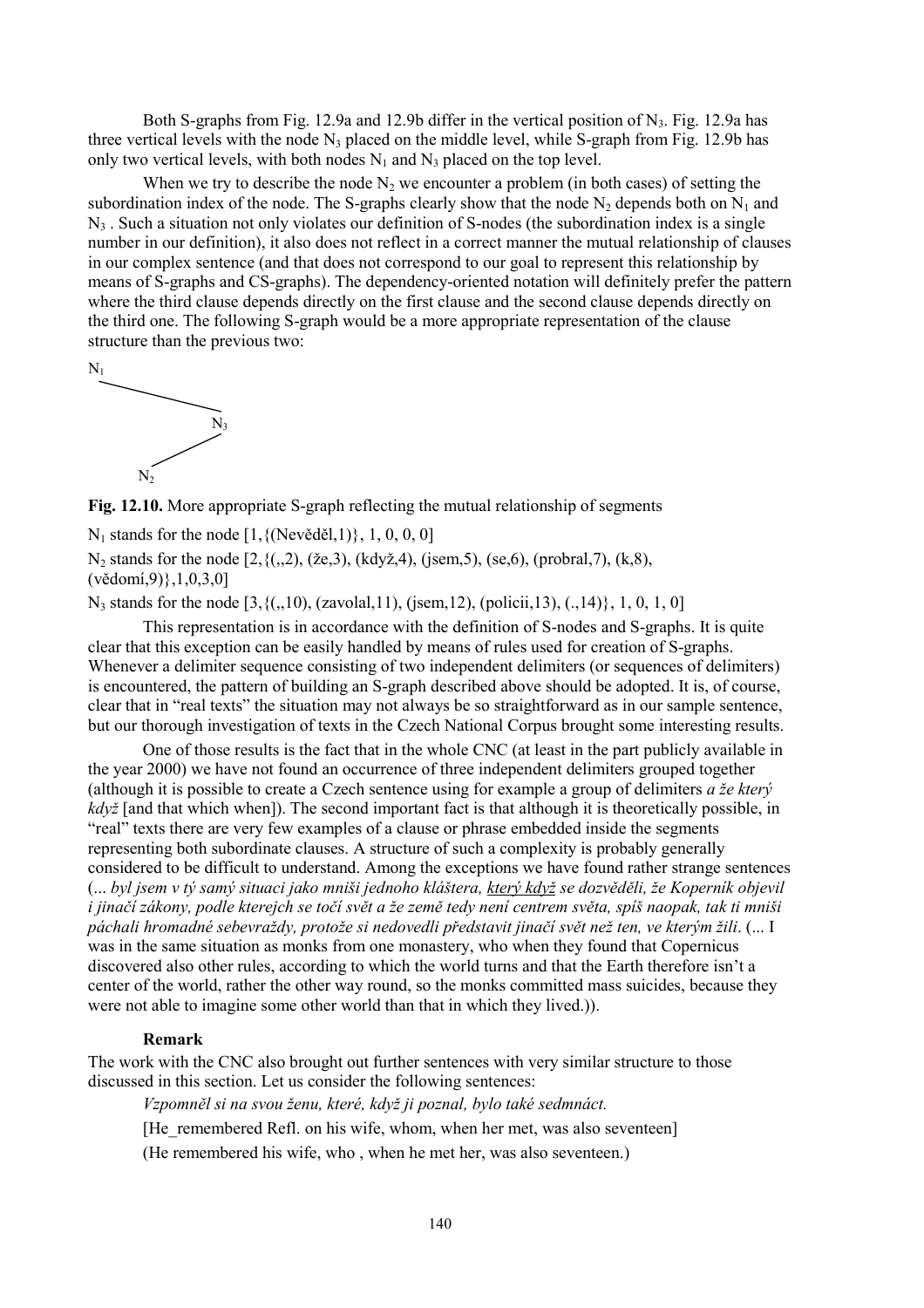Both S-graphs from Fig. 12.9a and 12.9b differ in the vertical position of $N_3$. Fig. 12.9a has three vertical levels with the node $N_3$ placed on the middle level, while S-graph from Fig. 12.9b has only two vertical levels, with both nodes $N_1$ and $N_3$ placed on the top level.

When we try to describe the node $N_2$ we encounter a problem (in both cases) of setting the subordination index of the node. The S-graphs clearly show that the node $N_2$ depends both on $N_1$ and $N_3$. Such a situation not only violates our definition of S-nodes (the subordination index is a single number in our definition), it also does not reflect in a correct manner the mutual relationship of clauses in our complex sentence (and that does not correspond to our goal to represent this relationship by means of S-graphs and CS-graphs). The dependency-oriented notation will definitely prefer the pattern where the third clause depends directly on the first clause and the second clause depends directly on the third one. The following S-graph would be a more appropriate representation of the clause structure than the previous two:

$N_1$

$N_3$

$N_2$

**Fig. 12.10.** More appropriate S-graph reflecting the mutual relationship of segments

$N_1$ stands for the node [1,{(Nevěděl,1)}, 1, 0, 0, 0]

$N_2$ stands for the node [2,{(,,2), (že,3), (když,4), (jsem,5), (se,6), (probral,7), (k,8), (vědomí,9)},1,0,3,0]

$N_3$ stands for the node [3,{(,,10), (zavolal,11), (jsem,12), (policii,13), (.,14)}, 1, 0, 1, 0]

This representation is in accordance with the definition of S-nodes and S-graphs. It is quite clear that this exception can be easily handled by means of rules used for creation of S-graphs. Whenever a delimiter sequence consisting of two independent delimiters (or sequences of delimiters) is encountered, the pattern of building an S-graph described above should be adopted. It is, of course, clear that in "real texts" the situation may not always be so straightforward as in our sample sentence, but our thorough investigation of texts in the Czech National Corpus brought some interesting results.

One of those results is the fact that in the whole CNC (at least in the part publicly available in the year 2000) we have not found an occurrence of three independent delimiters grouped together (although it is possible to create a Czech sentence using for example a group of delimiters *a že který když* [and that which when]). The second important fact is that although it is theoretically possible, in "real" texts there are very few examples of a clause or phrase embedded inside the segments representing both subordinate clauses. A structure of such a complexity is probably generally considered to be difficult to understand. Among the exceptions we have found rather strange sentences (*... byl jsem v tý samý situaci jako mniši jednoho kláštera, <u>který když</u> se dozvěděli, že Koperník objevil i jinačí zákony, podle kterejch se točí svět a že země tedy není centrem světa, spíš naopak, tak ti mniši páchali hromadné sebevraždy, protože si nedovedli představit jinačí svět než ten, ve kterým žili*. (... I was in the same situation as monks from one monastery, who when they found that Copernicus discovered also other rules, according to which the world turns and that the Earth therefore isn't a center of the world, rather the other way round, so the monks committed mass suicides, because they were not able to imagine some other world than that in which they lived.)).

**Remark**

The work with the CNC also brought out further sentences with very similar structure to those discussed in this section. Let us consider the following sentences:

*Vzpomněl si na svou ženu, které, když ji poznal, bylo také sedmnáct.*

[He_remembered Refl. on his wife, whom, when her met, was also seventeen]

(He remembered his wife, who , when he met her, was also seventeen.)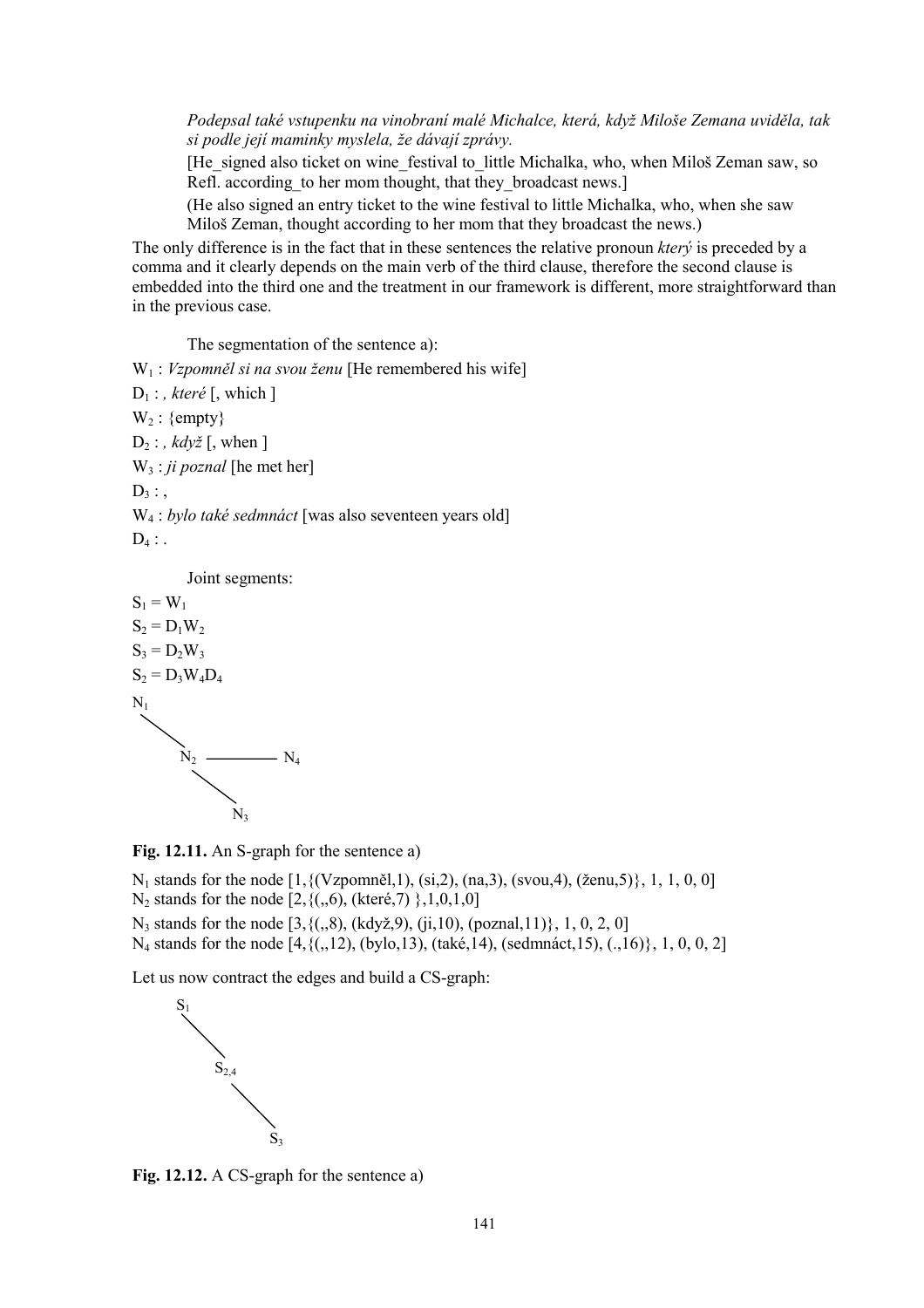*Podepsal také vstupenku na vinobraní malé Michalce, která, když Miloše Zemana uviděla, tak si podle její maminky myslela, že dávají zprávy.*

[He_signed also ticket on wine_festival to_little Michalka, who, when Miloš Zeman saw, so Refl. according_to her mom thought, that they_broadcast news.]

(He also signed an entry ticket to the wine festival to little Michalka, who, when she saw Miloš Zeman, thought according to her mom that they broadcast the news.)

The only difference is in the fact that in these sentences the relative pronoun *který* is preceded by a comma and it clearly depends on the main verb of the third clause, therefore the second clause is embedded into the third one and the treatment in our framework is different, more straightforward than in the previous case.

The segmentation of the sentence a):

$W_1$ : *Vzpomněl si na svou ženu* [He remembered his wife]

$D_1$ : *, které* [, which ]

$W_2$ : {empty}

$D_2$ : *, když* [, when ]

$W_3$ : *ji poznal* [he met her]

$D_3$ : ,

$W_4$ : *bylo také sedmnáct* [was also seventeen years old]

$D_4$ : .

Joint segments:

$S_1 = W_1$

$S_2 = D_1W_2$

$S_3 = D_2W_3$

$S_2 = D_3W_4D_4$

$N_1$

$N_2$ $N_4$

$N_3$

**Fig. 12.11.** An S-graph for the sentence a)

$N_1$ stands for the node [1,{(Vzpomněl,1), (si,2), (na,3), (svou,4), (ženu,5)}, 1, 1, 0, 0]

$N_2$ stands for the node [2,{(,,6), (které,7) },1,0,1,0]

$N_3$ stands for the node [3,{(,,8), (když,9), (ji,10), (poznal,11)}, 1, 0, 2, 0]

$N_4$ stands for the node [4,{(,,12), (bylo,13), (také,14), (sedmnáct,15), (.,16)}, 1, 0, 0, 2]

Let us now contract the edges and build a CS-graph:

$S_1$

$S_{2,4}$

$S_3$

**Fig. 12.12.** A CS-graph for the sentence a)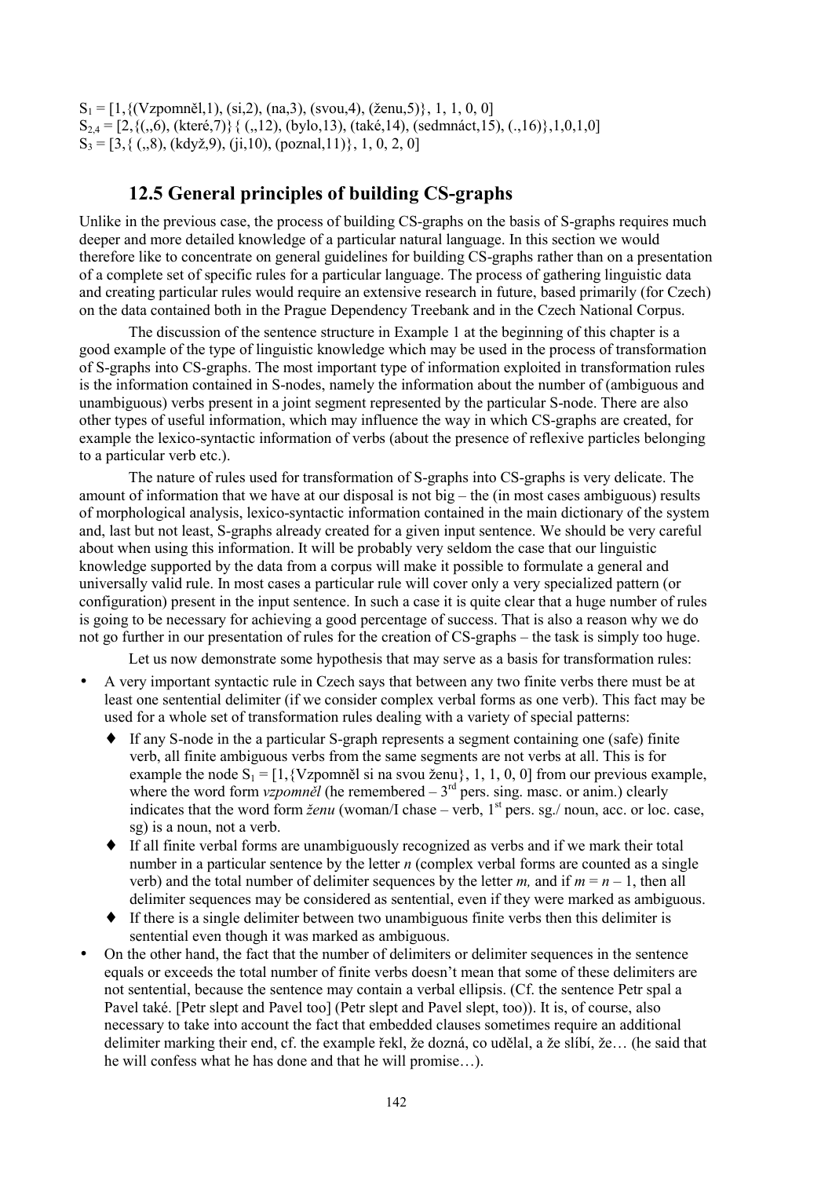$S_1$ = [1,{(Vzpomněl,1), (si,2), (na,3), (svou,4), (ženu,5)}, 1, 1, 0, 0]
$S_{2,4}$ = [2,{(,,6), (které,7)}{ (,,12), (bylo,13), (také,14), (sedmnáct,15), (.,16)},1,0,1,0]
$S_3$ = [3,{ (,,8), (když,9), (ji,10), (poznal,11)}, 1, 0, 2, 0]

## 12.5 General principles of building CS-graphs

Unlike in the previous case, the process of building CS-graphs on the basis of S-graphs requires much deeper and more detailed knowledge of a particular natural language. In this section we would therefore like to concentrate on general guidelines for building CS-graphs rather than on a presentation of a complete set of specific rules for a particular language. The process of gathering linguistic data and creating particular rules would require an extensive research in future, based primarily (for Czech) on the data contained both in the Prague Dependency Treebank and in the Czech National Corpus.

The discussion of the sentence structure in Example 1 at the beginning of this chapter is a good example of the type of linguistic knowledge which may be used in the process of transformation of S-graphs into CS-graphs. The most important type of information exploited in transformation rules is the information contained in S-nodes, namely the information about the number of (ambiguous and unambiguous) verbs present in a joint segment represented by the particular S-node. There are also other types of useful information, which may influence the way in which CS-graphs are created, for example the lexico-syntactic information of verbs (about the presence of reflexive particles belonging to a particular verb etc.).

The nature of rules used for transformation of S-graphs into CS-graphs is very delicate. The amount of information that we have at our disposal is not big – the (in most cases ambiguous) results of morphological analysis, lexico-syntactic information contained in the main dictionary of the system and, last but not least, S-graphs already created for a given input sentence. We should be very careful about when using this information. It will be probably very seldom the case that our linguistic knowledge supported by the data from a corpus will make it possible to formulate a general and universally valid rule. In most cases a particular rule will cover only a very specialized pattern (or configuration) present in the input sentence. In such a case it is quite clear that a huge number of rules is going to be necessary for achieving a good percentage of success. That is also a reason why we do not go further in our presentation of rules for the creation of CS-graphs – the task is simply too huge.

Let us now demonstrate some hypothesis that may serve as a basis for transformation rules:

- A very important syntactic rule in Czech says that between any two finite verbs there must be at least one sentential delimiter (if we consider complex verbal forms as one verb). This fact may be used for a whole set of transformation rules dealing with a variety of special patterns:
  - If any S-node in the a particular S-graph represents a segment containing one (safe) finite verb, all finite ambiguous verbs from the same segments are not verbs at all. This is for example the node $S_1$ = [1,{Vzpomněl si na svou ženu}, 1, 1, 0, 0] from our previous example, where the word form *vzpomněl* (he remembered – 3[rd] pers. sing. masc. or anim.) clearly indicates that the word form *ženu* (woman/I chase – verb, 1[st] pers. sg./ noun, acc. or loc. case, sg) is a noun, not a verb.
  - If all finite verbal forms are unambiguously recognized as verbs and if we mark their total number in a particular sentence by the letter *n* (complex verbal forms are counted as a single verb) and the total number of delimiter sequences by the letter *m,* and if $m = n – 1$, then all delimiter sequences may be considered as sentential, even if they were marked as ambiguous.
  - If there is a single delimiter between two unambiguous finite verbs then this delimiter is sentential even though it was marked as ambiguous.
- On the other hand, the fact that the number of delimiters or delimiter sequences in the sentence equals or exceeds the total number of finite verbs doesn't mean that some of these delimiters are not sentential, because the sentence may contain a verbal ellipsis. (Cf. the sentence Petr spal a Pavel také. [Petr slept and Pavel too] (Petr slept and Pavel slept, too)). It is, of course, also necessary to take into account the fact that embedded clauses sometimes require an additional delimiter marking their end, cf. the example řekl, že dozná, co udělal, a že slíbí, že… (he said that he will confess what he has done and that he will promise…).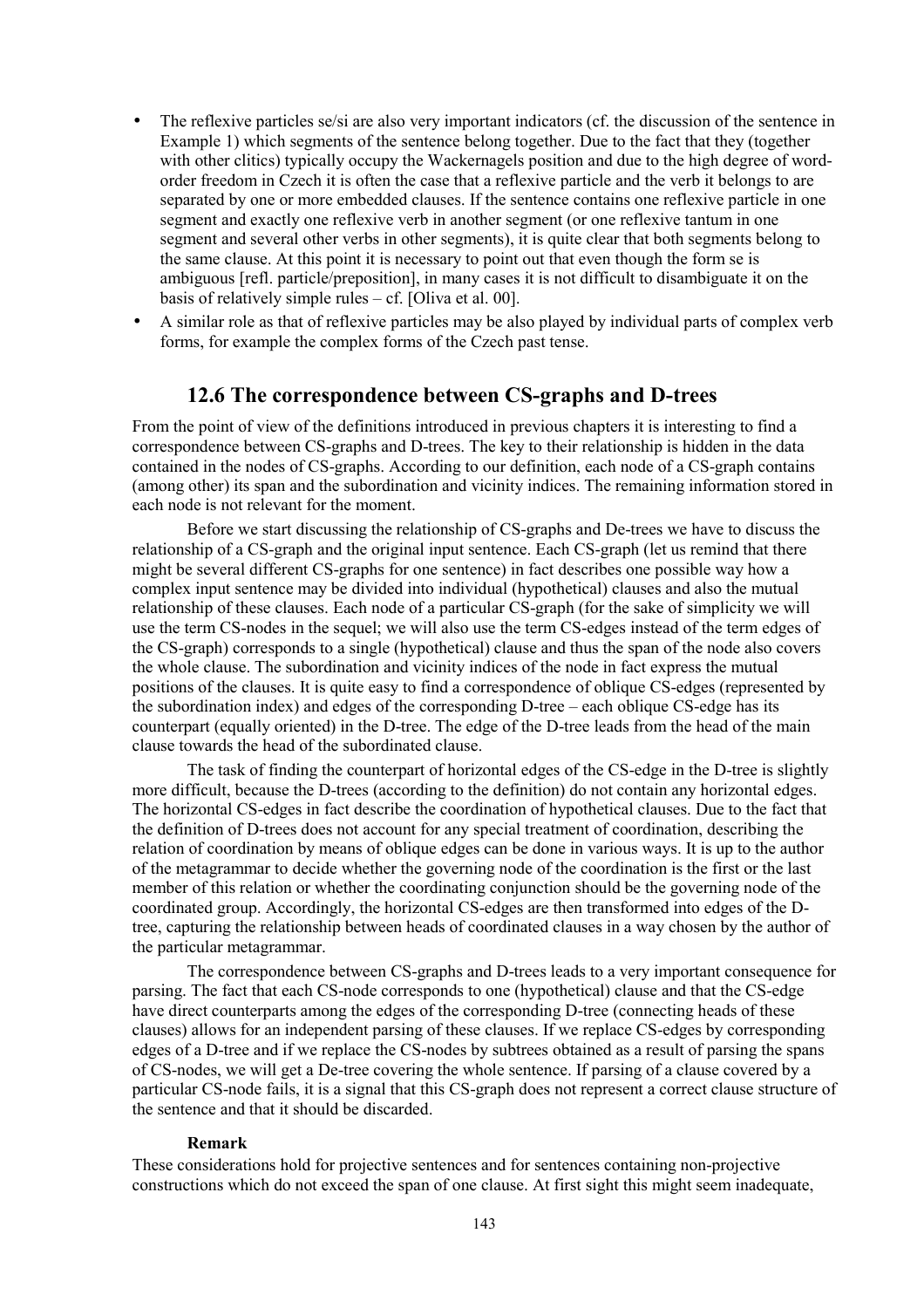- The reflexive particles se/si are also very important indicators (cf. the discussion of the sentence in Example 1) which segments of the sentence belong together. Due to the fact that they (together with other clitics) typically occupy the Wackernagels position and due to the high degree of word-order freedom in Czech it is often the case that a reflexive particle and the verb it belongs to are separated by one or more embedded clauses. If the sentence contains one reflexive particle in one segment and exactly one reflexive verb in another segment (or one reflexive tantum in one segment and several other verbs in other segments), it is quite clear that both segments belong to the same clause. At this point it is necessary to point out that even though the form se is ambiguous [refl. particle/preposition], in many cases it is not difficult to disambiguate it on the basis of relatively simple rules – cf. [Oliva et al. 00].
- A similar role as that of reflexive particles may be also played by individual parts of complex verb forms, for example the complex forms of the Czech past tense.

## 12.6 The correspondence between CS-graphs and D-trees

From the point of view of the definitions introduced in previous chapters it is interesting to find a correspondence between CS-graphs and D-trees. The key to their relationship is hidden in the data contained in the nodes of CS-graphs. According to our definition, each node of a CS-graph contains (among other) its span and the subordination and vicinity indices. The remaining information stored in each node is not relevant for the moment.

Before we start discussing the relationship of CS-graphs and De-trees we have to discuss the relationship of a CS-graph and the original input sentence. Each CS-graph (let us remind that there might be several different CS-graphs for one sentence) in fact describes one possible way how a complex input sentence may be divided into individual (hypothetical) clauses and also the mutual relationship of these clauses. Each node of a particular CS-graph (for the sake of simplicity we will use the term CS-nodes in the sequel; we will also use the term CS-edges instead of the term edges of the CS-graph) corresponds to a single (hypothetical) clause and thus the span of the node also covers the whole clause. The subordination and vicinity indices of the node in fact express the mutual positions of the clauses. It is quite easy to find a correspondence of oblique CS-edges (represented by the subordination index) and edges of the corresponding D-tree – each oblique CS-edge has its counterpart (equally oriented) in the D-tree. The edge of the D-tree leads from the head of the main clause towards the head of the subordinated clause.

The task of finding the counterpart of horizontal edges of the CS-edge in the D-tree is slightly more difficult, because the D-trees (according to the definition) do not contain any horizontal edges. The horizontal CS-edges in fact describe the coordination of hypothetical clauses. Due to the fact that the definition of D-trees does not account for any special treatment of coordination, describing the relation of coordination by means of oblique edges can be done in various ways. It is up to the author of the metagrammar to decide whether the governing node of the coordination is the first or the last member of this relation or whether the coordinating conjunction should be the governing node of the coordinated group. Accordingly, the horizontal CS-edges are then transformed into edges of the D-tree, capturing the relationship between heads of coordinated clauses in a way chosen by the author of the particular metagrammar.

The correspondence between CS-graphs and D-trees leads to a very important consequence for parsing. The fact that each CS-node corresponds to one (hypothetical) clause and that the CS-edge have direct counterparts among the edges of the corresponding D-tree (connecting heads of these clauses) allows for an independent parsing of these clauses. If we replace CS-edges by corresponding edges of a D-tree and if we replace the CS-nodes by subtrees obtained as a result of parsing the spans of CS-nodes, we will get a De-tree covering the whole sentence. If parsing of a clause covered by a particular CS-node fails, it is a signal that this CS-graph does not represent a correct clause structure of the sentence and that it should be discarded.

**Remark**

These considerations hold for projective sentences and for sentences containing non-projective constructions which do not exceed the span of one clause. At first sight this might seem inadequate,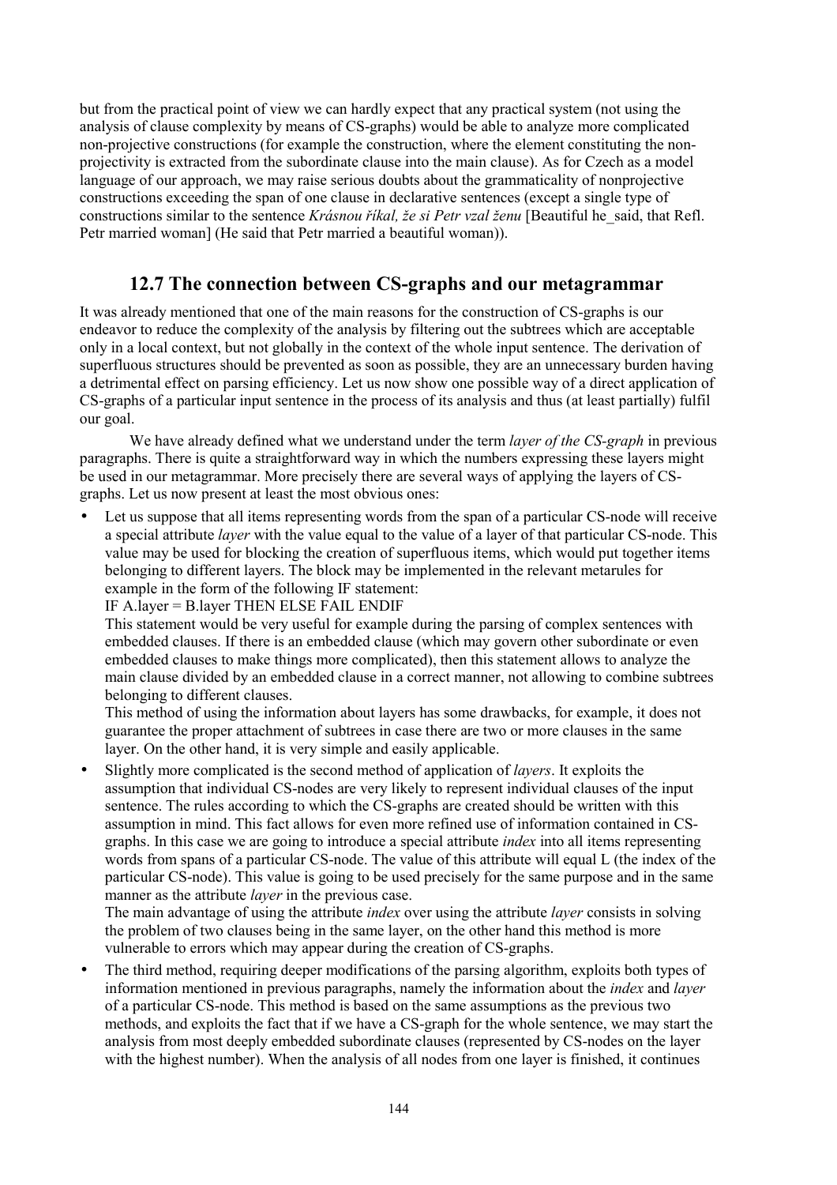but from the practical point of view we can hardly expect that any practical system (not using the analysis of clause complexity by means of CS-graphs) would be able to analyze more complicated non-projective constructions (for example the construction, where the element constituting the non-projectivity is extracted from the subordinate clause into the main clause). As for Czech as a model language of our approach, we may raise serious doubts about the grammaticality of nonprojective constructions exceeding the span of one clause in declarative sentences (except a single type of constructions similar to the sentence *Krásnou říkal, že si Petr vzal ženu* [Beautiful he_said, that Refl. Petr married woman] (He said that Petr married a beautiful woman)).

## 12.7 The connection between CS-graphs and our metagrammar

It was already mentioned that one of the main reasons for the construction of CS-graphs is our endeavor to reduce the complexity of the analysis by filtering out the subtrees which are acceptable only in a local context, but not globally in the context of the whole input sentence. The derivation of superfluous structures should be prevented as soon as possible, they are an unnecessary burden having a detrimental effect on parsing efficiency. Let us now show one possible way of a direct application of CS-graphs of a particular input sentence in the process of its analysis and thus (at least partially) fulfil our goal.

We have already defined what we understand under the term *layer of the CS-graph* in previous paragraphs. There is quite a straightforward way in which the numbers expressing these layers might be used in our metagrammar. More precisely there are several ways of applying the layers of CS-graphs. Let us now present at least the most obvious ones:

- Let us suppose that all items representing words from the span of a particular CS-node will receive a special attribute *layer* with the value equal to the value of a layer of that particular CS-node. This value may be used for blocking the creation of superfluous items, which would put together items belonging to different layers. The block may be implemented in the relevant metarules for example in the form of the following IF statement:
  IF A.layer = B.layer THEN ELSE FAIL ENDIF
  This statement would be very useful for example during the parsing of complex sentences with embedded clauses. If there is an embedded clause (which may govern other subordinate or even embedded clauses to make things more complicated), then this statement allows to analyze the main clause divided by an embedded clause in a correct manner, not allowing to combine subtrees belonging to different clauses.
  This method of using the information about layers has some drawbacks, for example, it does not guarantee the proper attachment of subtrees in case there are two or more clauses in the same layer. On the other hand, it is very simple and easily applicable.
- Slightly more complicated is the second method of application of *layers*. It exploits the assumption that individual CS-nodes are very likely to represent individual clauses of the input sentence. The rules according to which the CS-graphs are created should be written with this assumption in mind. This fact allows for even more refined use of information contained in CS-graphs. In this case we are going to introduce a special attribute *index* into all items representing words from spans of a particular CS-node. The value of this attribute will equal L (the index of the particular CS-node). This value is going to be used precisely for the same purpose and in the same manner as the attribute *layer* in the previous case.
  The main advantage of using the attribute *index* over using the attribute *layer* consists in solving the problem of two clauses being in the same layer, on the other hand this method is more vulnerable to errors which may appear during the creation of CS-graphs.
- The third method, requiring deeper modifications of the parsing algorithm, exploits both types of information mentioned in previous paragraphs, namely the information about the *index* and *layer* of a particular CS-node. This method is based on the same assumptions as the previous two methods, and exploits the fact that if we have a CS-graph for the whole sentence, we may start the analysis from most deeply embedded subordinate clauses (represented by CS-nodes on the layer with the highest number). When the analysis of all nodes from one layer is finished, it continues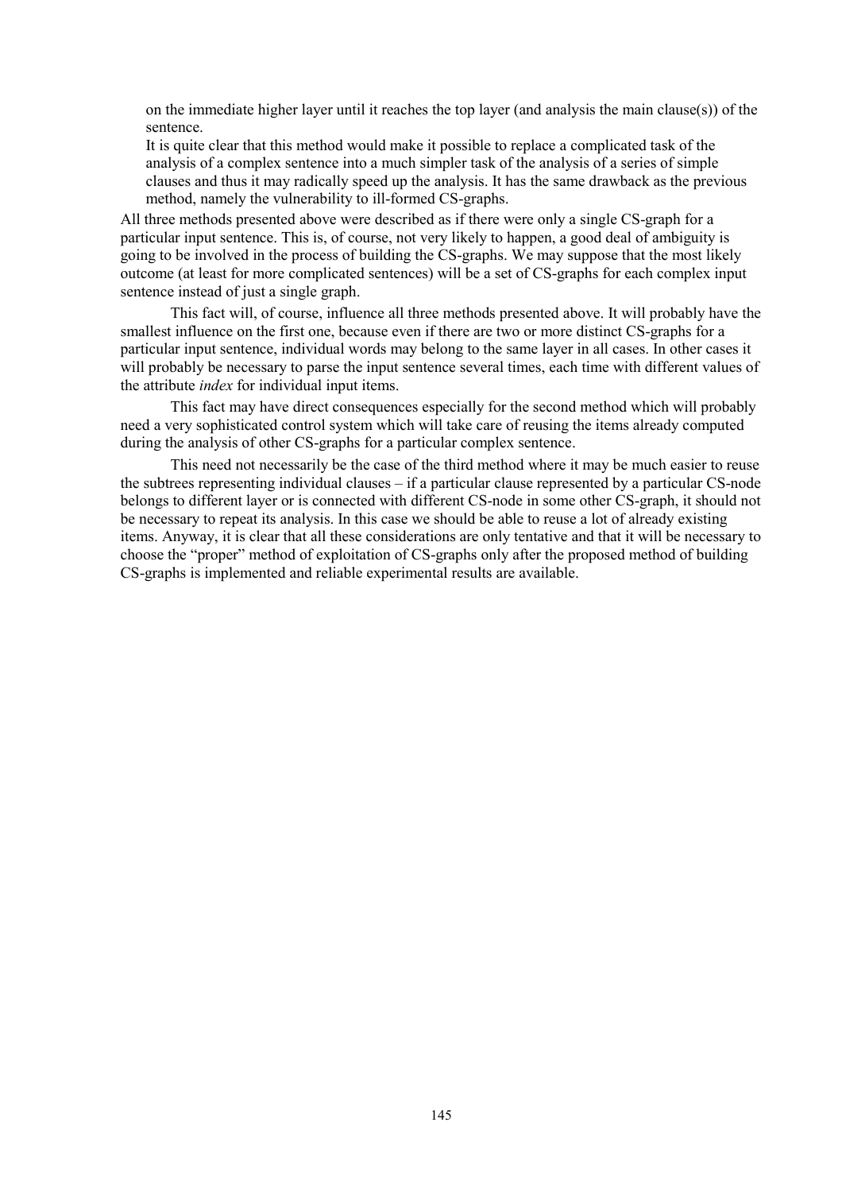on the immediate higher layer until it reaches the top layer (and analysis the main clause(s)) of the sentence.

It is quite clear that this method would make it possible to replace a complicated task of the analysis of a complex sentence into a much simpler task of the analysis of a series of simple clauses and thus it may radically speed up the analysis. It has the same drawback as the previous method, namely the vulnerability to ill-formed CS-graphs.

All three methods presented above were described as if there were only a single CS-graph for a particular input sentence. This is, of course, not very likely to happen, a good deal of ambiguity is going to be involved in the process of building the CS-graphs. We may suppose that the most likely outcome (at least for more complicated sentences) will be a set of CS-graphs for each complex input sentence instead of just a single graph.

This fact will, of course, influence all three methods presented above. It will probably have the smallest influence on the first one, because even if there are two or more distinct CS-graphs for a particular input sentence, individual words may belong to the same layer in all cases. In other cases it will probably be necessary to parse the input sentence several times, each time with different values of the attribute *index* for individual input items.

This fact may have direct consequences especially for the second method which will probably need a very sophisticated control system which will take care of reusing the items already computed during the analysis of other CS-graphs for a particular complex sentence.

This need not necessarily be the case of the third method where it may be much easier to reuse the subtrees representing individual clauses – if a particular clause represented by a particular CS-node belongs to different layer or is connected with different CS-node in some other CS-graph, it should not be necessary to repeat its analysis. In this case we should be able to reuse a lot of already existing items. Anyway, it is clear that all these considerations are only tentative and that it will be necessary to choose the "proper" method of exploitation of CS-graphs only after the proposed method of building CS-graphs is implemented and reliable experimental results are available.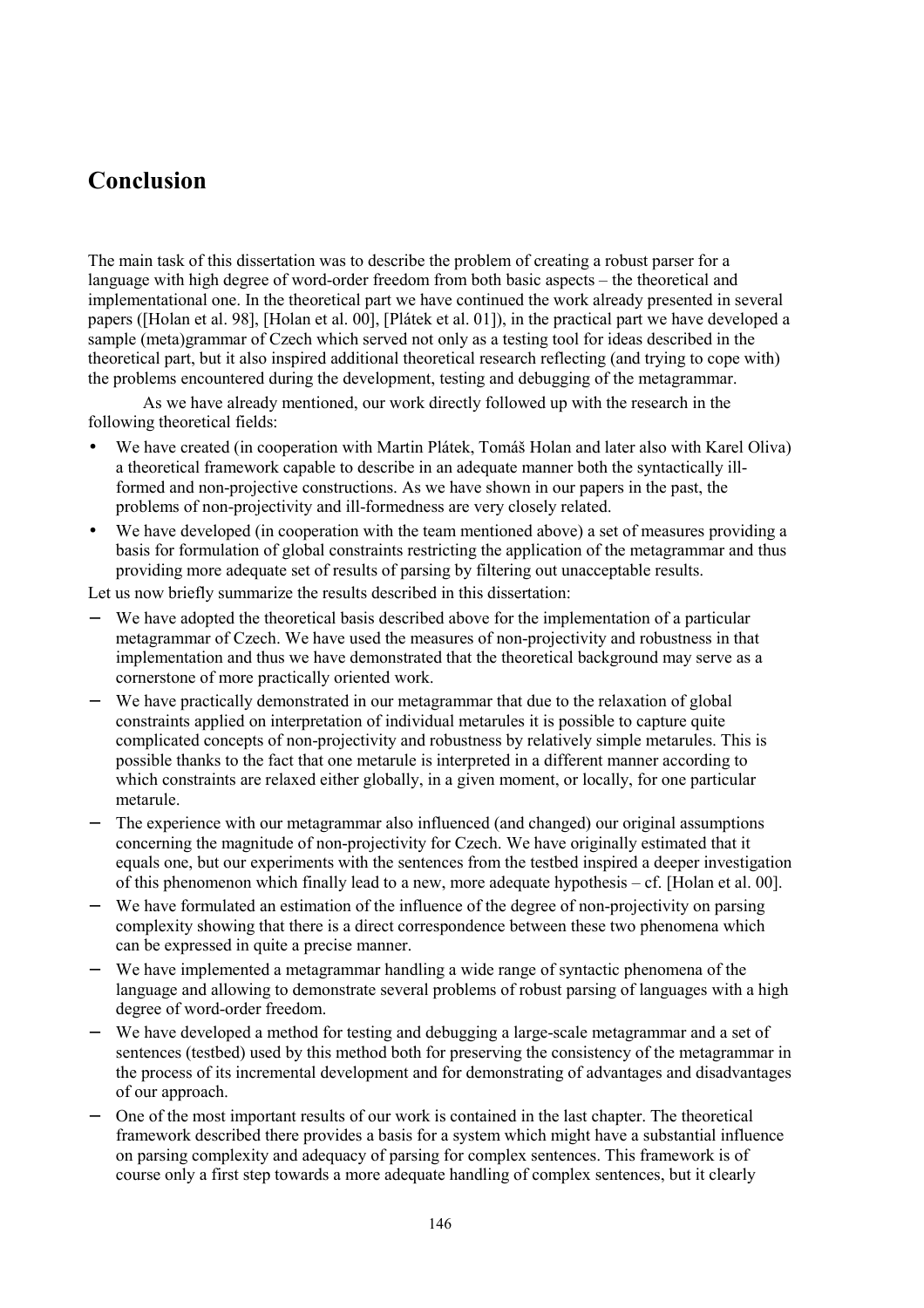# Conclusion

The main task of this dissertation was to describe the problem of creating a robust parser for a language with high degree of word-order freedom from both basic aspects – the theoretical and implementational one. In the theoretical part we have continued the work already presented in several papers ([Holan et al. 98], [Holan et al. 00], [Plátek et al. 01]), in the practical part we have developed a sample (meta)grammar of Czech which served not only as a testing tool for ideas described in the theoretical part, but it also inspired additional theoretical research reflecting (and trying to cope with) the problems encountered during the development, testing and debugging of the metagrammar.

As we have already mentioned, our work directly followed up with the research in the following theoretical fields:

- We have created (in cooperation with Martin Plátek, Tomáš Holan and later also with Karel Oliva) a theoretical framework capable to describe in an adequate manner both the syntactically ill-formed and non-projective constructions. As we have shown in our papers in the past, the problems of non-projectivity and ill-formedness are very closely related.
- We have developed (in cooperation with the team mentioned above) a set of measures providing a basis for formulation of global constraints restricting the application of the metagrammar and thus providing more adequate set of results of parsing by filtering out unacceptable results.

Let us now briefly summarize the results described in this dissertation:

- We have adopted the theoretical basis described above for the implementation of a particular metagrammar of Czech. We have used the measures of non-projectivity and robustness in that implementation and thus we have demonstrated that the theoretical background may serve as a cornerstone of more practically oriented work.
- We have practically demonstrated in our metagrammar that due to the relaxation of global constraints applied on interpretation of individual metarules it is possible to capture quite complicated concepts of non-projectivity and robustness by relatively simple metarules. This is possible thanks to the fact that one metarule is interpreted in a different manner according to which constraints are relaxed either globally, in a given moment, or locally, for one particular metarule.
- The experience with our metagrammar also influenced (and changed) our original assumptions concerning the magnitude of non-projectivity for Czech. We have originally estimated that it equals one, but our experiments with the sentences from the testbed inspired a deeper investigation of this phenomenon which finally lead to a new, more adequate hypothesis – cf. [Holan et al. 00].
- We have formulated an estimation of the influence of the degree of non-projectivity on parsing complexity showing that there is a direct correspondence between these two phenomena which can be expressed in quite a precise manner.
- We have implemented a metagrammar handling a wide range of syntactic phenomena of the language and allowing to demonstrate several problems of robust parsing of languages with a high degree of word-order freedom.
- We have developed a method for testing and debugging a large-scale metagrammar and a set of sentences (testbed) used by this method both for preserving the consistency of the metagrammar in the process of its incremental development and for demonstrating of advantages and disadvantages of our approach.
- One of the most important results of our work is contained in the last chapter. The theoretical framework described there provides a basis for a system which might have a substantial influence on parsing complexity and adequacy of parsing for complex sentences. This framework is of course only a first step towards a more adequate handling of complex sentences, but it clearly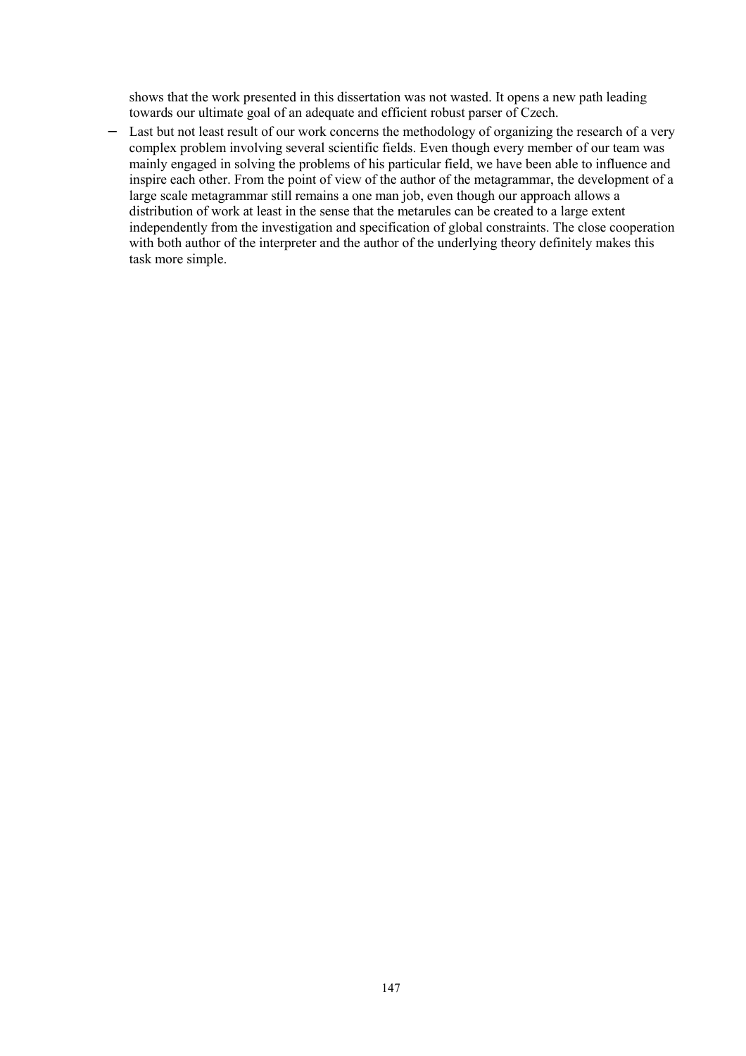shows that the work presented in this dissertation was not wasted. It opens a new path leading towards our ultimate goal of an adequate and efficient robust parser of Czech.

- Last but not least result of our work concerns the methodology of organizing the research of a very complex problem involving several scientific fields. Even though every member of our team was mainly engaged in solving the problems of his particular field, we have been able to influence and inspire each other. From the point of view of the author of the metagrammar, the development of a large scale metagrammar still remains a one man job, even though our approach allows a distribution of work at least in the sense that the metarules can be created to a large extent independently from the investigation and specification of global constraints. The close cooperation with both author of the interpreter and the author of the underlying theory definitely makes this task more simple.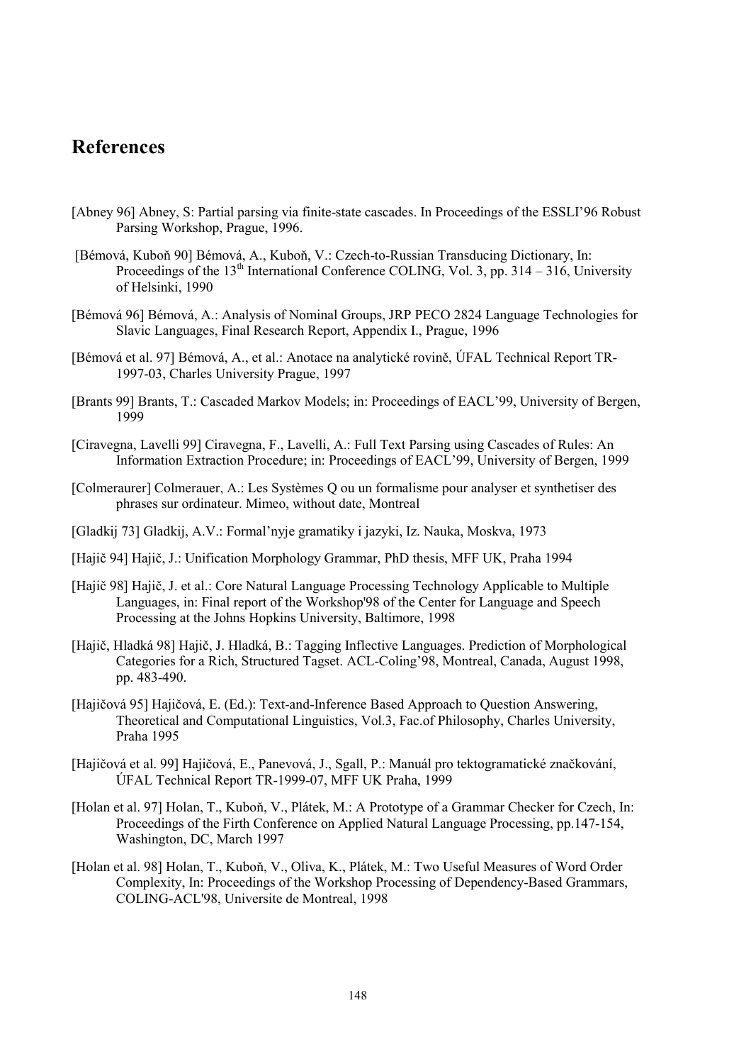## References

[Abney 96] Abney, S: Partial parsing via finite-state cascades. In Proceedings of the ESSLI'96 Robust Parsing Workshop, Prague, 1996.

[Bémová, Kuboň 90] Bémová, A., Kuboň, V.: Czech-to-Russian Transducing Dictionary, In: Proceedings of the 13th International Conference COLING, Vol. 3, pp. 314 – 316, University of Helsinki, 1990

[Bémová 96] Bémová, A.: Analysis of Nominal Groups, JRP PECO 2824 Language Technologies for Slavic Languages, Final Research Report, Appendix I., Prague, 1996

[Bémová et al. 97] Bémová, A., et al.: Anotace na analytické rovině, ÚFAL Technical Report TR-1997-03, Charles University Prague, 1997

[Brants 99] Brants, T.: Cascaded Markov Models; in: Proceedings of EACL'99, University of Bergen, 1999

[Ciravegna, Lavelli 99] Ciravegna, F., Lavelli, A.: Full Text Parsing using Cascades of Rules: An Information Extraction Procedure; in: Proceedings of EACL'99, University of Bergen, 1999

[Colmeraurer] Colmerauer, A.: Les Systèmes Q ou un formalisme pour analyser et synthetiser des phrases sur ordinateur. Mimeo, without date, Montreal

[Gladkij 73] Gladkij, A.V.: Formal'nyje gramatiky i jazyki, Iz. Nauka, Moskva, 1973

[Hajič 94] Hajič, J.: Unification Morphology Grammar, PhD thesis, MFF UK, Praha 1994

[Hajič 98] Hajič, J. et al.: Core Natural Language Processing Technology Applicable to Multiple Languages, in: Final report of the Workshop'98 of the Center for Language and Speech Processing at the Johns Hopkins University, Baltimore, 1998

[Hajič, Hladká 98] Hajič, J. Hladká, B.: Tagging Inflective Languages. Prediction of Morphological Categories for a Rich, Structured Tagset. ACL-Coling'98, Montreal, Canada, August 1998, pp. 483-490.

[Hajičová 95] Hajičová, E. (Ed.): Text-and-Inference Based Approach to Question Answering, Theoretical and Computational Linguistics, Vol.3, Fac.of Philosophy, Charles University, Praha 1995

[Hajičová et al. 99] Hajičová, E., Panevová, J., Sgall, P.: Manuál pro tektogramatické značkování, ÚFAL Technical Report TR-1999-07, MFF UK Praha, 1999

[Holan et al. 97] Holan, T., Kuboň, V., Plátek, M.: A Prototype of a Grammar Checker for Czech, In: Proceedings of the Firth Conference on Applied Natural Language Processing, pp.147-154, Washington, DC, March 1997

[Holan et al. 98] Holan, T., Kuboň, V., Oliva, K., Plátek, M.: Two Useful Measures of Word Order Complexity, In: Proceedings of the Workshop Processing of Dependency-Based Grammars, COLING-ACL'98, Universite de Montreal, 1998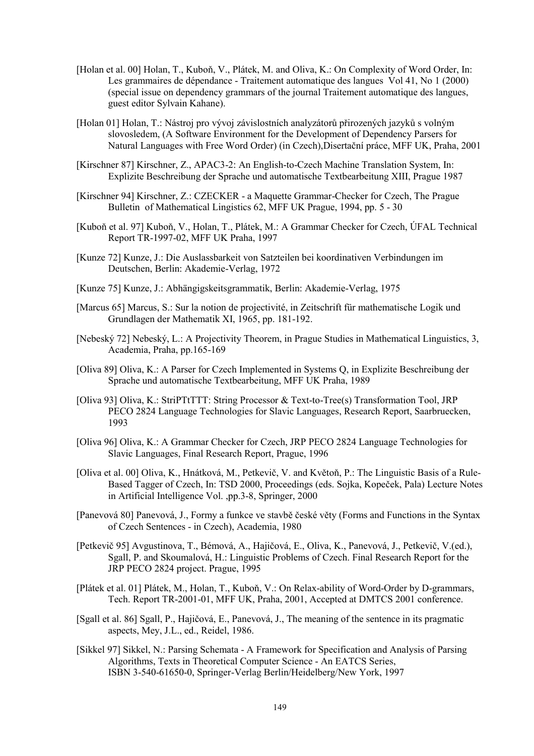[Holan et al. 00] Holan, T., Kuboň, V., Plátek, M. and Oliva, K.: On Complexity of Word Order, In: Les grammaires de dépendance - Traitement automatique des langues Vol 41, No 1 (2000) (special issue on dependency grammars of the journal Traitement automatique des langues, guest editor Sylvain Kahane).

[Holan 01] Holan, T.: Nástroj pro vývoj závislostních analyzátorů přirozených jazyků s volným slovosledem, (A Software Environment for the Development of Dependency Parsers for Natural Languages with Free Word Order) (in Czech),Disertační práce, MFF UK, Praha, 2001

[Kirschner 87] Kirschner, Z., APAC3-2: An English-to-Czech Machine Translation System, In: Explizite Beschreibung der Sprache und automatische Textbearbeitung XIII, Prague 1987

[Kirschner 94] Kirschner, Z.: CZECKER - a Maquette Grammar-Checker for Czech, The Prague Bulletin of Mathematical Lingistics 62, MFF UK Prague, 1994, pp. 5 - 30

[Kuboň et al. 97] Kuboň, V., Holan, T., Plátek, M.: A Grammar Checker for Czech, ÚFAL Technical Report TR-1997-02, MFF UK Praha, 1997

[Kunze 72] Kunze, J.: Die Auslassbarkeit von Satzteilen bei koordinativen Verbindungen im Deutschen, Berlin: Akademie-Verlag, 1972

[Kunze 75] Kunze, J.: Abhängigskeitsgrammatik, Berlin: Akademie-Verlag, 1975

[Marcus 65] Marcus, S.: Sur la notion de projectivité, in Zeitschrift für mathematische Logik und Grundlagen der Mathematik XI, 1965, pp. 181-192.

[Nebeský 72] Nebeský, L.: A Projectivity Theorem, in Prague Studies in Mathematical Linguistics, 3, Academia, Praha, pp.165-169

[Oliva 89] Oliva, K.: A Parser for Czech Implemented in Systems Q, in Explizite Beschreibung der Sprache und automatische Textbearbeitung, MFF UK Praha, 1989

[Oliva 93] Oliva, K.: StriPTtTTT: String Processor & Text-to-Tree(s) Transformation Tool, JRP PECO 2824 Language Technologies for Slavic Languages, Research Report, Saarbruecken, 1993

[Oliva 96] Oliva, K.: A Grammar Checker for Czech, JRP PECO 2824 Language Technologies for Slavic Languages, Final Research Report, Prague, 1996

[Oliva et al. 00] Oliva, K., Hnátková, M., Petkevič, V. and Květoň, P.: The Linguistic Basis of a Rule-Based Tagger of Czech, In: TSD 2000, Proceedings (eds. Sojka, Kopeček, Pala) Lecture Notes in Artificial Intelligence Vol. ,pp.3-8, Springer, 2000

[Panevová 80] Panevová, J., Formy a funkce ve stavbě české věty (Forms and Functions in the Syntax of Czech Sentences - in Czech), Academia, 1980

[Petkevič 95] Avgustinova, T., Bémová, A., Hajičová, E., Oliva, K., Panevová, J., Petkevič, V.(ed.), Sgall, P. and Skoumalová, H.: Linguistic Problems of Czech. Final Research Report for the JRP PECO 2824 project. Prague, 1995

[Plátek et al. 01] Plátek, M., Holan, T., Kuboň, V.: On Relax-ability of Word-Order by D-grammars, Tech. Report TR-2001-01, MFF UK, Praha, 2001, Accepted at DMTCS 2001 conference.

[Sgall et al. 86] Sgall, P., Hajičová, E., Panevová, J., The meaning of the sentence in its pragmatic aspects, Mey, J.L., ed., Reidel, 1986.

[Sikkel 97] Sikkel, N.: Parsing Schemata - A Framework for Specification and Analysis of Parsing Algorithms, Texts in Theoretical Computer Science - An EATCS Series, ISBN 3-540-61650-0, Springer-Verlag Berlin/Heidelberg/New York, 1997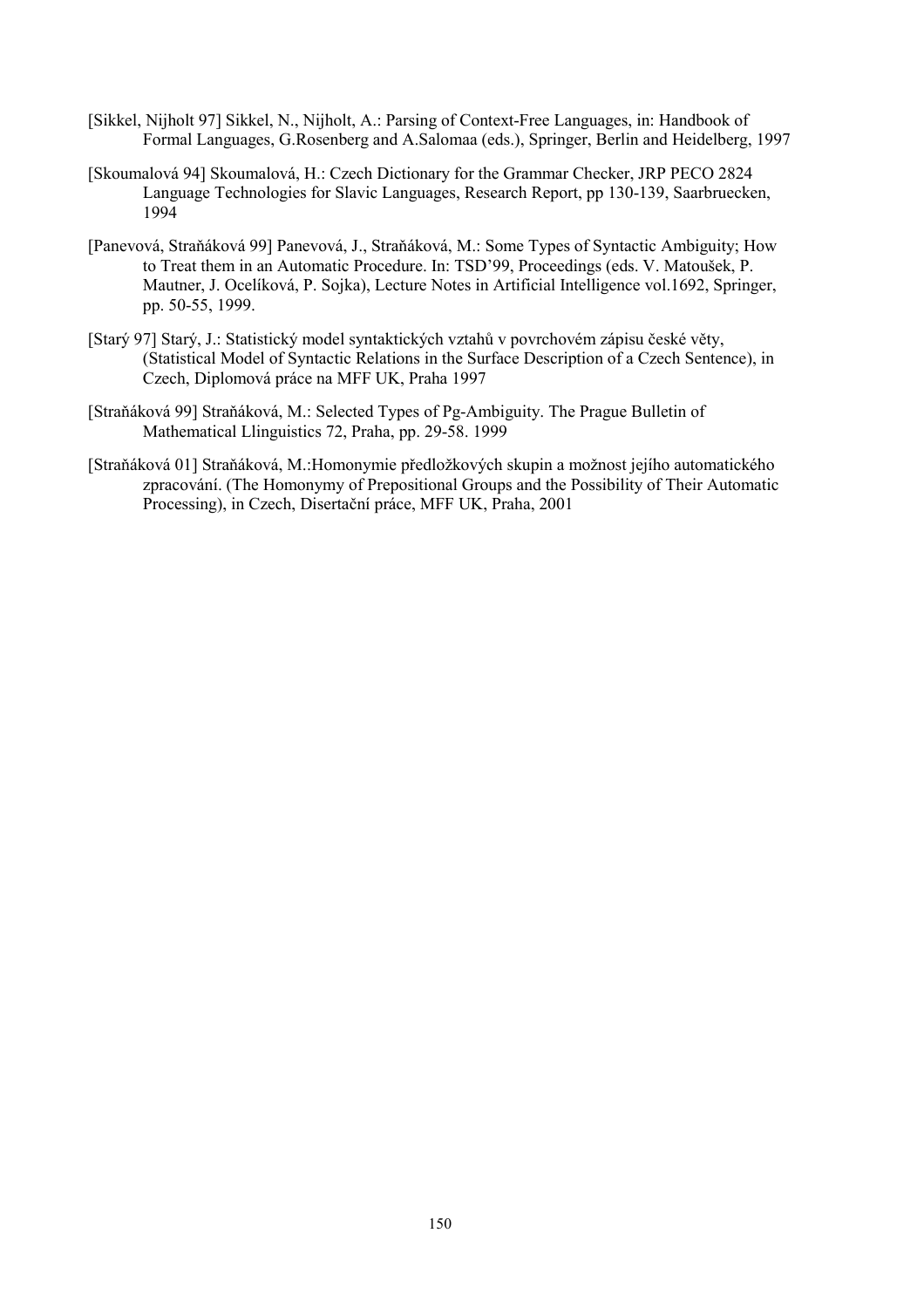[Sikkel, Nijholt 97] Sikkel, N., Nijholt, A.: Parsing of Context-Free Languages, in: Handbook of Formal Languages, G.Rosenberg and A.Salomaa (eds.), Springer, Berlin and Heidelberg, 1997

[Skoumalová 94] Skoumalová, H.: Czech Dictionary for the Grammar Checker, JRP PECO 2824 Language Technologies for Slavic Languages, Research Report, pp 130-139, Saarbruecken, 1994

[Panevová, Straňáková 99] Panevová, J., Straňáková, M.: Some Types of Syntactic Ambiguity; How to Treat them in an Automatic Procedure. In: TSD'99, Proceedings (eds. V. Matoušek, P. Mautner, J. Ocelíková, P. Sojka), Lecture Notes in Artificial Intelligence vol.1692, Springer, pp. 50-55, 1999.

[Starý 97] Starý, J.: Statistický model syntaktických vztahů v povrchovém zápisu české věty, (Statistical Model of Syntactic Relations in the Surface Description of a Czech Sentence), in Czech, Diplomová práce na MFF UK, Praha 1997

[Straňáková 99] Straňáková, M.: Selected Types of Pg-Ambiguity. The Prague Bulletin of Mathematical Llinguistics 72, Praha, pp. 29-58. 1999

[Straňáková 01] Straňáková, M.:Homonymie předložkových skupin a možnost jejího automatického zpracování. (The Homonymy of Prepositional Groups and the Possibility of Their Automatic Processing), in Czech, Disertační práce, MFF UK, Praha, 2001